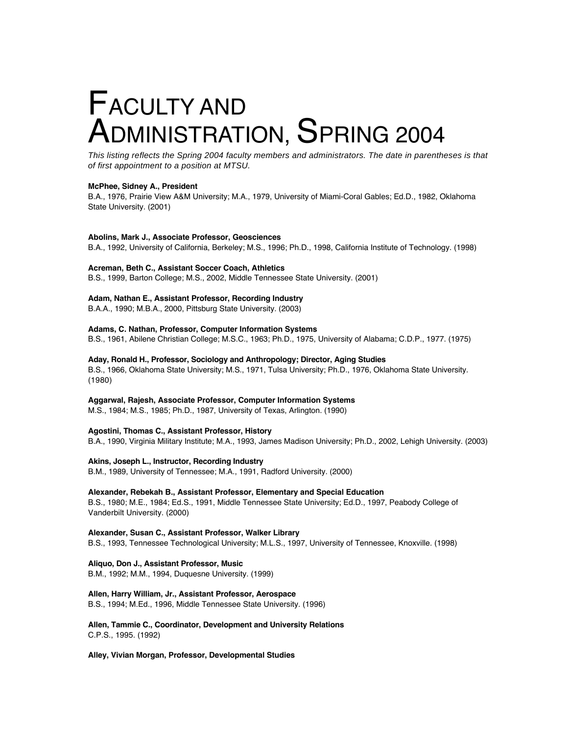# Faculty and Administration, Spring 2004

*This listing reflects the Spring 2004 faculty members and administrators. The date in parentheses is that of first appointment to a position at MTSU.*

**McPhee, Sidney A., President**
B.A., 1976, Prairie View A&M University; M.A., 1979, University of Miami-Coral Gables; Ed.D., 1982, Oklahoma State University. (2001)

**Abolins, Mark J., Associate Professor, Geosciences**
B.A., 1992, University of California, Berkeley; M.S., 1996; Ph.D., 1998, California Institute of Technology. (1998)

**Acreman, Beth C., Assistant Soccer Coach, Athletics**
B.S., 1999, Barton College; M.S., 2002, Middle Tennessee State University. (2001)

**Adam, Nathan E., Assistant Professor, Recording Industry**
B.A.A., 1990; M.B.A., 2000, Pittsburg State University. (2003)

**Adams, C. Nathan, Professor, Computer Information Systems**
B.S., 1961, Abilene Christian College; M.S.C., 1963; Ph.D., 1975, University of Alabama; C.D.P., 1977. (1975)

**Aday, Ronald H., Professor, Sociology and Anthropology; Director, Aging Studies**
B.S., 1966, Oklahoma State University; M.S., 1971, Tulsa University; Ph.D., 1976, Oklahoma State University. (1980)

**Aggarwal, Rajesh, Associate Professor, Computer Information Systems**
M.S., 1984; M.S., 1985; Ph.D., 1987, University of Texas, Arlington. (1990)

**Agostini, Thomas C., Assistant Professor, History**
B.A., 1990, Virginia Military Institute; M.A., 1993, James Madison University; Ph.D., 2002, Lehigh University. (2003)

**Akins, Joseph L., Instructor, Recording Industry**
B.M., 1989, University of Tennessee; M.A., 1991, Radford University. (2000)

**Alexander, Rebekah B., Assistant Professor, Elementary and Special Education**
B.S., 1980; M.E., 1984; Ed.S., 1991, Middle Tennessee State University; Ed.D., 1997, Peabody College of Vanderbilt University. (2000)

**Alexander, Susan C., Assistant Professor, Walker Library**
B.S., 1993, Tennessee Technological University; M.L.S., 1997, University of Tennessee, Knoxville. (1998)

**Aliquo, Don J., Assistant Professor, Music**
B.M., 1992; M.M., 1994, Duquesne University. (1999)

**Allen, Harry William, Jr., Assistant Professor, Aerospace**
B.S., 1994; M.Ed., 1996, Middle Tennessee State University. (1996)

**Allen, Tammie C., Coordinator, Development and University Relations**
C.P.S., 1995. (1992)

**Alley, Vivian Morgan, Professor, Developmental Studies**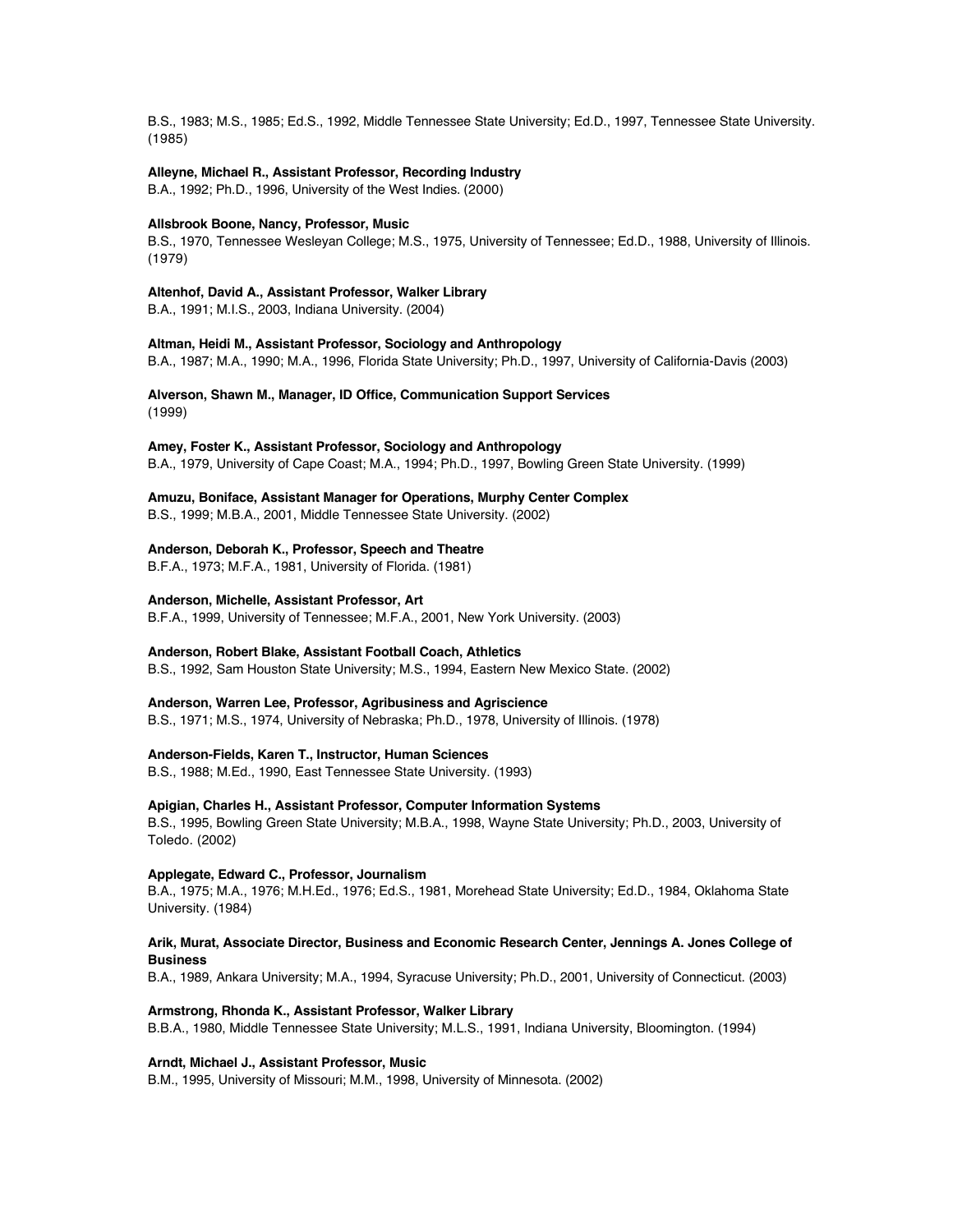B.S., 1983; M.S., 1985; Ed.S., 1992, Middle Tennessee State University; Ed.D., 1997, Tennessee State University. (1985)

**Alleyne, Michael R., Assistant Professor, Recording Industry**
B.A., 1992; Ph.D., 1996, University of the West Indies. (2000)

**Allsbrook Boone, Nancy, Professor, Music**
B.S., 1970, Tennessee Wesleyan College; M.S., 1975, University of Tennessee; Ed.D., 1988, University of Illinois. (1979)

**Altenhof, David A., Assistant Professor, Walker Library**
B.A., 1991; M.I.S., 2003, Indiana University. (2004)

**Altman, Heidi M., Assistant Professor, Sociology and Anthropology**
B.A., 1987; M.A., 1990; M.A., 1996, Florida State University; Ph.D., 1997, University of California-Davis (2003)

**Alverson, Shawn M., Manager, ID Office, Communication Support Services**
(1999)

**Amey, Foster K., Assistant Professor, Sociology and Anthropology**
B.A., 1979, University of Cape Coast; M.A., 1994; Ph.D., 1997, Bowling Green State University. (1999)

**Amuzu, Boniface, Assistant Manager for Operations, Murphy Center Complex**
B.S., 1999; M.B.A., 2001, Middle Tennessee State University. (2002)

**Anderson, Deborah K., Professor, Speech and Theatre**
B.F.A., 1973; M.F.A., 1981, University of Florida. (1981)

**Anderson, Michelle, Assistant Professor, Art**
B.F.A., 1999, University of Tennessee; M.F.A., 2001, New York University. (2003)

**Anderson, Robert Blake, Assistant Football Coach, Athletics**
B.S., 1992, Sam Houston State University; M.S., 1994, Eastern New Mexico State. (2002)

**Anderson, Warren Lee, Professor, Agribusiness and Agriscience**
B.S., 1971; M.S., 1974, University of Nebraska; Ph.D., 1978, University of Illinois. (1978)

**Anderson-Fields, Karen T., Instructor, Human Sciences**
B.S., 1988; M.Ed., 1990, East Tennessee State University. (1993)

**Apigian, Charles H., Assistant Professor, Computer Information Systems**
B.S., 1995, Bowling Green State University; M.B.A., 1998, Wayne State University; Ph.D., 2003, University of Toledo. (2002)

**Applegate, Edward C., Professor, Journalism**
B.A., 1975; M.A., 1976; M.H.Ed., 1976; Ed.S., 1981, Morehead State University; Ed.D., 1984, Oklahoma State University. (1984)

**Arik, Murat, Associate Director, Business and Economic Research Center, Jennings A. Jones College of Business**
B.A., 1989, Ankara University; M.A., 1994, Syracuse University; Ph.D., 2001, University of Connecticut. (2003)

**Armstrong, Rhonda K., Assistant Professor, Walker Library**
B.B.A., 1980, Middle Tennessee State University; M.L.S., 1991, Indiana University, Bloomington. (1994)

**Arndt, Michael J., Assistant Professor, Music**
B.M., 1995, University of Missouri; M.M., 1998, University of Minnesota. (2002)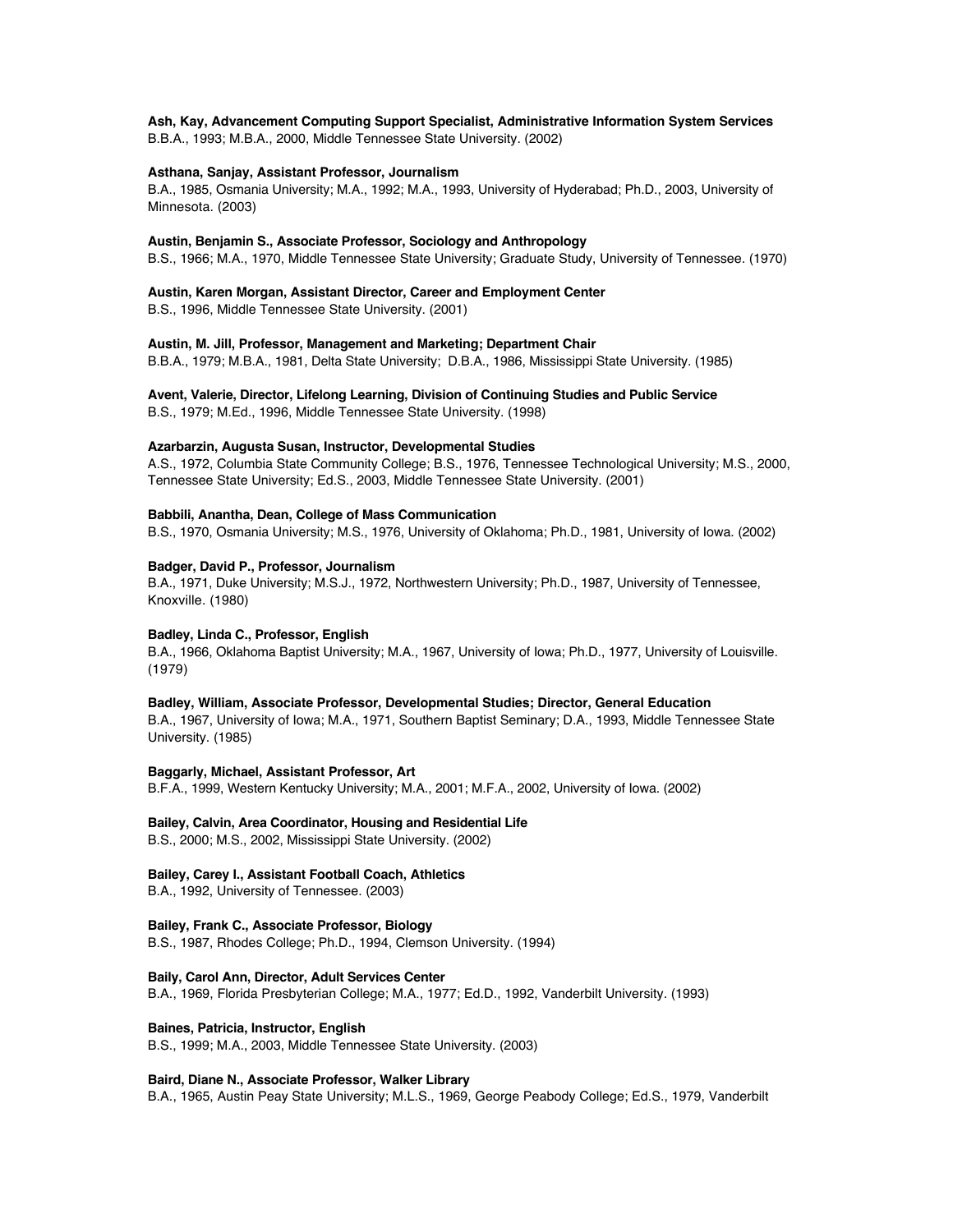**Ash, Kay, Advancement Computing Support Specialist, Administrative Information System Services**
B.B.A., 1993; M.B.A., 2000, Middle Tennessee State University. (2002)

**Asthana, Sanjay, Assistant Professor, Journalism**
B.A., 1985, Osmania University; M.A., 1992; M.A., 1993, University of Hyderabad; Ph.D., 2003, University of Minnesota. (2003)

**Austin, Benjamin S., Associate Professor, Sociology and Anthropology**
B.S., 1966; M.A., 1970, Middle Tennessee State University; Graduate Study, University of Tennessee. (1970)

**Austin, Karen Morgan, Assistant Director, Career and Employment Center**
B.S., 1996, Middle Tennessee State University. (2001)

**Austin, M. Jill, Professor, Management and Marketing; Department Chair**
B.B.A., 1979; M.B.A., 1981, Delta State University; D.B.A., 1986, Mississippi State University. (1985)

**Avent, Valerie, Director, Lifelong Learning, Division of Continuing Studies and Public Service**
B.S., 1979; M.Ed., 1996, Middle Tennessee State University. (1998)

**Azarbarzin, Augusta Susan, Instructor, Developmental Studies**
A.S., 1972, Columbia State Community College; B.S., 1976, Tennessee Technological University; M.S., 2000, Tennessee State University; Ed.S., 2003, Middle Tennessee State University. (2001)

**Babbili, Anantha, Dean, College of Mass Communication**
B.S., 1970, Osmania University; M.S., 1976, University of Oklahoma; Ph.D., 1981, University of Iowa. (2002)

**Badger, David P., Professor, Journalism**
B.A., 1971, Duke University; M.S.J., 1972, Northwestern University; Ph.D., 1987, University of Tennessee, Knoxville. (1980)

**Badley, Linda C., Professor, English**
B.A., 1966, Oklahoma Baptist University; M.A., 1967, University of Iowa; Ph.D., 1977, University of Louisville. (1979)

**Badley, William, Associate Professor, Developmental Studies; Director, General Education**
B.A., 1967, University of Iowa; M.A., 1971, Southern Baptist Seminary; D.A., 1993, Middle Tennessee State University. (1985)

**Baggarly, Michael, Assistant Professor, Art**
B.F.A., 1999, Western Kentucky University; M.A., 2001; M.F.A., 2002, University of Iowa. (2002)

**Bailey, Calvin, Area Coordinator, Housing and Residential Life**
B.S., 2000; M.S., 2002, Mississippi State University. (2002)

**Bailey, Carey I., Assistant Football Coach, Athletics**
B.A., 1992, University of Tennessee. (2003)

**Bailey, Frank C., Associate Professor, Biology**
B.S., 1987, Rhodes College; Ph.D., 1994, Clemson University. (1994)

**Baily, Carol Ann, Director, Adult Services Center**
B.A., 1969, Florida Presbyterian College; M.A., 1977; Ed.D., 1992, Vanderbilt University. (1993)

**Baines, Patricia, Instructor, English**
B.S., 1999; M.A., 2003, Middle Tennessee State University. (2003)

**Baird, Diane N., Associate Professor, Walker Library**
B.A., 1965, Austin Peay State University; M.L.S., 1969, George Peabody College; Ed.S., 1979, Vanderbilt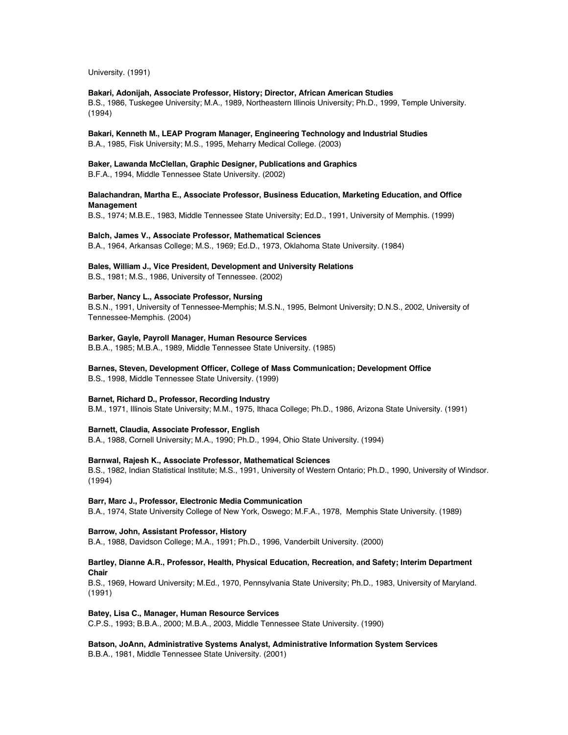University. (1991)

**Bakari, Adonijah, Associate Professor, History; Director, African American Studies**
B.S., 1986, Tuskegee University; M.A., 1989, Northeastern Illinois University; Ph.D., 1999, Temple University. (1994)

**Bakari, Kenneth M., LEAP Program Manager, Engineering Technology and Industrial Studies**
B.A., 1985, Fisk University; M.S., 1995, Meharry Medical College. (2003)

**Baker, Lawanda McClellan, Graphic Designer, Publications and Graphics**
B.F.A., 1994, Middle Tennessee State University. (2002)

**Balachandran, Martha E., Associate Professor, Business Education, Marketing Education, and Office Management**
B.S., 1974; M.B.E., 1983, Middle Tennessee State University; Ed.D., 1991, University of Memphis. (1999)

**Balch, James V., Associate Professor, Mathematical Sciences**
B.A., 1964, Arkansas College; M.S., 1969; Ed.D., 1973, Oklahoma State University. (1984)

**Bales, William J., Vice President, Development and University Relations**
B.S., 1981; M.S., 1986, University of Tennessee. (2002)

**Barber, Nancy L., Associate Professor, Nursing**
B.S.N., 1991, University of Tennessee-Memphis; M.S.N., 1995, Belmont University; D.N.S., 2002, University of Tennessee-Memphis. (2004)

**Barker, Gayle, Payroll Manager, Human Resource Services**
B.B.A., 1985; M.B.A., 1989, Middle Tennessee State University. (1985)

**Barnes, Steven, Development Officer, College of Mass Communication; Development Office**
B.S., 1998, Middle Tennessee State University. (1999)

**Barnet, Richard D., Professor, Recording Industry**
B.M., 1971, Illinois State University; M.M., 1975, Ithaca College; Ph.D., 1986, Arizona State University. (1991)

**Barnett, Claudia, Associate Professor, English**
B.A., 1988, Cornell University; M.A., 1990; Ph.D., 1994, Ohio State University. (1994)

**Barnwal, Rajesh K., Associate Professor, Mathematical Sciences**
B.S., 1982, Indian Statistical Institute; M.S., 1991, University of Western Ontario; Ph.D., 1990, University of Windsor. (1994)

**Barr, Marc J., Professor, Electronic Media Communication**
B.A., 1974, State University College of New York, Oswego; M.F.A., 1978, Memphis State University. (1989)

**Barrow, John, Assistant Professor, History**
B.A., 1988, Davidson College; M.A., 1991; Ph.D., 1996, Vanderbilt University. (2000)

**Bartley, Dianne A.R., Professor, Health, Physical Education, Recreation, and Safety; Interim Department Chair**
B.S., 1969, Howard University; M.Ed., 1970, Pennsylvania State University; Ph.D., 1983, University of Maryland. (1991)

**Batey, Lisa C., Manager, Human Resource Services**
C.P.S., 1993; B.B.A., 2000; M.B.A., 2003, Middle Tennessee State University. (1990)

**Batson, JoAnn, Administrative Systems Analyst, Administrative Information System Services**
B.B.A., 1981, Middle Tennessee State University. (2001)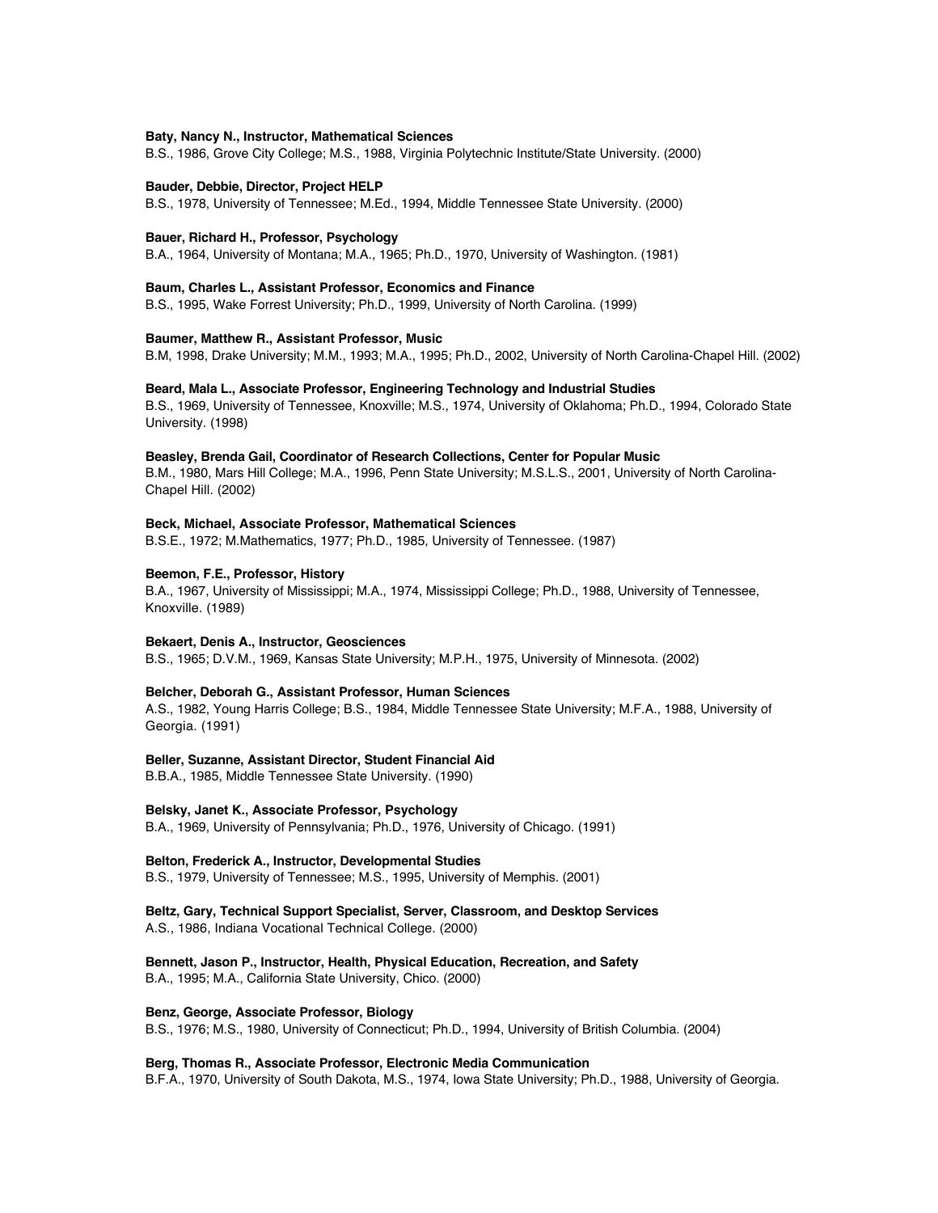**Baty, Nancy N., Instructor, Mathematical Sciences**
B.S., 1986, Grove City College; M.S., 1988, Virginia Polytechnic Institute/State University. (2000)

**Bauder, Debbie, Director, Project HELP**
B.S., 1978, University of Tennessee; M.Ed., 1994, Middle Tennessee State University. (2000)

**Bauer, Richard H., Professor, Psychology**
B.A., 1964, University of Montana; M.A., 1965; Ph.D., 1970, University of Washington. (1981)

**Baum, Charles L., Assistant Professor, Economics and Finance**
B.S., 1995, Wake Forrest University; Ph.D., 1999, University of North Carolina. (1999)

**Baumer, Matthew R., Assistant Professor, Music**
B.M, 1998, Drake University; M.M., 1993; M.A., 1995; Ph.D., 2002, University of North Carolina-Chapel Hill. (2002)

**Beard, Mala L., Associate Professor, Engineering Technology and Industrial Studies**
B.S., 1969, University of Tennessee, Knoxville; M.S., 1974, University of Oklahoma; Ph.D., 1994, Colorado State University. (1998)

**Beasley, Brenda Gail, Coordinator of Research Collections, Center for Popular Music**
B.M., 1980, Mars Hill College; M.A., 1996, Penn State University; M.S.L.S., 2001, University of North Carolina-Chapel Hill. (2002)

**Beck, Michael, Associate Professor, Mathematical Sciences**
B.S.E., 1972; M.Mathematics, 1977; Ph.D., 1985, University of Tennessee. (1987)

**Beemon, F.E., Professor, History**
B.A., 1967, University of Mississippi; M.A., 1974, Mississippi College; Ph.D., 1988, University of Tennessee, Knoxville. (1989)

**Bekaert, Denis A., Instructor, Geosciences**
B.S., 1965; D.V.M., 1969, Kansas State University; M.P.H., 1975, University of Minnesota. (2002)

**Belcher, Deborah G., Assistant Professor, Human Sciences**
A.S., 1982, Young Harris College; B.S., 1984, Middle Tennessee State University; M.F.A., 1988, University of Georgia. (1991)

**Beller, Suzanne, Assistant Director, Student Financial Aid**
B.B.A., 1985, Middle Tennessee State University. (1990)

**Belsky, Janet K., Associate Professor, Psychology**
B.A., 1969, University of Pennsylvania; Ph.D., 1976, University of Chicago. (1991)

**Belton, Frederick A., Instructor, Developmental Studies**
B.S., 1979, University of Tennessee; M.S., 1995, University of Memphis. (2001)

**Beltz, Gary, Technical Support Specialist, Server, Classroom, and Desktop Services**
A.S., 1986, Indiana Vocational Technical College. (2000)

**Bennett, Jason P., Instructor, Health, Physical Education, Recreation, and Safety**
B.A., 1995; M.A., California State University, Chico. (2000)

**Benz, George, Associate Professor, Biology**
B.S., 1976; M.S., 1980, University of Connecticut; Ph.D., 1994, University of British Columbia. (2004)

**Berg, Thomas R., Associate Professor, Electronic Media Communication**
B.F.A., 1970, University of South Dakota, M.S., 1974, Iowa State University; Ph.D., 1988, University of Georgia.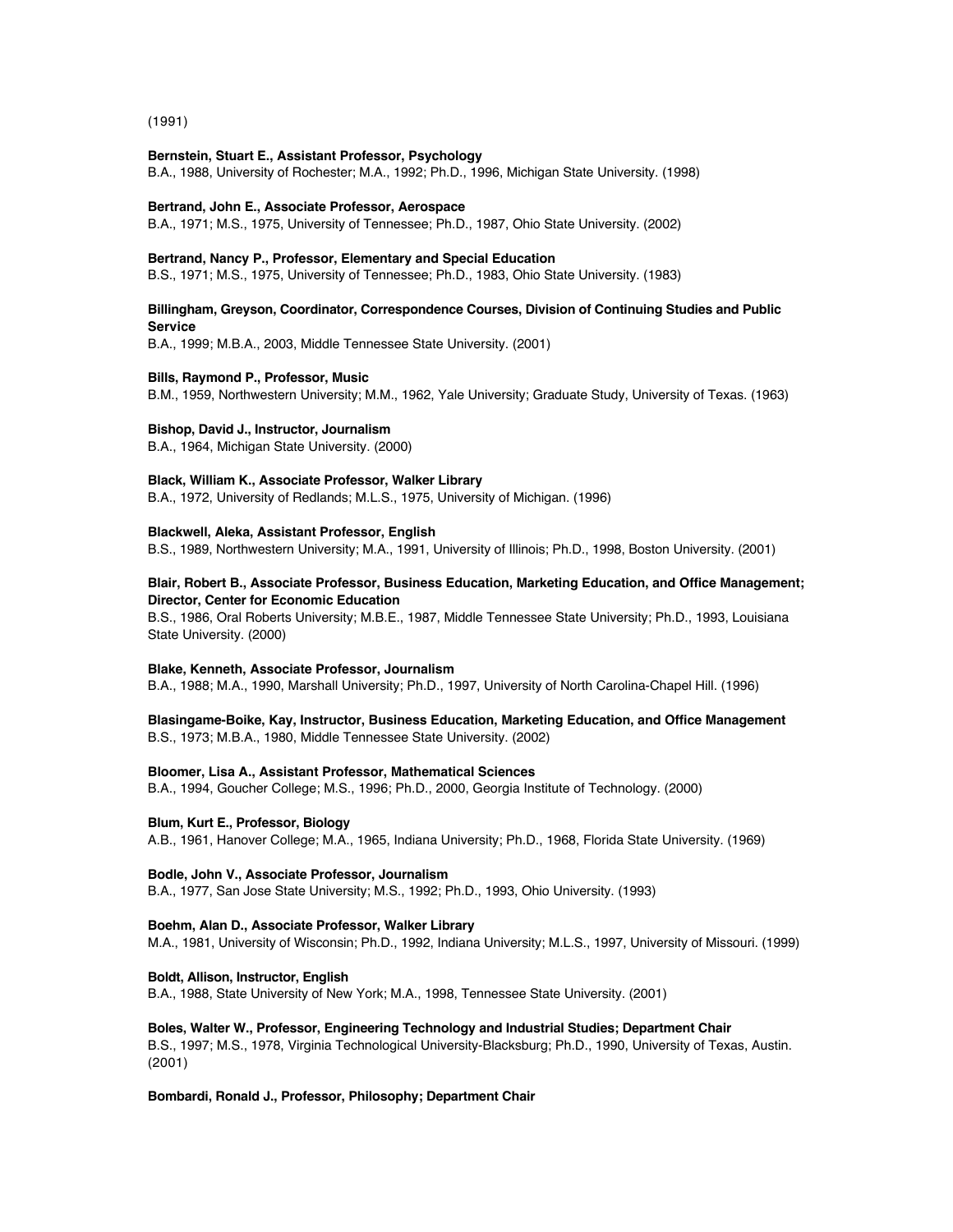(1991)

**Bernstein, Stuart E., Assistant Professor, Psychology**
B.A., 1988, University of Rochester; M.A., 1992; Ph.D., 1996, Michigan State University. (1998)

**Bertrand, John E., Associate Professor, Aerospace**
B.A., 1971; M.S., 1975, University of Tennessee; Ph.D., 1987, Ohio State University. (2002)

**Bertrand, Nancy P., Professor, Elementary and Special Education**
B.S., 1971; M.S., 1975, University of Tennessee; Ph.D., 1983, Ohio State University. (1983)

**Billingham, Greyson, Coordinator, Correspondence Courses, Division of Continuing Studies and Public Service**
B.A., 1999; M.B.A., 2003, Middle Tennessee State University. (2001)

**Bills, Raymond P., Professor, Music**
B.M., 1959, Northwestern University; M.M., 1962, Yale University; Graduate Study, University of Texas. (1963)

**Bishop, David J., Instructor, Journalism**
B.A., 1964, Michigan State University. (2000)

**Black, William K., Associate Professor, Walker Library**
B.A., 1972, University of Redlands; M.L.S., 1975, University of Michigan. (1996)

**Blackwell, Aleka, Assistant Professor, English**
B.S., 1989, Northwestern University; M.A., 1991, University of Illinois; Ph.D., 1998, Boston University. (2001)

**Blair, Robert B., Associate Professor, Business Education, Marketing Education, and Office Management; Director, Center for Economic Education**
B.S., 1986, Oral Roberts University; M.B.E., 1987, Middle Tennessee State University; Ph.D., 1993, Louisiana State University. (2000)

**Blake, Kenneth, Associate Professor, Journalism**
B.A., 1988; M.A., 1990, Marshall University; Ph.D., 1997, University of North Carolina-Chapel Hill. (1996)

**Blasingame-Boike, Kay, Instructor, Business Education, Marketing Education, and Office Management**
B.S., 1973; M.B.A., 1980, Middle Tennessee State University. (2002)

**Bloomer, Lisa A., Assistant Professor, Mathematical Sciences**
B.A., 1994, Goucher College; M.S., 1996; Ph.D., 2000, Georgia Institute of Technology. (2000)

**Blum, Kurt E., Professor, Biology**
A.B., 1961, Hanover College; M.A., 1965, Indiana University; Ph.D., 1968, Florida State University. (1969)

**Bodle, John V., Associate Professor, Journalism**
B.A., 1977, San Jose State University; M.S., 1992; Ph.D., 1993, Ohio University. (1993)

**Boehm, Alan D., Associate Professor, Walker Library**
M.A., 1981, University of Wisconsin; Ph.D., 1992, Indiana University; M.L.S., 1997, University of Missouri. (1999)

**Boldt, Allison, Instructor, English**
B.A., 1988, State University of New York; M.A., 1998, Tennessee State University. (2001)

**Boles, Walter W., Professor, Engineering Technology and Industrial Studies; Department Chair**
B.S., 1997; M.S., 1978, Virginia Technological University-Blacksburg; Ph.D., 1990, University of Texas, Austin. (2001)

**Bombardi, Ronald J., Professor, Philosophy; Department Chair**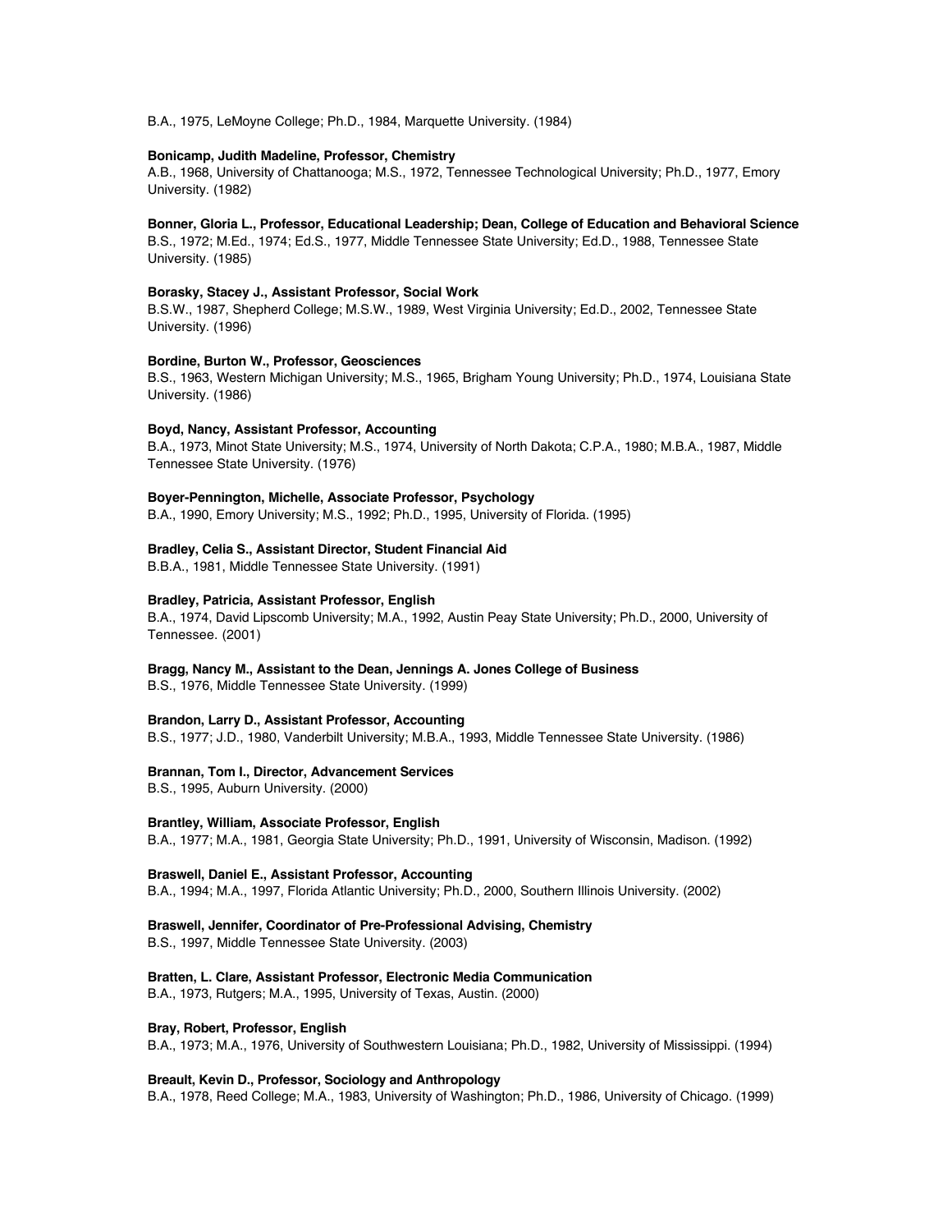B.A., 1975, LeMoyne College; Ph.D., 1984, Marquette University. (1984)

**Bonicamp, Judith Madeline, Professor, Chemistry**
A.B., 1968, University of Chattanooga; M.S., 1972, Tennessee Technological University; Ph.D., 1977, Emory University. (1982)

**Bonner, Gloria L., Professor, Educational Leadership; Dean, College of Education and Behavioral Science**
B.S., 1972; M.Ed., 1974; Ed.S., 1977, Middle Tennessee State University; Ed.D., 1988, Tennessee State University. (1985)

**Borasky, Stacey J., Assistant Professor, Social Work**
B.S.W., 1987, Shepherd College; M.S.W., 1989, West Virginia University; Ed.D., 2002, Tennessee State University. (1996)

**Bordine, Burton W., Professor, Geosciences**
B.S., 1963, Western Michigan University; M.S., 1965, Brigham Young University; Ph.D., 1974, Louisiana State University. (1986)

**Boyd, Nancy, Assistant Professor, Accounting**
B.A., 1973, Minot State University; M.S., 1974, University of North Dakota; C.P.A., 1980; M.B.A., 1987, Middle Tennessee State University. (1976)

**Boyer-Pennington, Michelle, Associate Professor, Psychology**
B.A., 1990, Emory University; M.S., 1992; Ph.D., 1995, University of Florida. (1995)

**Bradley, Celia S., Assistant Director, Student Financial Aid**
B.B.A., 1981, Middle Tennessee State University. (1991)

**Bradley, Patricia, Assistant Professor, English**
B.A., 1974, David Lipscomb University; M.A., 1992, Austin Peay State University; Ph.D., 2000, University of Tennessee. (2001)

**Bragg, Nancy M., Assistant to the Dean, Jennings A. Jones College of Business**
B.S., 1976, Middle Tennessee State University. (1999)

**Brandon, Larry D., Assistant Professor, Accounting**
B.S., 1977; J.D., 1980, Vanderbilt University; M.B.A., 1993, Middle Tennessee State University. (1986)

**Brannan, Tom I., Director, Advancement Services**
B.S., 1995, Auburn University. (2000)

**Brantley, William, Associate Professor, English**
B.A., 1977; M.A., 1981, Georgia State University; Ph.D., 1991, University of Wisconsin, Madison. (1992)

**Braswell, Daniel E., Assistant Professor, Accounting**
B.A., 1994; M.A., 1997, Florida Atlantic University; Ph.D., 2000, Southern Illinois University. (2002)

**Braswell, Jennifer, Coordinator of Pre-Professional Advising, Chemistry**
B.S., 1997, Middle Tennessee State University. (2003)

**Bratten, L. Clare, Assistant Professor, Electronic Media Communication**
B.A., 1973, Rutgers; M.A., 1995, University of Texas, Austin. (2000)

**Bray, Robert, Professor, English**
B.A., 1973; M.A., 1976, University of Southwestern Louisiana; Ph.D., 1982, University of Mississippi. (1994)

**Breault, Kevin D., Professor, Sociology and Anthropology**
B.A., 1978, Reed College; M.A., 1983, University of Washington; Ph.D., 1986, University of Chicago. (1999)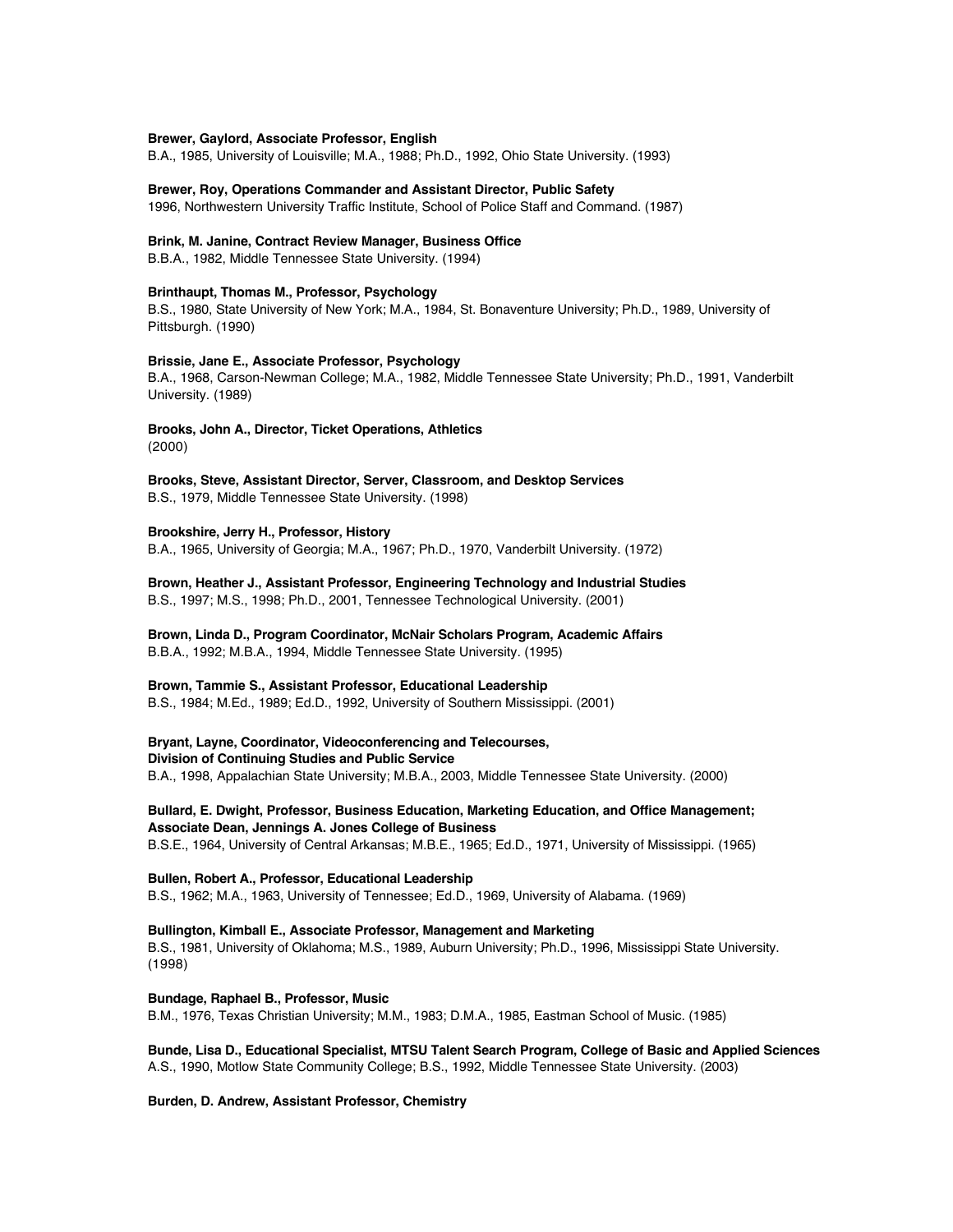**Brewer, Gaylord, Associate Professor, English**
B.A., 1985, University of Louisville; M.A., 1988; Ph.D., 1992, Ohio State University. (1993)

**Brewer, Roy, Operations Commander and Assistant Director, Public Safety**
1996, Northwestern University Traffic Institute, School of Police Staff and Command. (1987)

**Brink, M. Janine, Contract Review Manager, Business Office**
B.B.A., 1982, Middle Tennessee State University. (1994)

**Brinthaupt, Thomas M., Professor, Psychology**
B.S., 1980, State University of New York; M.A., 1984, St. Bonaventure University; Ph.D., 1989, University of Pittsburgh. (1990)

**Brissie, Jane E., Associate Professor, Psychology**
B.A., 1968, Carson-Newman College; M.A., 1982, Middle Tennessee State University; Ph.D., 1991, Vanderbilt University. (1989)

**Brooks, John A., Director, Ticket Operations, Athletics**
(2000)

**Brooks, Steve, Assistant Director, Server, Classroom, and Desktop Services**
B.S., 1979, Middle Tennessee State University. (1998)

**Brookshire, Jerry H., Professor, History**
B.A., 1965, University of Georgia; M.A., 1967; Ph.D., 1970, Vanderbilt University. (1972)

**Brown, Heather J., Assistant Professor, Engineering Technology and Industrial Studies**
B.S., 1997; M.S., 1998; Ph.D., 2001, Tennessee Technological University. (2001)

**Brown, Linda D., Program Coordinator, McNair Scholars Program, Academic Affairs**
B.B.A., 1992; M.B.A., 1994, Middle Tennessee State University. (1995)

**Brown, Tammie S., Assistant Professor, Educational Leadership**
B.S., 1984; M.Ed., 1989; Ed.D., 1992, University of Southern Mississippi. (2001)

**Bryant, Layne, Coordinator, Videoconferencing and Telecourses,**
**Division of Continuing Studies and Public Service**
B.A., 1998, Appalachian State University; M.B.A., 2003, Middle Tennessee State University. (2000)

**Bullard, E. Dwight, Professor, Business Education, Marketing Education, and Office Management;**
**Associate Dean, Jennings A. Jones College of Business**
B.S.E., 1964, University of Central Arkansas; M.B.E., 1965; Ed.D., 1971, University of Mississippi. (1965)

**Bullen, Robert A., Professor, Educational Leadership**
B.S., 1962; M.A., 1963, University of Tennessee; Ed.D., 1969, University of Alabama. (1969)

**Bullington, Kimball E., Associate Professor, Management and Marketing**
B.S., 1981, University of Oklahoma; M.S., 1989, Auburn University; Ph.D., 1996, Mississippi State University. (1998)

**Bundage, Raphael B., Professor, Music**
B.M., 1976, Texas Christian University; M.M., 1983; D.M.A., 1985, Eastman School of Music. (1985)

**Bunde, Lisa D., Educational Specialist, MTSU Talent Search Program, College of Basic and Applied Sciences**
A.S., 1990, Motlow State Community College; B.S., 1992, Middle Tennessee State University. (2003)

**Burden, D. Andrew, Assistant Professor, Chemistry**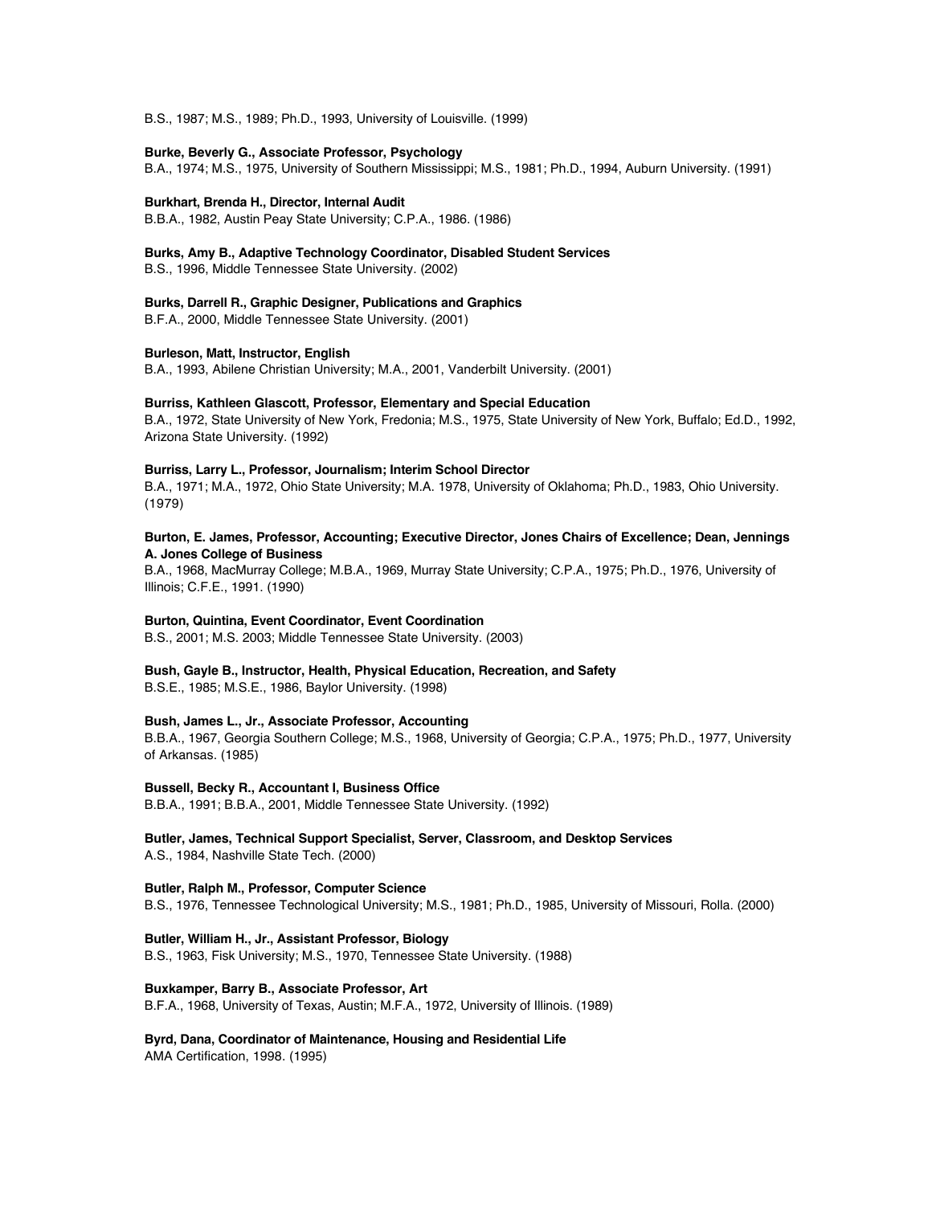B.S., 1987; M.S., 1989; Ph.D., 1993, University of Louisville. (1999)

**Burke, Beverly G., Associate Professor, Psychology**
B.A., 1974; M.S., 1975, University of Southern Mississippi; M.S., 1981; Ph.D., 1994, Auburn University. (1991)

**Burkhart, Brenda H., Director, Internal Audit**
B.B.A., 1982, Austin Peay State University; C.P.A., 1986. (1986)

**Burks, Amy B., Adaptive Technology Coordinator, Disabled Student Services**
B.S., 1996, Middle Tennessee State University. (2002)

**Burks, Darrell R., Graphic Designer, Publications and Graphics**
B.F.A., 2000, Middle Tennessee State University. (2001)

**Burleson, Matt, Instructor, English**
B.A., 1993, Abilene Christian University; M.A., 2001, Vanderbilt University. (2001)

**Burriss, Kathleen Glascott, Professor, Elementary and Special Education**
B.A., 1972, State University of New York, Fredonia; M.S., 1975, State University of New York, Buffalo; Ed.D., 1992, Arizona State University. (1992)

**Burriss, Larry L., Professor, Journalism; Interim School Director**
B.A., 1971; M.A., 1972, Ohio State University; M.A. 1978, University of Oklahoma; Ph.D., 1983, Ohio University. (1979)

**Burton, E. James, Professor, Accounting; Executive Director, Jones Chairs of Excellence; Dean, Jennings A. Jones College of Business**
B.A., 1968, MacMurray College; M.B.A., 1969, Murray State University; C.P.A., 1975; Ph.D., 1976, University of Illinois; C.F.E., 1991. (1990)

**Burton, Quintina, Event Coordinator, Event Coordination**
B.S., 2001; M.S. 2003; Middle Tennessee State University. (2003)

**Bush, Gayle B., Instructor, Health, Physical Education, Recreation, and Safety**
B.S.E., 1985; M.S.E., 1986, Baylor University. (1998)

**Bush, James L., Jr., Associate Professor, Accounting**
B.B.A., 1967, Georgia Southern College; M.S., 1968, University of Georgia; C.P.A., 1975; Ph.D., 1977, University of Arkansas. (1985)

**Bussell, Becky R., Accountant I, Business Office**
B.B.A., 1991; B.B.A., 2001, Middle Tennessee State University. (1992)

**Butler, James, Technical Support Specialist, Server, Classroom, and Desktop Services**
A.S., 1984, Nashville State Tech. (2000)

**Butler, Ralph M., Professor, Computer Science**
B.S., 1976, Tennessee Technological University; M.S., 1981; Ph.D., 1985, University of Missouri, Rolla. (2000)

**Butler, William H., Jr., Assistant Professor, Biology**
B.S., 1963, Fisk University; M.S., 1970, Tennessee State University. (1988)

**Buxkamper, Barry B., Associate Professor, Art**
B.F.A., 1968, University of Texas, Austin; M.F.A., 1972, University of Illinois. (1989)

**Byrd, Dana, Coordinator of Maintenance, Housing and Residential Life**
AMA Certification, 1998. (1995)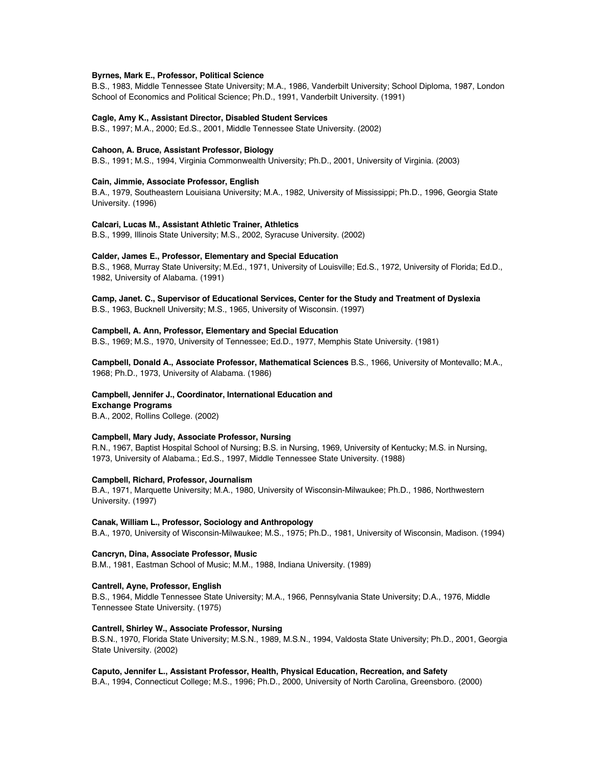**Byrnes, Mark E., Professor, Political Science**
B.S., 1983, Middle Tennessee State University; M.A., 1986, Vanderbilt University; School Diploma, 1987, London School of Economics and Political Science; Ph.D., 1991, Vanderbilt University. (1991)

**Cagle, Amy K., Assistant Director, Disabled Student Services**
B.S., 1997; M.A., 2000; Ed.S., 2001, Middle Tennessee State University. (2002)

**Cahoon, A. Bruce, Assistant Professor, Biology**
B.S., 1991; M.S., 1994, Virginia Commonwealth University; Ph.D., 2001, University of Virginia. (2003)

**Cain, Jimmie, Associate Professor, English**
B.A., 1979, Southeastern Louisiana University; M.A., 1982, University of Mississippi; Ph.D., 1996, Georgia State University. (1996)

**Calcari, Lucas M., Assistant Athletic Trainer, Athletics**
B.S., 1999, Illinois State University; M.S., 2002, Syracuse University. (2002)

**Calder, James E., Professor, Elementary and Special Education**
B.S., 1968, Murray State University; M.Ed., 1971, University of Louisville; Ed.S., 1972, University of Florida; Ed.D., 1982, University of Alabama. (1991)

**Camp, Janet. C., Supervisor of Educational Services, Center for the Study and Treatment of Dyslexia**
B.S., 1963, Bucknell University; M.S., 1965, University of Wisconsin. (1997)

**Campbell, A. Ann, Professor, Elementary and Special Education**
B.S., 1969; M.S., 1970, University of Tennessee; Ed.D., 1977, Memphis State University. (1981)

**Campbell, Donald A., Associate Professor, Mathematical Sciences** B.S., 1966, University of Montevallo; M.A., 1968; Ph.D., 1973, University of Alabama. (1986)

**Campbell, Jennifer J., Coordinator, International Education and Exchange Programs**
B.A., 2002, Rollins College. (2002)

**Campbell, Mary Judy, Associate Professor, Nursing**
R.N., 1967, Baptist Hospital School of Nursing; B.S. in Nursing, 1969, University of Kentucky; M.S. in Nursing, 1973, University of Alabama.; Ed.S., 1997, Middle Tennessee State University. (1988)

**Campbell, Richard, Professor, Journalism**
B.A., 1971, Marquette University; M.A., 1980, University of Wisconsin-Milwaukee; Ph.D., 1986, Northwestern University. (1997)

**Canak, William L., Professor, Sociology and Anthropology**
B.A., 1970, University of Wisconsin-Milwaukee; M.S., 1975; Ph.D., 1981, University of Wisconsin, Madison. (1994)

**Cancryn, Dina, Associate Professor, Music**
B.M., 1981, Eastman School of Music; M.M., 1988, Indiana University. (1989)

**Cantrell, Ayne, Professor, English**
B.S., 1964, Middle Tennessee State University; M.A., 1966, Pennsylvania State University; D.A., 1976, Middle Tennessee State University. (1975)

**Cantrell, Shirley W., Associate Professor, Nursing**
B.S.N., 1970, Florida State University; M.S.N., 1989, M.S.N., 1994, Valdosta State University; Ph.D., 2001, Georgia State University. (2002)

**Caputo, Jennifer L., Assistant Professor, Health, Physical Education, Recreation, and Safety**
B.A., 1994, Connecticut College; M.S., 1996; Ph.D., 2000, University of North Carolina, Greensboro. (2000)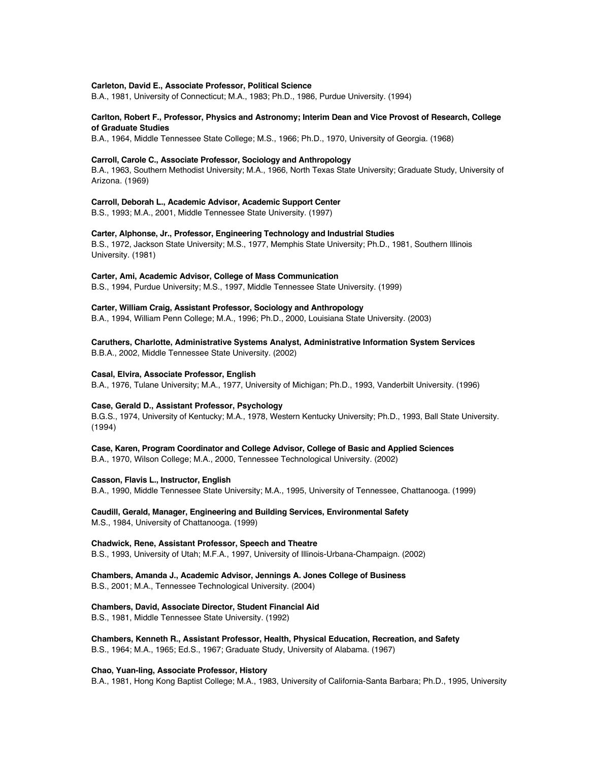**Carleton, David E., Associate Professor, Political Science**
B.A., 1981, University of Connecticut; M.A., 1983; Ph.D., 1986, Purdue University. (1994)

**Carlton, Robert F., Professor, Physics and Astronomy; Interim Dean and Vice Provost of Research, College of Graduate Studies**
B.A., 1964, Middle Tennessee State College; M.S., 1966; Ph.D., 1970, University of Georgia. (1968)

**Carroll, Carole C., Associate Professor, Sociology and Anthropology**
B.A., 1963, Southern Methodist University; M.A., 1966, North Texas State University; Graduate Study, University of Arizona. (1969)

**Carroll, Deborah L., Academic Advisor, Academic Support Center**
B.S., 1993; M.A., 2001, Middle Tennessee State University. (1997)

**Carter, Alphonse, Jr., Professor, Engineering Technology and Industrial Studies**
B.S., 1972, Jackson State University; M.S., 1977, Memphis State University; Ph.D., 1981, Southern Illinois University. (1981)

**Carter, Ami, Academic Advisor, College of Mass Communication**
B.S., 1994, Purdue University; M.S., 1997, Middle Tennessee State University. (1999)

**Carter, William Craig, Assistant Professor, Sociology and Anthropology**
B.A., 1994, William Penn College; M.A., 1996; Ph.D., 2000, Louisiana State University. (2003)

**Caruthers, Charlotte, Administrative Systems Analyst, Administrative Information System Services**
B.B.A., 2002, Middle Tennessee State University. (2002)

**Casal, Elvira, Associate Professor, English**
B.A., 1976, Tulane University; M.A., 1977, University of Michigan; Ph.D., 1993, Vanderbilt University. (1996)

**Case, Gerald D., Assistant Professor, Psychology**
B.G.S., 1974, University of Kentucky; M.A., 1978, Western Kentucky University; Ph.D., 1993, Ball State University. (1994)

**Case, Karen, Program Coordinator and College Advisor, College of Basic and Applied Sciences**
B.A., 1970, Wilson College; M.A., 2000, Tennessee Technological University. (2002)

**Casson, Flavis L., Instructor, English**
B.A., 1990, Middle Tennessee State University; M.A., 1995, University of Tennessee, Chattanooga. (1999)

**Caudill, Gerald, Manager, Engineering and Building Services, Environmental Safety**
M.S., 1984, University of Chattanooga. (1999)

**Chadwick, Rene, Assistant Professor, Speech and Theatre**
B.S., 1993, University of Utah; M.F.A., 1997, University of Illinois-Urbana-Champaign. (2002)

**Chambers, Amanda J., Academic Advisor, Jennings A. Jones College of Business**
B.S., 2001; M.A., Tennessee Technological University. (2004)

**Chambers, David, Associate Director, Student Financial Aid**
B.S., 1981, Middle Tennessee State University. (1992)

**Chambers, Kenneth R., Assistant Professor, Health, Physical Education, Recreation, and Safety**
B.S., 1964; M.A., 1965; Ed.S., 1967; Graduate Study, University of Alabama. (1967)

**Chao, Yuan-ling, Associate Professor, History**
B.A., 1981, Hong Kong Baptist College; M.A., 1983, University of California-Santa Barbara; Ph.D., 1995, University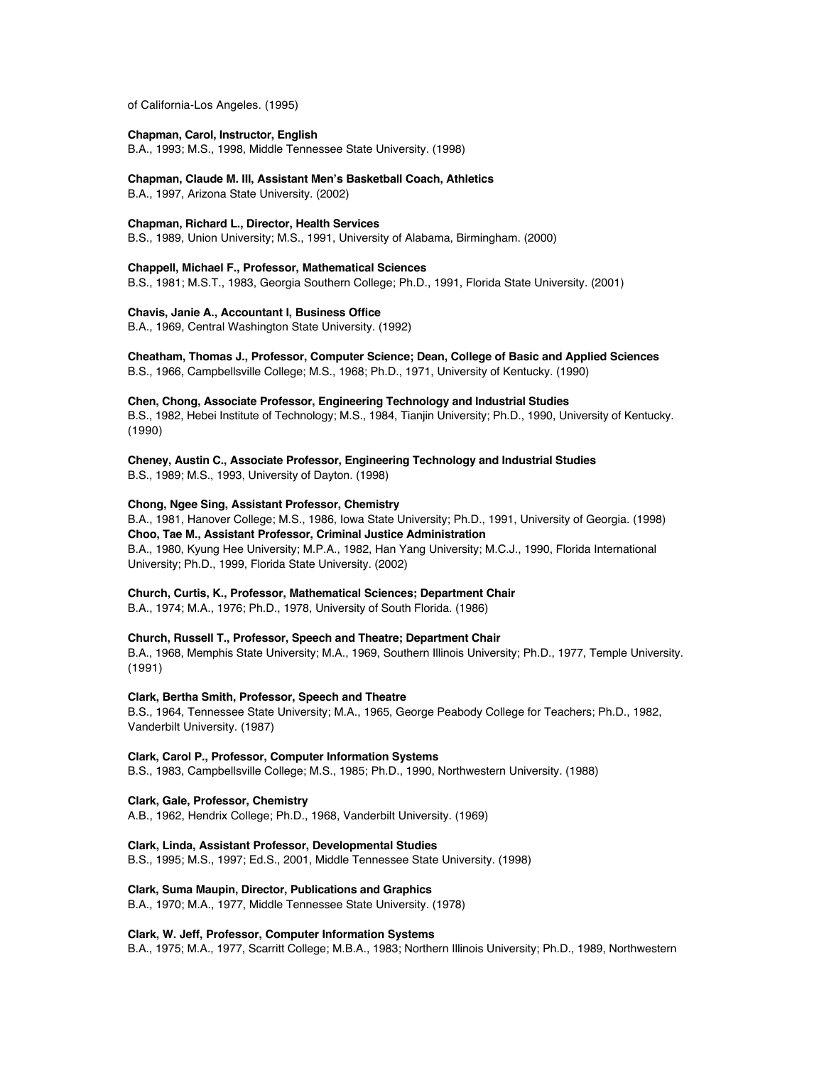of California-Los Angeles. (1995)

**Chapman, Carol, Instructor, English**
B.A., 1993; M.S., 1998, Middle Tennessee State University. (1998)

**Chapman, Claude M. III, Assistant Men's Basketball Coach, Athletics**
B.A., 1997, Arizona State University. (2002)

**Chapman, Richard L., Director, Health Services**
B.S., 1989, Union University; M.S., 1991, University of Alabama, Birmingham. (2000)

**Chappell, Michael F., Professor, Mathematical Sciences**
B.S., 1981; M.S.T., 1983, Georgia Southern College; Ph.D., 1991, Florida State University. (2001)

**Chavis, Janie A., Accountant I, Business Office**
B.A., 1969, Central Washington State University. (1992)

**Cheatham, Thomas J., Professor, Computer Science; Dean, College of Basic and Applied Sciences**
B.S., 1966, Campbellsville College; M.S., 1968; Ph.D., 1971, University of Kentucky. (1990)

**Chen, Chong, Associate Professor, Engineering Technology and Industrial Studies**
B.S., 1982, Hebei Institute of Technology; M.S., 1984, Tianjin University; Ph.D., 1990, University of Kentucky. (1990)

**Cheney, Austin C., Associate Professor, Engineering Technology and Industrial Studies**
B.S., 1989; M.S., 1993, University of Dayton. (1998)

**Chong, Ngee Sing, Assistant Professor, Chemistry**
B.A., 1981, Hanover College; M.S., 1986, Iowa State University; Ph.D., 1991, University of Georgia. (1998)

**Choo, Tae M., Assistant Professor, Criminal Justice Administration**
B.A., 1980, Kyung Hee University; M.P.A., 1982, Han Yang University; M.C.J., 1990, Florida International University; Ph.D., 1999, Florida State University. (2002)

**Church, Curtis, K., Professor, Mathematical Sciences; Department Chair**
B.A., 1974; M.A., 1976; Ph.D., 1978, University of South Florida. (1986)

**Church, Russell T., Professor, Speech and Theatre; Department Chair**
B.A., 1968, Memphis State University; M.A., 1969, Southern Illinois University; Ph.D., 1977, Temple University. (1991)

**Clark, Bertha Smith, Professor, Speech and Theatre**
B.S., 1964, Tennessee State University; M.A., 1965, George Peabody College for Teachers; Ph.D., 1982, Vanderbilt University. (1987)

**Clark, Carol P., Professor, Computer Information Systems**
B.S., 1983, Campbellsville College; M.S., 1985; Ph.D., 1990, Northwestern University. (1988)

**Clark, Gale, Professor, Chemistry**
A.B., 1962, Hendrix College; Ph.D., 1968, Vanderbilt University. (1969)

**Clark, Linda, Assistant Professor, Developmental Studies**
B.S., 1995; M.S., 1997; Ed.S., 2001, Middle Tennessee State University. (1998)

**Clark, Suma Maupin, Director, Publications and Graphics**
B.A., 1970; M.A., 1977, Middle Tennessee State University. (1978)

**Clark, W. Jeff, Professor, Computer Information Systems**
B.A., 1975; M.A., 1977, Scarritt College; M.B.A., 1983; Northern Illinois University; Ph.D., 1989, Northwestern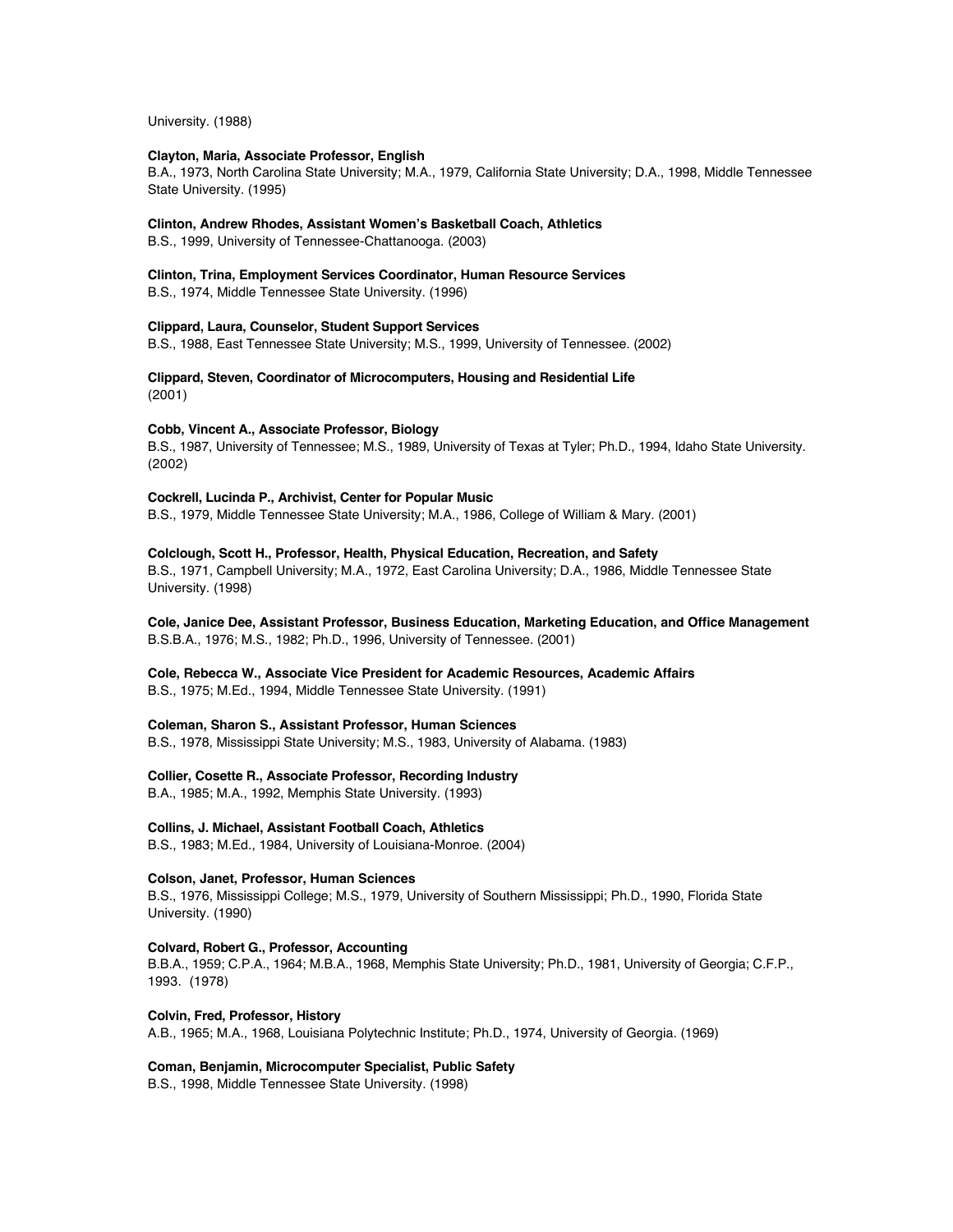University. (1988)

**Clayton, Maria, Associate Professor, English**
B.A., 1973, North Carolina State University; M.A., 1979, California State University; D.A., 1998, Middle Tennessee State University. (1995)

**Clinton, Andrew Rhodes, Assistant Women's Basketball Coach, Athletics**
B.S., 1999, University of Tennessee-Chattanooga. (2003)

**Clinton, Trina, Employment Services Coordinator, Human Resource Services**
B.S., 1974, Middle Tennessee State University. (1996)

**Clippard, Laura, Counselor, Student Support Services**
B.S., 1988, East Tennessee State University; M.S., 1999, University of Tennessee. (2002)

**Clippard, Steven, Coordinator of Microcomputers, Housing and Residential Life**
(2001)

**Cobb, Vincent A., Associate Professor, Biology**
B.S., 1987, University of Tennessee; M.S., 1989, University of Texas at Tyler; Ph.D., 1994, Idaho State University. (2002)

**Cockrell, Lucinda P., Archivist, Center for Popular Music**
B.S., 1979, Middle Tennessee State University; M.A., 1986, College of William & Mary. (2001)

**Colclough, Scott H., Professor, Health, Physical Education, Recreation, and Safety**
B.S., 1971, Campbell University; M.A., 1972, East Carolina University; D.A., 1986, Middle Tennessee State University. (1998)

**Cole, Janice Dee, Assistant Professor, Business Education, Marketing Education, and Office Management**
B.S.B.A., 1976; M.S., 1982; Ph.D., 1996, University of Tennessee. (2001)

**Cole, Rebecca W., Associate Vice President for Academic Resources, Academic Affairs**
B.S., 1975; M.Ed., 1994, Middle Tennessee State University. (1991)

**Coleman, Sharon S., Assistant Professor, Human Sciences**
B.S., 1978, Mississippi State University; M.S., 1983, University of Alabama. (1983)

**Collier, Cosette R., Associate Professor, Recording Industry**
B.A., 1985; M.A., 1992, Memphis State University. (1993)

**Collins, J. Michael, Assistant Football Coach, Athletics**
B.S., 1983; M.Ed., 1984, University of Louisiana-Monroe. (2004)

**Colson, Janet, Professor, Human Sciences**
B.S., 1976, Mississippi College; M.S., 1979, University of Southern Mississippi; Ph.D., 1990, Florida State University. (1990)

**Colvard, Robert G., Professor, Accounting**
B.B.A., 1959; C.P.A., 1964; M.B.A., 1968, Memphis State University; Ph.D., 1981, University of Georgia; C.F.P., 1993. (1978)

**Colvin, Fred, Professor, History**
A.B., 1965; M.A., 1968, Louisiana Polytechnic Institute; Ph.D., 1974, University of Georgia. (1969)

**Coman, Benjamin, Microcomputer Specialist, Public Safety**
B.S., 1998, Middle Tennessee State University. (1998)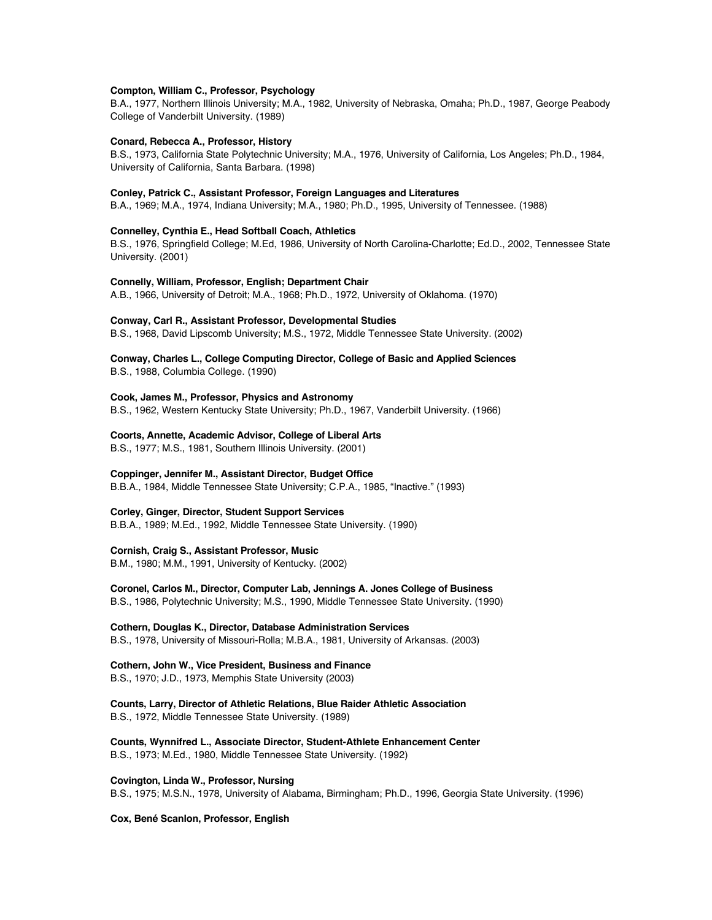**Compton, William C., Professor, Psychology**
B.A., 1977, Northern Illinois University; M.A., 1982, University of Nebraska, Omaha; Ph.D., 1987, George Peabody College of Vanderbilt University. (1989)

**Conard, Rebecca A., Professor, History**
B.S., 1973, California State Polytechnic University; M.A., 1976, University of California, Los Angeles; Ph.D., 1984, University of California, Santa Barbara. (1998)

**Conley, Patrick C., Assistant Professor, Foreign Languages and Literatures**
B.A., 1969; M.A., 1974, Indiana University; M.A., 1980; Ph.D., 1995, University of Tennessee. (1988)

**Connelley, Cynthia E., Head Softball Coach, Athletics**
B.S., 1976, Springfield College; M.Ed, 1986, University of North Carolina-Charlotte; Ed.D., 2002, Tennessee State University. (2001)

**Connelly, William, Professor, English; Department Chair**
A.B., 1966, University of Detroit; M.A., 1968; Ph.D., 1972, University of Oklahoma. (1970)

**Conway, Carl R., Assistant Professor, Developmental Studies**
B.S., 1968, David Lipscomb University; M.S., 1972, Middle Tennessee State University. (2002)

**Conway, Charles L., College Computing Director, College of Basic and Applied Sciences**
B.S., 1988, Columbia College. (1990)

**Cook, James M., Professor, Physics and Astronomy**
B.S., 1962, Western Kentucky State University; Ph.D., 1967, Vanderbilt University. (1966)

**Coorts, Annette, Academic Advisor, College of Liberal Arts**
B.S., 1977; M.S., 1981, Southern Illinois University. (2001)

**Coppinger, Jennifer M., Assistant Director, Budget Office**
B.B.A., 1984, Middle Tennessee State University; C.P.A., 1985, "Inactive." (1993)

**Corley, Ginger, Director, Student Support Services**
B.B.A., 1989; M.Ed., 1992, Middle Tennessee State University. (1990)

**Cornish, Craig S., Assistant Professor, Music**
B.M., 1980; M.M., 1991, University of Kentucky. (2002)

**Coronel, Carlos M., Director, Computer Lab, Jennings A. Jones College of Business**
B.S., 1986, Polytechnic University; M.S., 1990, Middle Tennessee State University. (1990)

**Cothern, Douglas K., Director, Database Administration Services**
B.S., 1978, University of Missouri-Rolla; M.B.A., 1981, University of Arkansas. (2003)

**Cothern, John W., Vice President, Business and Finance**
B.S., 1970; J.D., 1973, Memphis State University (2003)

**Counts, Larry, Director of Athletic Relations, Blue Raider Athletic Association**
B.S., 1972, Middle Tennessee State University. (1989)

**Counts, Wynnifred L., Associate Director, Student-Athlete Enhancement Center**
B.S., 1973; M.Ed., 1980, Middle Tennessee State University. (1992)

**Covington, Linda W., Professor, Nursing**
B.S., 1975; M.S.N., 1978, University of Alabama, Birmingham; Ph.D., 1996, Georgia State University. (1996)

**Cox, Bené Scanlon, Professor, English**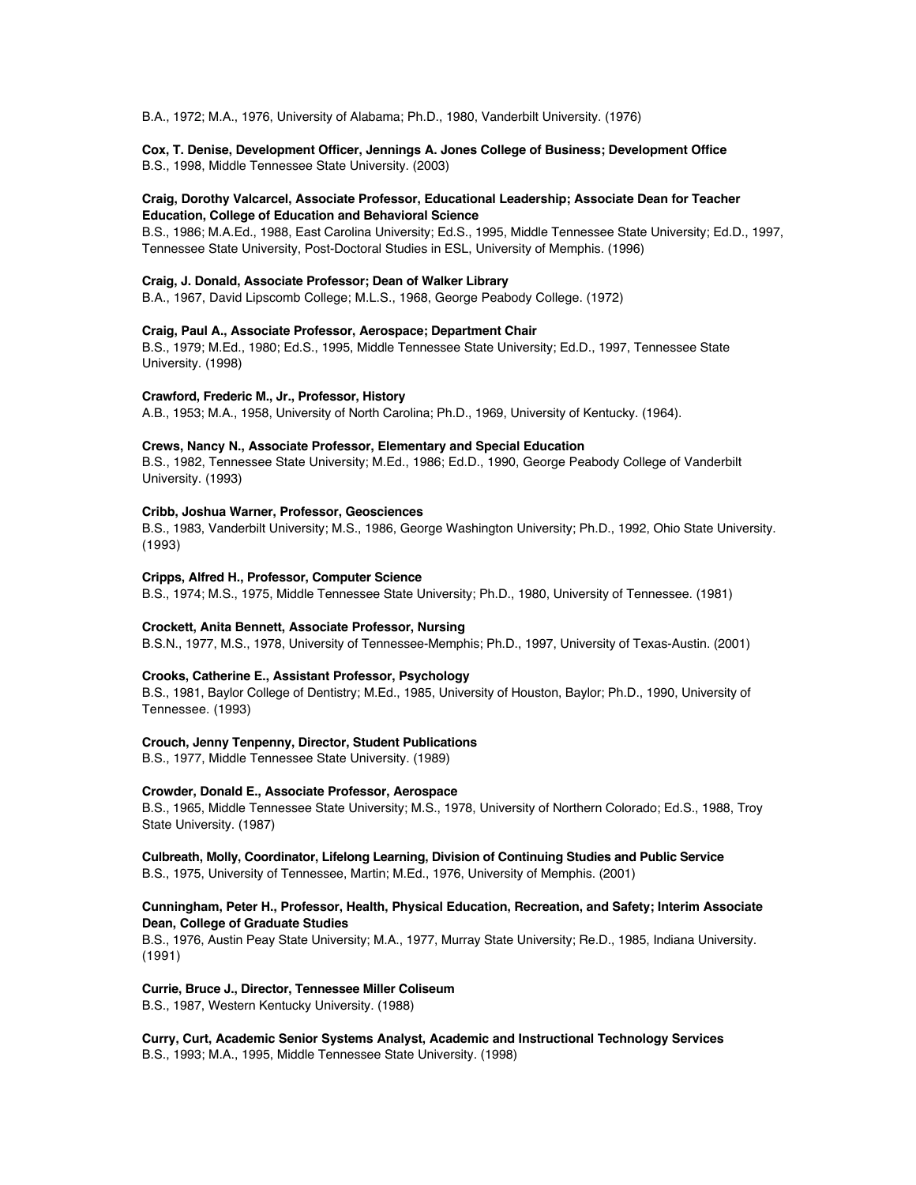B.A., 1972; M.A., 1976, University of Alabama; Ph.D., 1980, Vanderbilt University. (1976)

**Cox, T. Denise, Development Officer, Jennings A. Jones College of Business; Development Office**
B.S., 1998, Middle Tennessee State University. (2003)

**Craig, Dorothy Valcarcel, Associate Professor, Educational Leadership; Associate Dean for Teacher Education, College of Education and Behavioral Science**
B.S., 1986; M.A.Ed., 1988, East Carolina University; Ed.S., 1995, Middle Tennessee State University; Ed.D., 1997, Tennessee State University, Post-Doctoral Studies in ESL, University of Memphis. (1996)

**Craig, J. Donald, Associate Professor; Dean of Walker Library**
B.A., 1967, David Lipscomb College; M.L.S., 1968, George Peabody College. (1972)

**Craig, Paul A., Associate Professor, Aerospace; Department Chair**
B.S., 1979; M.Ed., 1980; Ed.S., 1995, Middle Tennessee State University; Ed.D., 1997, Tennessee State University. (1998)

**Crawford, Frederic M., Jr., Professor, History**
A.B., 1953; M.A., 1958, University of North Carolina; Ph.D., 1969, University of Kentucky. (1964).

**Crews, Nancy N., Associate Professor, Elementary and Special Education**
B.S., 1982, Tennessee State University; M.Ed., 1986; Ed.D., 1990, George Peabody College of Vanderbilt University. (1993)

**Cribb, Joshua Warner, Professor, Geosciences**
B.S., 1983, Vanderbilt University; M.S., 1986, George Washington University; Ph.D., 1992, Ohio State University. (1993)

**Cripps, Alfred H., Professor, Computer Science**
B.S., 1974; M.S., 1975, Middle Tennessee State University; Ph.D., 1980, University of Tennessee. (1981)

**Crockett, Anita Bennett, Associate Professor, Nursing**
B.S.N., 1977, M.S., 1978, University of Tennessee-Memphis; Ph.D., 1997, University of Texas-Austin. (2001)

**Crooks, Catherine E., Assistant Professor, Psychology**
B.S., 1981, Baylor College of Dentistry; M.Ed., 1985, University of Houston, Baylor; Ph.D., 1990, University of Tennessee. (1993)

**Crouch, Jenny Tenpenny, Director, Student Publications**
B.S., 1977, Middle Tennessee State University. (1989)

**Crowder, Donald E., Associate Professor, Aerospace**
B.S., 1965, Middle Tennessee State University; M.S., 1978, University of Northern Colorado; Ed.S., 1988, Troy State University. (1987)

**Culbreath, Molly, Coordinator, Lifelong Learning, Division of Continuing Studies and Public Service**
B.S., 1975, University of Tennessee, Martin; M.Ed., 1976, University of Memphis. (2001)

**Cunningham, Peter H., Professor, Health, Physical Education, Recreation, and Safety; Interim Associate Dean, College of Graduate Studies**
B.S., 1976, Austin Peay State University; M.A., 1977, Murray State University; Re.D., 1985, Indiana University. (1991)

**Currie, Bruce J., Director, Tennessee Miller Coliseum**
B.S., 1987, Western Kentucky University. (1988)

**Curry, Curt, Academic Senior Systems Analyst, Academic and Instructional Technology Services**
B.S., 1993; M.A., 1995, Middle Tennessee State University. (1998)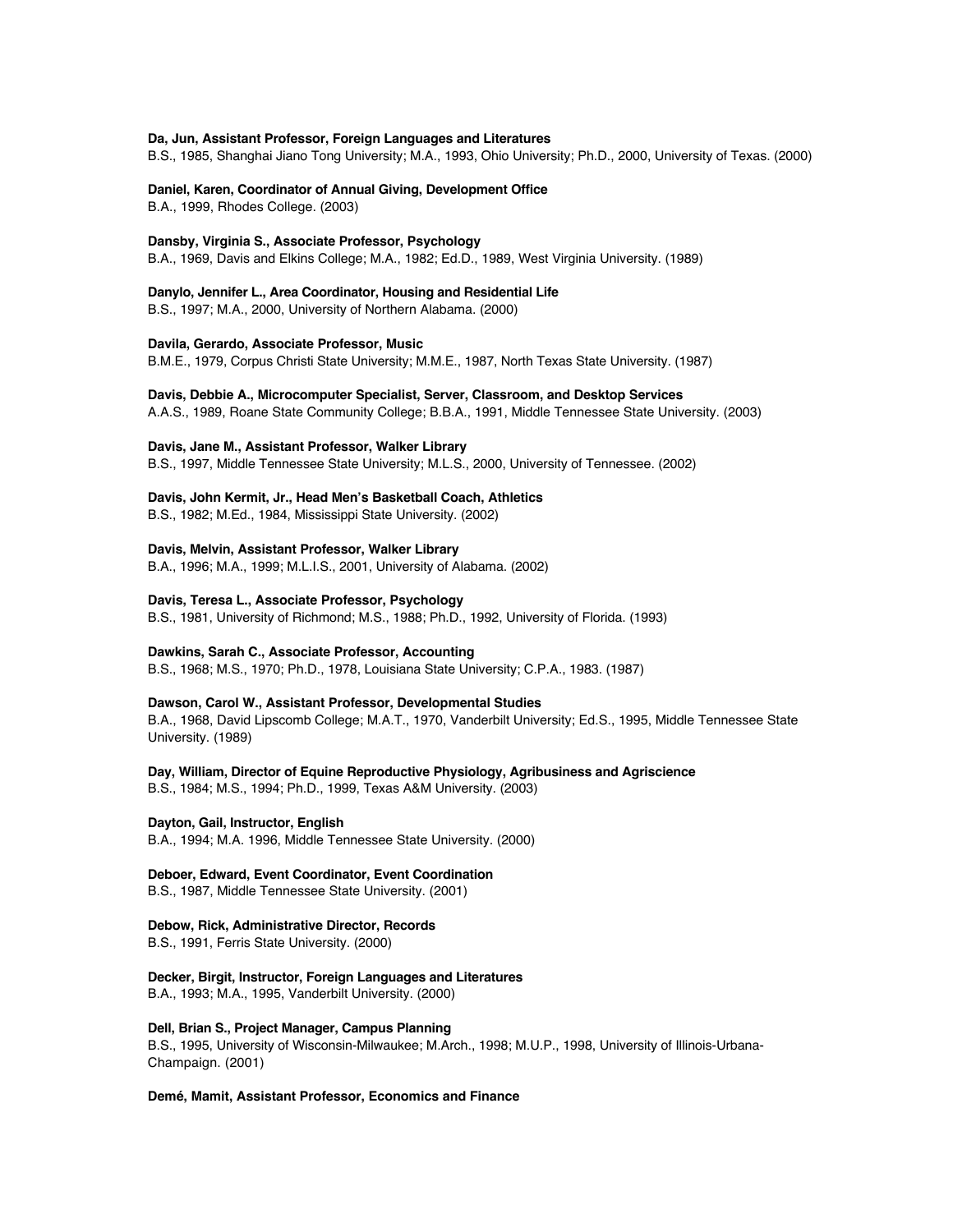**Da, Jun, Assistant Professor, Foreign Languages and Literatures**
B.S., 1985, Shanghai Jiano Tong University; M.A., 1993, Ohio University; Ph.D., 2000, University of Texas. (2000)

**Daniel, Karen, Coordinator of Annual Giving, Development Office**
B.A., 1999, Rhodes College. (2003)

**Dansby, Virginia S., Associate Professor, Psychology**
B.A., 1969, Davis and Elkins College; M.A., 1982; Ed.D., 1989, West Virginia University. (1989)

**Danylo, Jennifer L., Area Coordinator, Housing and Residential Life**
B.S., 1997; M.A., 2000, University of Northern Alabama. (2000)

**Davila, Gerardo, Associate Professor, Music**
B.M.E., 1979, Corpus Christi State University; M.M.E., 1987, North Texas State University. (1987)

**Davis, Debbie A., Microcomputer Specialist, Server, Classroom, and Desktop Services**
A.A.S., 1989, Roane State Community College; B.B.A., 1991, Middle Tennessee State University. (2003)

**Davis, Jane M., Assistant Professor, Walker Library**
B.S., 1997, Middle Tennessee State University; M.L.S., 2000, University of Tennessee. (2002)

**Davis, John Kermit, Jr., Head Men's Basketball Coach, Athletics**
B.S., 1982; M.Ed., 1984, Mississippi State University. (2002)

**Davis, Melvin, Assistant Professor, Walker Library**
B.A., 1996; M.A., 1999; M.L.I.S., 2001, University of Alabama. (2002)

**Davis, Teresa L., Associate Professor, Psychology**
B.S., 1981, University of Richmond; M.S., 1988; Ph.D., 1992, University of Florida. (1993)

**Dawkins, Sarah C., Associate Professor, Accounting**
B.S., 1968; M.S., 1970; Ph.D., 1978, Louisiana State University; C.P.A., 1983. (1987)

**Dawson, Carol W., Assistant Professor, Developmental Studies**
B.A., 1968, David Lipscomb College; M.A.T., 1970, Vanderbilt University; Ed.S., 1995, Middle Tennessee State University. (1989)

**Day, William, Director of Equine Reproductive Physiology, Agribusiness and Agriscience**
B.S., 1984; M.S., 1994; Ph.D., 1999, Texas A&M University. (2003)

**Dayton, Gail, Instructor, English**
B.A., 1994; M.A. 1996, Middle Tennessee State University. (2000)

**Deboer, Edward, Event Coordinator, Event Coordination**
B.S., 1987, Middle Tennessee State University. (2001)

**Debow, Rick, Administrative Director, Records**
B.S., 1991, Ferris State University. (2000)

**Decker, Birgit, Instructor, Foreign Languages and Literatures**
B.A., 1993; M.A., 1995, Vanderbilt University. (2000)

**Dell, Brian S., Project Manager, Campus Planning**
B.S., 1995, University of Wisconsin-Milwaukee; M.Arch., 1998; M.U.P., 1998, University of Illinois-Urbana-Champaign. (2001)

**Demé, Mamit, Assistant Professor, Economics and Finance**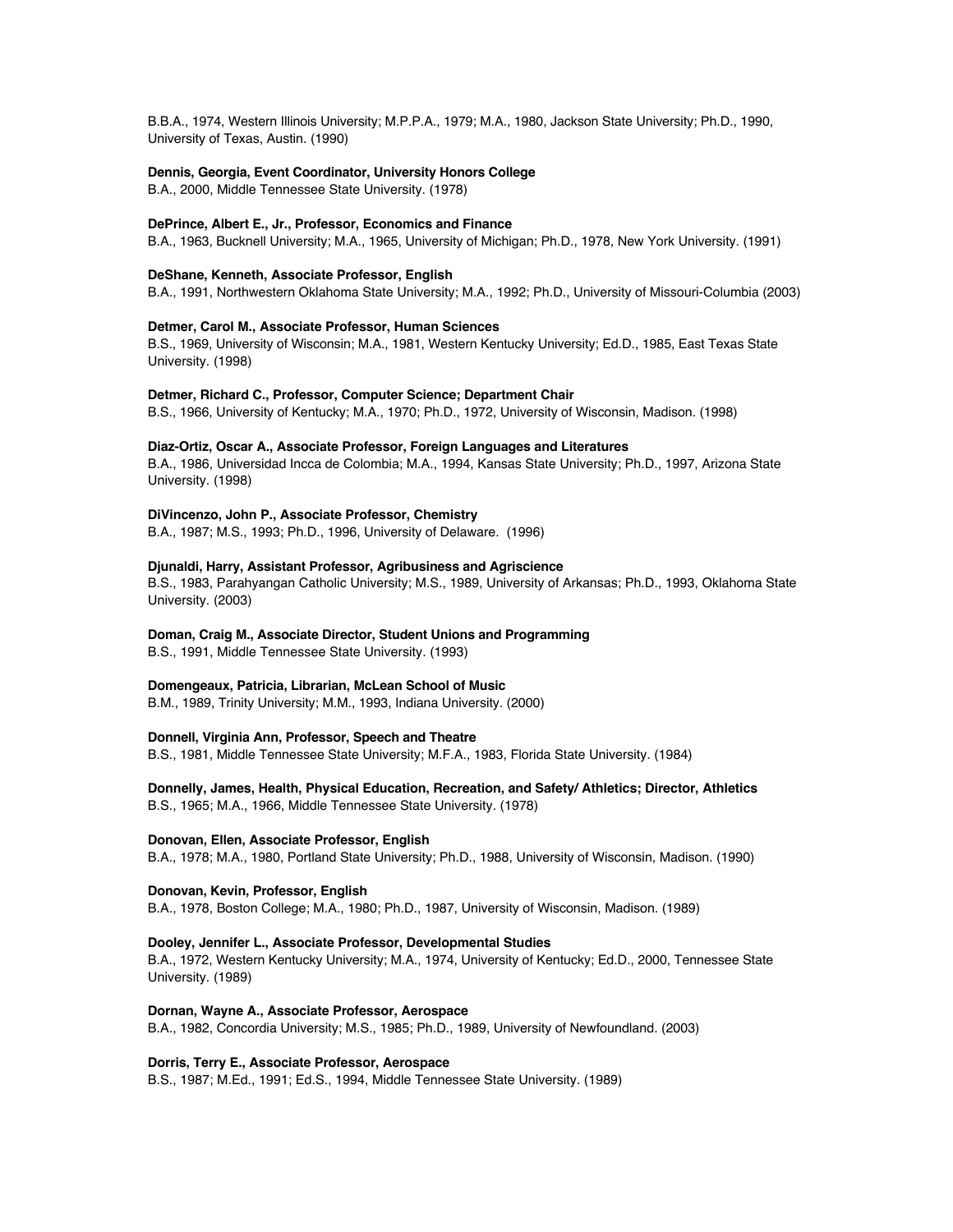B.B.A., 1974, Western Illinois University; M.P.P.A., 1979; M.A., 1980, Jackson State University; Ph.D., 1990, University of Texas, Austin. (1990)

**Dennis, Georgia, Event Coordinator, University Honors College**
B.A., 2000, Middle Tennessee State University. (1978)

**DePrince, Albert E., Jr., Professor, Economics and Finance**
B.A., 1963, Bucknell University; M.A., 1965, University of Michigan; Ph.D., 1978, New York University. (1991)

**DeShane, Kenneth, Associate Professor, English**
B.A., 1991, Northwestern Oklahoma State University; M.A., 1992; Ph.D., University of Missouri-Columbia (2003)

**Detmer, Carol M., Associate Professor, Human Sciences**
B.S., 1969, University of Wisconsin; M.A., 1981, Western Kentucky University; Ed.D., 1985, East Texas State University. (1998)

**Detmer, Richard C., Professor, Computer Science; Department Chair**
B.S., 1966, University of Kentucky; M.A., 1970; Ph.D., 1972, University of Wisconsin, Madison. (1998)

**Diaz-Ortiz, Oscar A., Associate Professor, Foreign Languages and Literatures**
B.A., 1986, Universidad Incca de Colombia; M.A., 1994, Kansas State University; Ph.D., 1997, Arizona State University. (1998)

**DiVincenzo, John P., Associate Professor, Chemistry**
B.A., 1987; M.S., 1993; Ph.D., 1996, University of Delaware. (1996)

**Djunaldi, Harry, Assistant Professor, Agribusiness and Agriscience**
B.S., 1983, Parahyangan Catholic University; M.S., 1989, University of Arkansas; Ph.D., 1993, Oklahoma State University. (2003)

**Doman, Craig M., Associate Director, Student Unions and Programming**
B.S., 1991, Middle Tennessee State University. (1993)

**Domengeaux, Patricia, Librarian, McLean School of Music**
B.M., 1989, Trinity University; M.M., 1993, Indiana University. (2000)

**Donnell, Virginia Ann, Professor, Speech and Theatre**
B.S., 1981, Middle Tennessee State University; M.F.A., 1983, Florida State University. (1984)

**Donnelly, James, Health, Physical Education, Recreation, and Safety/ Athletics; Director, Athletics**
B.S., 1965; M.A., 1966, Middle Tennessee State University. (1978)

**Donovan, Ellen, Associate Professor, English**
B.A., 1978; M.A., 1980, Portland State University; Ph.D., 1988, University of Wisconsin, Madison. (1990)

**Donovan, Kevin, Professor, English**
B.A., 1978, Boston College; M.A., 1980; Ph.D., 1987, University of Wisconsin, Madison. (1989)

**Dooley, Jennifer L., Associate Professor, Developmental Studies**
B.A., 1972, Western Kentucky University; M.A., 1974, University of Kentucky; Ed.D., 2000, Tennessee State University. (1989)

**Dornan, Wayne A., Associate Professor, Aerospace**
B.A., 1982, Concordia University; M.S., 1985; Ph.D., 1989, University of Newfoundland. (2003)

**Dorris, Terry E., Associate Professor, Aerospace**
B.S., 1987; M.Ed., 1991; Ed.S., 1994, Middle Tennessee State University. (1989)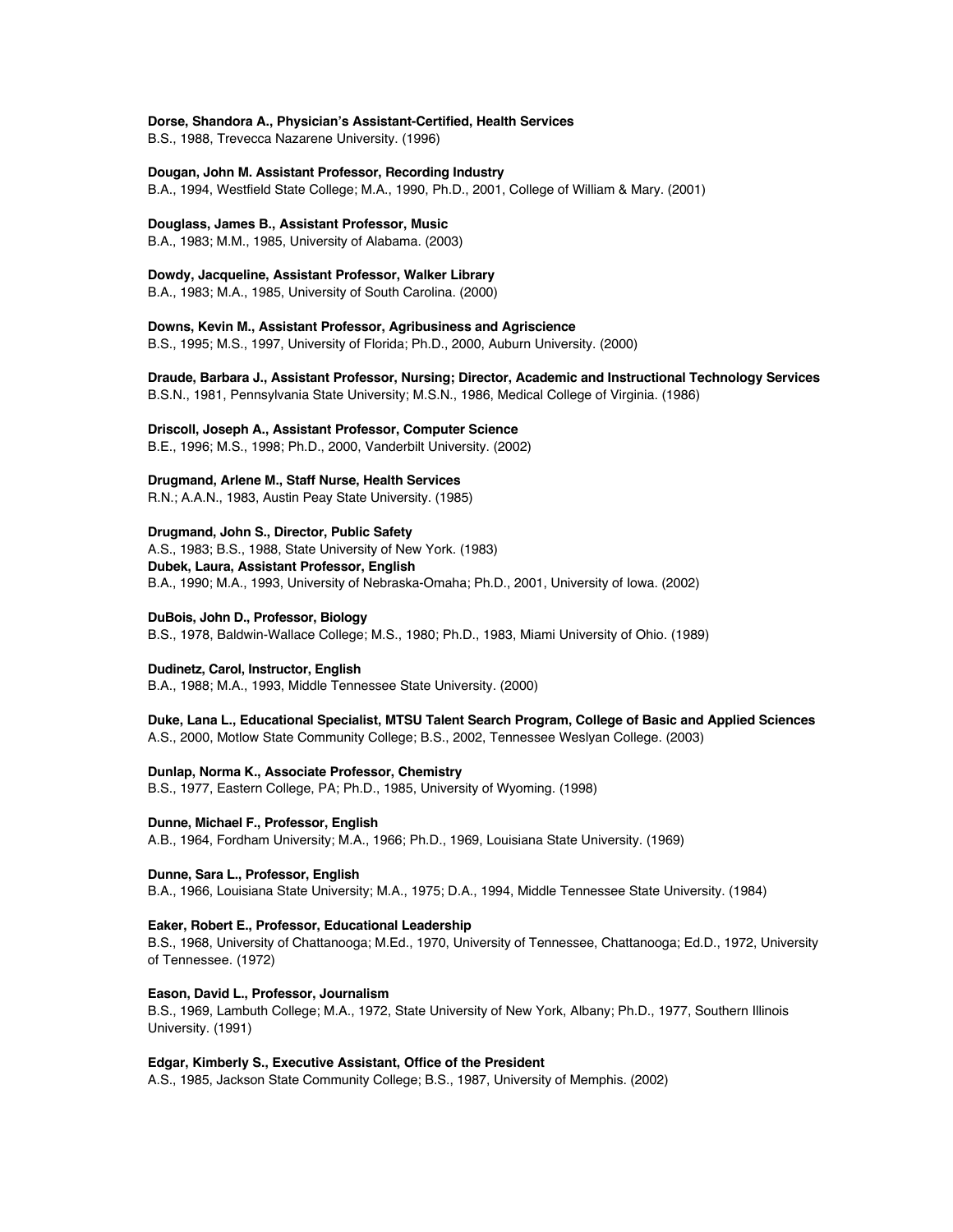**Dorse, Shandora A., Physician's Assistant-Certified, Health Services**
B.S., 1988, Trevecca Nazarene University. (1996)

**Dougan, John M. Assistant Professor, Recording Industry**
B.A., 1994, Westfield State College; M.A., 1990, Ph.D., 2001, College of William & Mary. (2001)

**Douglass, James B., Assistant Professor, Music**
B.A., 1983; M.M., 1985, University of Alabama. (2003)

**Dowdy, Jacqueline, Assistant Professor, Walker Library**
B.A., 1983; M.A., 1985, University of South Carolina. (2000)

**Downs, Kevin M., Assistant Professor, Agribusiness and Agriscience**
B.S., 1995; M.S., 1997, University of Florida; Ph.D., 2000, Auburn University. (2000)

**Draude, Barbara J., Assistant Professor, Nursing; Director, Academic and Instructional Technology Services**
B.S.N., 1981, Pennsylvania State University; M.S.N., 1986, Medical College of Virginia. (1986)

**Driscoll, Joseph A., Assistant Professor, Computer Science**
B.E., 1996; M.S., 1998; Ph.D., 2000, Vanderbilt University. (2002)

**Drugmand, Arlene M., Staff Nurse, Health Services**
R.N.; A.A.N., 1983, Austin Peay State University. (1985)

**Drugmand, John S., Director, Public Safety**
A.S., 1983; B.S., 1988, State University of New York. (1983)

**Dubek, Laura, Assistant Professor, English**
B.A., 1990; M.A., 1993, University of Nebraska-Omaha; Ph.D., 2001, University of Iowa. (2002)

**DuBois, John D., Professor, Biology**
B.S., 1978, Baldwin-Wallace College; M.S., 1980; Ph.D., 1983, Miami University of Ohio. (1989)

**Dudinetz, Carol, Instructor, English**
B.A., 1988; M.A., 1993, Middle Tennessee State University. (2000)

**Duke, Lana L., Educational Specialist, MTSU Talent Search Program, College of Basic and Applied Sciences**
A.S., 2000, Motlow State Community College; B.S., 2002, Tennessee Weslyan College. (2003)

**Dunlap, Norma K., Associate Professor, Chemistry**
B.S., 1977, Eastern College, PA; Ph.D., 1985, University of Wyoming. (1998)

**Dunne, Michael F., Professor, English**
A.B., 1964, Fordham University; M.A., 1966; Ph.D., 1969, Louisiana State University. (1969)

**Dunne, Sara L., Professor, English**
B.A., 1966, Louisiana State University; M.A., 1975; D.A., 1994, Middle Tennessee State University. (1984)

**Eaker, Robert E., Professor, Educational Leadership**
B.S., 1968, University of Chattanooga; M.Ed., 1970, University of Tennessee, Chattanooga; Ed.D., 1972, University of Tennessee. (1972)

**Eason, David L., Professor, Journalism**
B.S., 1969, Lambuth College; M.A., 1972, State University of New York, Albany; Ph.D., 1977, Southern Illinois University. (1991)

**Edgar, Kimberly S., Executive Assistant, Office of the President**
A.S., 1985, Jackson State Community College; B.S., 1987, University of Memphis. (2002)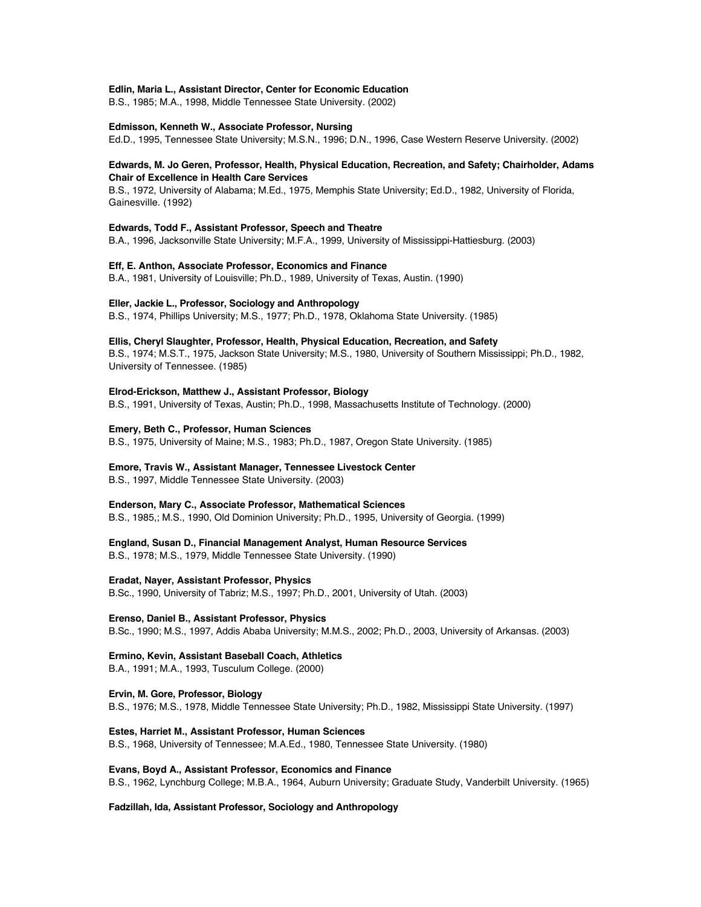**Edlin, Maria L., Assistant Director, Center for Economic Education**
B.S., 1985; M.A., 1998, Middle Tennessee State University. (2002)

**Edmisson, Kenneth W., Associate Professor, Nursing**
Ed.D., 1995, Tennessee State University; M.S.N., 1996; D.N., 1996, Case Western Reserve University. (2002)

**Edwards, M. Jo Geren, Professor, Health, Physical Education, Recreation, and Safety; Chairholder, Adams Chair of Excellence in Health Care Services**
B.S., 1972, University of Alabama; M.Ed., 1975, Memphis State University; Ed.D., 1982, University of Florida, Gainesville. (1992)

**Edwards, Todd F., Assistant Professor, Speech and Theatre**
B.A., 1996, Jacksonville State University; M.F.A., 1999, University of Mississippi-Hattiesburg. (2003)

**Eff, E. Anthon, Associate Professor, Economics and Finance**
B.A., 1981, University of Louisville; Ph.D., 1989, University of Texas, Austin. (1990)

**Eller, Jackie L., Professor, Sociology and Anthropology**
B.S., 1974, Phillips University; M.S., 1977; Ph.D., 1978, Oklahoma State University. (1985)

**Ellis, Cheryl Slaughter, Professor, Health, Physical Education, Recreation, and Safety**
B.S., 1974; M.S.T., 1975, Jackson State University; M.S., 1980, University of Southern Mississippi; Ph.D., 1982, University of Tennessee. (1985)

**Elrod-Erickson, Matthew J., Assistant Professor, Biology**
B.S., 1991, University of Texas, Austin; Ph.D., 1998, Massachusetts Institute of Technology. (2000)

**Emery, Beth C., Professor, Human Sciences**
B.S., 1975, University of Maine; M.S., 1983; Ph.D., 1987, Oregon State University. (1985)

**Emore, Travis W., Assistant Manager, Tennessee Livestock Center**
B.S., 1997, Middle Tennessee State University. (2003)

**Enderson, Mary C., Associate Professor, Mathematical Sciences**
B.S., 1985,; M.S., 1990, Old Dominion University; Ph.D., 1995, University of Georgia. (1999)

**England, Susan D., Financial Management Analyst, Human Resource Services**
B.S., 1978; M.S., 1979, Middle Tennessee State University. (1990)

**Eradat, Nayer, Assistant Professor, Physics**
B.Sc., 1990, University of Tabriz; M.S., 1997; Ph.D., 2001, University of Utah. (2003)

**Erenso, Daniel B., Assistant Professor, Physics**
B.Sc., 1990; M.S., 1997, Addis Ababa University; M.M.S., 2002; Ph.D., 2003, University of Arkansas. (2003)

**Ermino, Kevin, Assistant Baseball Coach, Athletics**
B.A., 1991; M.A., 1993, Tusculum College. (2000)

**Ervin, M. Gore, Professor, Biology**
B.S., 1976; M.S., 1978, Middle Tennessee State University; Ph.D., 1982, Mississippi State University. (1997)

**Estes, Harriet M., Assistant Professor, Human Sciences**
B.S., 1968, University of Tennessee; M.A.Ed., 1980, Tennessee State University. (1980)

**Evans, Boyd A., Assistant Professor, Economics and Finance**
B.S., 1962, Lynchburg College; M.B.A., 1964, Auburn University; Graduate Study, Vanderbilt University. (1965)

**Fadzillah, Ida, Assistant Professor, Sociology and Anthropology**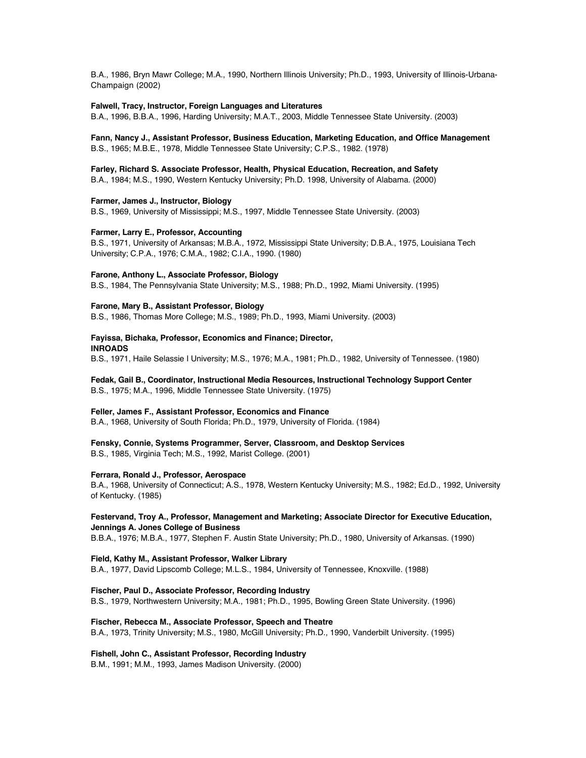B.A., 1986, Bryn Mawr College; M.A., 1990, Northern Illinois University; Ph.D., 1993, University of Illinois-Urbana-Champaign (2002)

**Falwell, Tracy, Instructor, Foreign Languages and Literatures**
B.A., 1996, B.B.A., 1996, Harding University; M.A.T., 2003, Middle Tennessee State University. (2003)

**Fann, Nancy J., Assistant Professor, Business Education, Marketing Education, and Office Management**
B.S., 1965; M.B.E., 1978, Middle Tennessee State University; C.P.S., 1982. (1978)

**Farley, Richard S. Associate Professor, Health, Physical Education, Recreation, and Safety**
B.A., 1984; M.S., 1990, Western Kentucky University; Ph.D. 1998, University of Alabama. (2000)

**Farmer, James J., Instructor, Biology**
B.S., 1969, University of Mississippi; M.S., 1997, Middle Tennessee State University. (2003)

**Farmer, Larry E., Professor, Accounting**
B.S., 1971, University of Arkansas; M.B.A., 1972, Mississippi State University; D.B.A., 1975, Louisiana Tech University; C.P.A., 1976; C.M.A., 1982; C.I.A., 1990. (1980)

**Farone, Anthony L., Associate Professor, Biology**
B.S., 1984, The Pennsylvania State University; M.S., 1988; Ph.D., 1992, Miami University. (1995)

**Farone, Mary B., Assistant Professor, Biology**
B.S., 1986, Thomas More College; M.S., 1989; Ph.D., 1993, Miami University. (2003)

**Fayissa, Bichaka, Professor, Economics and Finance; Director, INROADS**
B.S., 1971, Haile Selassie I University; M.S., 1976; M.A., 1981; Ph.D., 1982, University of Tennessee. (1980)

**Fedak, Gail B., Coordinator, Instructional Media Resources, Instructional Technology Support Center**
B.S., 1975; M.A., 1996, Middle Tennessee State University. (1975)

**Feller, James F., Assistant Professor, Economics and Finance**
B.A., 1968, University of South Florida; Ph.D., 1979, University of Florida. (1984)

**Fensky, Connie, Systems Programmer, Server, Classroom, and Desktop Services**
B.S., 1985, Virginia Tech; M.S., 1992, Marist College. (2001)

**Ferrara, Ronald J., Professor, Aerospace**
B.A., 1968, University of Connecticut; A.S., 1978, Western Kentucky University; M.S., 1982; Ed.D., 1992, University of Kentucky. (1985)

**Festervand, Troy A., Professor, Management and Marketing; Associate Director for Executive Education, Jennings A. Jones College of Business**
B.B.A., 1976; M.B.A., 1977, Stephen F. Austin State University; Ph.D., 1980, University of Arkansas. (1990)

**Field, Kathy M., Assistant Professor, Walker Library**
B.A., 1977, David Lipscomb College; M.L.S., 1984, University of Tennessee, Knoxville. (1988)

**Fischer, Paul D., Associate Professor, Recording Industry**
B.S., 1979, Northwestern University; M.A., 1981; Ph.D., 1995, Bowling Green State University. (1996)

**Fischer, Rebecca M., Associate Professor, Speech and Theatre**
B.A., 1973, Trinity University; M.S., 1980, McGill University; Ph.D., 1990, Vanderbilt University. (1995)

**Fishell, John C., Assistant Professor, Recording Industry**
B.M., 1991; M.M., 1993, James Madison University. (2000)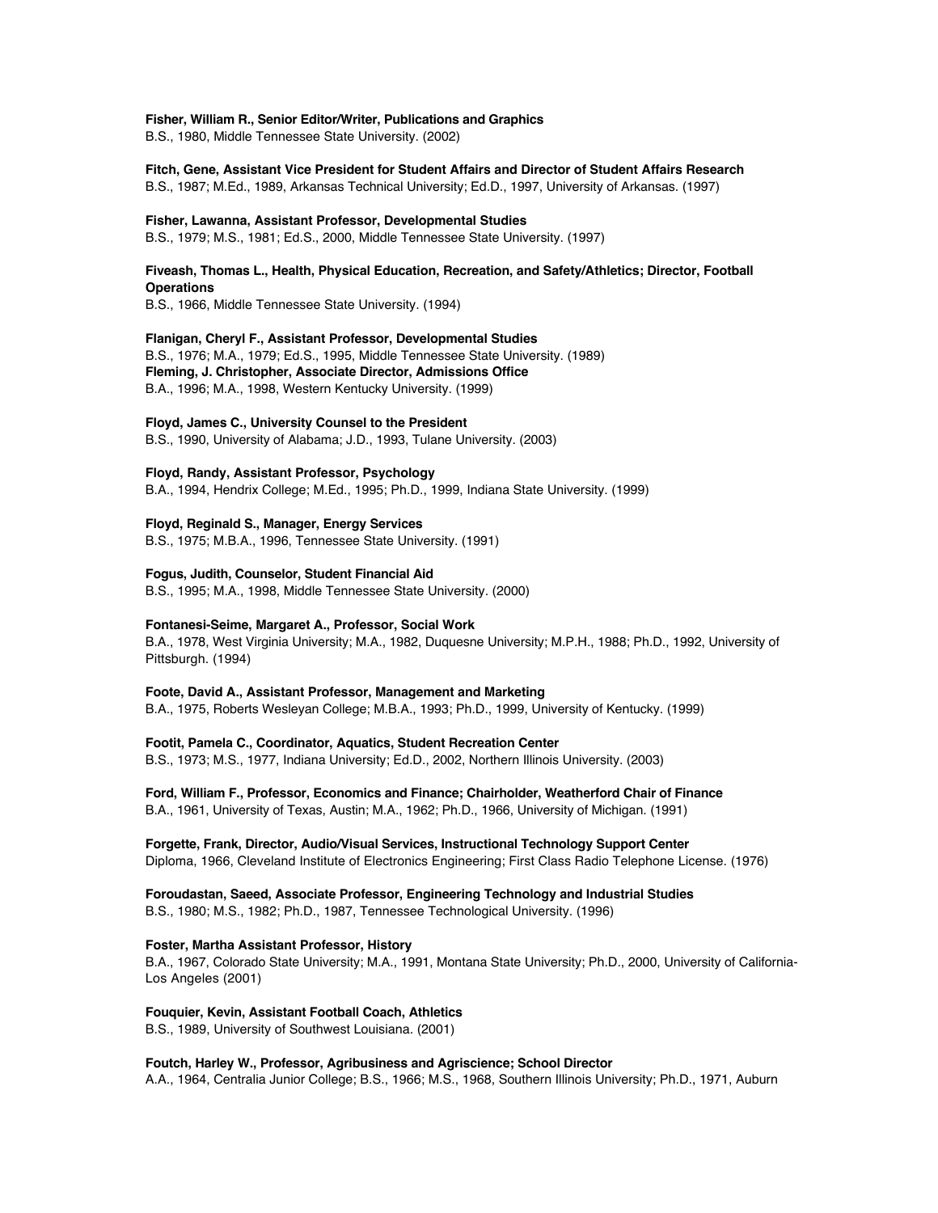**Fisher, William R., Senior Editor/Writer, Publications and Graphics**
B.S., 1980, Middle Tennessee State University. (2002)

**Fitch, Gene, Assistant Vice President for Student Affairs and Director of Student Affairs Research**
B.S., 1987; M.Ed., 1989, Arkansas Technical University; Ed.D., 1997, University of Arkansas. (1997)

**Fisher, Lawanna, Assistant Professor, Developmental Studies**
B.S., 1979; M.S., 1981; Ed.S., 2000, Middle Tennessee State University. (1997)

**Fiveash, Thomas L., Health, Physical Education, Recreation, and Safety/Athletics; Director, Football Operations**
B.S., 1966, Middle Tennessee State University. (1994)

**Flanigan, Cheryl F., Assistant Professor, Developmental Studies**
B.S., 1976; M.A., 1979; Ed.S., 1995, Middle Tennessee State University. (1989)

**Fleming, J. Christopher, Associate Director, Admissions Office**
B.A., 1996; M.A., 1998, Western Kentucky University. (1999)

**Floyd, James C., University Counsel to the President**
B.S., 1990, University of Alabama; J.D., 1993, Tulane University. (2003)

**Floyd, Randy, Assistant Professor, Psychology**
B.A., 1994, Hendrix College; M.Ed., 1995; Ph.D., 1999, Indiana State University. (1999)

**Floyd, Reginald S., Manager, Energy Services**
B.S., 1975; M.B.A., 1996, Tennessee State University. (1991)

**Fogus, Judith, Counselor, Student Financial Aid**
B.S., 1995; M.A., 1998, Middle Tennessee State University. (2000)

**Fontanesi-Seime, Margaret A., Professor, Social Work**
B.A., 1978, West Virginia University; M.A., 1982, Duquesne University; M.P.H., 1988; Ph.D., 1992, University of Pittsburgh. (1994)

**Foote, David A., Assistant Professor, Management and Marketing**
B.A., 1975, Roberts Wesleyan College; M.B.A., 1993; Ph.D., 1999, University of Kentucky. (1999)

**Footit, Pamela C., Coordinator, Aquatics, Student Recreation Center**
B.S., 1973; M.S., 1977, Indiana University; Ed.D., 2002, Northern Illinois University. (2003)

**Ford, William F., Professor, Economics and Finance; Chairholder, Weatherford Chair of Finance**
B.A., 1961, University of Texas, Austin; M.A., 1962; Ph.D., 1966, University of Michigan. (1991)

**Forgette, Frank, Director, Audio/Visual Services, Instructional Technology Support Center**
Diploma, 1966, Cleveland Institute of Electronics Engineering; First Class Radio Telephone License. (1976)

**Foroudastan, Saeed, Associate Professor, Engineering Technology and Industrial Studies**
B.S., 1980; M.S., 1982; Ph.D., 1987, Tennessee Technological University. (1996)

**Foster, Martha Assistant Professor, History**
B.A., 1967, Colorado State University; M.A., 1991, Montana State University; Ph.D., 2000, University of California-Los Angeles (2001)

**Fouquier, Kevin, Assistant Football Coach, Athletics**
B.S., 1989, University of Southwest Louisiana. (2001)

**Foutch, Harley W., Professor, Agribusiness and Agriscience; School Director**
A.A., 1964, Centralia Junior College; B.S., 1966; M.S., 1968, Southern Illinois University; Ph.D., 1971, Auburn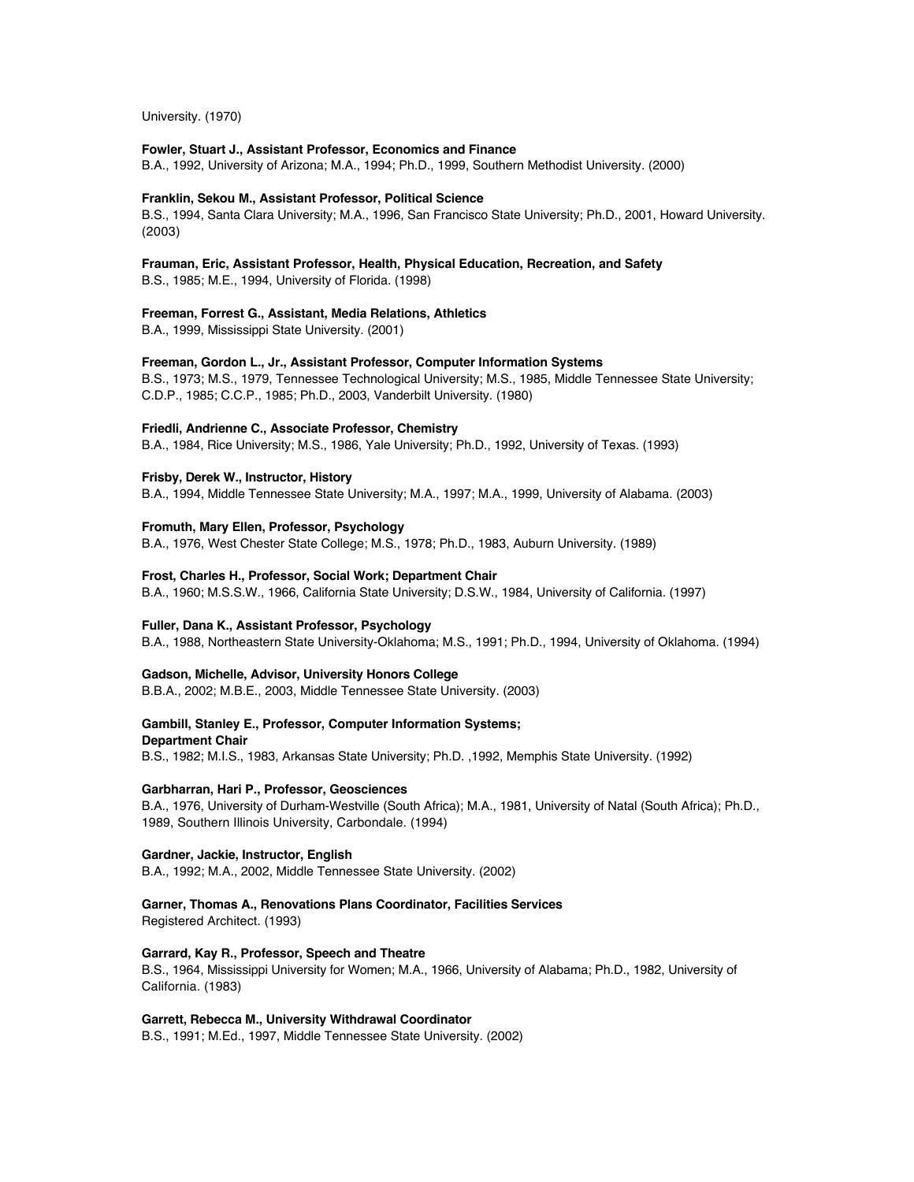University. (1970)

**Fowler, Stuart J., Assistant Professor, Economics and Finance**
B.A., 1992, University of Arizona; M.A., 1994; Ph.D., 1999, Southern Methodist University. (2000)

**Franklin, Sekou M., Assistant Professor, Political Science**
B.S., 1994, Santa Clara University; M.A., 1996, San Francisco State University; Ph.D., 2001, Howard University. (2003)

**Frauman, Eric, Assistant Professor, Health, Physical Education, Recreation, and Safety**
B.S., 1985; M.E., 1994, University of Florida. (1998)

**Freeman, Forrest G., Assistant, Media Relations, Athletics**
B.A., 1999, Mississippi State University. (2001)

**Freeman, Gordon L., Jr., Assistant Professor, Computer Information Systems**
B.S., 1973; M.S., 1979, Tennessee Technological University; M.S., 1985, Middle Tennessee State University; C.D.P., 1985; C.C.P., 1985; Ph.D., 2003, Vanderbilt University. (1980)

**Friedli, Andrienne C., Associate Professor, Chemistry**
B.A., 1984, Rice University; M.S., 1986, Yale University; Ph.D., 1992, University of Texas. (1993)

**Frisby, Derek W., Instructor, History**
B.A., 1994, Middle Tennessee State University; M.A., 1997; M.A., 1999, University of Alabama. (2003)

**Fromuth, Mary Ellen, Professor, Psychology**
B.A., 1976, West Chester State College; M.S., 1978; Ph.D., 1983, Auburn University. (1989)

**Frost, Charles H., Professor, Social Work; Department Chair**
B.A., 1960; M.S.S.W., 1966, California State University; D.S.W., 1984, University of California. (1997)

**Fuller, Dana K., Assistant Professor, Psychology**
B.A., 1988, Northeastern State University-Oklahoma; M.S., 1991; Ph.D., 1994, University of Oklahoma. (1994)

**Gadson, Michelle, Advisor, University Honors College**
B.B.A., 2002; M.B.E., 2003, Middle Tennessee State University. (2003)

**Gambill, Stanley E., Professor, Computer Information Systems; Department Chair**
B.S., 1982; M.I.S., 1983, Arkansas State University; Ph.D. ,1992, Memphis State University. (1992)

**Garbharran, Hari P., Professor, Geosciences**
B.A., 1976, University of Durham-Westville (South Africa); M.A., 1981, University of Natal (South Africa); Ph.D., 1989, Southern Illinois University, Carbondale. (1994)

**Gardner, Jackie, Instructor, English**
B.A., 1992; M.A., 2002, Middle Tennessee State University. (2002)

**Garner, Thomas A., Renovations Plans Coordinator, Facilities Services**
Registered Architect. (1993)

**Garrard, Kay R., Professor, Speech and Theatre**
B.S., 1964, Mississippi University for Women; M.A., 1966, University of Alabama; Ph.D., 1982, University of California. (1983)

**Garrett, Rebecca M., University Withdrawal Coordinator**
B.S., 1991; M.Ed., 1997, Middle Tennessee State University. (2002)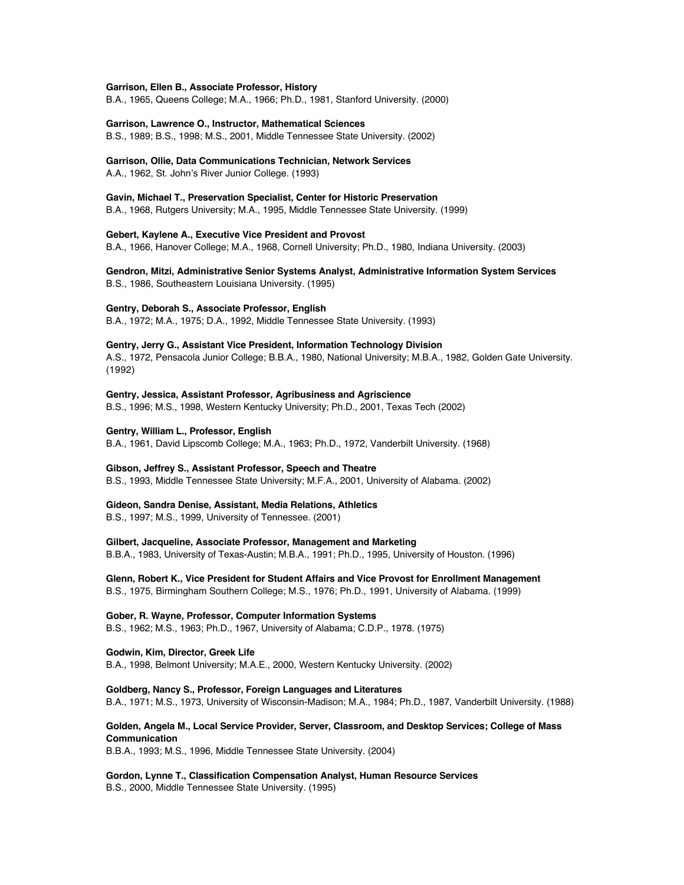**Garrison, Ellen B., Associate Professor, History**
B.A., 1965, Queens College; M.A., 1966; Ph.D., 1981, Stanford University. (2000)

**Garrison, Lawrence O., Instructor, Mathematical Sciences**
B.S., 1989; B.S., 1998; M.S., 2001, Middle Tennessee State University. (2002)

**Garrison, Ollie, Data Communications Technician, Network Services**
A.A., 1962, St. John's River Junior College. (1993)

**Gavin, Michael T., Preservation Specialist, Center for Historic Preservation**
B.A., 1968, Rutgers University; M.A., 1995, Middle Tennessee State University. (1999)

**Gebert, Kaylene A., Executive Vice President and Provost**
B.A., 1966, Hanover College; M.A., 1968, Cornell University; Ph.D., 1980, Indiana University. (2003)

**Gendron, Mitzi, Administrative Senior Systems Analyst, Administrative Information System Services**
B.S., 1986, Southeastern Louisiana University. (1995)

**Gentry, Deborah S., Associate Professor, English**
B.A., 1972; M.A., 1975; D.A., 1992, Middle Tennessee State University. (1993)

**Gentry, Jerry G., Assistant Vice President, Information Technology Division**
A.S., 1972, Pensacola Junior College; B.B.A., 1980, National University; M.B.A., 1982, Golden Gate University. (1992)

**Gentry, Jessica, Assistant Professor, Agribusiness and Agriscience**
B.S., 1996; M.S., 1998, Western Kentucky University; Ph.D., 2001, Texas Tech (2002)

**Gentry, William L., Professor, English**
B.A., 1961, David Lipscomb College; M.A., 1963; Ph.D., 1972, Vanderbilt University. (1968)

**Gibson, Jeffrey S., Assistant Professor, Speech and Theatre**
B.S., 1993, Middle Tennessee State University; M.F.A., 2001, University of Alabama. (2002)

**Gideon, Sandra Denise, Assistant, Media Relations, Athletics**
B.S., 1997; M.S., 1999, University of Tennessee. (2001)

**Gilbert, Jacqueline, Associate Professor, Management and Marketing**
B.B.A., 1983, University of Texas-Austin; M.B.A., 1991; Ph.D., 1995, University of Houston. (1996)

**Glenn, Robert K., Vice President for Student Affairs and Vice Provost for Enrollment Management**
B.S., 1975, Birmingham Southern College; M.S., 1976; Ph.D., 1991, University of Alabama. (1999)

**Gober, R. Wayne, Professor, Computer Information Systems**
B.S., 1962; M.S., 1963; Ph.D., 1967, University of Alabama; C.D.P., 1978. (1975)

**Godwin, Kim, Director, Greek Life**
B.A., 1998, Belmont University; M.A.E., 2000, Western Kentucky University. (2002)

**Goldberg, Nancy S., Professor, Foreign Languages and Literatures**
B.A., 1971; M.S., 1973, University of Wisconsin-Madison; M.A., 1984; Ph.D., 1987, Vanderbilt University. (1988)

**Golden, Angela M., Local Service Provider, Server, Classroom, and Desktop Services; College of Mass Communication**
B.B.A., 1993; M.S., 1996, Middle Tennessee State University. (2004)

**Gordon, Lynne T., Classification Compensation Analyst, Human Resource Services**
B.S., 2000, Middle Tennessee State University. (1995)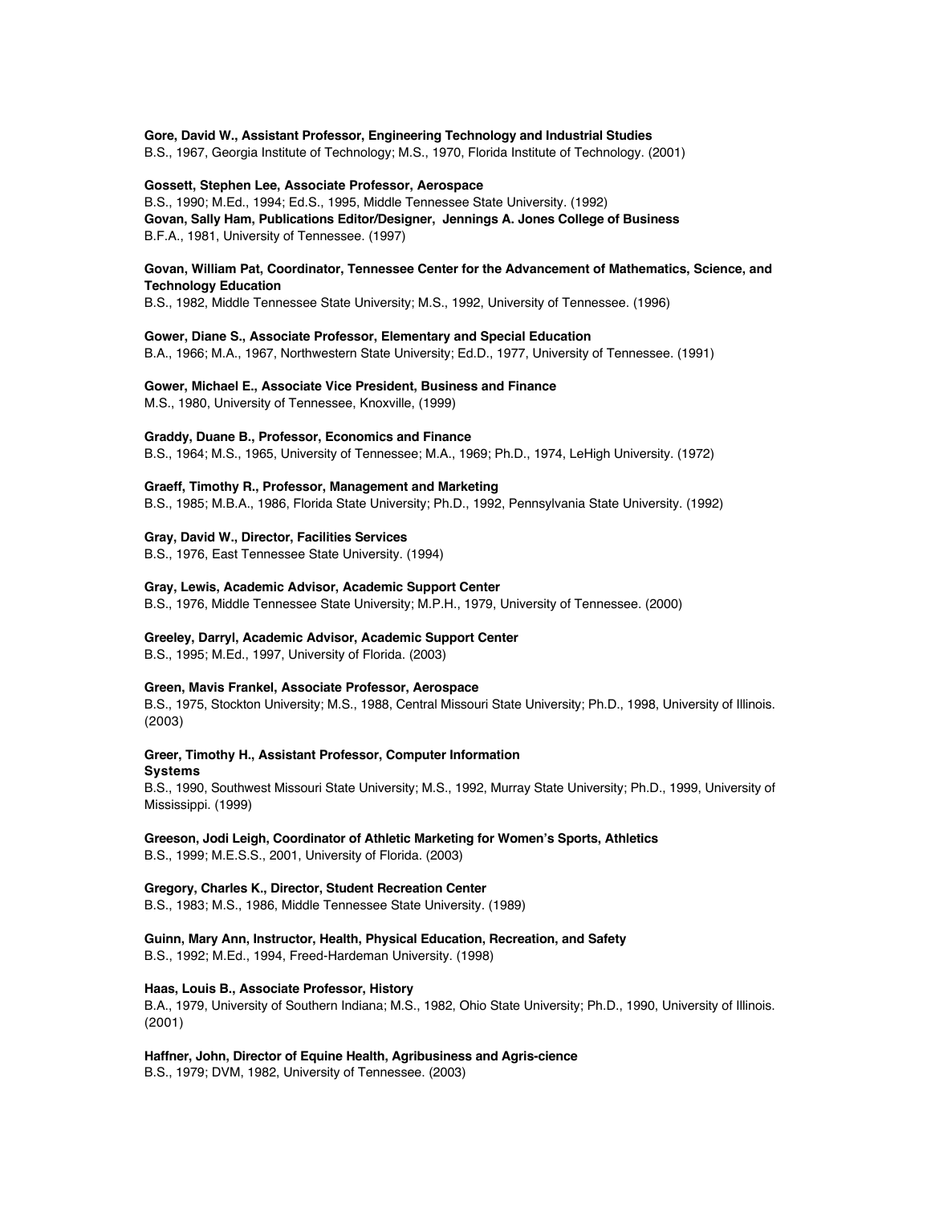**Gore, David W., Assistant Professor, Engineering Technology and Industrial Studies**
B.S., 1967, Georgia Institute of Technology; M.S., 1970, Florida Institute of Technology. (2001)

**Gossett, Stephen Lee, Associate Professor, Aerospace**
B.S., 1990; M.Ed., 1994; Ed.S., 1995, Middle Tennessee State University. (1992)

**Govan, Sally Ham, Publications Editor/Designer, Jennings A. Jones College of Business**
B.F.A., 1981, University of Tennessee. (1997)

**Govan, William Pat, Coordinator, Tennessee Center for the Advancement of Mathematics, Science, and Technology Education**
B.S., 1982, Middle Tennessee State University; M.S., 1992, University of Tennessee. (1996)

**Gower, Diane S., Associate Professor, Elementary and Special Education**
B.A., 1966; M.A., 1967, Northwestern State University; Ed.D., 1977, University of Tennessee. (1991)

**Gower, Michael E., Associate Vice President, Business and Finance**
M.S., 1980, University of Tennessee, Knoxville, (1999)

**Graddy, Duane B., Professor, Economics and Finance**
B.S., 1964; M.S., 1965, University of Tennessee; M.A., 1969; Ph.D., 1974, LeHigh University. (1972)

**Graeff, Timothy R., Professor, Management and Marketing**
B.S., 1985; M.B.A., 1986, Florida State University; Ph.D., 1992, Pennsylvania State University. (1992)

**Gray, David W., Director, Facilities Services**
B.S., 1976, East Tennessee State University. (1994)

**Gray, Lewis, Academic Advisor, Academic Support Center**
B.S., 1976, Middle Tennessee State University; M.P.H., 1979, University of Tennessee. (2000)

**Greeley, Darryl, Academic Advisor, Academic Support Center**
B.S., 1995; M.Ed., 1997, University of Florida. (2003)

**Green, Mavis Frankel, Associate Professor, Aerospace**
B.S., 1975, Stockton University; M.S., 1988, Central Missouri State University; Ph.D., 1998, University of Illinois. (2003)

**Greer, Timothy H., Assistant Professor, Computer Information Systems**
B.S., 1990, Southwest Missouri State University; M.S., 1992, Murray State University; Ph.D., 1999, University of Mississippi. (1999)

**Greeson, Jodi Leigh, Coordinator of Athletic Marketing for Women's Sports, Athletics**
B.S., 1999; M.E.S.S., 2001, University of Florida. (2003)

**Gregory, Charles K., Director, Student Recreation Center**
B.S., 1983; M.S., 1986, Middle Tennessee State University. (1989)

**Guinn, Mary Ann, Instructor, Health, Physical Education, Recreation, and Safety**
B.S., 1992; M.Ed., 1994, Freed-Hardeman University. (1998)

**Haas, Louis B., Associate Professor, History**
B.A., 1979, University of Southern Indiana; M.S., 1982, Ohio State University; Ph.D., 1990, University of Illinois. (2001)

**Haffner, John, Director of Equine Health, Agribusiness and Agris-cience**
B.S., 1979; DVM, 1982, University of Tennessee. (2003)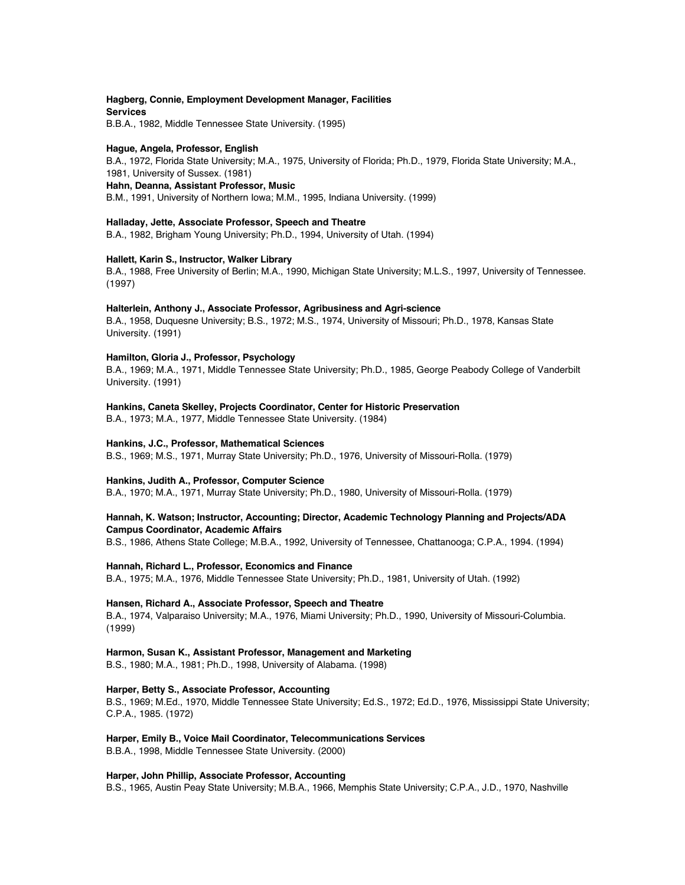**Hagberg, Connie, Employment Development Manager, Facilities Services**
B.B.A., 1982, Middle Tennessee State University. (1995)

**Hague, Angela, Professor, English**
B.A., 1972, Florida State University; M.A., 1975, University of Florida; Ph.D., 1979, Florida State University; M.A., 1981, University of Sussex. (1981)

**Hahn, Deanna, Assistant Professor, Music**
B.M., 1991, University of Northern Iowa; M.M., 1995, Indiana University. (1999)

**Halladay, Jette, Associate Professor, Speech and Theatre**
B.A., 1982, Brigham Young University; Ph.D., 1994, University of Utah. (1994)

**Hallett, Karin S., Instructor, Walker Library**
B.A., 1988, Free University of Berlin; M.A., 1990, Michigan State University; M.L.S., 1997, University of Tennessee. (1997)

**Halterlein, Anthony J., Associate Professor, Agribusiness and Agri-science**
B.A., 1958, Duquesne University; B.S., 1972; M.S., 1974, University of Missouri; Ph.D., 1978, Kansas State University. (1991)

**Hamilton, Gloria J., Professor, Psychology**
B.A., 1969; M.A., 1971, Middle Tennessee State University; Ph.D., 1985, George Peabody College of Vanderbilt University. (1991)

**Hankins, Caneta Skelley, Projects Coordinator, Center for Historic Preservation**
B.A., 1973; M.A., 1977, Middle Tennessee State University. (1984)

**Hankins, J.C., Professor, Mathematical Sciences**
B.S., 1969; M.S., 1971, Murray State University; Ph.D., 1976, University of Missouri-Rolla. (1979)

**Hankins, Judith A., Professor, Computer Science**
B.A., 1970; M.A., 1971, Murray State University; Ph.D., 1980, University of Missouri-Rolla. (1979)

**Hannah, K. Watson; Instructor, Accounting; Director, Academic Technology Planning and Projects/ADA Campus Coordinator, Academic Affairs**
B.S., 1986, Athens State College; M.B.A., 1992, University of Tennessee, Chattanooga; C.P.A., 1994. (1994)

**Hannah, Richard L., Professor, Economics and Finance**
B.A., 1975; M.A., 1976, Middle Tennessee State University; Ph.D., 1981, University of Utah. (1992)

**Hansen, Richard A., Associate Professor, Speech and Theatre**
B.A., 1974, Valparaiso University; M.A., 1976, Miami University; Ph.D., 1990, University of Missouri-Columbia. (1999)

**Harmon, Susan K., Assistant Professor, Management and Marketing**
B.S., 1980; M.A., 1981; Ph.D., 1998, University of Alabama. (1998)

**Harper, Betty S., Associate Professor, Accounting**
B.S., 1969; M.Ed., 1970, Middle Tennessee State University; Ed.S., 1972; Ed.D., 1976, Mississippi State University; C.P.A., 1985. (1972)

**Harper, Emily B., Voice Mail Coordinator, Telecommunications Services**
B.B.A., 1998, Middle Tennessee State University. (2000)

**Harper, John Phillip, Associate Professor, Accounting**
B.S., 1965, Austin Peay State University; M.B.A., 1966, Memphis State University; C.P.A., J.D., 1970, Nashville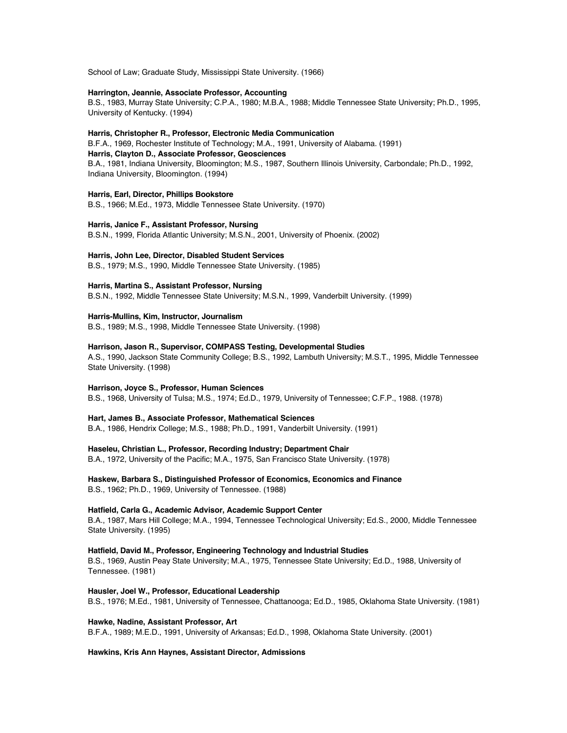School of Law; Graduate Study, Mississippi State University. (1966)

**Harrington, Jeannie, Associate Professor, Accounting**
B.S., 1983, Murray State University; C.P.A., 1980; M.B.A., 1988; Middle Tennessee State University; Ph.D., 1995, University of Kentucky. (1994)

**Harris, Christopher R., Professor, Electronic Media Communication**
B.F.A., 1969, Rochester Institute of Technology; M.A., 1991, University of Alabama. (1991)
**Harris, Clayton D., Associate Professor, Geosciences**
B.A., 1981, Indiana University, Bloomington; M.S., 1987, Southern Illinois University, Carbondale; Ph.D., 1992, Indiana University, Bloomington. (1994)

**Harris, Earl, Director, Phillips Bookstore**
B.S., 1966; M.Ed., 1973, Middle Tennessee State University. (1970)

**Harris, Janice F., Assistant Professor, Nursing**
B.S.N., 1999, Florida Atlantic University; M.S.N., 2001, University of Phoenix. (2002)

**Harris, John Lee, Director, Disabled Student Services**
B.S., 1979; M.S., 1990, Middle Tennessee State University. (1985)

**Harris, Martina S., Assistant Professor, Nursing**
B.S.N., 1992, Middle Tennessee State University; M.S.N., 1999, Vanderbilt University. (1999)

**Harris-Mullins, Kim, Instructor, Journalism**
B.S., 1989; M.S., 1998, Middle Tennessee State University. (1998)

**Harrison, Jason R., Supervisor, COMPASS Testing, Developmental Studies**
A.S., 1990, Jackson State Community College; B.S., 1992, Lambuth University; M.S.T., 1995, Middle Tennessee State University. (1998)

**Harrison, Joyce S., Professor, Human Sciences**
B.S., 1968, University of Tulsa; M.S., 1974; Ed.D., 1979, University of Tennessee; C.F.P., 1988. (1978)

**Hart, James B., Associate Professor, Mathematical Sciences**
B.A., 1986, Hendrix College; M.S., 1988; Ph.D., 1991, Vanderbilt University. (1991)

**Haseleu, Christian L., Professor, Recording Industry; Department Chair**
B.A., 1972, University of the Pacific; M.A., 1975, San Francisco State University. (1978)

**Haskew, Barbara S., Distinguished Professor of Economics, Economics and Finance**
B.S., 1962; Ph.D., 1969, University of Tennessee. (1988)

**Hatfield, Carla G., Academic Advisor, Academic Support Center**
B.A., 1987, Mars Hill College; M.A., 1994, Tennessee Technological University; Ed.S., 2000, Middle Tennessee State University. (1995)

**Hatfield, David M., Professor, Engineering Technology and Industrial Studies**
B.S., 1969, Austin Peay State University; M.A., 1975, Tennessee State University; Ed.D., 1988, University of Tennessee. (1981)

**Hausler, Joel W., Professor, Educational Leadership**
B.S., 1976; M.Ed., 1981, University of Tennessee, Chattanooga; Ed.D., 1985, Oklahoma State University. (1981)

**Hawke, Nadine, Assistant Professor, Art**
B.F.A., 1989; M.E.D., 1991, University of Arkansas; Ed.D., 1998, Oklahoma State University. (2001)

**Hawkins, Kris Ann Haynes, Assistant Director, Admissions**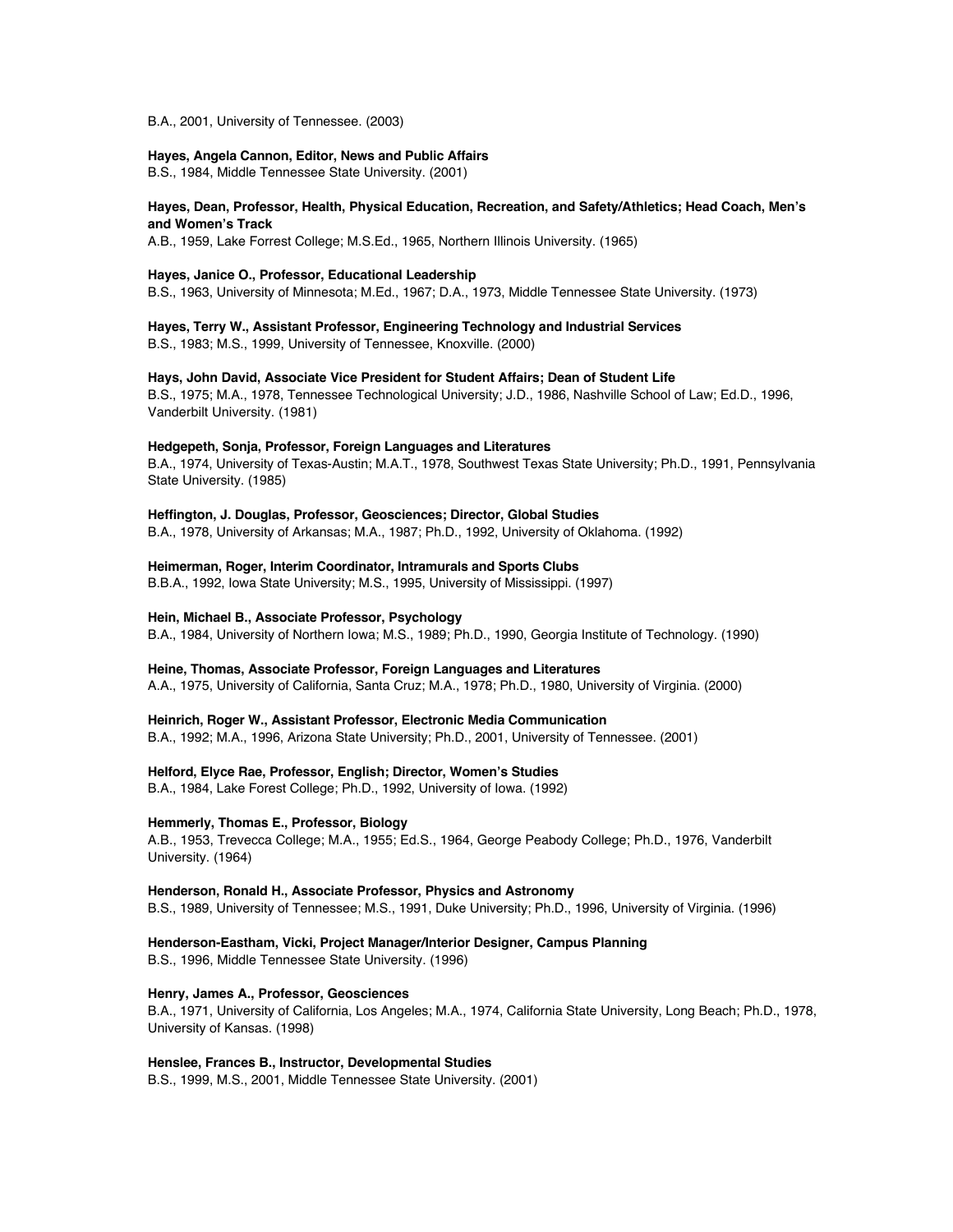B.A., 2001, University of Tennessee. (2003)

**Hayes, Angela Cannon, Editor, News and Public Affairs**
B.S., 1984, Middle Tennessee State University. (2001)

**Hayes, Dean, Professor, Health, Physical Education, Recreation, and Safety/Athletics; Head Coach, Men's and Women's Track**
A.B., 1959, Lake Forrest College; M.S.Ed., 1965, Northern Illinois University. (1965)

**Hayes, Janice O., Professor, Educational Leadership**
B.S., 1963, University of Minnesota; M.Ed., 1967; D.A., 1973, Middle Tennessee State University. (1973)

**Hayes, Terry W., Assistant Professor, Engineering Technology and Industrial Services**
B.S., 1983; M.S., 1999, University of Tennessee, Knoxville. (2000)

**Hays, John David, Associate Vice President for Student Affairs; Dean of Student Life**
B.S., 1975; M.A., 1978, Tennessee Technological University; J.D., 1986, Nashville School of Law; Ed.D., 1996, Vanderbilt University. (1981)

**Hedgepeth, Sonja, Professor, Foreign Languages and Literatures**
B.A., 1974, University of Texas-Austin; M.A.T., 1978, Southwest Texas State University; Ph.D., 1991, Pennsylvania State University. (1985)

**Heffington, J. Douglas, Professor, Geosciences; Director, Global Studies**
B.A., 1978, University of Arkansas; M.A., 1987; Ph.D., 1992, University of Oklahoma. (1992)

**Heimerman, Roger, Interim Coordinator, Intramurals and Sports Clubs**
B.B.A., 1992, Iowa State University; M.S., 1995, University of Mississippi. (1997)

**Hein, Michael B., Associate Professor, Psychology**
B.A., 1984, University of Northern Iowa; M.S., 1989; Ph.D., 1990, Georgia Institute of Technology. (1990)

**Heine, Thomas, Associate Professor, Foreign Languages and Literatures**
A.A., 1975, University of California, Santa Cruz; M.A., 1978; Ph.D., 1980, University of Virginia. (2000)

**Heinrich, Roger W., Assistant Professor, Electronic Media Communication**
B.A., 1992; M.A., 1996, Arizona State University; Ph.D., 2001, University of Tennessee. (2001)

**Helford, Elyce Rae, Professor, English; Director, Women's Studies**
B.A., 1984, Lake Forest College; Ph.D., 1992, University of Iowa. (1992)

**Hemmerly, Thomas E., Professor, Biology**
A.B., 1953, Trevecca College; M.A., 1955; Ed.S., 1964, George Peabody College; Ph.D., 1976, Vanderbilt University. (1964)

**Henderson, Ronald H., Associate Professor, Physics and Astronomy**
B.S., 1989, University of Tennessee; M.S., 1991, Duke University; Ph.D., 1996, University of Virginia. (1996)

**Henderson-Eastham, Vicki, Project Manager/Interior Designer, Campus Planning**
B.S., 1996, Middle Tennessee State University. (1996)

**Henry, James A., Professor, Geosciences**
B.A., 1971, University of California, Los Angeles; M.A., 1974, California State University, Long Beach; Ph.D., 1978, University of Kansas. (1998)

**Henslee, Frances B., Instructor, Developmental Studies**
B.S., 1999, M.S., 2001, Middle Tennessee State University. (2001)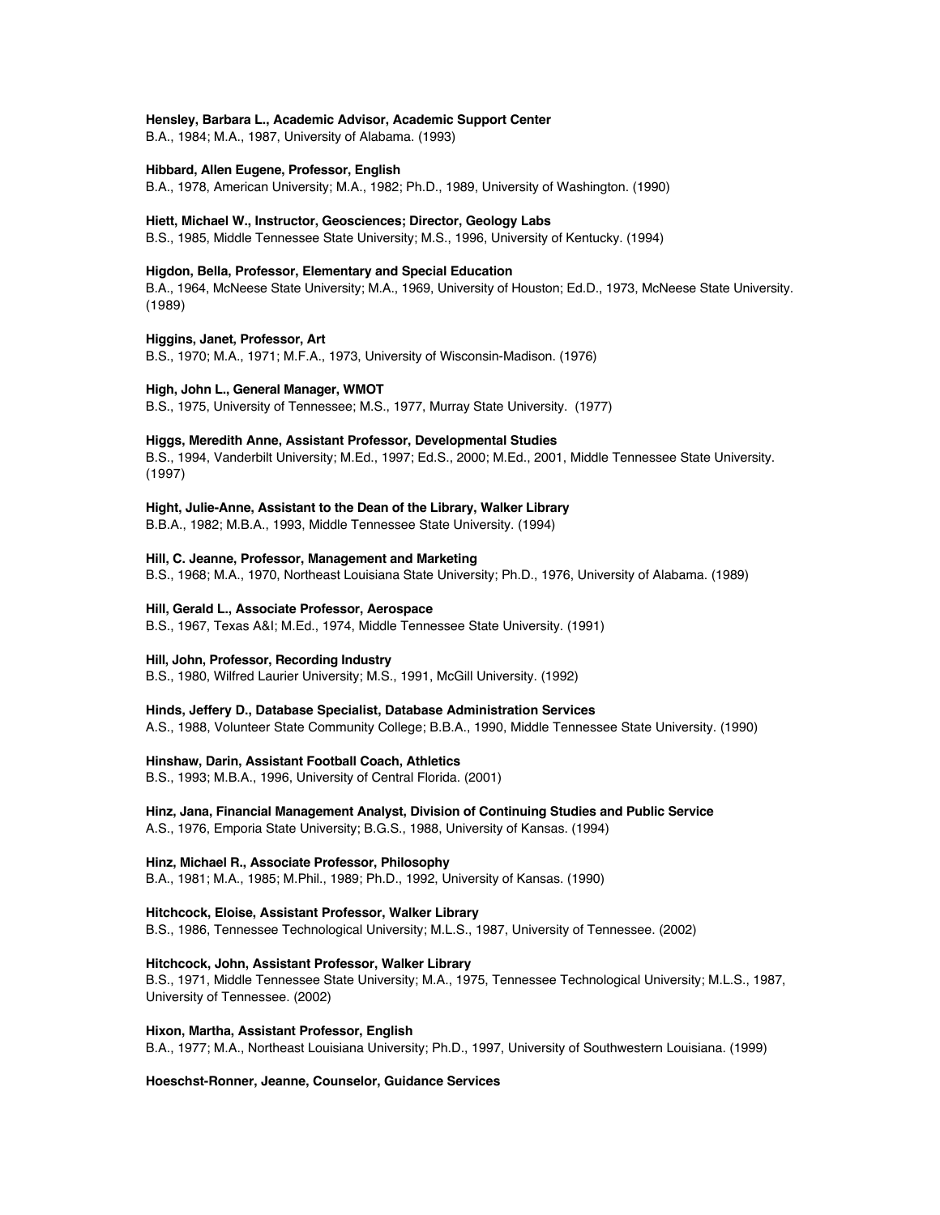**Hensley, Barbara L., Academic Advisor, Academic Support Center**
B.A., 1984; M.A., 1987, University of Alabama. (1993)

**Hibbard, Allen Eugene, Professor, English**
B.A., 1978, American University; M.A., 1982; Ph.D., 1989, University of Washington. (1990)

**Hiett, Michael W., Instructor, Geosciences; Director, Geology Labs**
B.S., 1985, Middle Tennessee State University; M.S., 1996, University of Kentucky. (1994)

**Higdon, Bella, Professor, Elementary and Special Education**
B.A., 1964, McNeese State University; M.A., 1969, University of Houston; Ed.D., 1973, McNeese State University. (1989)

**Higgins, Janet, Professor, Art**
B.S., 1970; M.A., 1971; M.F.A., 1973, University of Wisconsin-Madison. (1976)

**High, John L., General Manager, WMOT**
B.S., 1975, University of Tennessee; M.S., 1977, Murray State University. (1977)

**Higgs, Meredith Anne, Assistant Professor, Developmental Studies**
B.S., 1994, Vanderbilt University; M.Ed., 1997; Ed.S., 2000; M.Ed., 2001, Middle Tennessee State University. (1997)

**Hight, Julie-Anne, Assistant to the Dean of the Library, Walker Library**
B.B.A., 1982; M.B.A., 1993, Middle Tennessee State University. (1994)

**Hill, C. Jeanne, Professor, Management and Marketing**
B.S., 1968; M.A., 1970, Northeast Louisiana State University; Ph.D., 1976, University of Alabama. (1989)

**Hill, Gerald L., Associate Professor, Aerospace**
B.S., 1967, Texas A&I; M.Ed., 1974, Middle Tennessee State University. (1991)

**Hill, John, Professor, Recording Industry**
B.S., 1980, Wilfred Laurier University; M.S., 1991, McGill University. (1992)

**Hinds, Jeffery D., Database Specialist, Database Administration Services**
A.S., 1988, Volunteer State Community College; B.B.A., 1990, Middle Tennessee State University. (1990)

**Hinshaw, Darin, Assistant Football Coach, Athletics**
B.S., 1993; M.B.A., 1996, University of Central Florida. (2001)

**Hinz, Jana, Financial Management Analyst, Division of Continuing Studies and Public Service**
A.S., 1976, Emporia State University; B.G.S., 1988, University of Kansas. (1994)

**Hinz, Michael R., Associate Professor, Philosophy**
B.A., 1981; M.A., 1985; M.Phil., 1989; Ph.D., 1992, University of Kansas. (1990)

**Hitchcock, Eloise, Assistant Professor, Walker Library**
B.S., 1986, Tennessee Technological University; M.L.S., 1987, University of Tennessee. (2002)

**Hitchcock, John, Assistant Professor, Walker Library**
B.S., 1971, Middle Tennessee State University; M.A., 1975, Tennessee Technological University; M.L.S., 1987, University of Tennessee. (2002)

**Hixon, Martha, Assistant Professor, English**
B.A., 1977; M.A., Northeast Louisiana University; Ph.D., 1997, University of Southwestern Louisiana. (1999)

**Hoeschst-Ronner, Jeanne, Counselor, Guidance Services**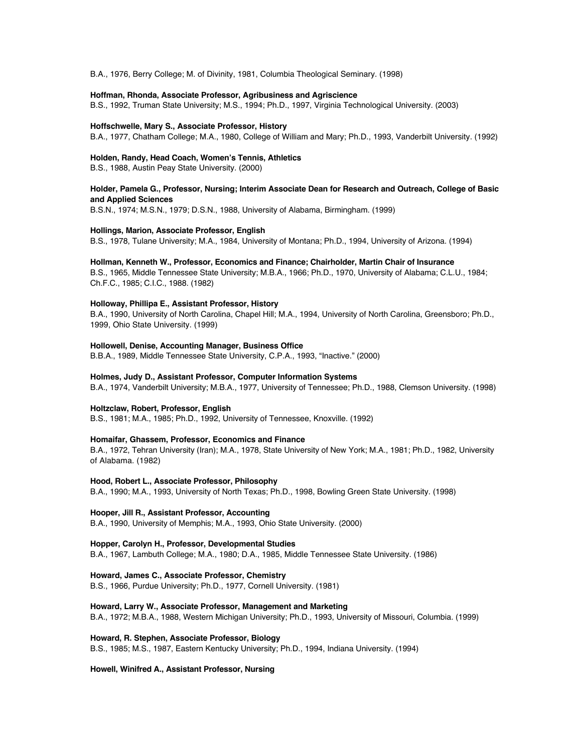B.A., 1976, Berry College; M. of Divinity, 1981, Columbia Theological Seminary. (1998)

**Hoffman, Rhonda, Associate Professor, Agribusiness and Agriscience**
B.S., 1992, Truman State University; M.S., 1994; Ph.D., 1997, Virginia Technological University. (2003)

**Hoffschwelle, Mary S., Associate Professor, History**
B.A., 1977, Chatham College; M.A., 1980, College of William and Mary; Ph.D., 1993, Vanderbilt University. (1992)

**Holden, Randy, Head Coach, Women's Tennis, Athletics**
B.S., 1988, Austin Peay State University. (2000)

**Holder, Pamela G., Professor, Nursing; Interim Associate Dean for Research and Outreach, College of Basic and Applied Sciences**
B.S.N., 1974; M.S.N., 1979; D.S.N., 1988, University of Alabama, Birmingham. (1999)

**Hollings, Marion, Associate Professor, English**
B.S., 1978, Tulane University; M.A., 1984, University of Montana; Ph.D., 1994, University of Arizona. (1994)

**Hollman, Kenneth W., Professor, Economics and Finance; Chairholder, Martin Chair of Insurance**
B.S., 1965, Middle Tennessee State University; M.B.A., 1966; Ph.D., 1970, University of Alabama; C.L.U., 1984; Ch.F.C., 1985; C.I.C., 1988. (1982)

**Holloway, Phillipa E., Assistant Professor, History**
B.A., 1990, University of North Carolina, Chapel Hill; M.A., 1994, University of North Carolina, Greensboro; Ph.D., 1999, Ohio State University. (1999)

**Hollowell, Denise, Accounting Manager, Business Office**
B.B.A., 1989, Middle Tennessee State University, C.P.A., 1993, "Inactive." (2000)

**Holmes, Judy D., Assistant Professor, Computer Information Systems**
B.A., 1974, Vanderbilt University; M.B.A., 1977, University of Tennessee; Ph.D., 1988, Clemson University. (1998)

**Holtzclaw, Robert, Professor, English**
B.S., 1981; M.A., 1985; Ph.D., 1992, University of Tennessee, Knoxville. (1992)

**Homaifar, Ghassem, Professor, Economics and Finance**
B.A., 1972, Tehran University (Iran); M.A., 1978, State University of New York; M.A., 1981; Ph.D., 1982, University of Alabama. (1982)

**Hood, Robert L., Associate Professor, Philosophy**
B.A., 1990; M.A., 1993, University of North Texas; Ph.D., 1998, Bowling Green State University. (1998)

**Hooper, Jill R., Assistant Professor, Accounting**
B.A., 1990, University of Memphis; M.A., 1993, Ohio State University. (2000)

**Hopper, Carolyn H., Professor, Developmental Studies**
B.A., 1967, Lambuth College; M.A., 1980; D.A., 1985, Middle Tennessee State University. (1986)

**Howard, James C., Associate Professor, Chemistry**
B.S., 1966, Purdue University; Ph.D., 1977, Cornell University. (1981)

**Howard, Larry W., Associate Professor, Management and Marketing**
B.A., 1972; M.B.A., 1988, Western Michigan University; Ph.D., 1993, University of Missouri, Columbia. (1999)

**Howard, R. Stephen, Associate Professor, Biology**
B.S., 1985; M.S., 1987, Eastern Kentucky University; Ph.D., 1994, Indiana University. (1994)

**Howell, Winifred A., Assistant Professor, Nursing**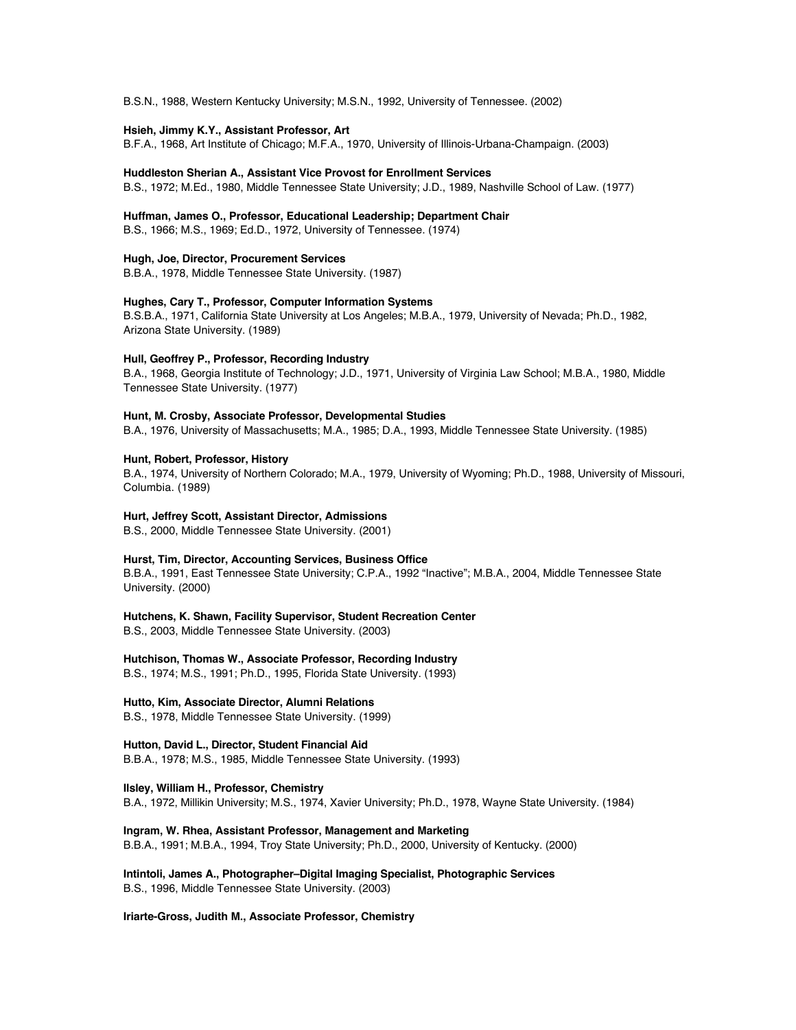B.S.N., 1988, Western Kentucky University; M.S.N., 1992, University of Tennessee. (2002)

**Hsieh, Jimmy K.Y., Assistant Professor, Art**
B.F.A., 1968, Art Institute of Chicago; M.F.A., 1970, University of Illinois-Urbana-Champaign. (2003)

**Huddleston Sherian A., Assistant Vice Provost for Enrollment Services**
B.S., 1972; M.Ed., 1980, Middle Tennessee State University; J.D., 1989, Nashville School of Law. (1977)

**Huffman, James O., Professor, Educational Leadership; Department Chair**
B.S., 1966; M.S., 1969; Ed.D., 1972, University of Tennessee. (1974)

**Hugh, Joe, Director, Procurement Services**
B.B.A., 1978, Middle Tennessee State University. (1987)

**Hughes, Cary T., Professor, Computer Information Systems**
B.S.B.A., 1971, California State University at Los Angeles; M.B.A., 1979, University of Nevada; Ph.D., 1982, Arizona State University. (1989)

**Hull, Geoffrey P., Professor, Recording Industry**
B.A., 1968, Georgia Institute of Technology; J.D., 1971, University of Virginia Law School; M.B.A., 1980, Middle Tennessee State University. (1977)

**Hunt, M. Crosby, Associate Professor, Developmental Studies**
B.A., 1976, University of Massachusetts; M.A., 1985; D.A., 1993, Middle Tennessee State University. (1985)

**Hunt, Robert, Professor, History**
B.A., 1974, University of Northern Colorado; M.A., 1979, University of Wyoming; Ph.D., 1988, University of Missouri, Columbia. (1989)

**Hurt, Jeffrey Scott, Assistant Director, Admissions**
B.S., 2000, Middle Tennessee State University. (2001)

**Hurst, Tim, Director, Accounting Services, Business Office**
B.B.A., 1991, East Tennessee State University; C.P.A., 1992 "Inactive"; M.B.A., 2004, Middle Tennessee State University. (2000)

**Hutchens, K. Shawn, Facility Supervisor, Student Recreation Center**
B.S., 2003, Middle Tennessee State University. (2003)

**Hutchison, Thomas W., Associate Professor, Recording Industry**
B.S., 1974; M.S., 1991; Ph.D., 1995, Florida State University. (1993)

**Hutto, Kim, Associate Director, Alumni Relations**
B.S., 1978, Middle Tennessee State University. (1999)

**Hutton, David L., Director, Student Financial Aid**
B.B.A., 1978; M.S., 1985, Middle Tennessee State University. (1993)

**Ilsley, William H., Professor, Chemistry**
B.A., 1972, Millikin University; M.S., 1974, Xavier University; Ph.D., 1978, Wayne State University. (1984)

**Ingram, W. Rhea, Assistant Professor, Management and Marketing**
B.B.A., 1991; M.B.A., 1994, Troy State University; Ph.D., 2000, University of Kentucky. (2000)

**Intintoli, James A., Photographer–Digital Imaging Specialist, Photographic Services**
B.S., 1996, Middle Tennessee State University. (2003)

**Iriarte-Gross, Judith M., Associate Professor, Chemistry**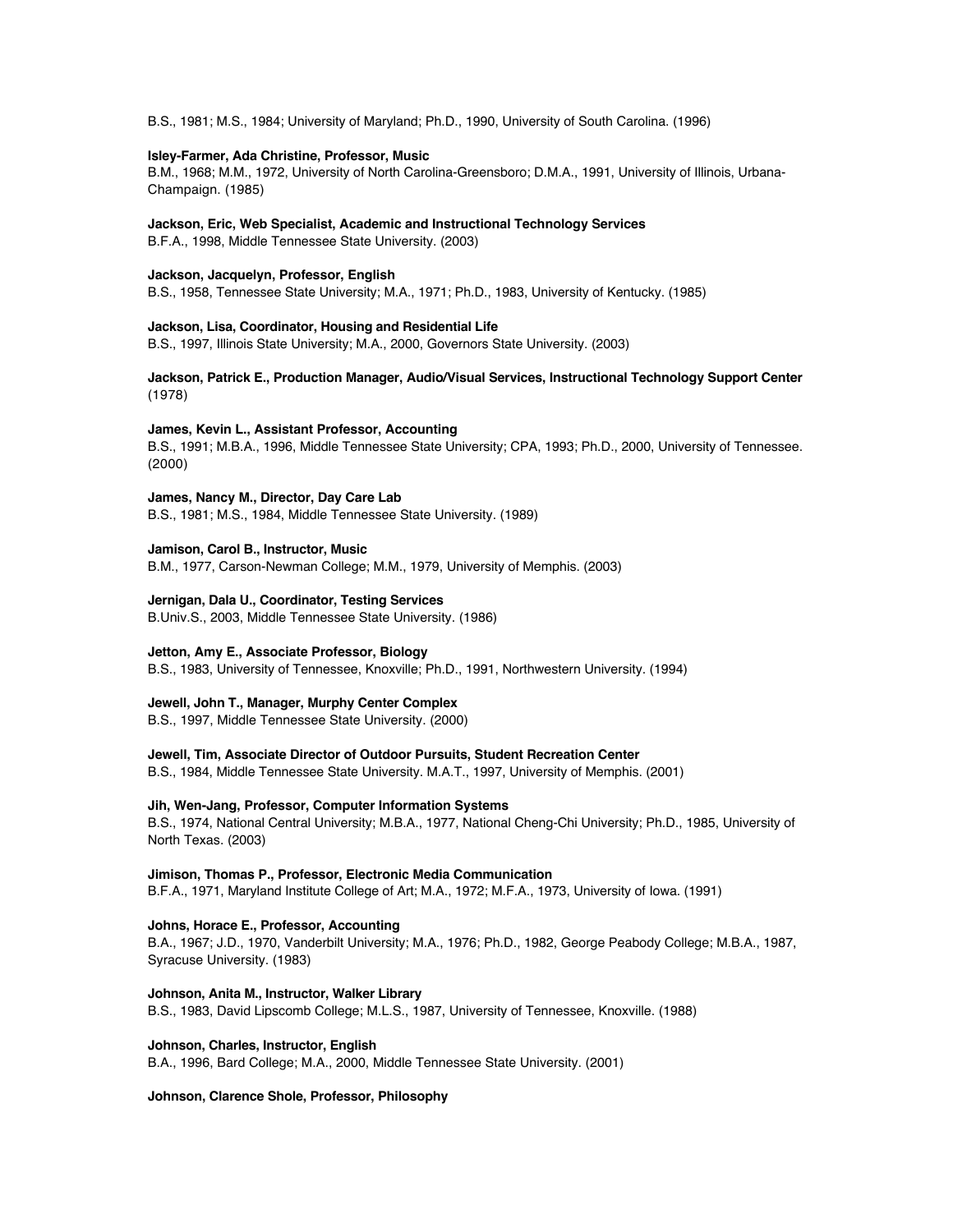B.S., 1981; M.S., 1984; University of Maryland; Ph.D., 1990, University of South Carolina. (1996)

**Isley-Farmer, Ada Christine, Professor, Music**
B.M., 1968; M.M., 1972, University of North Carolina-Greensboro; D.M.A., 1991, University of Illinois, Urbana-Champaign. (1985)

**Jackson, Eric, Web Specialist, Academic and Instructional Technology Services**
B.F.A., 1998, Middle Tennessee State University. (2003)

**Jackson, Jacquelyn, Professor, English**
B.S., 1958, Tennessee State University; M.A., 1971; Ph.D., 1983, University of Kentucky. (1985)

**Jackson, Lisa, Coordinator, Housing and Residential Life**
B.S., 1997, Illinois State University; M.A., 2000, Governors State University. (2003)

**Jackson, Patrick E., Production Manager, Audio/Visual Services, Instructional Technology Support Center**
(1978)

**James, Kevin L., Assistant Professor, Accounting**
B.S., 1991; M.B.A., 1996, Middle Tennessee State University; CPA, 1993; Ph.D., 2000, University of Tennessee. (2000)

**James, Nancy M., Director, Day Care Lab**
B.S., 1981; M.S., 1984, Middle Tennessee State University. (1989)

**Jamison, Carol B., Instructor, Music**
B.M., 1977, Carson-Newman College; M.M., 1979, University of Memphis. (2003)

**Jernigan, Dala U., Coordinator, Testing Services**
B.Univ.S., 2003, Middle Tennessee State University. (1986)

**Jetton, Amy E., Associate Professor, Biology**
B.S., 1983, University of Tennessee, Knoxville; Ph.D., 1991, Northwestern University. (1994)

**Jewell, John T., Manager, Murphy Center Complex**
B.S., 1997, Middle Tennessee State University. (2000)

**Jewell, Tim, Associate Director of Outdoor Pursuits, Student Recreation Center**
B.S., 1984, Middle Tennessee State University. M.A.T., 1997, University of Memphis. (2001)

**Jih, Wen-Jang, Professor, Computer Information Systems**
B.S., 1974, National Central University; M.B.A., 1977, National Cheng-Chi University; Ph.D., 1985, University of North Texas. (2003)

**Jimison, Thomas P., Professor, Electronic Media Communication**
B.F.A., 1971, Maryland Institute College of Art; M.A., 1972; M.F.A., 1973, University of Iowa. (1991)

**Johns, Horace E., Professor, Accounting**
B.A., 1967; J.D., 1970, Vanderbilt University; M.A., 1976; Ph.D., 1982, George Peabody College; M.B.A., 1987, Syracuse University. (1983)

**Johnson, Anita M., Instructor, Walker Library**
B.S., 1983, David Lipscomb College; M.L.S., 1987, University of Tennessee, Knoxville. (1988)

**Johnson, Charles, Instructor, English**
B.A., 1996, Bard College; M.A., 2000, Middle Tennessee State University. (2001)

**Johnson, Clarence Shole, Professor, Philosophy**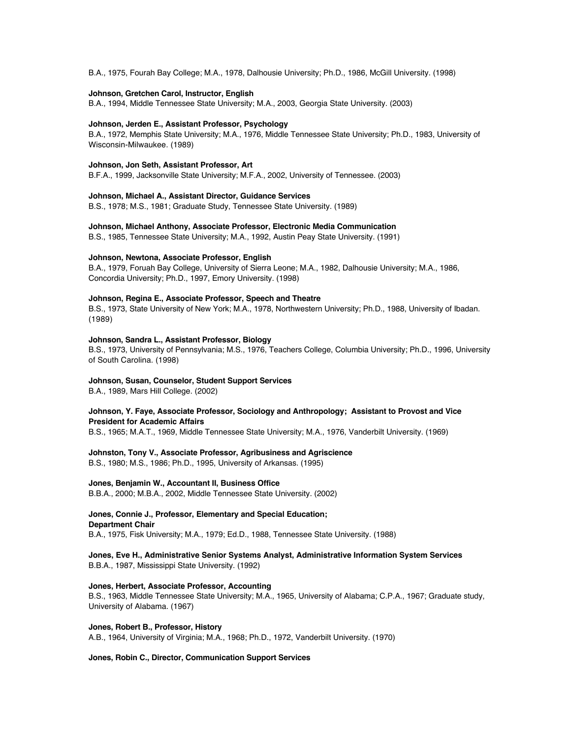B.A., 1975, Fourah Bay College; M.A., 1978, Dalhousie University; Ph.D., 1986, McGill University. (1998)

**Johnson, Gretchen Carol, Instructor, English**
B.A., 1994, Middle Tennessee State University; M.A., 2003, Georgia State University. (2003)

**Johnson, Jerden E., Assistant Professor, Psychology**
B.A., 1972, Memphis State University; M.A., 1976, Middle Tennessee State University; Ph.D., 1983, University of Wisconsin-Milwaukee. (1989)

**Johnson, Jon Seth, Assistant Professor, Art**
B.F.A., 1999, Jacksonville State University; M.F.A., 2002, University of Tennessee. (2003)

**Johnson, Michael A., Assistant Director, Guidance Services**
B.S., 1978; M.S., 1981; Graduate Study, Tennessee State University. (1989)

**Johnson, Michael Anthony, Associate Professor, Electronic Media Communication**
B.S., 1985, Tennessee State University; M.A., 1992, Austin Peay State University. (1991)

**Johnson, Newtona, Associate Professor, English**
B.A., 1979, Foruah Bay College, University of Sierra Leone; M.A., 1982, Dalhousie University; M.A., 1986, Concordia University; Ph.D., 1997, Emory University. (1998)

**Johnson, Regina E., Associate Professor, Speech and Theatre**
B.S., 1973, State University of New York; M.A., 1978, Northwestern University; Ph.D., 1988, University of Ibadan. (1989)

**Johnson, Sandra L., Assistant Professor, Biology**
B.S., 1973, University of Pennsylvania; M.S., 1976, Teachers College, Columbia University; Ph.D., 1996, University of South Carolina. (1998)

**Johnson, Susan, Counselor, Student Support Services**
B.A., 1989, Mars Hill College. (2002)

**Johnson, Y. Faye, Associate Professor, Sociology and Anthropology; Assistant to Provost and Vice President for Academic Affairs**
B.S., 1965; M.A.T., 1969, Middle Tennessee State University; M.A., 1976, Vanderbilt University. (1969)

**Johnston, Tony V., Associate Professor, Agribusiness and Agriscience**
B.S., 1980; M.S., 1986; Ph.D., 1995, University of Arkansas. (1995)

**Jones, Benjamin W., Accountant II, Business Office**
B.B.A., 2000; M.B.A., 2002, Middle Tennessee State University. (2002)

**Jones, Connie J., Professor, Elementary and Special Education; Department Chair**
B.A., 1975, Fisk University; M.A., 1979; Ed.D., 1988, Tennessee State University. (1988)

**Jones, Eve H., Administrative Senior Systems Analyst, Administrative Information System Services**
B.B.A., 1987, Mississippi State University. (1992)

**Jones, Herbert, Associate Professor, Accounting**
B.S., 1963, Middle Tennessee State University; M.A., 1965, University of Alabama; C.P.A., 1967; Graduate study, University of Alabama. (1967)

**Jones, Robert B., Professor, History**
A.B., 1964, University of Virginia; M.A., 1968; Ph.D., 1972, Vanderbilt University. (1970)

**Jones, Robin C., Director, Communication Support Services**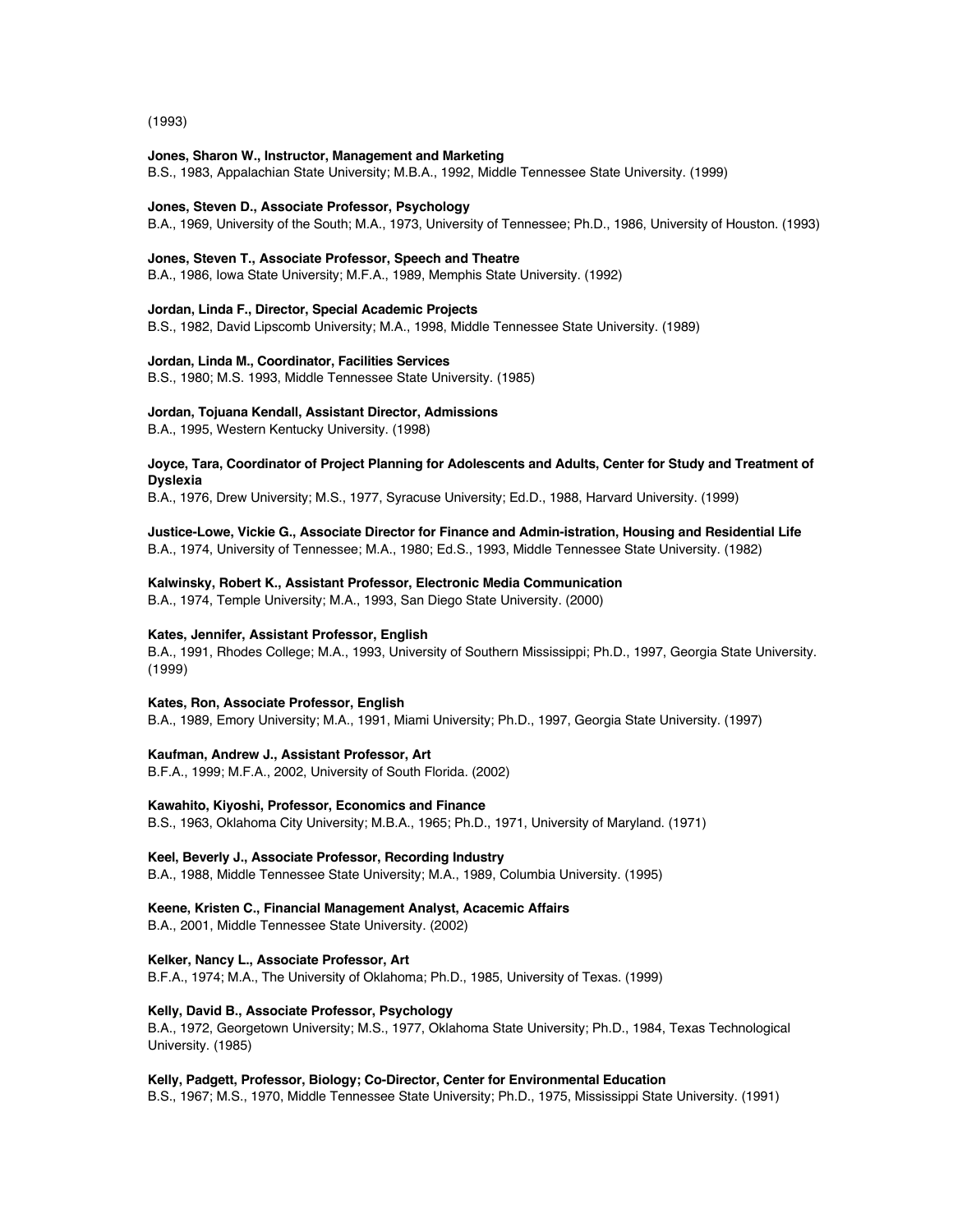(1993)

**Jones, Sharon W., Instructor, Management and Marketing**
B.S., 1983, Appalachian State University; M.B.A., 1992, Middle Tennessee State University. (1999)

**Jones, Steven D., Associate Professor, Psychology**
B.A., 1969, University of the South; M.A., 1973, University of Tennessee; Ph.D., 1986, University of Houston. (1993)

**Jones, Steven T., Associate Professor, Speech and Theatre**
B.A., 1986, Iowa State University; M.F.A., 1989, Memphis State University. (1992)

**Jordan, Linda F., Director, Special Academic Projects**
B.S., 1982, David Lipscomb University; M.A., 1998, Middle Tennessee State University. (1989)

**Jordan, Linda M., Coordinator, Facilities Services**
B.S., 1980; M.S. 1993, Middle Tennessee State University. (1985)

**Jordan, Tojuana Kendall, Assistant Director, Admissions**
B.A., 1995, Western Kentucky University. (1998)

**Joyce, Tara, Coordinator of Project Planning for Adolescents and Adults, Center for Study and Treatment of Dyslexia**
B.A., 1976, Drew University; M.S., 1977, Syracuse University; Ed.D., 1988, Harvard University. (1999)

**Justice-Lowe, Vickie G., Associate Director for Finance and Admin-istration, Housing and Residential Life**
B.A., 1974, University of Tennessee; M.A., 1980; Ed.S., 1993, Middle Tennessee State University. (1982)

**Kalwinsky, Robert K., Assistant Professor, Electronic Media Communication**
B.A., 1974, Temple University; M.A., 1993, San Diego State University. (2000)

**Kates, Jennifer, Assistant Professor, English**
B.A., 1991, Rhodes College; M.A., 1993, University of Southern Mississippi; Ph.D., 1997, Georgia State University. (1999)

**Kates, Ron, Associate Professor, English**
B.A., 1989, Emory University; M.A., 1991, Miami University; Ph.D., 1997, Georgia State University. (1997)

**Kaufman, Andrew J., Assistant Professor, Art**
B.F.A., 1999; M.F.A., 2002, University of South Florida. (2002)

**Kawahito, Kiyoshi, Professor, Economics and Finance**
B.S., 1963, Oklahoma City University; M.B.A., 1965; Ph.D., 1971, University of Maryland. (1971)

**Keel, Beverly J., Associate Professor, Recording Industry**
B.A., 1988, Middle Tennessee State University; M.A., 1989, Columbia University. (1995)

**Keene, Kristen C., Financial Management Analyst, Acacemic Affairs**
B.A., 2001, Middle Tennessee State University. (2002)

**Kelker, Nancy L., Associate Professor, Art**
B.F.A., 1974; M.A., The University of Oklahoma; Ph.D., 1985, University of Texas. (1999)

**Kelly, David B., Associate Professor, Psychology**
B.A., 1972, Georgetown University; M.S., 1977, Oklahoma State University; Ph.D., 1984, Texas Technological University. (1985)

**Kelly, Padgett, Professor, Biology; Co-Director, Center for Environmental Education**
B.S., 1967; M.S., 1970, Middle Tennessee State University; Ph.D., 1975, Mississippi State University. (1991)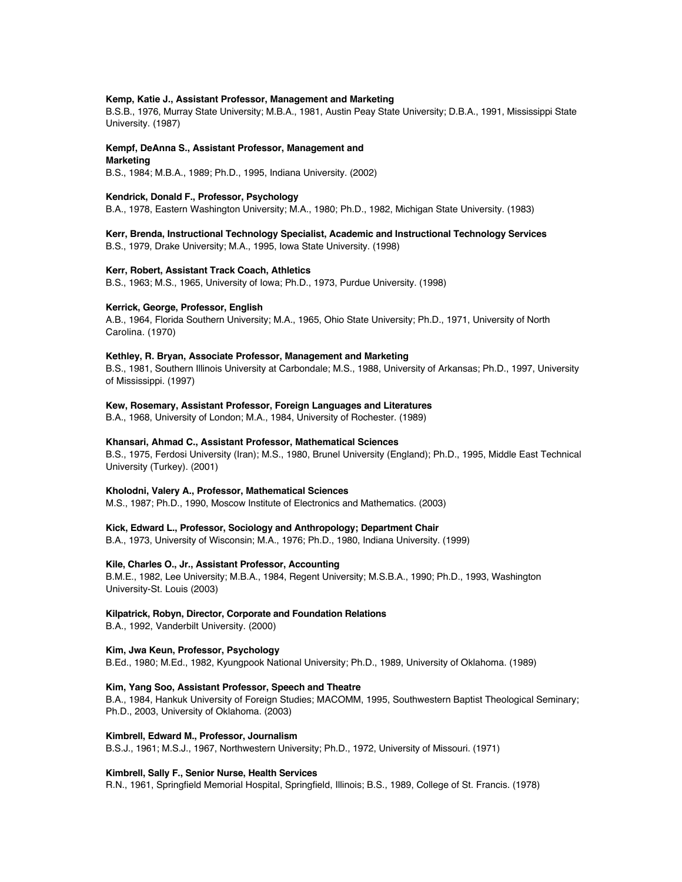**Kemp, Katie J., Assistant Professor, Management and Marketing**
B.S.B., 1976, Murray State University; M.B.A., 1981, Austin Peay State University; D.B.A., 1991, Mississippi State University. (1987)

**Kempf, DeAnna S., Assistant Professor, Management and Marketing**
B.S., 1984; M.B.A., 1989; Ph.D., 1995, Indiana University. (2002)

**Kendrick, Donald F., Professor, Psychology**
B.A., 1978, Eastern Washington University; M.A., 1980; Ph.D., 1982, Michigan State University. (1983)

**Kerr, Brenda, Instructional Technology Specialist, Academic and Instructional Technology Services**
B.S., 1979, Drake University; M.A., 1995, Iowa State University. (1998)

**Kerr, Robert, Assistant Track Coach, Athletics**
B.S., 1963; M.S., 1965, University of Iowa; Ph.D., 1973, Purdue University. (1998)

**Kerrick, George, Professor, English**
A.B., 1964, Florida Southern University; M.A., 1965, Ohio State University; Ph.D., 1971, University of North Carolina. (1970)

**Kethley, R. Bryan, Associate Professor, Management and Marketing**
B.S., 1981, Southern Illinois University at Carbondale; M.S., 1988, University of Arkansas; Ph.D., 1997, University of Mississippi. (1997)

**Kew, Rosemary, Assistant Professor, Foreign Languages and Literatures**
B.A., 1968, University of London; M.A., 1984, University of Rochester. (1989)

**Khansari, Ahmad C., Assistant Professor, Mathematical Sciences**
B.S., 1975, Ferdosi University (Iran); M.S., 1980, Brunel University (England); Ph.D., 1995, Middle East Technical University (Turkey). (2001)

**Kholodni, Valery A., Professor, Mathematical Sciences**
M.S., 1987; Ph.D., 1990, Moscow Institute of Electronics and Mathematics. (2003)

**Kick, Edward L., Professor, Sociology and Anthropology; Department Chair**
B.A., 1973, University of Wisconsin; M.A., 1976; Ph.D., 1980, Indiana University. (1999)

**Kile, Charles O., Jr., Assistant Professor, Accounting**
B.M.E., 1982, Lee University; M.B.A., 1984, Regent University; M.S.B.A., 1990; Ph.D., 1993, Washington University-St. Louis (2003)

**Kilpatrick, Robyn, Director, Corporate and Foundation Relations**
B.A., 1992, Vanderbilt University. (2000)

**Kim, Jwa Keun, Professor, Psychology**
B.Ed., 1980; M.Ed., 1982, Kyungpook National University; Ph.D., 1989, University of Oklahoma. (1989)

**Kim, Yang Soo, Assistant Professor, Speech and Theatre**
B.A., 1984, Hankuk University of Foreign Studies; MACOMM, 1995, Southwestern Baptist Theological Seminary; Ph.D., 2003, University of Oklahoma. (2003)

**Kimbrell, Edward M., Professor, Journalism**
B.S.J., 1961; M.S.J., 1967, Northwestern University; Ph.D., 1972, University of Missouri. (1971)

**Kimbrell, Sally F., Senior Nurse, Health Services**
R.N., 1961, Springfield Memorial Hospital, Springfield, Illinois; B.S., 1989, College of St. Francis. (1978)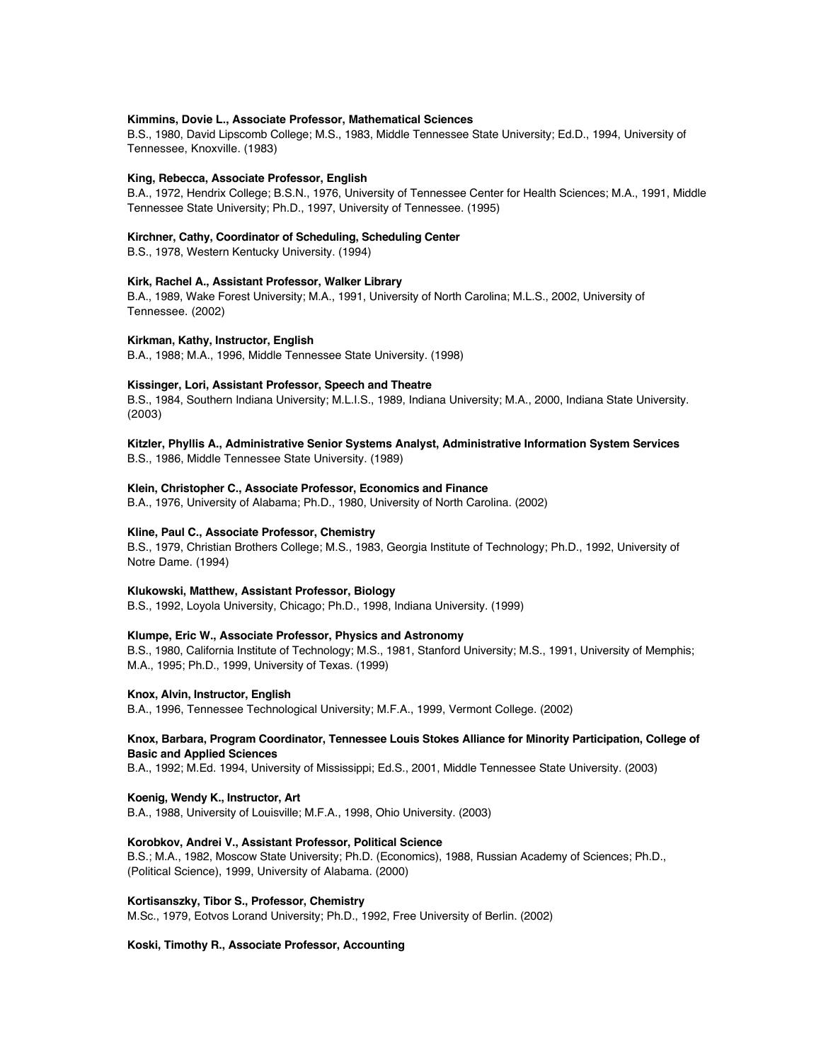**Kimmins, Dovie L., Associate Professor, Mathematical Sciences**
B.S., 1980, David Lipscomb College; M.S., 1983, Middle Tennessee State University; Ed.D., 1994, University of Tennessee, Knoxville. (1983)

**King, Rebecca, Associate Professor, English**
B.A., 1972, Hendrix College; B.S.N., 1976, University of Tennessee Center for Health Sciences; M.A., 1991, Middle Tennessee State University; Ph.D., 1997, University of Tennessee. (1995)

**Kirchner, Cathy, Coordinator of Scheduling, Scheduling Center**
B.S., 1978, Western Kentucky University. (1994)

**Kirk, Rachel A., Assistant Professor, Walker Library**
B.A., 1989, Wake Forest University; M.A., 1991, University of North Carolina; M.L.S., 2002, University of Tennessee. (2002)

**Kirkman, Kathy, Instructor, English**
B.A., 1988; M.A., 1996, Middle Tennessee State University. (1998)

**Kissinger, Lori, Assistant Professor, Speech and Theatre**
B.S., 1984, Southern Indiana University; M.L.I.S., 1989, Indiana University; M.A., 2000, Indiana State University. (2003)

**Kitzler, Phyllis A., Administrative Senior Systems Analyst, Administrative Information System Services**
B.S., 1986, Middle Tennessee State University. (1989)

**Klein, Christopher C., Associate Professor, Economics and Finance**
B.A., 1976, University of Alabama; Ph.D., 1980, University of North Carolina. (2002)

**Kline, Paul C., Associate Professor, Chemistry**
B.S., 1979, Christian Brothers College; M.S., 1983, Georgia Institute of Technology; Ph.D., 1992, University of Notre Dame. (1994)

**Klukowski, Matthew, Assistant Professor, Biology**
B.S., 1992, Loyola University, Chicago; Ph.D., 1998, Indiana University. (1999)

**Klumpe, Eric W., Associate Professor, Physics and Astronomy**
B.S., 1980, California Institute of Technology; M.S., 1981, Stanford University; M.S., 1991, University of Memphis; M.A., 1995; Ph.D., 1999, University of Texas. (1999)

**Knox, Alvin, Instructor, English**
B.A., 1996, Tennessee Technological University; M.F.A., 1999, Vermont College. (2002)

**Knox, Barbara, Program Coordinator, Tennessee Louis Stokes Alliance for Minority Participation, College of Basic and Applied Sciences**
B.A., 1992; M.Ed. 1994, University of Mississippi; Ed.S., 2001, Middle Tennessee State University. (2003)

**Koenig, Wendy K., Instructor, Art**
B.A., 1988, University of Louisville; M.F.A., 1998, Ohio University. (2003)

**Korobkov, Andrei V., Assistant Professor, Political Science**
B.S.; M.A., 1982, Moscow State University; Ph.D. (Economics), 1988, Russian Academy of Sciences; Ph.D., (Political Science), 1999, University of Alabama. (2000)

**Kortisanszky, Tibor S., Professor, Chemistry**
M.Sc., 1979, Eotvos Lorand University; Ph.D., 1992, Free University of Berlin. (2002)

**Koski, Timothy R., Associate Professor, Accounting**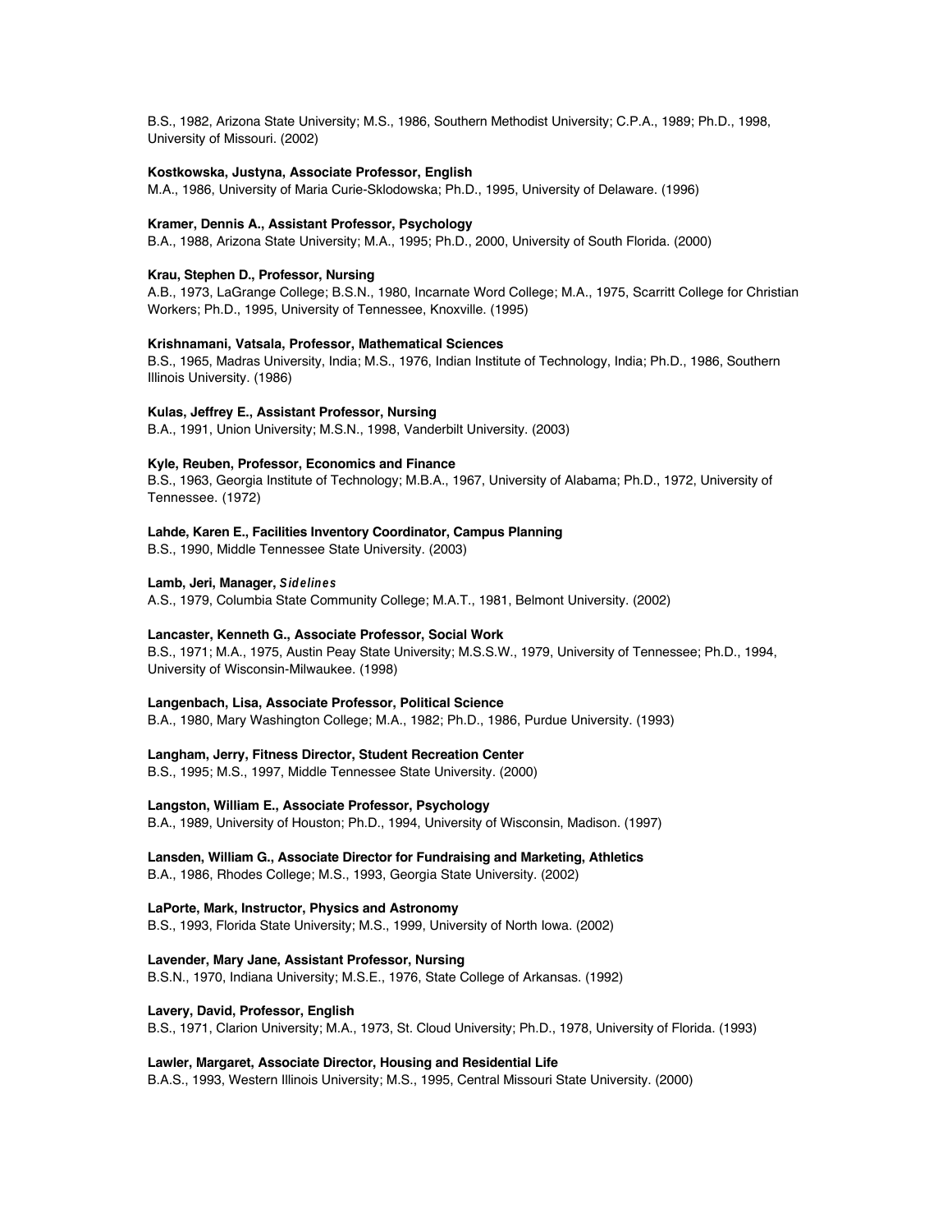B.S., 1982, Arizona State University; M.S., 1986, Southern Methodist University; C.P.A., 1989; Ph.D., 1998, University of Missouri. (2002)

**Kostkowska, Justyna, Associate Professor, English**
M.A., 1986, University of Maria Curie-Sklodowska; Ph.D., 1995, University of Delaware. (1996)

**Kramer, Dennis A., Assistant Professor, Psychology**
B.A., 1988, Arizona State University; M.A., 1995; Ph.D., 2000, University of South Florida. (2000)

**Krau, Stephen D., Professor, Nursing**
A.B., 1973, LaGrange College; B.S.N., 1980, Incarnate Word College; M.A., 1975, Scarritt College for Christian Workers; Ph.D., 1995, University of Tennessee, Knoxville. (1995)

**Krishnamani, Vatsala, Professor, Mathematical Sciences**
B.S., 1965, Madras University, India; M.S., 1976, Indian Institute of Technology, India; Ph.D., 1986, Southern Illinois University. (1986)

**Kulas, Jeffrey E., Assistant Professor, Nursing**
B.A., 1991, Union University; M.S.N., 1998, Vanderbilt University. (2003)

**Kyle, Reuben, Professor, Economics and Finance**
B.S., 1963, Georgia Institute of Technology; M.B.A., 1967, University of Alabama; Ph.D., 1972, University of Tennessee. (1972)

**Lahde, Karen E., Facilities Inventory Coordinator, Campus Planning**
B.S., 1990, Middle Tennessee State University. (2003)

**Lamb, Jeri, Manager, *Sidelines***
A.S., 1979, Columbia State Community College; M.A.T., 1981, Belmont University. (2002)

**Lancaster, Kenneth G., Associate Professor, Social Work**
B.S., 1971; M.A., 1975, Austin Peay State University; M.S.S.W., 1979, University of Tennessee; Ph.D., 1994, University of Wisconsin-Milwaukee. (1998)

**Langenbach, Lisa, Associate Professor, Political Science**
B.A., 1980, Mary Washington College; M.A., 1982; Ph.D., 1986, Purdue University. (1993)

**Langham, Jerry, Fitness Director, Student Recreation Center**
B.S., 1995; M.S., 1997, Middle Tennessee State University. (2000)

**Langston, William E., Associate Professor, Psychology**
B.A., 1989, University of Houston; Ph.D., 1994, University of Wisconsin, Madison. (1997)

**Lansden, William G., Associate Director for Fundraising and Marketing, Athletics**
B.A., 1986, Rhodes College; M.S., 1993, Georgia State University. (2002)

**LaPorte, Mark, Instructor, Physics and Astronomy**
B.S., 1993, Florida State University; M.S., 1999, University of North Iowa. (2002)

**Lavender, Mary Jane, Assistant Professor, Nursing**
B.S.N., 1970, Indiana University; M.S.E., 1976, State College of Arkansas. (1992)

**Lavery, David, Professor, English**
B.S., 1971, Clarion University; M.A., 1973, St. Cloud University; Ph.D., 1978, University of Florida. (1993)

**Lawler, Margaret, Associate Director, Housing and Residential Life**
B.A.S., 1993, Western Illinois University; M.S., 1995, Central Missouri State University. (2000)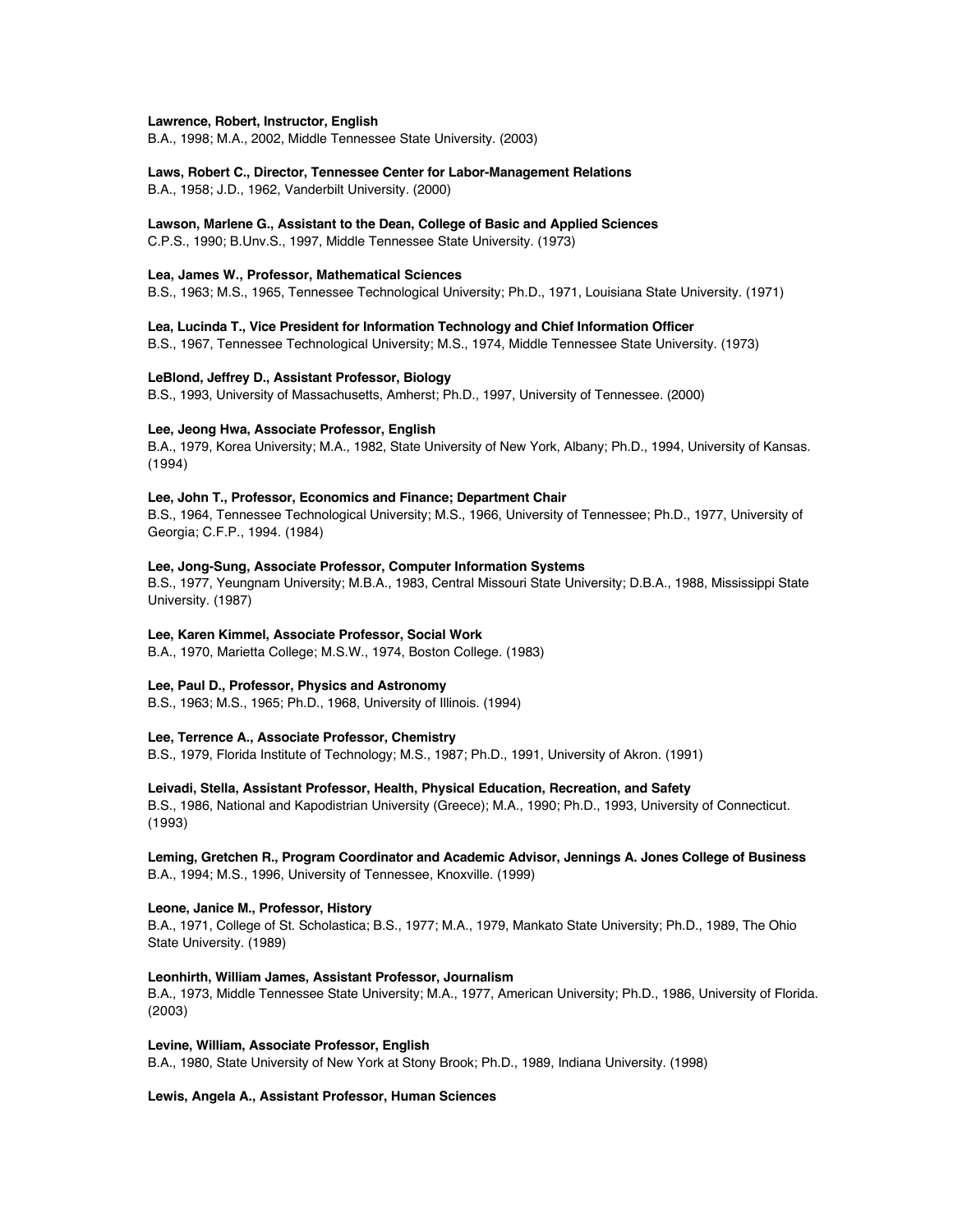**Lawrence, Robert, Instructor, English**
B.A., 1998; M.A., 2002, Middle Tennessee State University. (2003)

**Laws, Robert C., Director, Tennessee Center for Labor-Management Relations**
B.A., 1958; J.D., 1962, Vanderbilt University. (2000)

**Lawson, Marlene G., Assistant to the Dean, College of Basic and Applied Sciences**
C.P.S., 1990; B.Unv.S., 1997, Middle Tennessee State University. (1973)

**Lea, James W., Professor, Mathematical Sciences**
B.S., 1963; M.S., 1965, Tennessee Technological University; Ph.D., 1971, Louisiana State University. (1971)

**Lea, Lucinda T., Vice President for Information Technology and Chief Information Officer**
B.S., 1967, Tennessee Technological University; M.S., 1974, Middle Tennessee State University. (1973)

**LeBlond, Jeffrey D., Assistant Professor, Biology**
B.S., 1993, University of Massachusetts, Amherst; Ph.D., 1997, University of Tennessee. (2000)

**Lee, Jeong Hwa, Associate Professor, English**
B.A., 1979, Korea University; M.A., 1982, State University of New York, Albany; Ph.D., 1994, University of Kansas. (1994)

**Lee, John T., Professor, Economics and Finance; Department Chair**
B.S., 1964, Tennessee Technological University; M.S., 1966, University of Tennessee; Ph.D., 1977, University of Georgia; C.F.P., 1994. (1984)

**Lee, Jong-Sung, Associate Professor, Computer Information Systems**
B.S., 1977, Yeungnam University; M.B.A., 1983, Central Missouri State University; D.B.A., 1988, Mississippi State University. (1987)

**Lee, Karen Kimmel, Associate Professor, Social Work**
B.A., 1970, Marietta College; M.S.W., 1974, Boston College. (1983)

**Lee, Paul D., Professor, Physics and Astronomy**
B.S., 1963; M.S., 1965; Ph.D., 1968, University of Illinois. (1994)

**Lee, Terrence A., Associate Professor, Chemistry**
B.S., 1979, Florida Institute of Technology; M.S., 1987; Ph.D., 1991, University of Akron. (1991)

**Leivadi, Stella, Assistant Professor, Health, Physical Education, Recreation, and Safety**
B.S., 1986, National and Kapodistrian University (Greece); M.A., 1990; Ph.D., 1993, University of Connecticut. (1993)

**Leming, Gretchen R., Program Coordinator and Academic Advisor, Jennings A. Jones College of Business**
B.A., 1994; M.S., 1996, University of Tennessee, Knoxville. (1999)

**Leone, Janice M., Professor, History**
B.A., 1971, College of St. Scholastica; B.S., 1977; M.A., 1979, Mankato State University; Ph.D., 1989, The Ohio State University. (1989)

**Leonhirth, William James, Assistant Professor, Journalism**
B.A., 1973, Middle Tennessee State University; M.A., 1977, American University; Ph.D., 1986, University of Florida. (2003)

**Levine, William, Associate Professor, English**
B.A., 1980, State University of New York at Stony Brook; Ph.D., 1989, Indiana University. (1998)

**Lewis, Angela A., Assistant Professor, Human Sciences**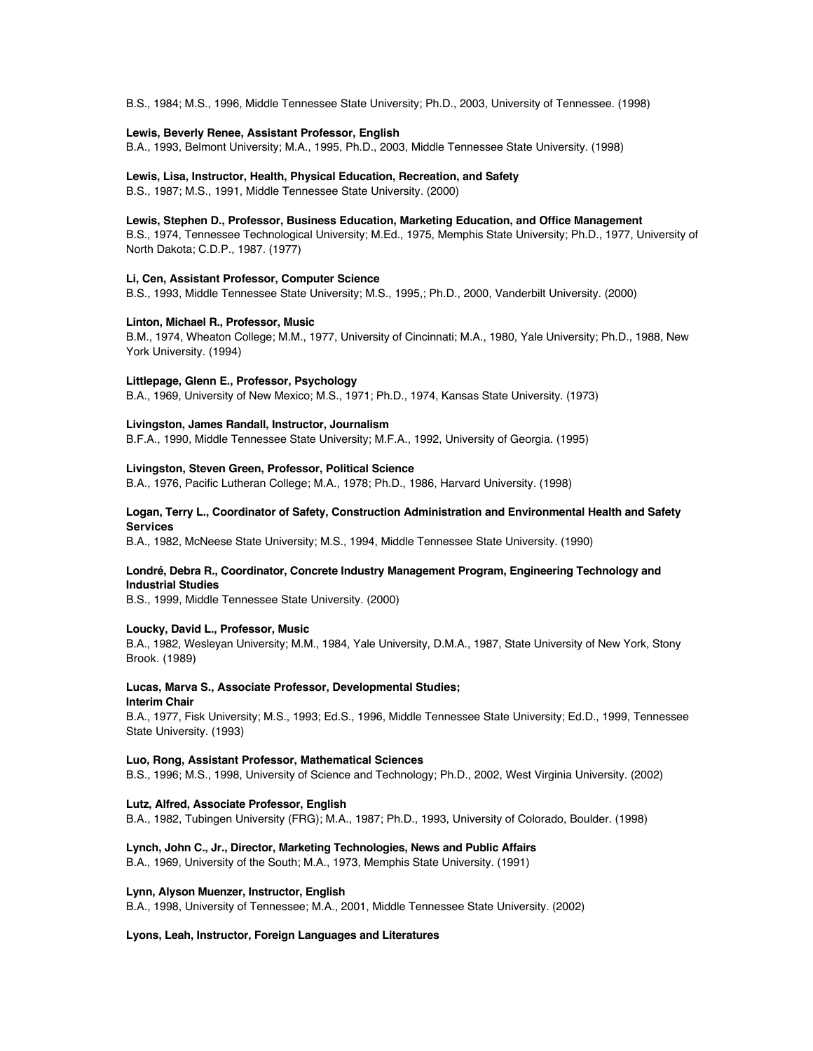B.S., 1984; M.S., 1996, Middle Tennessee State University; Ph.D., 2003, University of Tennessee. (1998)

**Lewis, Beverly Renee, Assistant Professor, English**
B.A., 1993, Belmont University; M.A., 1995, Ph.D., 2003, Middle Tennessee State University. (1998)

**Lewis, Lisa, Instructor, Health, Physical Education, Recreation, and Safety**
B.S., 1987; M.S., 1991, Middle Tennessee State University. (2000)

**Lewis, Stephen D., Professor, Business Education, Marketing Education, and Office Management**
B.S., 1974, Tennessee Technological University; M.Ed., 1975, Memphis State University; Ph.D., 1977, University of North Dakota; C.D.P., 1987. (1977)

**Li, Cen, Assistant Professor, Computer Science**
B.S., 1993, Middle Tennessee State University; M.S., 1995,; Ph.D., 2000, Vanderbilt University. (2000)

**Linton, Michael R., Professor, Music**
B.M., 1974, Wheaton College; M.M., 1977, University of Cincinnati; M.A., 1980, Yale University; Ph.D., 1988, New York University. (1994)

**Littlepage, Glenn E., Professor, Psychology**
B.A., 1969, University of New Mexico; M.S., 1971; Ph.D., 1974, Kansas State University. (1973)

**Livingston, James Randall, Instructor, Journalism**
B.F.A., 1990, Middle Tennessee State University; M.F.A., 1992, University of Georgia. (1995)

**Livingston, Steven Green, Professor, Political Science**
B.A., 1976, Pacific Lutheran College; M.A., 1978; Ph.D., 1986, Harvard University. (1998)

**Logan, Terry L., Coordinator of Safety, Construction Administration and Environmental Health and Safety Services**
B.A., 1982, McNeese State University; M.S., 1994, Middle Tennessee State University. (1990)

**Londré, Debra R., Coordinator, Concrete Industry Management Program, Engineering Technology and Industrial Studies**
B.S., 1999, Middle Tennessee State University. (2000)

**Loucky, David L., Professor, Music**
B.A., 1982, Wesleyan University; M.M., 1984, Yale University, D.M.A., 1987, State University of New York, Stony Brook. (1989)

**Lucas, Marva S., Associate Professor, Developmental Studies;**
**Interim Chair**
B.A., 1977, Fisk University; M.S., 1993; Ed.S., 1996, Middle Tennessee State University; Ed.D., 1999, Tennessee State University. (1993)

**Luo, Rong, Assistant Professor, Mathematical Sciences**
B.S., 1996; M.S., 1998, University of Science and Technology; Ph.D., 2002, West Virginia University. (2002)

**Lutz, Alfred, Associate Professor, English**
B.A., 1982, Tubingen University (FRG); M.A., 1987; Ph.D., 1993, University of Colorado, Boulder. (1998)

**Lynch, John C., Jr., Director, Marketing Technologies, News and Public Affairs**
B.A., 1969, University of the South; M.A., 1973, Memphis State University. (1991)

**Lynn, Alyson Muenzer, Instructor, English**
B.A., 1998, University of Tennessee; M.A., 2001, Middle Tennessee State University. (2002)

**Lyons, Leah, Instructor, Foreign Languages and Literatures**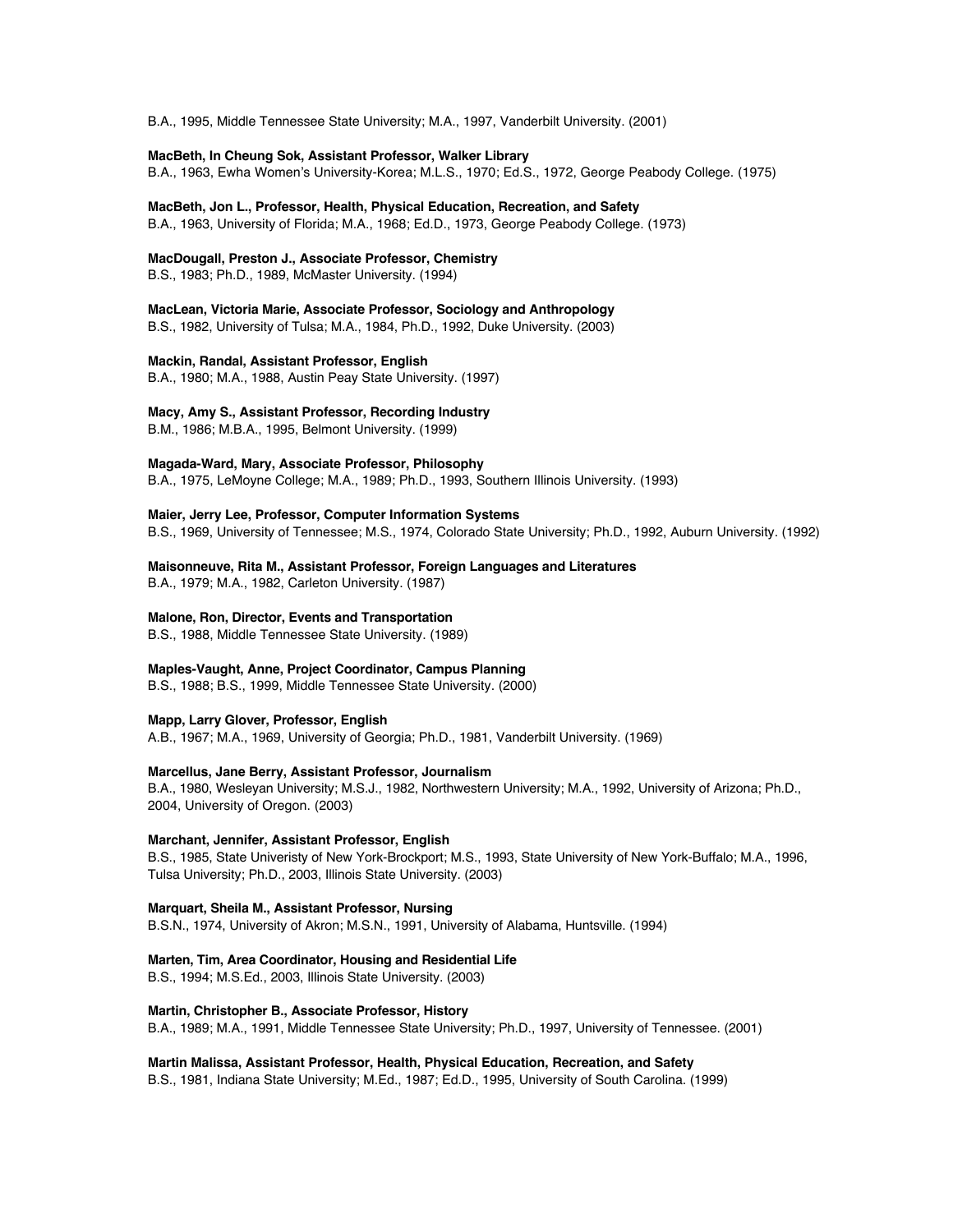B.A., 1995, Middle Tennessee State University; M.A., 1997, Vanderbilt University. (2001)

**MacBeth, In Cheung Sok, Assistant Professor, Walker Library**
B.A., 1963, Ewha Women's University-Korea; M.L.S., 1970; Ed.S., 1972, George Peabody College. (1975)

**MacBeth, Jon L., Professor, Health, Physical Education, Recreation, and Safety**
B.A., 1963, University of Florida; M.A., 1968; Ed.D., 1973, George Peabody College. (1973)

**MacDougall, Preston J., Associate Professor, Chemistry**
B.S., 1983; Ph.D., 1989, McMaster University. (1994)

**MacLean, Victoria Marie, Associate Professor, Sociology and Anthropology**
B.S., 1982, University of Tulsa; M.A., 1984, Ph.D., 1992, Duke University. (2003)

**Mackin, Randal, Assistant Professor, English**
B.A., 1980; M.A., 1988, Austin Peay State University. (1997)

**Macy, Amy S., Assistant Professor, Recording Industry**
B.M., 1986; M.B.A., 1995, Belmont University. (1999)

**Magada-Ward, Mary, Associate Professor, Philosophy**
B.A., 1975, LeMoyne College; M.A., 1989; Ph.D., 1993, Southern Illinois University. (1993)

**Maier, Jerry Lee, Professor, Computer Information Systems**
B.S., 1969, University of Tennessee; M.S., 1974, Colorado State University; Ph.D., 1992, Auburn University. (1992)

**Maisonneuve, Rita M., Assistant Professor, Foreign Languages and Literatures**
B.A., 1979; M.A., 1982, Carleton University. (1987)

**Malone, Ron, Director, Events and Transportation**
B.S., 1988, Middle Tennessee State University. (1989)

**Maples-Vaught, Anne, Project Coordinator, Campus Planning**
B.S., 1988; B.S., 1999, Middle Tennessee State University. (2000)

**Mapp, Larry Glover, Professor, English**
A.B., 1967; M.A., 1969, University of Georgia; Ph.D., 1981, Vanderbilt University. (1969)

**Marcellus, Jane Berry, Assistant Professor, Journalism**
B.A., 1980, Wesleyan University; M.S.J., 1982, Northwestern University; M.A., 1992, University of Arizona; Ph.D., 2004, University of Oregon. (2003)

**Marchant, Jennifer, Assistant Professor, English**
B.S., 1985, State Univeristy of New York-Brockport; M.S., 1993, State University of New York-Buffalo; M.A., 1996, Tulsa University; Ph.D., 2003, Illinois State University. (2003)

**Marquart, Sheila M., Assistant Professor, Nursing**
B.S.N., 1974, University of Akron; M.S.N., 1991, University of Alabama, Huntsville. (1994)

**Marten, Tim, Area Coordinator, Housing and Residential Life**
B.S., 1994; M.S.Ed., 2003, Illinois State University. (2003)

**Martin, Christopher B., Associate Professor, History**
B.A., 1989; M.A., 1991, Middle Tennessee State University; Ph.D., 1997, University of Tennessee. (2001)

**Martin Malissa, Assistant Professor, Health, Physical Education, Recreation, and Safety**
B.S., 1981, Indiana State University; M.Ed., 1987; Ed.D., 1995, University of South Carolina. (1999)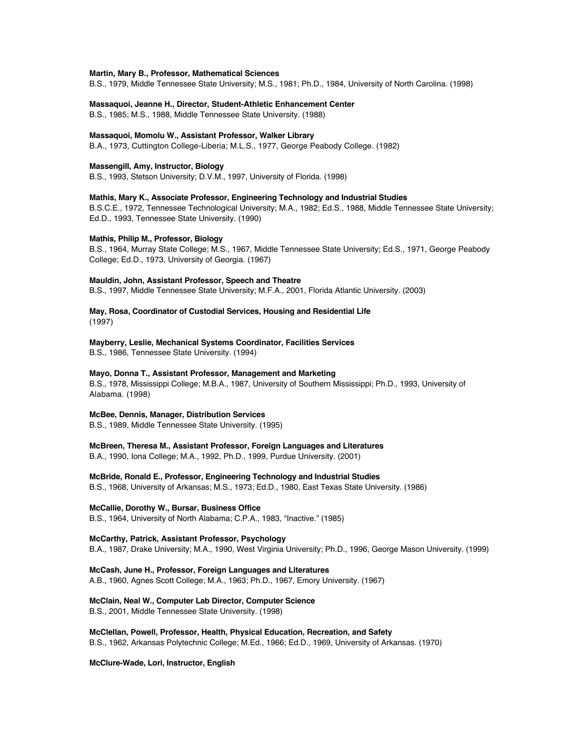**Martin, Mary B., Professor, Mathematical Sciences**
B.S., 1979, Middle Tennessee State University; M.S., 1981; Ph.D., 1984, University of North Carolina. (1998)

**Massaquoi, Jeanne H., Director, Student-Athletic Enhancement Center**
B.S., 1985; M.S., 1988, Middle Tennessee State University. (1988)

**Massaquoi, Momolu W., Assistant Professor, Walker Library**
B.A., 1973, Cuttington College-Liberia; M.L.S., 1977, George Peabody College. (1982)

**Massengill, Amy, Instructor, Biology**
B.S., 1993, Stetson University; D.V.M., 1997, University of Florida. (1998)

**Mathis, Mary K., Associate Professor, Engineering Technology and Industrial Studies**
B.S.C.E., 1972, Tennessee Technological University; M.A., 1982; Ed.S., 1988, Middle Tennessee State University; Ed.D., 1993, Tennessee State University. (1990)

**Mathis, Philip M., Professor, Biology**
B.S., 1964, Murray State College; M.S., 1967, Middle Tennessee State University; Ed.S., 1971, George Peabody College; Ed.D., 1973, University of Georgia. (1967)

**Mauldin, John, Assistant Professor, Speech and Theatre**
B.S., 1997, Middle Tennessee State University; M.F.A., 2001, Florida Atlantic University. (2003)

**May, Rosa, Coordinator of Custodial Services, Housing and Residential Life**
(1997)

**Mayberry, Leslie, Mechanical Systems Coordinator, Facilities Services**
B.S., 1986, Tennessee State University. (1994)

**Mayo, Donna T., Assistant Professor, Management and Marketing**
B.S., 1978, Mississippi College; M.B.A., 1987, University of Southern Mississippi; Ph.D., 1993, University of Alabama. (1998)

**McBee, Dennis, Manager, Distribution Services**
B.S., 1989, Middle Tennessee State University. (1995)

**McBreen, Theresa M., Assistant Professor, Foreign Languages and Literatures**
B.A., 1990, Iona College; M.A., 1992, Ph.D., 1999, Purdue University. (2001)

**McBride, Ronald E., Professor, Engineering Technology and Industrial Studies**
B.S., 1968, University of Arkansas; M.S., 1973; Ed.D., 1980, East Texas State University. (1986)

**McCallie, Dorothy W., Bursar, Business Office**
B.S., 1964, University of North Alabama; C.P.A., 1983, "Inactive." (1985)

**McCarthy, Patrick, Assistant Professor, Psychology**
B.A., 1987, Drake University; M.A., 1990, West Virginia University; Ph.D., 1996, George Mason University. (1999)

**McCash, June H., Professor, Foreign Languages and Literatures**
A.B., 1960, Agnes Scott College; M.A., 1963; Ph.D., 1967, Emory University. (1967)

**McClain, Neal W., Computer Lab Director, Computer Science**
B.S., 2001, Middle Tennessee State University. (1998)

**McClellan, Powell, Professor, Health, Physical Education, Recreation, and Safety**
B.S., 1962, Arkansas Polytechnic College; M.Ed., 1966; Ed.D., 1969, University of Arkansas. (1970)

**McClure-Wade, Lori, Instructor, English**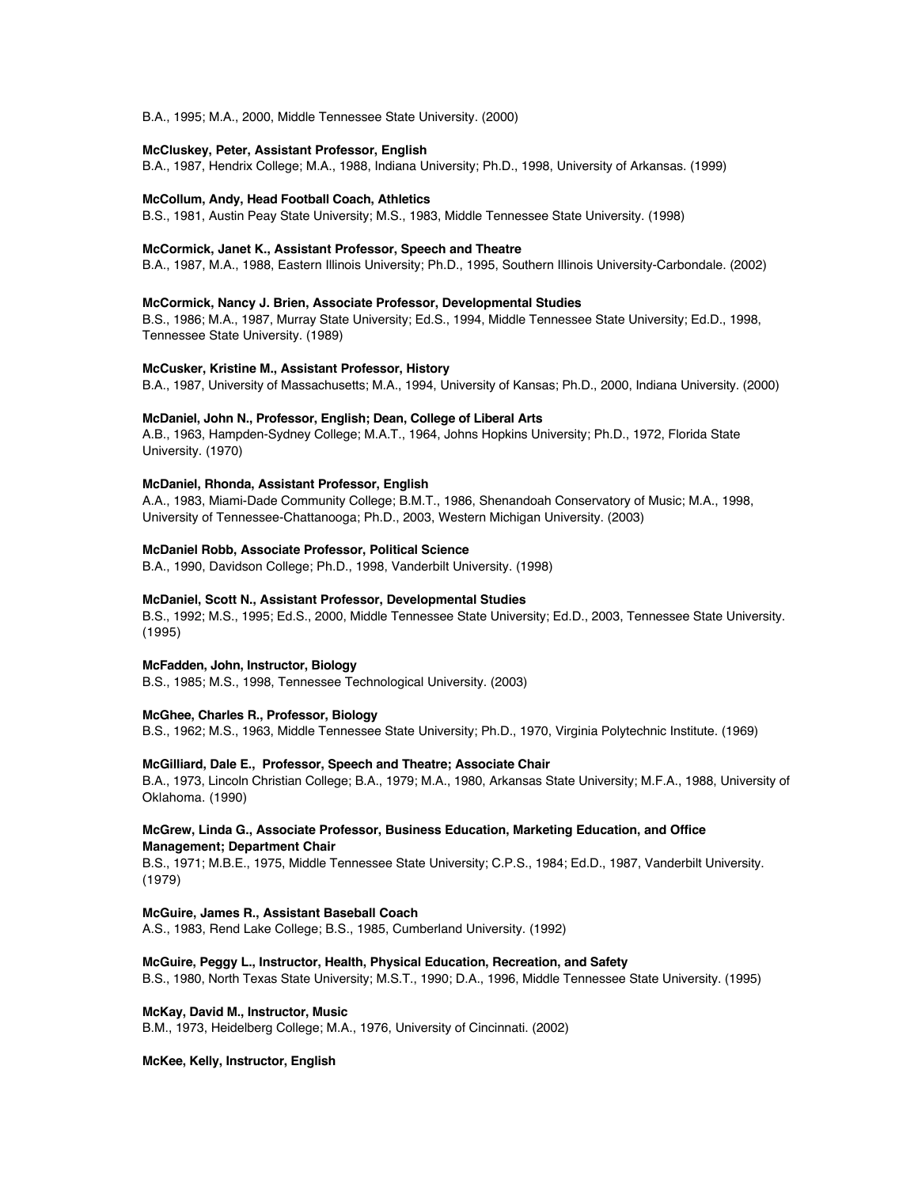B.A., 1995; M.A., 2000, Middle Tennessee State University. (2000)

**McCluskey, Peter, Assistant Professor, English**
B.A., 1987, Hendrix College; M.A., 1988, Indiana University; Ph.D., 1998, University of Arkansas. (1999)

**McCollum, Andy, Head Football Coach, Athletics**
B.S., 1981, Austin Peay State University; M.S., 1983, Middle Tennessee State University. (1998)

**McCormick, Janet K., Assistant Professor, Speech and Theatre**
B.A., 1987, M.A., 1988, Eastern Illinois University; Ph.D., 1995, Southern Illinois University-Carbondale. (2002)

**McCormick, Nancy J. Brien, Associate Professor, Developmental Studies**
B.S., 1986; M.A., 1987, Murray State University; Ed.S., 1994, Middle Tennessee State University; Ed.D., 1998, Tennessee State University. (1989)

**McCusker, Kristine M., Assistant Professor, History**
B.A., 1987, University of Massachusetts; M.A., 1994, University of Kansas; Ph.D., 2000, Indiana University. (2000)

**McDaniel, John N., Professor, English; Dean, College of Liberal Arts**
A.B., 1963, Hampden-Sydney College; M.A.T., 1964, Johns Hopkins University; Ph.D., 1972, Florida State University. (1970)

**McDaniel, Rhonda, Assistant Professor, English**
A.A., 1983, Miami-Dade Community College; B.M.T., 1986, Shenandoah Conservatory of Music; M.A., 1998, University of Tennessee-Chattanooga; Ph.D., 2003, Western Michigan University. (2003)

**McDaniel Robb, Associate Professor, Political Science**
B.A., 1990, Davidson College; Ph.D., 1998, Vanderbilt University. (1998)

**McDaniel, Scott N., Assistant Professor, Developmental Studies**
B.S., 1992; M.S., 1995; Ed.S., 2000, Middle Tennessee State University; Ed.D., 2003, Tennessee State University. (1995)

**McFadden, John, Instructor, Biology**
B.S., 1985; M.S., 1998, Tennessee Technological University. (2003)

**McGhee, Charles R., Professor, Biology**
B.S., 1962; M.S., 1963, Middle Tennessee State University; Ph.D., 1970, Virginia Polytechnic Institute. (1969)

**McGilliard, Dale E., Professor, Speech and Theatre; Associate Chair**
B.A., 1973, Lincoln Christian College; B.A., 1979; M.A., 1980, Arkansas State University; M.F.A., 1988, University of Oklahoma. (1990)

**McGrew, Linda G., Associate Professor, Business Education, Marketing Education, and Office Management; Department Chair**
B.S., 1971; M.B.E., 1975, Middle Tennessee State University; C.P.S., 1984; Ed.D., 1987, Vanderbilt University. (1979)

**McGuire, James R., Assistant Baseball Coach**
A.S., 1983, Rend Lake College; B.S., 1985, Cumberland University. (1992)

**McGuire, Peggy L., Instructor, Health, Physical Education, Recreation, and Safety**
B.S., 1980, North Texas State University; M.S.T., 1990; D.A., 1996, Middle Tennessee State University. (1995)

**McKay, David M., Instructor, Music**
B.M., 1973, Heidelberg College; M.A., 1976, University of Cincinnati. (2002)

**McKee, Kelly, Instructor, English**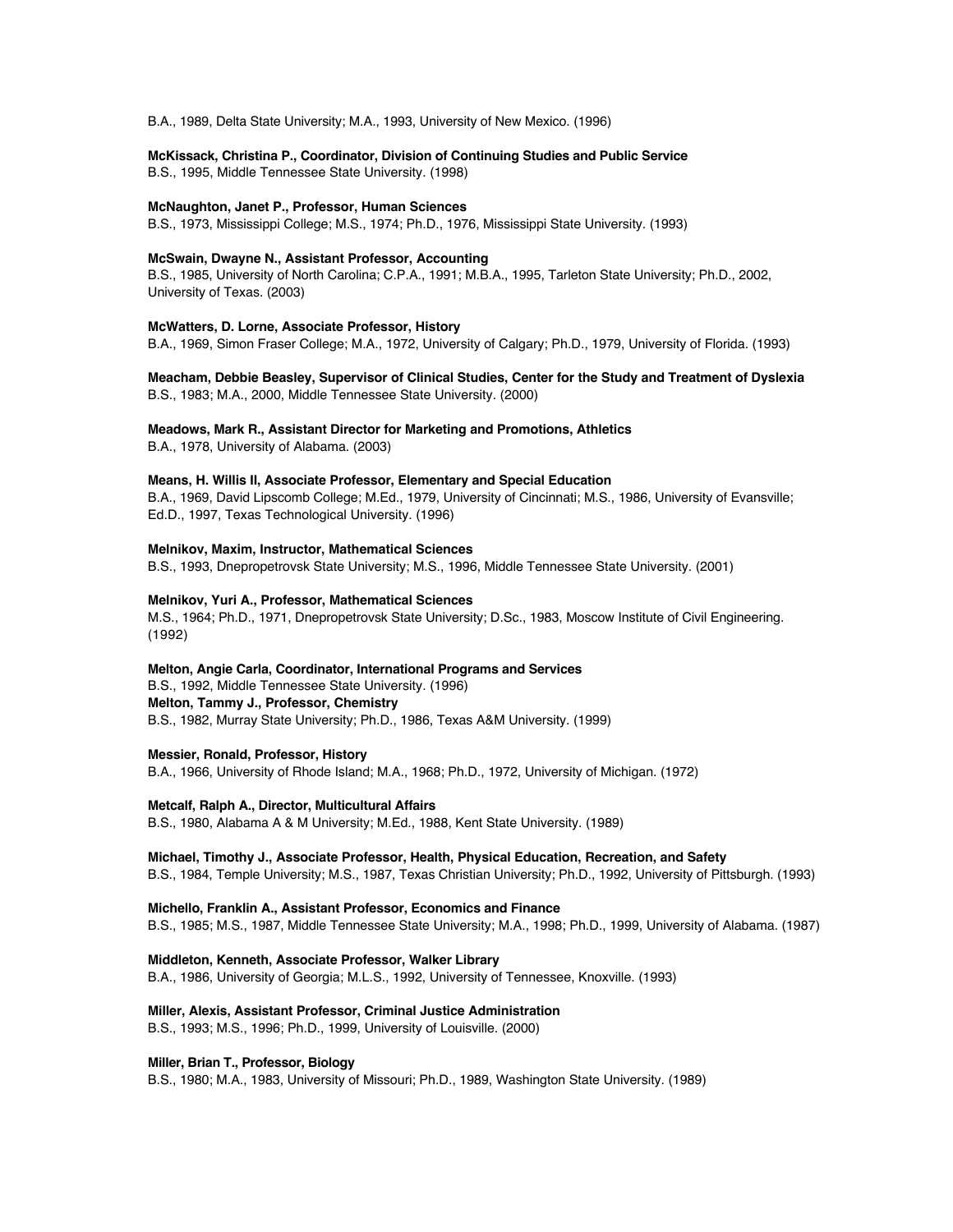B.A., 1989, Delta State University; M.A., 1993, University of New Mexico. (1996)

**McKissack, Christina P., Coordinator, Division of Continuing Studies and Public Service**
B.S., 1995, Middle Tennessee State University. (1998)

**McNaughton, Janet P., Professor, Human Sciences**
B.S., 1973, Mississippi College; M.S., 1974; Ph.D., 1976, Mississippi State University. (1993)

**McSwain, Dwayne N., Assistant Professor, Accounting**
B.S., 1985, University of North Carolina; C.P.A., 1991; M.B.A., 1995, Tarleton State University; Ph.D., 2002, University of Texas. (2003)

**McWatters, D. Lorne, Associate Professor, History**
B.A., 1969, Simon Fraser College; M.A., 1972, University of Calgary; Ph.D., 1979, University of Florida. (1993)

**Meacham, Debbie Beasley, Supervisor of Clinical Studies, Center for the Study and Treatment of Dyslexia**
B.S., 1983; M.A., 2000, Middle Tennessee State University. (2000)

**Meadows, Mark R., Assistant Director for Marketing and Promotions, Athletics**
B.A., 1978, University of Alabama. (2003)

**Means, H. Willis II, Associate Professor, Elementary and Special Education**
B.A., 1969, David Lipscomb College; M.Ed., 1979, University of Cincinnati; M.S., 1986, University of Evansville; Ed.D., 1997, Texas Technological University. (1996)

**Melnikov, Maxim, Instructor, Mathematical Sciences**
B.S., 1993, Dnepropetrovsk State University; M.S., 1996, Middle Tennessee State University. (2001)

**Melnikov, Yuri A., Professor, Mathematical Sciences**
M.S., 1964; Ph.D., 1971, Dnepropetrovsk State University; D.Sc., 1983, Moscow Institute of Civil Engineering. (1992)

**Melton, Angie Carla, Coordinator, International Programs and Services**
B.S., 1992, Middle Tennessee State University. (1996)

**Melton, Tammy J., Professor, Chemistry**
B.S., 1982, Murray State University; Ph.D., 1986, Texas A&M University. (1999)

**Messier, Ronald, Professor, History**
B.A., 1966, University of Rhode Island; M.A., 1968; Ph.D., 1972, University of Michigan. (1972)

**Metcalf, Ralph A., Director, Multicultural Affairs**
B.S., 1980, Alabama A & M University; M.Ed., 1988, Kent State University. (1989)

**Michael, Timothy J., Associate Professor, Health, Physical Education, Recreation, and Safety**
B.S., 1984, Temple University; M.S., 1987, Texas Christian University; Ph.D., 1992, University of Pittsburgh. (1993)

**Michello, Franklin A., Assistant Professor, Economics and Finance**
B.S., 1985; M.S., 1987, Middle Tennessee State University; M.A., 1998; Ph.D., 1999, University of Alabama. (1987)

**Middleton, Kenneth, Associate Professor, Walker Library**
B.A., 1986, University of Georgia; M.L.S., 1992, University of Tennessee, Knoxville. (1993)

**Miller, Alexis, Assistant Professor, Criminal Justice Administration**
B.S., 1993; M.S., 1996; Ph.D., 1999, University of Louisville. (2000)

**Miller, Brian T., Professor, Biology**
B.S., 1980; M.A., 1983, University of Missouri; Ph.D., 1989, Washington State University. (1989)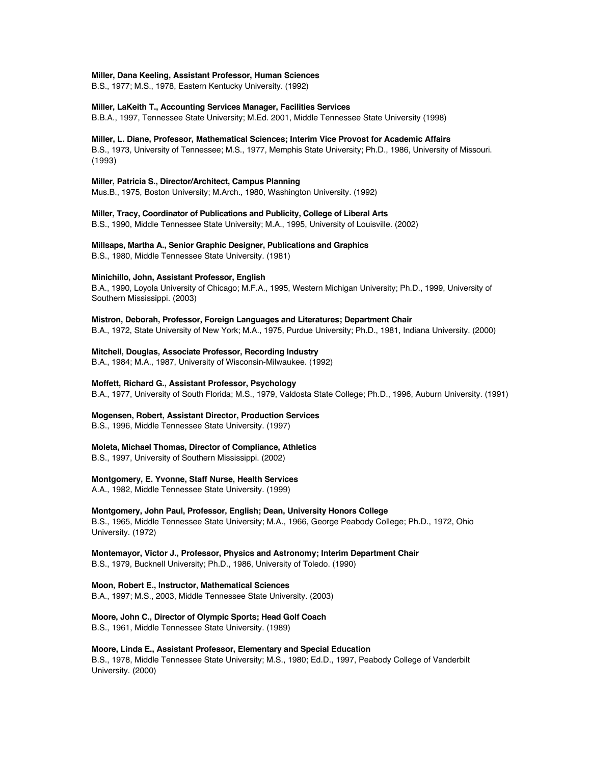**Miller, Dana Keeling, Assistant Professor, Human Sciences**
B.S., 1977; M.S., 1978, Eastern Kentucky University. (1992)

**Miller, LaKeith T., Accounting Services Manager, Facilities Services**
B.B.A., 1997, Tennessee State University; M.Ed. 2001, Middle Tennessee State University (1998)

**Miller, L. Diane, Professor, Mathematical Sciences; Interim Vice Provost for Academic Affairs**
B.S., 1973, University of Tennessee; M.S., 1977, Memphis State University; Ph.D., 1986, University of Missouri. (1993)

**Miller, Patricia S., Director/Architect, Campus Planning**
Mus.B., 1975, Boston University; M.Arch., 1980, Washington University. (1992)

**Miller, Tracy, Coordinator of Publications and Publicity, College of Liberal Arts**
B.S., 1990, Middle Tennessee State University; M.A., 1995, University of Louisville. (2002)

**Millsaps, Martha A., Senior Graphic Designer, Publications and Graphics**
B.S., 1980, Middle Tennessee State University. (1981)

**Minichillo, John, Assistant Professor, English**
B.A., 1990, Loyola University of Chicago; M.F.A., 1995, Western Michigan University; Ph.D., 1999, University of Southern Mississippi. (2003)

**Mistron, Deborah, Professor, Foreign Languages and Literatures; Department Chair**
B.A., 1972, State University of New York; M.A., 1975, Purdue University; Ph.D., 1981, Indiana University. (2000)

**Mitchell, Douglas, Associate Professor, Recording Industry**
B.A., 1984; M.A., 1987, University of Wisconsin-Milwaukee. (1992)

**Moffett, Richard G., Assistant Professor, Psychology**
B.A., 1977, University of South Florida; M.S., 1979, Valdosta State College; Ph.D., 1996, Auburn University. (1991)

**Mogensen, Robert, Assistant Director, Production Services**
B.S., 1996, Middle Tennessee State University. (1997)

**Moleta, Michael Thomas, Director of Compliance, Athletics**
B.S., 1997, University of Southern Mississippi. (2002)

**Montgomery, E. Yvonne, Staff Nurse, Health Services**
A.A., 1982, Middle Tennessee State University. (1999)

**Montgomery, John Paul, Professor, English; Dean, University Honors College**
B.S., 1965, Middle Tennessee State University; M.A., 1966, George Peabody College; Ph.D., 1972, Ohio University. (1972)

**Montemayor, Victor J., Professor, Physics and Astronomy; Interim Department Chair**
B.S., 1979, Bucknell University; Ph.D., 1986, University of Toledo. (1990)

**Moon, Robert E., Instructor, Mathematical Sciences**
B.A., 1997; M.S., 2003, Middle Tennessee State University. (2003)

**Moore, John C., Director of Olympic Sports; Head Golf Coach**
B.S., 1961, Middle Tennessee State University. (1989)

**Moore, Linda E., Assistant Professor, Elementary and Special Education**
B.S., 1978, Middle Tennessee State University; M.S., 1980; Ed.D., 1997, Peabody College of Vanderbilt University. (2000)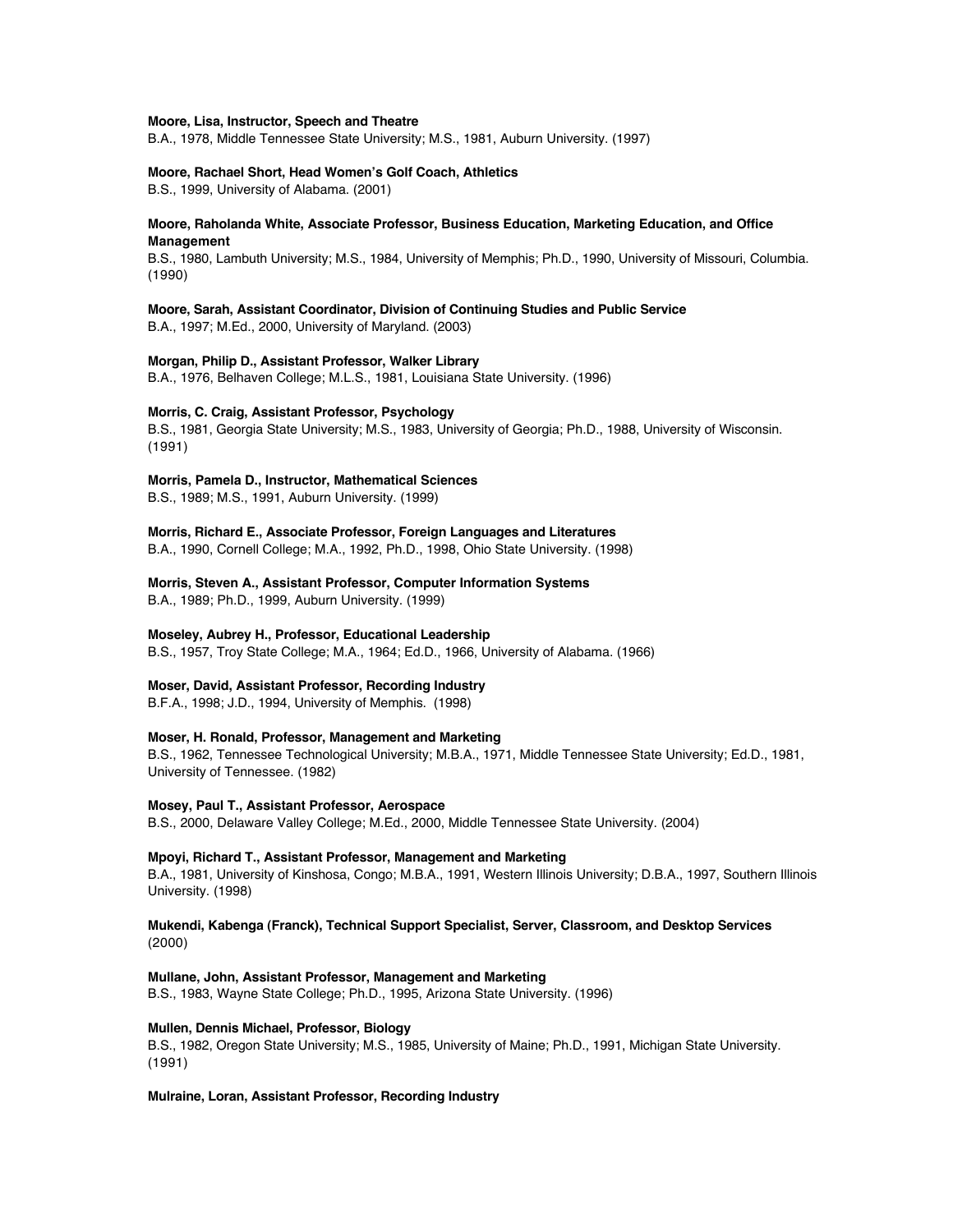**Moore, Lisa, Instructor, Speech and Theatre**
B.A., 1978, Middle Tennessee State University; M.S., 1981, Auburn University. (1997)

**Moore, Rachael Short, Head Women's Golf Coach, Athletics**
B.S., 1999, University of Alabama. (2001)

**Moore, Raholanda White, Associate Professor, Business Education, Marketing Education, and Office Management**
B.S., 1980, Lambuth University; M.S., 1984, University of Memphis; Ph.D., 1990, University of Missouri, Columbia. (1990)

**Moore, Sarah, Assistant Coordinator, Division of Continuing Studies and Public Service**
B.A., 1997; M.Ed., 2000, University of Maryland. (2003)

**Morgan, Philip D., Assistant Professor, Walker Library**
B.A., 1976, Belhaven College; M.L.S., 1981, Louisiana State University. (1996)

**Morris, C. Craig, Assistant Professor, Psychology**
B.S., 1981, Georgia State University; M.S., 1983, University of Georgia; Ph.D., 1988, University of Wisconsin. (1991)

**Morris, Pamela D., Instructor, Mathematical Sciences**
B.S., 1989; M.S., 1991, Auburn University. (1999)

**Morris, Richard E., Associate Professor, Foreign Languages and Literatures**
B.A., 1990, Cornell College; M.A., 1992, Ph.D., 1998, Ohio State University. (1998)

**Morris, Steven A., Assistant Professor, Computer Information Systems**
B.A., 1989; Ph.D., 1999, Auburn University. (1999)

**Moseley, Aubrey H., Professor, Educational Leadership**
B.S., 1957, Troy State College; M.A., 1964; Ed.D., 1966, University of Alabama. (1966)

**Moser, David, Assistant Professor, Recording Industry**
B.F.A., 1998; J.D., 1994, University of Memphis. (1998)

**Moser, H. Ronald, Professor, Management and Marketing**
B.S., 1962, Tennessee Technological University; M.B.A., 1971, Middle Tennessee State University; Ed.D., 1981, University of Tennessee. (1982)

**Mosey, Paul T., Assistant Professor, Aerospace**
B.S., 2000, Delaware Valley College; M.Ed., 2000, Middle Tennessee State University. (2004)

**Mpoyi, Richard T., Assistant Professor, Management and Marketing**
B.A., 1981, University of Kinshosa, Congo; M.B.A., 1991, Western Illinois University; D.B.A., 1997, Southern Illinois University. (1998)

**Mukendi, Kabenga (Franck), Technical Support Specialist, Server, Classroom, and Desktop Services**
(2000)

**Mullane, John, Assistant Professor, Management and Marketing**
B.S., 1983, Wayne State College; Ph.D., 1995, Arizona State University. (1996)

**Mullen, Dennis Michael, Professor, Biology**
B.S., 1982, Oregon State University; M.S., 1985, University of Maine; Ph.D., 1991, Michigan State University. (1991)

**Mulraine, Loran, Assistant Professor, Recording Industry**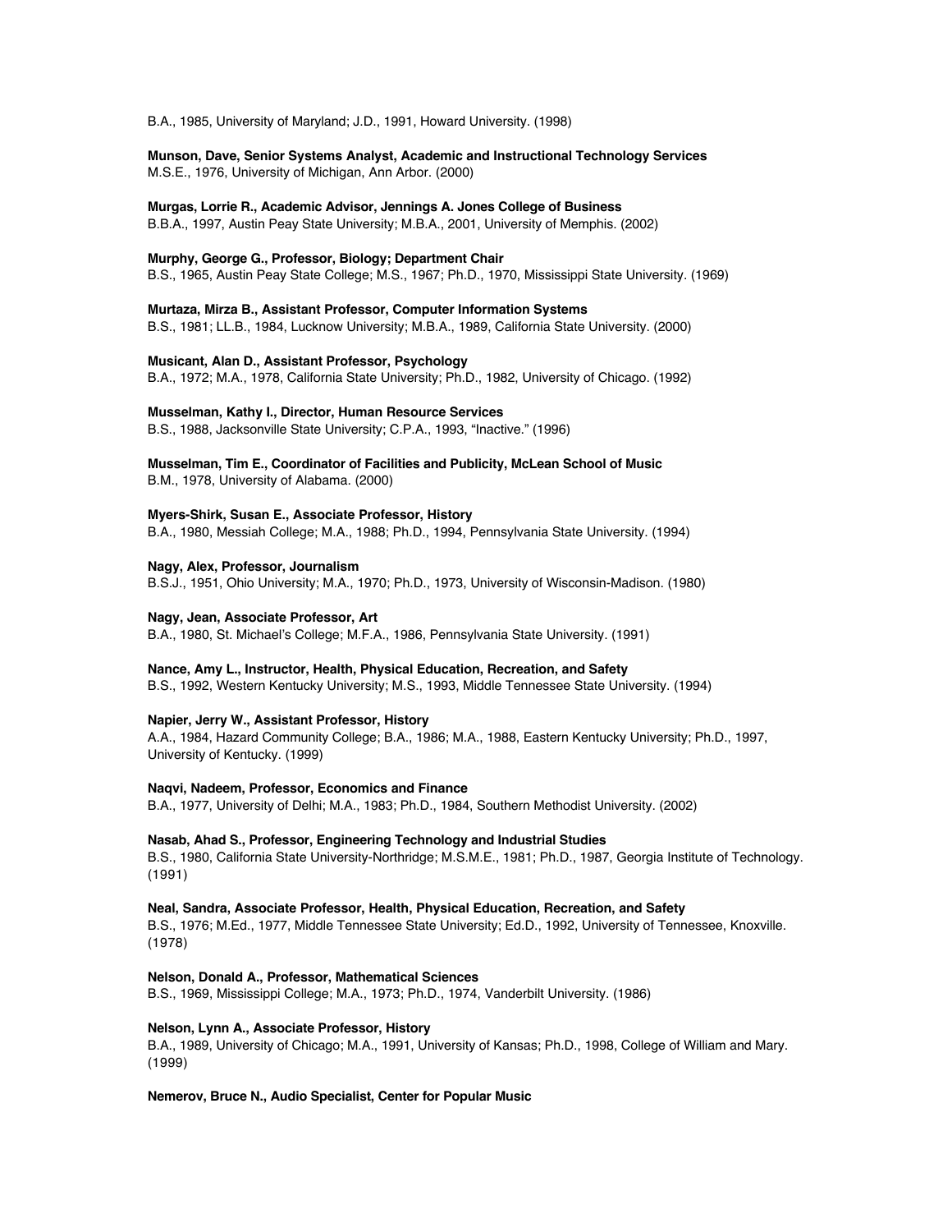B.A., 1985, University of Maryland; J.D., 1991, Howard University. (1998)

**Munson, Dave, Senior Systems Analyst, Academic and Instructional Technology Services**
M.S.E., 1976, University of Michigan, Ann Arbor. (2000)

**Murgas, Lorrie R., Academic Advisor, Jennings A. Jones College of Business**
B.B.A., 1997, Austin Peay State University; M.B.A., 2001, University of Memphis. (2002)

**Murphy, George G., Professor, Biology; Department Chair**
B.S., 1965, Austin Peay State College; M.S., 1967; Ph.D., 1970, Mississippi State University. (1969)

**Murtaza, Mirza B., Assistant Professor, Computer Information Systems**
B.S., 1981; LL.B., 1984, Lucknow University; M.B.A., 1989, California State University. (2000)

**Musicant, Alan D., Assistant Professor, Psychology**
B.A., 1972; M.A., 1978, California State University; Ph.D., 1982, University of Chicago. (1992)

**Musselman, Kathy I., Director, Human Resource Services**
B.S., 1988, Jacksonville State University; C.P.A., 1993, "Inactive." (1996)

**Musselman, Tim E., Coordinator of Facilities and Publicity, McLean School of Music**
B.M., 1978, University of Alabama. (2000)

**Myers-Shirk, Susan E., Associate Professor, History**
B.A., 1980, Messiah College; M.A., 1988; Ph.D., 1994, Pennsylvania State University. (1994)

**Nagy, Alex, Professor, Journalism**
B.S.J., 1951, Ohio University; M.A., 1970; Ph.D., 1973, University of Wisconsin-Madison. (1980)

**Nagy, Jean, Associate Professor, Art**
B.A., 1980, St. Michael's College; M.F.A., 1986, Pennsylvania State University. (1991)

**Nance, Amy L., Instructor, Health, Physical Education, Recreation, and Safety**
B.S., 1992, Western Kentucky University; M.S., 1993, Middle Tennessee State University. (1994)

**Napier, Jerry W., Assistant Professor, History**
A.A., 1984, Hazard Community College; B.A., 1986; M.A., 1988, Eastern Kentucky University; Ph.D., 1997, University of Kentucky. (1999)

**Naqvi, Nadeem, Professor, Economics and Finance**
B.A., 1977, University of Delhi; M.A., 1983; Ph.D., 1984, Southern Methodist University. (2002)

**Nasab, Ahad S., Professor, Engineering Technology and Industrial Studies**
B.S., 1980, California State University-Northridge; M.S.M.E., 1981; Ph.D., 1987, Georgia Institute of Technology. (1991)

**Neal, Sandra, Associate Professor, Health, Physical Education, Recreation, and Safety**
B.S., 1976; M.Ed., 1977, Middle Tennessee State University; Ed.D., 1992, University of Tennessee, Knoxville. (1978)

**Nelson, Donald A., Professor, Mathematical Sciences**
B.S., 1969, Mississippi College; M.A., 1973; Ph.D., 1974, Vanderbilt University. (1986)

**Nelson, Lynn A., Associate Professor, History**
B.A., 1989, University of Chicago; M.A., 1991, University of Kansas; Ph.D., 1998, College of William and Mary. (1999)

**Nemerov, Bruce N., Audio Specialist, Center for Popular Music**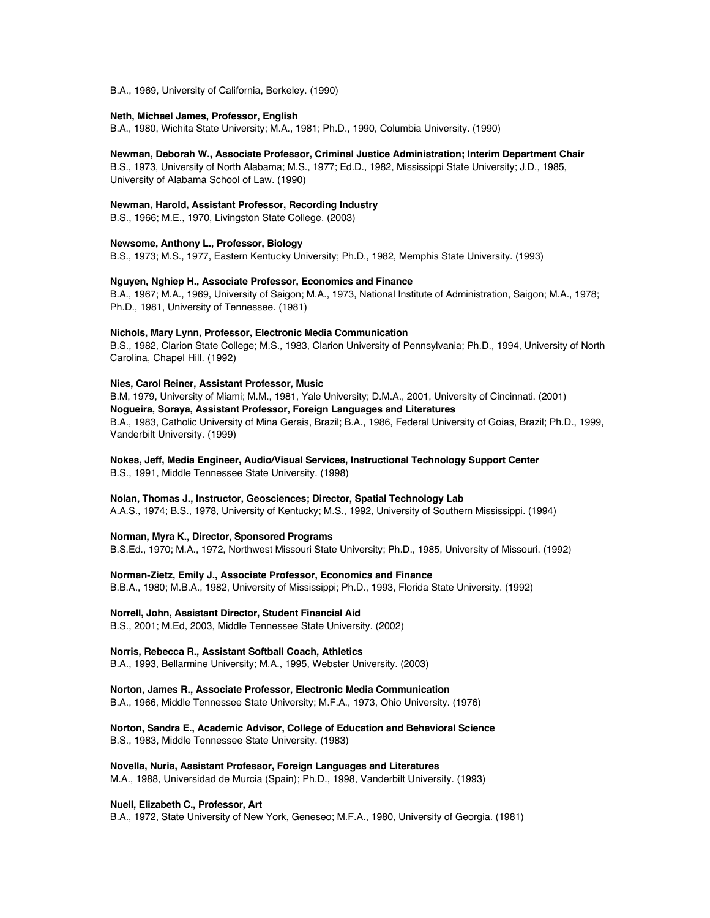B.A., 1969, University of California, Berkeley. (1990)

**Neth, Michael James, Professor, English**
B.A., 1980, Wichita State University; M.A., 1981; Ph.D., 1990, Columbia University. (1990)

**Newman, Deborah W., Associate Professor, Criminal Justice Administration; Interim Department Chair**
B.S., 1973, University of North Alabama; M.S., 1977; Ed.D., 1982, Mississippi State University; J.D., 1985, University of Alabama School of Law. (1990)

**Newman, Harold, Assistant Professor, Recording Industry**
B.S., 1966; M.E., 1970, Livingston State College. (2003)

**Newsome, Anthony L., Professor, Biology**
B.S., 1973; M.S., 1977, Eastern Kentucky University; Ph.D., 1982, Memphis State University. (1993)

**Nguyen, Nghiep H., Associate Professor, Economics and Finance**
B.A., 1967; M.A., 1969, University of Saigon; M.A., 1973, National Institute of Administration, Saigon; M.A., 1978; Ph.D., 1981, University of Tennessee. (1981)

**Nichols, Mary Lynn, Professor, Electronic Media Communication**
B.S., 1982, Clarion State College; M.S., 1983, Clarion University of Pennsylvania; Ph.D., 1994, University of North Carolina, Chapel Hill. (1992)

**Nies, Carol Reiner, Assistant Professor, Music**
B.M, 1979, University of Miami; M.M., 1981, Yale University; D.M.A., 2001, University of Cincinnati. (2001)

**Nogueira, Soraya, Assistant Professor, Foreign Languages and Literatures**
B.A., 1983, Catholic University of Mina Gerais, Brazil; B.A., 1986, Federal University of Goias, Brazil; Ph.D., 1999, Vanderbilt University. (1999)

**Nokes, Jeff, Media Engineer, Audio/Visual Services, Instructional Technology Support Center**
B.S., 1991, Middle Tennessee State University. (1998)

**Nolan, Thomas J., Instructor, Geosciences; Director, Spatial Technology Lab**
A.A.S., 1974; B.S., 1978, University of Kentucky; M.S., 1992, University of Southern Mississippi. (1994)

**Norman, Myra K., Director, Sponsored Programs**
B.S.Ed., 1970; M.A., 1972, Northwest Missouri State University; Ph.D., 1985, University of Missouri. (1992)

**Norman-Zietz, Emily J., Associate Professor, Economics and Finance**
B.B.A., 1980; M.B.A., 1982, University of Mississippi; Ph.D., 1993, Florida State University. (1992)

**Norrell, John, Assistant Director, Student Financial Aid**
B.S., 2001; M.Ed, 2003, Middle Tennessee State University. (2002)

**Norris, Rebecca R., Assistant Softball Coach, Athletics**
B.A., 1993, Bellarmine University; M.A., 1995, Webster University. (2003)

**Norton, James R., Associate Professor, Electronic Media Communication**
B.A., 1966, Middle Tennessee State University; M.F.A., 1973, Ohio University. (1976)

**Norton, Sandra E., Academic Advisor, College of Education and Behavioral Science**
B.S., 1983, Middle Tennessee State University. (1983)

**Novella, Nuria, Assistant Professor, Foreign Languages and Literatures**
M.A., 1988, Universidad de Murcia (Spain); Ph.D., 1998, Vanderbilt University. (1993)

**Nuell, Elizabeth C., Professor, Art**
B.A., 1972, State University of New York, Geneseo; M.F.A., 1980, University of Georgia. (1981)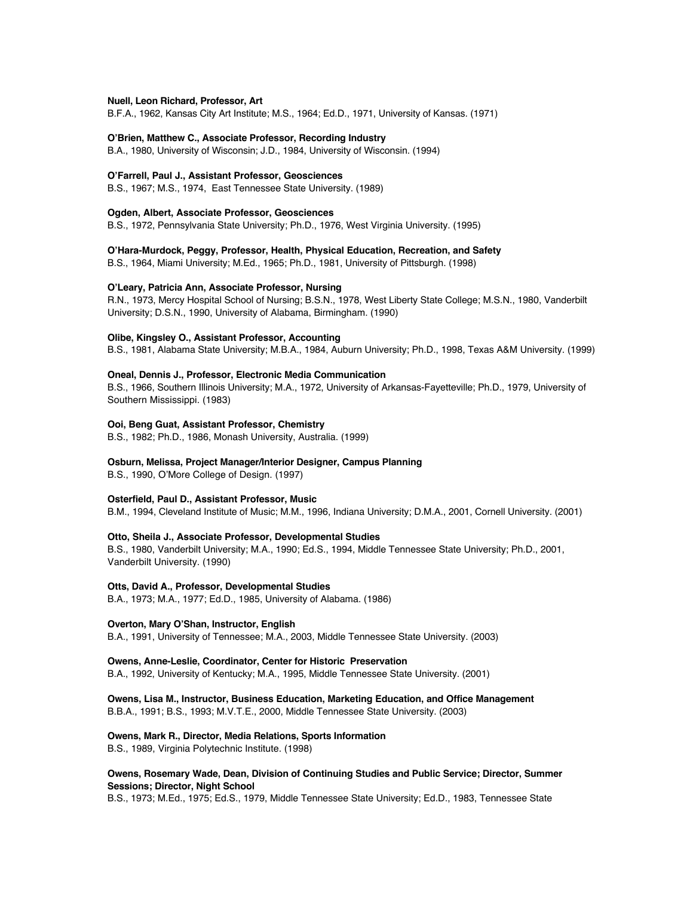**Nuell, Leon Richard, Professor, Art**
B.F.A., 1962, Kansas City Art Institute; M.S., 1964; Ed.D., 1971, University of Kansas. (1971)

**O'Brien, Matthew C., Associate Professor, Recording Industry**
B.A., 1980, University of Wisconsin; J.D., 1984, University of Wisconsin. (1994)

**O'Farrell, Paul J., Assistant Professor, Geosciences**
B.S., 1967; M.S., 1974, East Tennessee State University. (1989)

**Ogden, Albert, Associate Professor, Geosciences**
B.S., 1972, Pennsylvania State University; Ph.D., 1976, West Virginia University. (1995)

**O'Hara-Murdock, Peggy, Professor, Health, Physical Education, Recreation, and Safety**
B.S., 1964, Miami University; M.Ed., 1965; Ph.D., 1981, University of Pittsburgh. (1998)

**O'Leary, Patricia Ann, Associate Professor, Nursing**
R.N., 1973, Mercy Hospital School of Nursing; B.S.N., 1978, West Liberty State College; M.S.N., 1980, Vanderbilt University; D.S.N., 1990, University of Alabama, Birmingham. (1990)

**Olibe, Kingsley O., Assistant Professor, Accounting**
B.S., 1981, Alabama State University; M.B.A., 1984, Auburn University; Ph.D., 1998, Texas A&M University. (1999)

**Oneal, Dennis J., Professor, Electronic Media Communication**
B.S., 1966, Southern Illinois University; M.A., 1972, University of Arkansas-Fayetteville; Ph.D., 1979, University of Southern Mississippi. (1983)

**Ooi, Beng Guat, Assistant Professor, Chemistry**
B.S., 1982; Ph.D., 1986, Monash University, Australia. (1999)

**Osburn, Melissa, Project Manager/Interior Designer, Campus Planning**
B.S., 1990, O'More College of Design. (1997)

**Osterfield, Paul D., Assistant Professor, Music**
B.M., 1994, Cleveland Institute of Music; M.M., 1996, Indiana University; D.M.A., 2001, Cornell University. (2001)

**Otto, Sheila J., Associate Professor, Developmental Studies**
B.S., 1980, Vanderbilt University; M.A., 1990; Ed.S., 1994, Middle Tennessee State University; Ph.D., 2001, Vanderbilt University. (1990)

**Otts, David A., Professor, Developmental Studies**
B.A., 1973; M.A., 1977; Ed.D., 1985, University of Alabama. (1986)

**Overton, Mary O'Shan, Instructor, English**
B.A., 1991, University of Tennessee; M.A., 2003, Middle Tennessee State University. (2003)

**Owens, Anne-Leslie, Coordinator, Center for Historic Preservation**
B.A., 1992, University of Kentucky; M.A., 1995, Middle Tennessee State University. (2001)

**Owens, Lisa M., Instructor, Business Education, Marketing Education, and Office Management**
B.B.A., 1991; B.S., 1993; M.V.T.E., 2000, Middle Tennessee State University. (2003)

**Owens, Mark R., Director, Media Relations, Sports Information**
B.S., 1989, Virginia Polytechnic Institute. (1998)

**Owens, Rosemary Wade, Dean, Division of Continuing Studies and Public Service; Director, Summer Sessions; Director, Night School**
B.S., 1973; M.Ed., 1975; Ed.S., 1979, Middle Tennessee State University; Ed.D., 1983, Tennessee State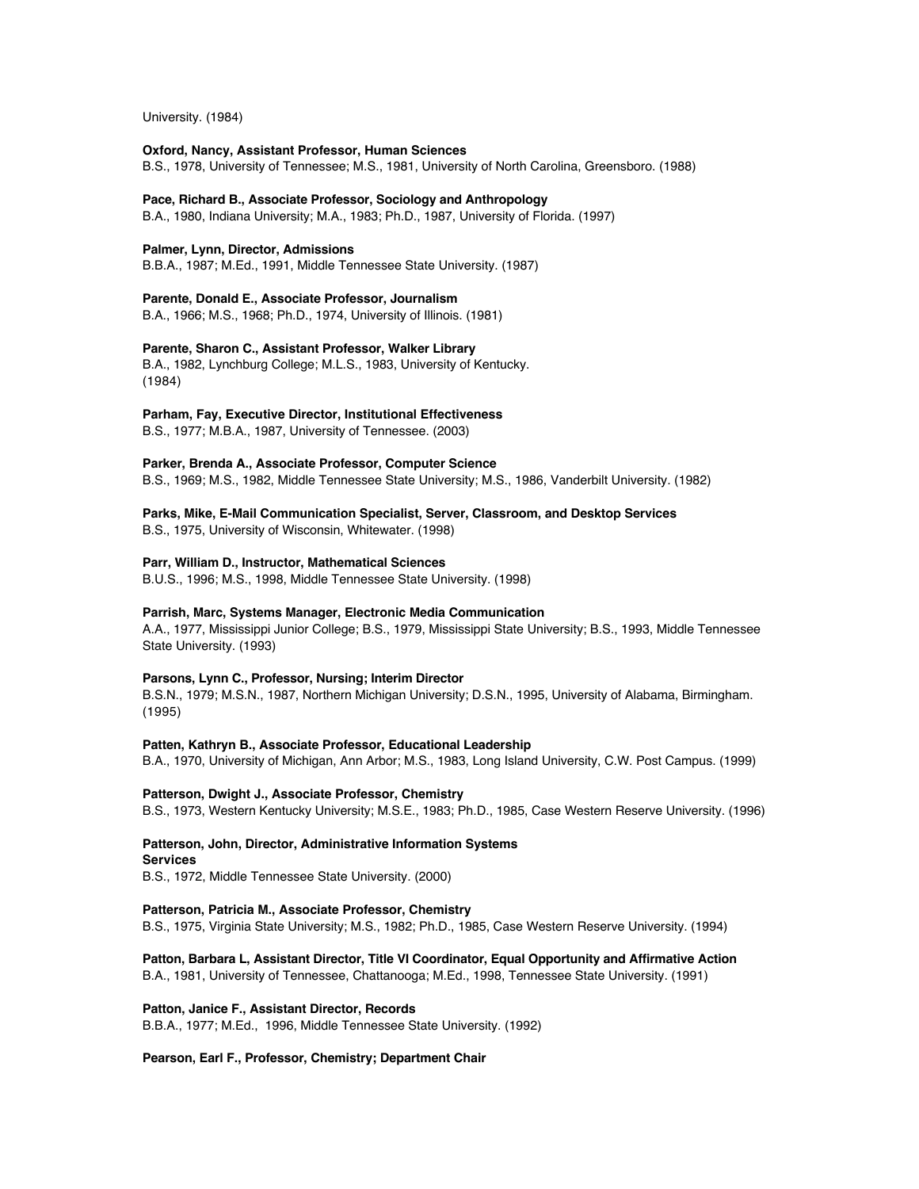University. (1984)

**Oxford, Nancy, Assistant Professor, Human Sciences**
B.S., 1978, University of Tennessee; M.S., 1981, University of North Carolina, Greensboro. (1988)

**Pace, Richard B., Associate Professor, Sociology and Anthropology**
B.A., 1980, Indiana University; M.A., 1983; Ph.D., 1987, University of Florida. (1997)

**Palmer, Lynn, Director, Admissions**
B.B.A., 1987; M.Ed., 1991, Middle Tennessee State University. (1987)

**Parente, Donald E., Associate Professor, Journalism**
B.A., 1966; M.S., 1968; Ph.D., 1974, University of Illinois. (1981)

**Parente, Sharon C., Assistant Professor, Walker Library**
B.A., 1982, Lynchburg College; M.L.S., 1983, University of Kentucky. (1984)

**Parham, Fay, Executive Director, Institutional Effectiveness**
B.S., 1977; M.B.A., 1987, University of Tennessee. (2003)

**Parker, Brenda A., Associate Professor, Computer Science**
B.S., 1969; M.S., 1982, Middle Tennessee State University; M.S., 1986, Vanderbilt University. (1982)

**Parks, Mike, E-Mail Communication Specialist, Server, Classroom, and Desktop Services**
B.S., 1975, University of Wisconsin, Whitewater. (1998)

**Parr, William D., Instructor, Mathematical Sciences**
B.U.S., 1996; M.S., 1998, Middle Tennessee State University. (1998)

**Parrish, Marc, Systems Manager, Electronic Media Communication**
A.A., 1977, Mississippi Junior College; B.S., 1979, Mississippi State University; B.S., 1993, Middle Tennessee State University. (1993)

**Parsons, Lynn C., Professor, Nursing; Interim Director**
B.S.N., 1979; M.S.N., 1987, Northern Michigan University; D.S.N., 1995, University of Alabama, Birmingham. (1995)

**Patten, Kathryn B., Associate Professor, Educational Leadership**
B.A., 1970, University of Michigan, Ann Arbor; M.S., 1983, Long Island University, C.W. Post Campus. (1999)

**Patterson, Dwight J., Associate Professor, Chemistry**
B.S., 1973, Western Kentucky University; M.S.E., 1983; Ph.D., 1985, Case Western Reserve University. (1996)

**Patterson, John, Director, Administrative Information Systems Services**
B.S., 1972, Middle Tennessee State University. (2000)

**Patterson, Patricia M., Associate Professor, Chemistry**
B.S., 1975, Virginia State University; M.S., 1982; Ph.D., 1985, Case Western Reserve University. (1994)

**Patton, Barbara L, Assistant Director, Title VI Coordinator, Equal Opportunity and Affirmative Action**
B.A., 1981, University of Tennessee, Chattanooga; M.Ed., 1998, Tennessee State University. (1991)

**Patton, Janice F., Assistant Director, Records**
B.B.A., 1977; M.Ed., 1996, Middle Tennessee State University. (1992)

**Pearson, Earl F., Professor, Chemistry; Department Chair**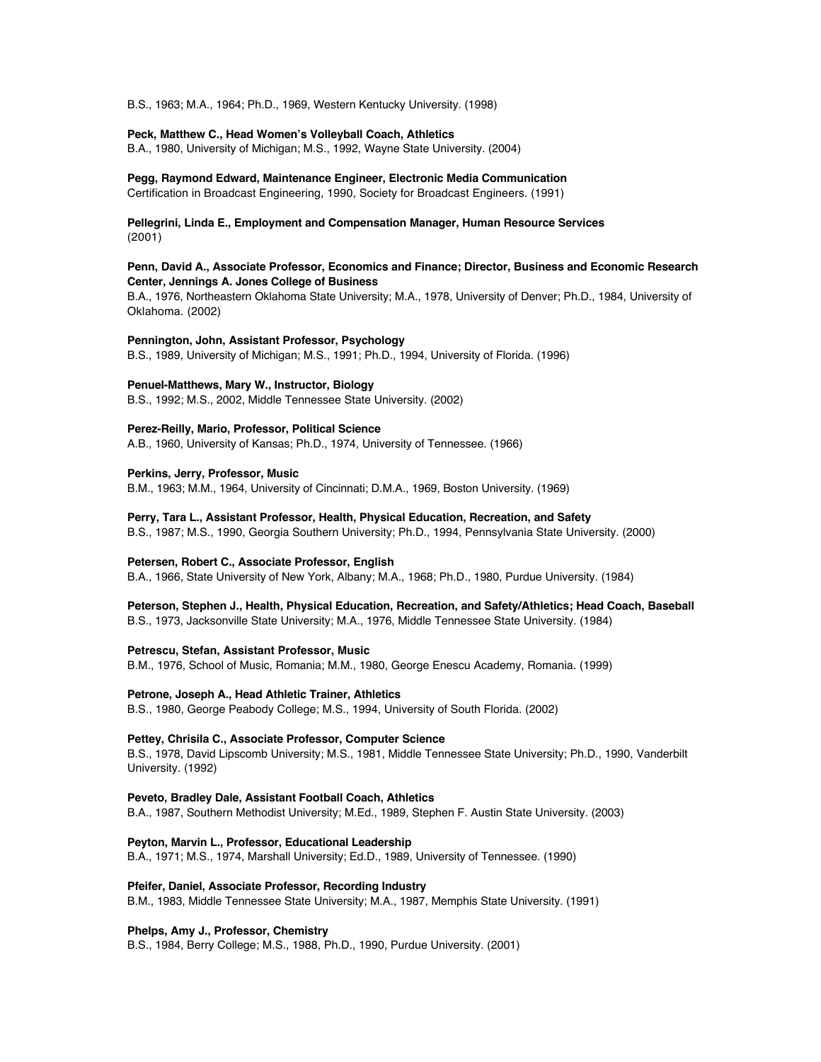B.S., 1963; M.A., 1964; Ph.D., 1969, Western Kentucky University. (1998)

**Peck, Matthew C., Head Women's Volleyball Coach, Athletics**
B.A., 1980, University of Michigan; M.S., 1992, Wayne State University. (2004)

**Pegg, Raymond Edward, Maintenance Engineer, Electronic Media Communication**
Certification in Broadcast Engineering, 1990, Society for Broadcast Engineers. (1991)

**Pellegrini, Linda E., Employment and Compensation Manager, Human Resource Services**
(2001)

**Penn, David A., Associate Professor, Economics and Finance; Director, Business and Economic Research Center, Jennings A. Jones College of Business**
B.A., 1976, Northeastern Oklahoma State University; M.A., 1978, University of Denver; Ph.D., 1984, University of Oklahoma. (2002)

**Pennington, John, Assistant Professor, Psychology**
B.S., 1989, University of Michigan; M.S., 1991; Ph.D., 1994, University of Florida. (1996)

**Penuel-Matthews, Mary W., Instructor, Biology**
B.S., 1992; M.S., 2002, Middle Tennessee State University. (2002)

**Perez-Reilly, Mario, Professor, Political Science**
A.B., 1960, University of Kansas; Ph.D., 1974, University of Tennessee. (1966)

**Perkins, Jerry, Professor, Music**
B.M., 1963; M.M., 1964, University of Cincinnati; D.M.A., 1969, Boston University. (1969)

**Perry, Tara L., Assistant Professor, Health, Physical Education, Recreation, and Safety**
B.S., 1987; M.S., 1990, Georgia Southern University; Ph.D., 1994, Pennsylvania State University. (2000)

**Petersen, Robert C., Associate Professor, English**
B.A., 1966, State University of New York, Albany; M.A., 1968; Ph.D., 1980, Purdue University. (1984)

**Peterson, Stephen J., Health, Physical Education, Recreation, and Safety/Athletics; Head Coach, Baseball**
B.S., 1973, Jacksonville State University; M.A., 1976, Middle Tennessee State University. (1984)

**Petrescu, Stefan, Assistant Professor, Music**
B.M., 1976, School of Music, Romania; M.M., 1980, George Enescu Academy, Romania. (1999)

**Petrone, Joseph A., Head Athletic Trainer, Athletics**
B.S., 1980, George Peabody College; M.S., 1994, University of South Florida. (2002)

**Pettey, Chrisila C., Associate Professor, Computer Science**
B.S., 1978, David Lipscomb University; M.S., 1981, Middle Tennessee State University; Ph.D., 1990, Vanderbilt University. (1992)

**Peveto, Bradley Dale, Assistant Football Coach, Athletics**
B.A., 1987, Southern Methodist University; M.Ed., 1989, Stephen F. Austin State University. (2003)

**Peyton, Marvin L., Professor, Educational Leadership**
B.A., 1971; M.S., 1974, Marshall University; Ed.D., 1989, University of Tennessee. (1990)

**Pfeifer, Daniel, Associate Professor, Recording Industry**
B.M., 1983, Middle Tennessee State University; M.A., 1987, Memphis State University. (1991)

**Phelps, Amy J., Professor, Chemistry**
B.S., 1984, Berry College; M.S., 1988, Ph.D., 1990, Purdue University. (2001)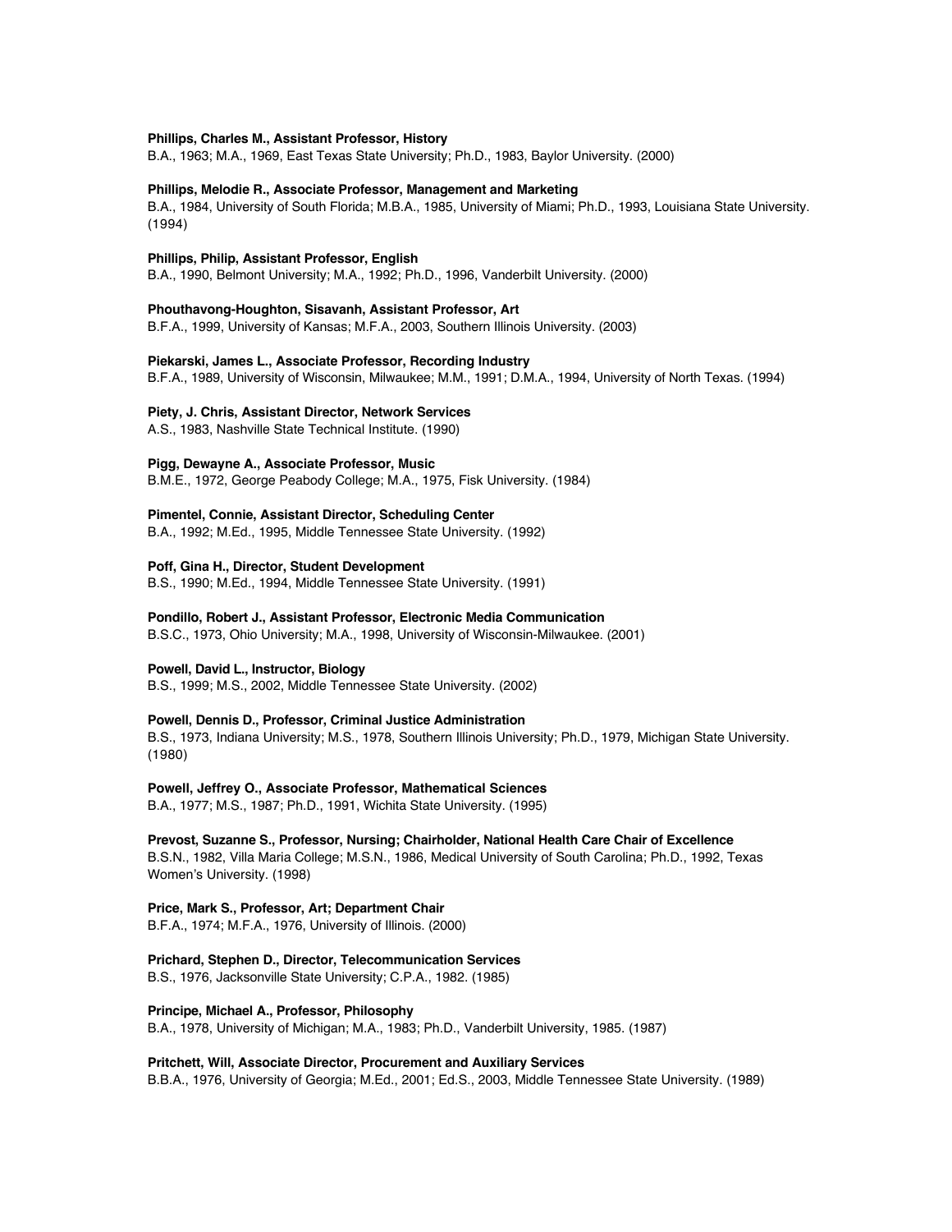**Phillips, Charles M., Assistant Professor, History**
B.A., 1963; M.A., 1969, East Texas State University; Ph.D., 1983, Baylor University. (2000)

**Phillips, Melodie R., Associate Professor, Management and Marketing**
B.A., 1984, University of South Florida; M.B.A., 1985, University of Miami; Ph.D., 1993, Louisiana State University. (1994)

**Phillips, Philip, Assistant Professor, English**
B.A., 1990, Belmont University; M.A., 1992; Ph.D., 1996, Vanderbilt University. (2000)

**Phouthavong-Houghton, Sisavanh, Assistant Professor, Art**
B.F.A., 1999, University of Kansas; M.F.A., 2003, Southern Illinois University. (2003)

**Piekarski, James L., Associate Professor, Recording Industry**
B.F.A., 1989, University of Wisconsin, Milwaukee; M.M., 1991; D.M.A., 1994, University of North Texas. (1994)

**Piety, J. Chris, Assistant Director, Network Services**
A.S., 1983, Nashville State Technical Institute. (1990)

**Pigg, Dewayne A., Associate Professor, Music**
B.M.E., 1972, George Peabody College; M.A., 1975, Fisk University. (1984)

**Pimentel, Connie, Assistant Director, Scheduling Center**
B.A., 1992; M.Ed., 1995, Middle Tennessee State University. (1992)

**Poff, Gina H., Director, Student Development**
B.S., 1990; M.Ed., 1994, Middle Tennessee State University. (1991)

**Pondillo, Robert J., Assistant Professor, Electronic Media Communication**
B.S.C., 1973, Ohio University; M.A., 1998, University of Wisconsin-Milwaukee. (2001)

**Powell, David L., Instructor, Biology**
B.S., 1999; M.S., 2002, Middle Tennessee State University. (2002)

**Powell, Dennis D., Professor, Criminal Justice Administration**
B.S., 1973, Indiana University; M.S., 1978, Southern Illinois University; Ph.D., 1979, Michigan State University. (1980)

**Powell, Jeffrey O., Associate Professor, Mathematical Sciences**
B.A., 1977; M.S., 1987; Ph.D., 1991, Wichita State University. (1995)

**Prevost, Suzanne S., Professor, Nursing; Chairholder, National Health Care Chair of Excellence**
B.S.N., 1982, Villa Maria College; M.S.N., 1986, Medical University of South Carolina; Ph.D., 1992, Texas Women's University. (1998)

**Price, Mark S., Professor, Art; Department Chair**
B.F.A., 1974; M.F.A., 1976, University of Illinois. (2000)

**Prichard, Stephen D., Director, Telecommunication Services**
B.S., 1976, Jacksonville State University; C.P.A., 1982. (1985)

**Principe, Michael A., Professor, Philosophy**
B.A., 1978, University of Michigan; M.A., 1983; Ph.D., Vanderbilt University, 1985. (1987)

**Pritchett, Will, Associate Director, Procurement and Auxiliary Services**
B.B.A., 1976, University of Georgia; M.Ed., 2001; Ed.S., 2003, Middle Tennessee State University. (1989)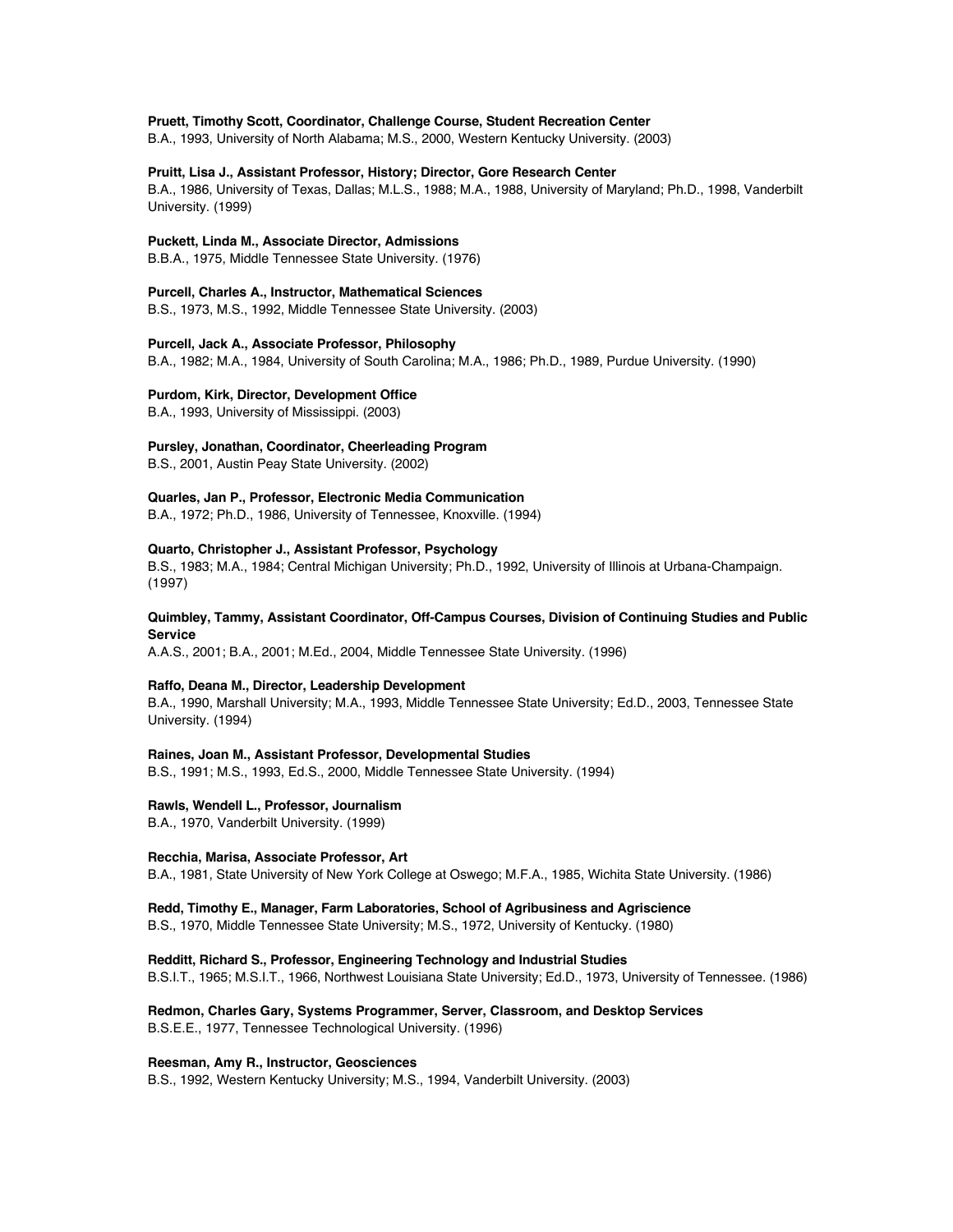**Pruett, Timothy Scott, Coordinator, Challenge Course, Student Recreation Center**
B.A., 1993, University of North Alabama; M.S., 2000, Western Kentucky University. (2003)

**Pruitt, Lisa J., Assistant Professor, History; Director, Gore Research Center**
B.A., 1986, University of Texas, Dallas; M.L.S., 1988; M.A., 1988, University of Maryland; Ph.D., 1998, Vanderbilt University. (1999)

**Puckett, Linda M., Associate Director, Admissions**
B.B.A., 1975, Middle Tennessee State University. (1976)

**Purcell, Charles A., Instructor, Mathematical Sciences**
B.S., 1973, M.S., 1992, Middle Tennessee State University. (2003)

**Purcell, Jack A., Associate Professor, Philosophy**
B.A., 1982; M.A., 1984, University of South Carolina; M.A., 1986; Ph.D., 1989, Purdue University. (1990)

**Purdom, Kirk, Director, Development Office**
B.A., 1993, University of Mississippi. (2003)

**Pursley, Jonathan, Coordinator, Cheerleading Program**
B.S., 2001, Austin Peay State University. (2002)

**Quarles, Jan P., Professor, Electronic Media Communication**
B.A., 1972; Ph.D., 1986, University of Tennessee, Knoxville. (1994)

**Quarto, Christopher J., Assistant Professor, Psychology**
B.S., 1983; M.A., 1984; Central Michigan University; Ph.D., 1992, University of Illinois at Urbana-Champaign. (1997)

**Quimbley, Tammy, Assistant Coordinator, Off-Campus Courses, Division of Continuing Studies and Public Service**
A.A.S., 2001; B.A., 2001; M.Ed., 2004, Middle Tennessee State University. (1996)

**Raffo, Deana M., Director, Leadership Development**
B.A., 1990, Marshall University; M.A., 1993, Middle Tennessee State University; Ed.D., 2003, Tennessee State University. (1994)

**Raines, Joan M., Assistant Professor, Developmental Studies**
B.S., 1991; M.S., 1993, Ed.S., 2000, Middle Tennessee State University. (1994)

**Rawls, Wendell L., Professor, Journalism**
B.A., 1970, Vanderbilt University. (1999)

**Recchia, Marisa, Associate Professor, Art**
B.A., 1981, State University of New York College at Oswego; M.F.A., 1985, Wichita State University. (1986)

**Redd, Timothy E., Manager, Farm Laboratories, School of Agribusiness and Agriscience**
B.S., 1970, Middle Tennessee State University; M.S., 1972, University of Kentucky. (1980)

**Redditt, Richard S., Professor, Engineering Technology and Industrial Studies**
B.S.I.T., 1965; M.S.I.T., 1966, Northwest Louisiana State University; Ed.D., 1973, University of Tennessee. (1986)

**Redmon, Charles Gary, Systems Programmer, Server, Classroom, and Desktop Services**
B.S.E.E., 1977, Tennessee Technological University. (1996)

**Reesman, Amy R., Instructor, Geosciences**
B.S., 1992, Western Kentucky University; M.S., 1994, Vanderbilt University. (2003)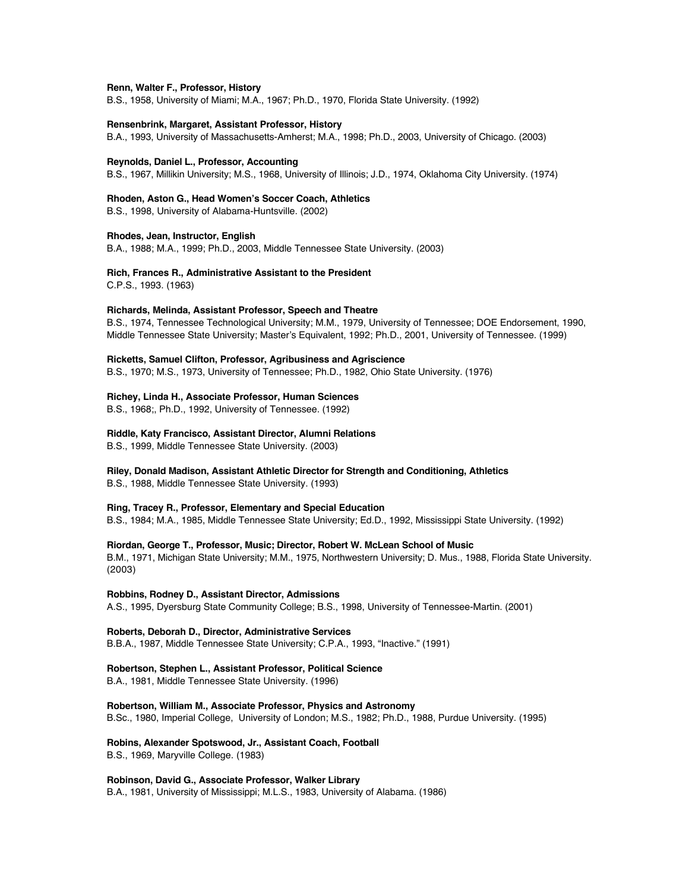**Renn, Walter F., Professor, History**
B.S., 1958, University of Miami; M.A., 1967; Ph.D., 1970, Florida State University. (1992)

**Rensenbrink, Margaret, Assistant Professor, History**
B.A., 1993, University of Massachusetts-Amherst; M.A., 1998; Ph.D., 2003, University of Chicago. (2003)

**Reynolds, Daniel L., Professor, Accounting**
B.S., 1967, Millikin University; M.S., 1968, University of Illinois; J.D., 1974, Oklahoma City University. (1974)

**Rhoden, Aston G., Head Women's Soccer Coach, Athletics**
B.S., 1998, University of Alabama-Huntsville. (2002)

**Rhodes, Jean, Instructor, English**
B.A., 1988; M.A., 1999; Ph.D., 2003, Middle Tennessee State University. (2003)

**Rich, Frances R., Administrative Assistant to the President**
C.P.S., 1993. (1963)

**Richards, Melinda, Assistant Professor, Speech and Theatre**
B.S., 1974, Tennessee Technological University; M.M., 1979, University of Tennessee; DOE Endorsement, 1990, Middle Tennessee State University; Master's Equivalent, 1992; Ph.D., 2001, University of Tennessee. (1999)

**Ricketts, Samuel Clifton, Professor, Agribusiness and Agriscience**
B.S., 1970; M.S., 1973, University of Tennessee; Ph.D., 1982, Ohio State University. (1976)

**Richey, Linda H., Associate Professor, Human Sciences**
B.S., 1968;, Ph.D., 1992, University of Tennessee. (1992)

**Riddle, Katy Francisco, Assistant Director, Alumni Relations**
B.S., 1999, Middle Tennessee State University. (2003)

**Riley, Donald Madison, Assistant Athletic Director for Strength and Conditioning, Athletics**
B.S., 1988, Middle Tennessee State University. (1993)

**Ring, Tracey R., Professor, Elementary and Special Education**
B.S., 1984; M.A., 1985, Middle Tennessee State University; Ed.D., 1992, Mississippi State University. (1992)

**Riordan, George T., Professor, Music; Director, Robert W. McLean School of Music**
B.M., 1971, Michigan State University; M.M., 1975, Northwestern University; D. Mus., 1988, Florida State University. (2003)

**Robbins, Rodney D., Assistant Director, Admissions**
A.S., 1995, Dyersburg State Community College; B.S., 1998, University of Tennessee-Martin. (2001)

**Roberts, Deborah D., Director, Administrative Services**
B.B.A., 1987, Middle Tennessee State University; C.P.A., 1993, "Inactive." (1991)

**Robertson, Stephen L., Assistant Professor, Political Science**
B.A., 1981, Middle Tennessee State University. (1996)

**Robertson, William M., Associate Professor, Physics and Astronomy**
B.Sc., 1980, Imperial College, University of London; M.S., 1982; Ph.D., 1988, Purdue University. (1995)

**Robins, Alexander Spotswood, Jr., Assistant Coach, Football**
B.S., 1969, Maryville College. (1983)

**Robinson, David G., Associate Professor, Walker Library**
B.A., 1981, University of Mississippi; M.L.S., 1983, University of Alabama. (1986)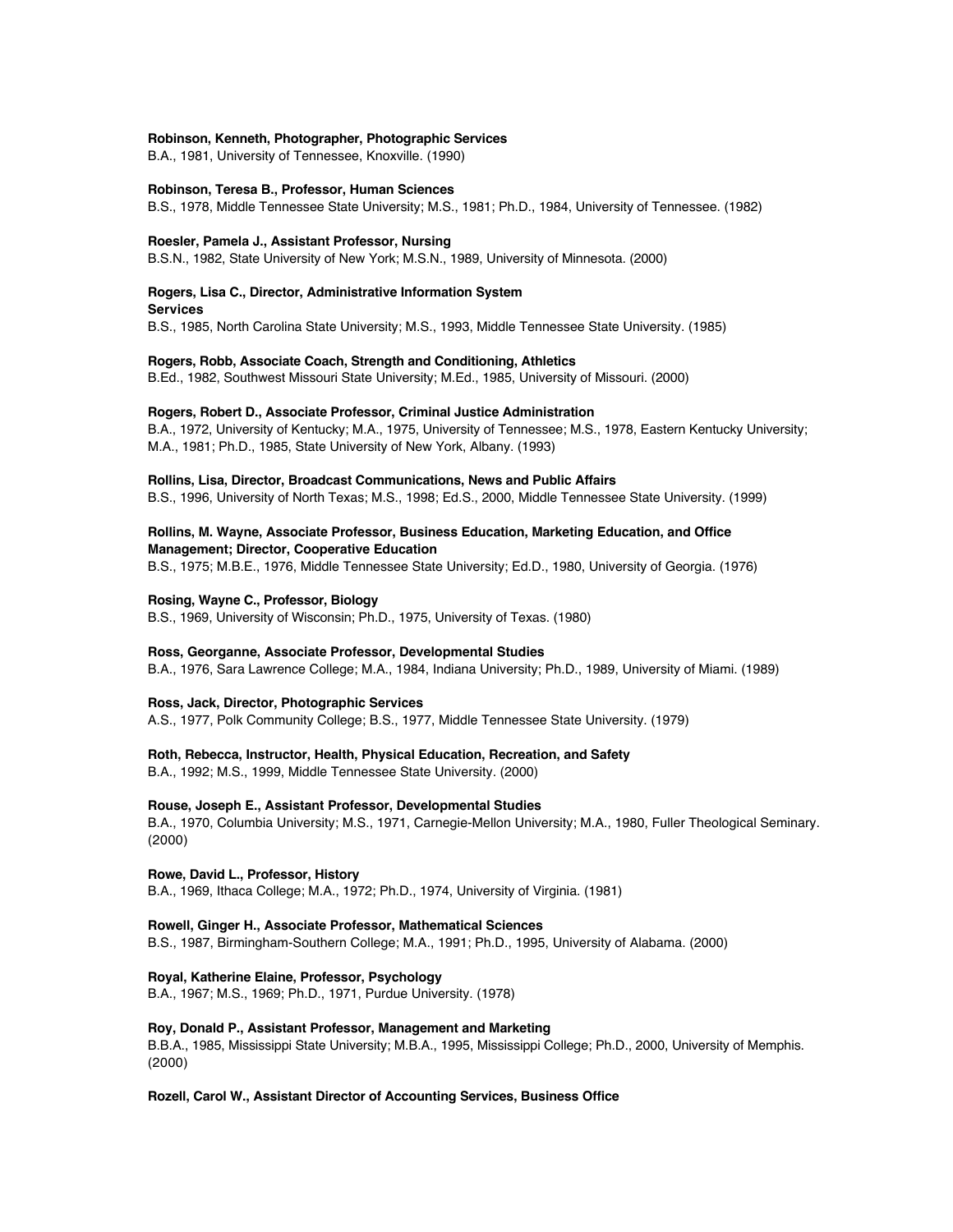**Robinson, Kenneth, Photographer, Photographic Services**
B.A., 1981, University of Tennessee, Knoxville. (1990)

**Robinson, Teresa B., Professor, Human Sciences**
B.S., 1978, Middle Tennessee State University; M.S., 1981; Ph.D., 1984, University of Tennessee. (1982)

**Roesler, Pamela J., Assistant Professor, Nursing**
B.S.N., 1982, State University of New York; M.S.N., 1989, University of Minnesota. (2000)

**Rogers, Lisa C., Director, Administrative Information System Services**
B.S., 1985, North Carolina State University; M.S., 1993, Middle Tennessee State University. (1985)

**Rogers, Robb, Associate Coach, Strength and Conditioning, Athletics**
B.Ed., 1982, Southwest Missouri State University; M.Ed., 1985, University of Missouri. (2000)

**Rogers, Robert D., Associate Professor, Criminal Justice Administration**
B.A., 1972, University of Kentucky; M.A., 1975, University of Tennessee; M.S., 1978, Eastern Kentucky University; M.A., 1981; Ph.D., 1985, State University of New York, Albany. (1993)

**Rollins, Lisa, Director, Broadcast Communications, News and Public Affairs**
B.S., 1996, University of North Texas; M.S., 1998; Ed.S., 2000, Middle Tennessee State University. (1999)

**Rollins, M. Wayne, Associate Professor, Business Education, Marketing Education, and Office Management; Director, Cooperative Education**
B.S., 1975; M.B.E., 1976, Middle Tennessee State University; Ed.D., 1980, University of Georgia. (1976)

**Rosing, Wayne C., Professor, Biology**
B.S., 1969, University of Wisconsin; Ph.D., 1975, University of Texas. (1980)

**Ross, Georganne, Associate Professor, Developmental Studies**
B.A., 1976, Sara Lawrence College; M.A., 1984, Indiana University; Ph.D., 1989, University of Miami. (1989)

**Ross, Jack, Director, Photographic Services**
A.S., 1977, Polk Community College; B.S., 1977, Middle Tennessee State University. (1979)

**Roth, Rebecca, Instructor, Health, Physical Education, Recreation, and Safety**
B.A., 1992; M.S., 1999, Middle Tennessee State University. (2000)

**Rouse, Joseph E., Assistant Professor, Developmental Studies**
B.A., 1970, Columbia University; M.S., 1971, Carnegie-Mellon University; M.A., 1980, Fuller Theological Seminary. (2000)

**Rowe, David L., Professor, History**
B.A., 1969, Ithaca College; M.A., 1972; Ph.D., 1974, University of Virginia. (1981)

**Rowell, Ginger H., Associate Professor, Mathematical Sciences**
B.S., 1987, Birmingham-Southern College; M.A., 1991; Ph.D., 1995, University of Alabama. (2000)

**Royal, Katherine Elaine, Professor, Psychology**
B.A., 1967; M.S., 1969; Ph.D., 1971, Purdue University. (1978)

**Roy, Donald P., Assistant Professor, Management and Marketing**
B.B.A., 1985, Mississippi State University; M.B.A., 1995, Mississippi College; Ph.D., 2000, University of Memphis. (2000)

**Rozell, Carol W., Assistant Director of Accounting Services, Business Office**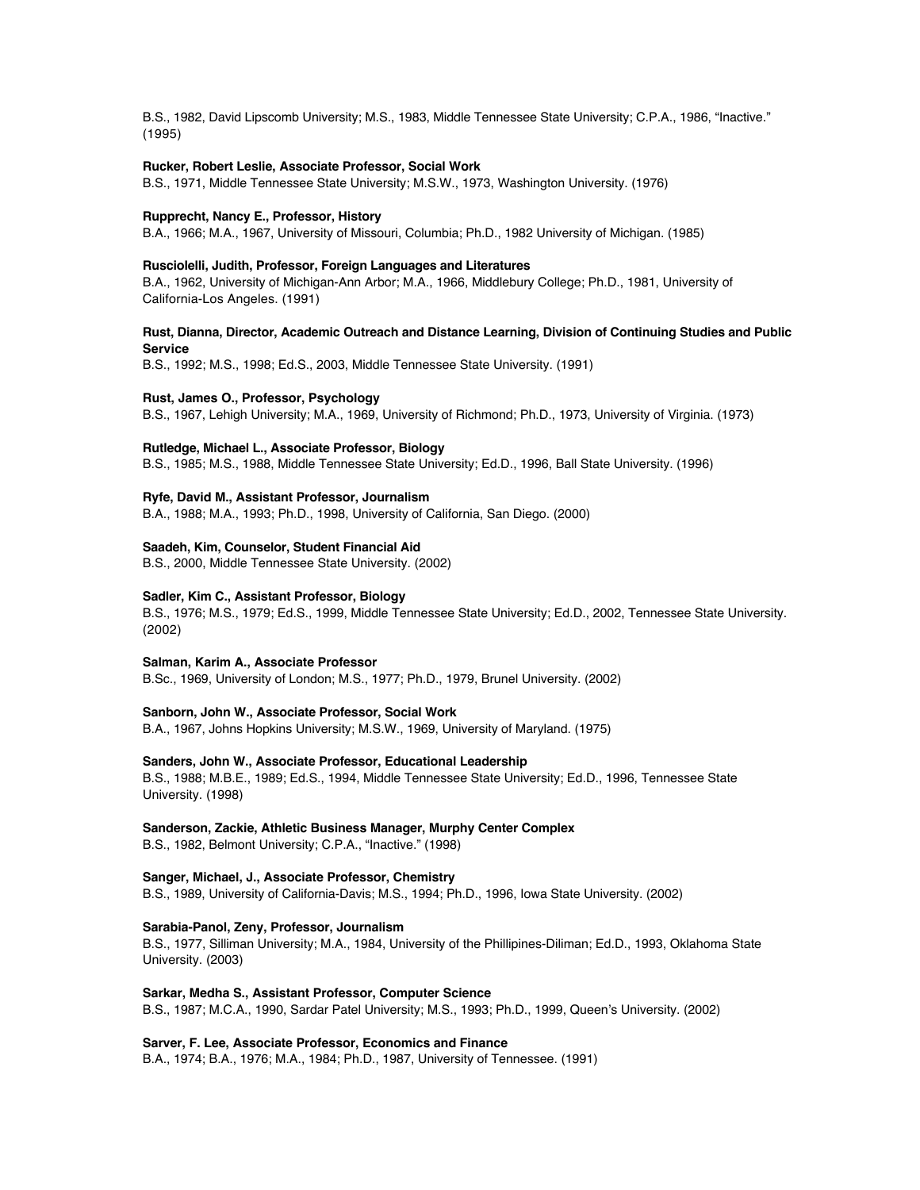B.S., 1982, David Lipscomb University; M.S., 1983, Middle Tennessee State University; C.P.A., 1986, “Inactive.” (1995)

**Rucker, Robert Leslie, Associate Professor, Social Work**
B.S., 1971, Middle Tennessee State University; M.S.W., 1973, Washington University. (1976)

**Rupprecht, Nancy E., Professor, History**
B.A., 1966; M.A., 1967, University of Missouri, Columbia; Ph.D., 1982 University of Michigan. (1985)

**Rusciolelli, Judith, Professor, Foreign Languages and Literatures**
B.A., 1962, University of Michigan-Ann Arbor; M.A., 1966, Middlebury College; Ph.D., 1981, University of California-Los Angeles. (1991)

**Rust, Dianna, Director, Academic Outreach and Distance Learning, Division of Continuing Studies and Public Service**
B.S., 1992; M.S., 1998; Ed.S., 2003, Middle Tennessee State University. (1991)

**Rust, James O., Professor, Psychology**
B.S., 1967, Lehigh University; M.A., 1969, University of Richmond; Ph.D., 1973, University of Virginia. (1973)

**Rutledge, Michael L., Associate Professor, Biology**
B.S., 1985; M.S., 1988, Middle Tennessee State University; Ed.D., 1996, Ball State University. (1996)

**Ryfe, David M., Assistant Professor, Journalism**
B.A., 1988; M.A., 1993; Ph.D., 1998, University of California, San Diego. (2000)

**Saadeh, Kim, Counselor, Student Financial Aid**
B.S., 2000, Middle Tennessee State University. (2002)

**Sadler, Kim C., Assistant Professor, Biology**
B.S., 1976; M.S., 1979; Ed.S., 1999, Middle Tennessee State University; Ed.D., 2002, Tennessee State University. (2002)

**Salman, Karim A., Associate Professor**
B.Sc., 1969, University of London; M.S., 1977; Ph.D., 1979, Brunel University. (2002)

**Sanborn, John W., Associate Professor, Social Work**
B.A., 1967, Johns Hopkins University; M.S.W., 1969, University of Maryland. (1975)

**Sanders, John W., Associate Professor, Educational Leadership**
B.S., 1988; M.B.E., 1989; Ed.S., 1994, Middle Tennessee State University; Ed.D., 1996, Tennessee State University. (1998)

**Sanderson, Zackie, Athletic Business Manager, Murphy Center Complex**
B.S., 1982, Belmont University; C.P.A., “Inactive.” (1998)

**Sanger, Michael, J., Associate Professor, Chemistry**
B.S., 1989, University of California-Davis; M.S., 1994; Ph.D., 1996, Iowa State University. (2002)

**Sarabia-Panol, Zeny, Professor, Journalism**
B.S., 1977, Silliman University; M.A., 1984, University of the Phillipines-Diliman; Ed.D., 1993, Oklahoma State University. (2003)

**Sarkar, Medha S., Assistant Professor, Computer Science**
B.S., 1987; M.C.A., 1990, Sardar Patel University; M.S., 1993; Ph.D., 1999, Queen’s University. (2002)

**Sarver, F. Lee, Associate Professor, Economics and Finance**
B.A., 1974; B.A., 1976; M.A., 1984; Ph.D., 1987, University of Tennessee. (1991)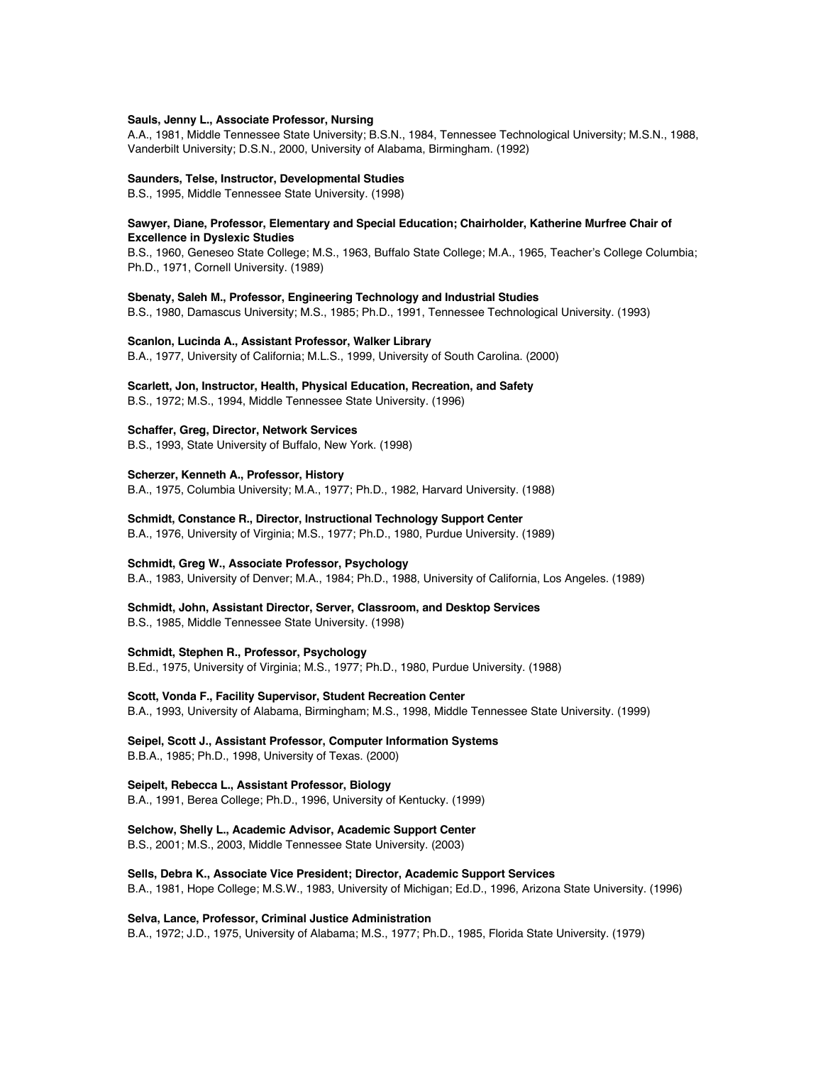**Sauls, Jenny L., Associate Professor, Nursing**
A.A., 1981, Middle Tennessee State University; B.S.N., 1984, Tennessee Technological University; M.S.N., 1988, Vanderbilt University; D.S.N., 2000, University of Alabama, Birmingham. (1992)

**Saunders, Telse, Instructor, Developmental Studies**
B.S., 1995, Middle Tennessee State University. (1998)

**Sawyer, Diane, Professor, Elementary and Special Education; Chairholder, Katherine Murfree Chair of Excellence in Dyslexic Studies**
B.S., 1960, Geneseo State College; M.S., 1963, Buffalo State College; M.A., 1965, Teacher's College Columbia; Ph.D., 1971, Cornell University. (1989)

**Sbenaty, Saleh M., Professor, Engineering Technology and Industrial Studies**
B.S., 1980, Damascus University; M.S., 1985; Ph.D., 1991, Tennessee Technological University. (1993)

**Scanlon, Lucinda A., Assistant Professor, Walker Library**
B.A., 1977, University of California; M.L.S., 1999, University of South Carolina. (2000)

**Scarlett, Jon, Instructor, Health, Physical Education, Recreation, and Safety**
B.S., 1972; M.S., 1994, Middle Tennessee State University. (1996)

**Schaffer, Greg, Director, Network Services**
B.S., 1993, State University of Buffalo, New York. (1998)

**Scherzer, Kenneth A., Professor, History**
B.A., 1975, Columbia University; M.A., 1977; Ph.D., 1982, Harvard University. (1988)

**Schmidt, Constance R., Director, Instructional Technology Support Center**
B.A., 1976, University of Virginia; M.S., 1977; Ph.D., 1980, Purdue University. (1989)

**Schmidt, Greg W., Associate Professor, Psychology**
B.A., 1983, University of Denver; M.A., 1984; Ph.D., 1988, University of California, Los Angeles. (1989)

**Schmidt, John, Assistant Director, Server, Classroom, and Desktop Services**
B.S., 1985, Middle Tennessee State University. (1998)

**Schmidt, Stephen R., Professor, Psychology**
B.Ed., 1975, University of Virginia; M.S., 1977; Ph.D., 1980, Purdue University. (1988)

**Scott, Vonda F., Facility Supervisor, Student Recreation Center**
B.A., 1993, University of Alabama, Birmingham; M.S., 1998, Middle Tennessee State University. (1999)

**Seipel, Scott J., Assistant Professor, Computer Information Systems**
B.B.A., 1985; Ph.D., 1998, University of Texas. (2000)

**Seipelt, Rebecca L., Assistant Professor, Biology**
B.A., 1991, Berea College; Ph.D., 1996, University of Kentucky. (1999)

**Selchow, Shelly L., Academic Advisor, Academic Support Center**
B.S., 2001; M.S., 2003, Middle Tennessee State University. (2003)

**Sells, Debra K., Associate Vice President; Director, Academic Support Services**
B.A., 1981, Hope College; M.S.W., 1983, University of Michigan; Ed.D., 1996, Arizona State University. (1996)

**Selva, Lance, Professor, Criminal Justice Administration**
B.A., 1972; J.D., 1975, University of Alabama; M.S., 1977; Ph.D., 1985, Florida State University. (1979)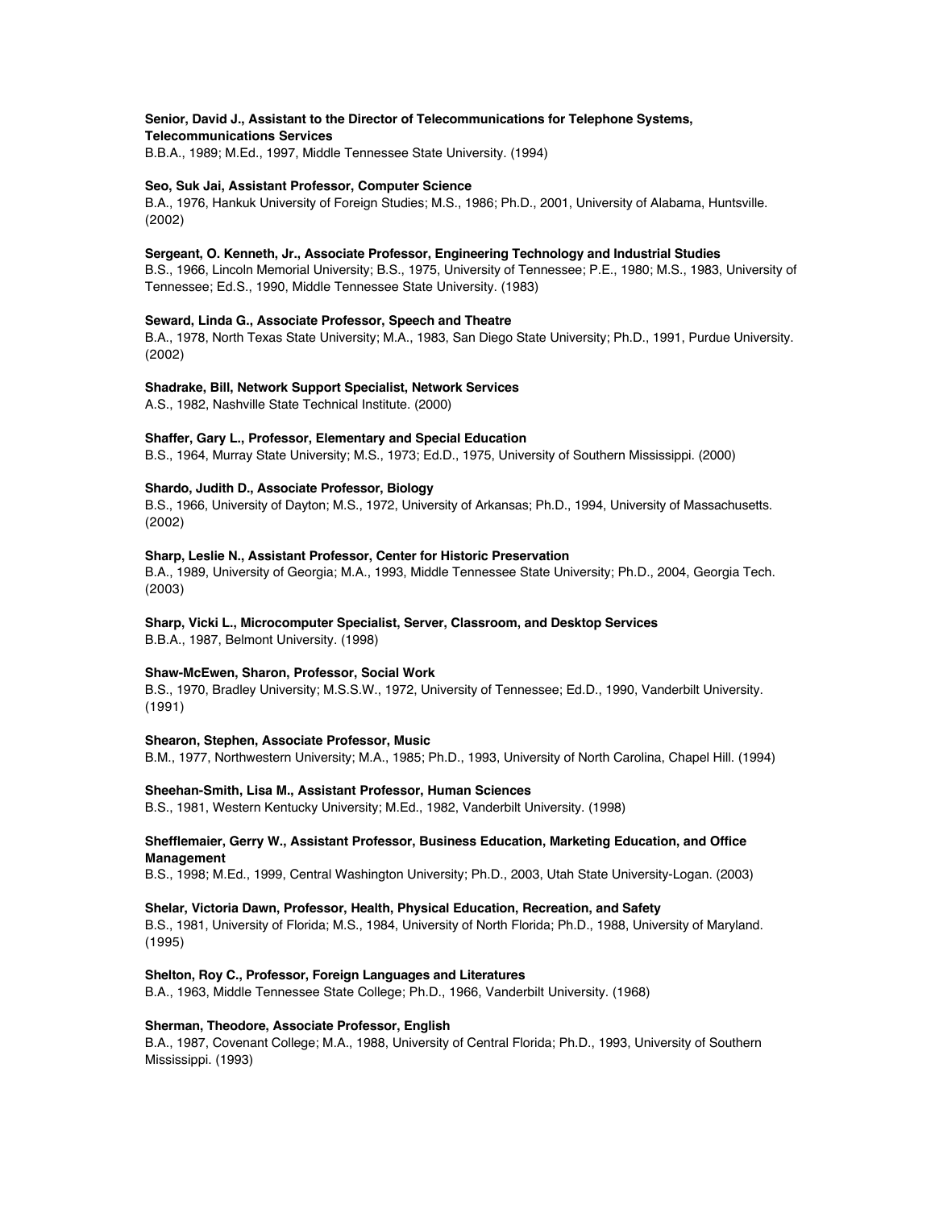**Senior, David J., Assistant to the Director of Telecommunications for Telephone Systems, Telecommunications Services**
B.B.A., 1989; M.Ed., 1997, Middle Tennessee State University. (1994)

**Seo, Suk Jai, Assistant Professor, Computer Science**
B.A., 1976, Hankuk University of Foreign Studies; M.S., 1986; Ph.D., 2001, University of Alabama, Huntsville. (2002)

**Sergeant, O. Kenneth, Jr., Associate Professor, Engineering Technology and Industrial Studies**
B.S., 1966, Lincoln Memorial University; B.S., 1975, University of Tennessee; P.E., 1980; M.S., 1983, University of Tennessee; Ed.S., 1990, Middle Tennessee State University. (1983)

**Seward, Linda G., Associate Professor, Speech and Theatre**
B.A., 1978, North Texas State University; M.A., 1983, San Diego State University; Ph.D., 1991, Purdue University. (2002)

**Shadrake, Bill, Network Support Specialist, Network Services**
A.S., 1982, Nashville State Technical Institute. (2000)

**Shaffer, Gary L., Professor, Elementary and Special Education**
B.S., 1964, Murray State University; M.S., 1973; Ed.D., 1975, University of Southern Mississippi. (2000)

**Shardo, Judith D., Associate Professor, Biology**
B.S., 1966, University of Dayton; M.S., 1972, University of Arkansas; Ph.D., 1994, University of Massachusetts. (2002)

**Sharp, Leslie N., Assistant Professor, Center for Historic Preservation**
B.A., 1989, University of Georgia; M.A., 1993, Middle Tennessee State University; Ph.D., 2004, Georgia Tech. (2003)

**Sharp, Vicki L., Microcomputer Specialist, Server, Classroom, and Desktop Services**
B.B.A., 1987, Belmont University. (1998)

**Shaw-McEwen, Sharon, Professor, Social Work**
B.S., 1970, Bradley University; M.S.S.W., 1972, University of Tennessee; Ed.D., 1990, Vanderbilt University. (1991)

**Shearon, Stephen, Associate Professor, Music**
B.M., 1977, Northwestern University; M.A., 1985; Ph.D., 1993, University of North Carolina, Chapel Hill. (1994)

**Sheehan-Smith, Lisa M., Assistant Professor, Human Sciences**
B.S., 1981, Western Kentucky University; M.Ed., 1982, Vanderbilt University. (1998)

**Shefflemaier, Gerry W., Assistant Professor, Business Education, Marketing Education, and Office Management**
B.S., 1998; M.Ed., 1999, Central Washington University; Ph.D., 2003, Utah State University-Logan. (2003)

**Shelar, Victoria Dawn, Professor, Health, Physical Education, Recreation, and Safety**
B.S., 1981, University of Florida; M.S., 1984, University of North Florida; Ph.D., 1988, University of Maryland. (1995)

**Shelton, Roy C., Professor, Foreign Languages and Literatures**
B.A., 1963, Middle Tennessee State College; Ph.D., 1966, Vanderbilt University. (1968)

**Sherman, Theodore, Associate Professor, English**
B.A., 1987, Covenant College; M.A., 1988, University of Central Florida; Ph.D., 1993, University of Southern Mississippi. (1993)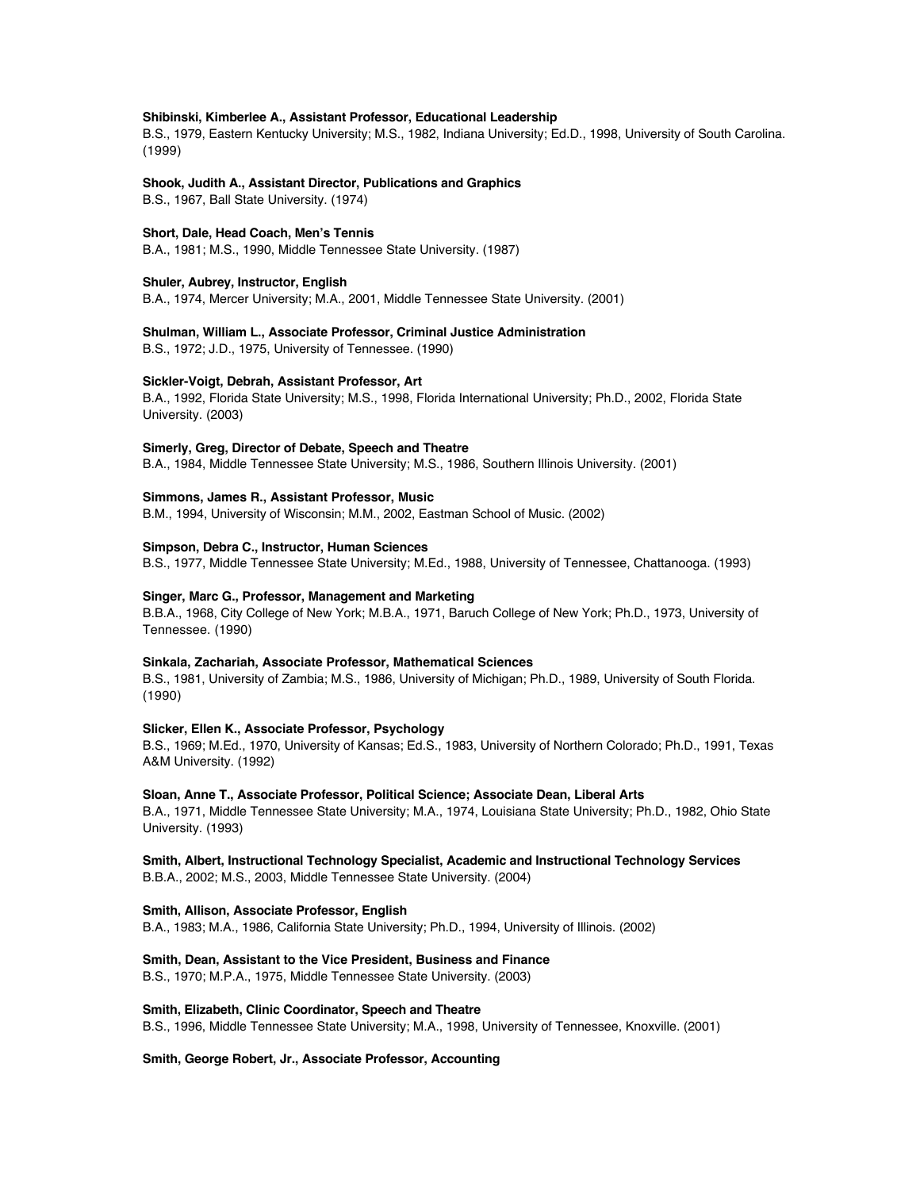**Shibinski, Kimberlee A., Assistant Professor, Educational Leadership**
B.S., 1979, Eastern Kentucky University; M.S., 1982, Indiana University; Ed.D., 1998, University of South Carolina. (1999)

**Shook, Judith A., Assistant Director, Publications and Graphics**
B.S., 1967, Ball State University. (1974)

**Short, Dale, Head Coach, Men's Tennis**
B.A., 1981; M.S., 1990, Middle Tennessee State University. (1987)

**Shuler, Aubrey, Instructor, English**
B.A., 1974, Mercer University; M.A., 2001, Middle Tennessee State University. (2001)

**Shulman, William L., Associate Professor, Criminal Justice Administration**
B.S., 1972; J.D., 1975, University of Tennessee. (1990)

**Sickler-Voigt, Debrah, Assistant Professor, Art**
B.A., 1992, Florida State University; M.S., 1998, Florida International University; Ph.D., 2002, Florida State University. (2003)

**Simerly, Greg, Director of Debate, Speech and Theatre**
B.A., 1984, Middle Tennessee State University; M.S., 1986, Southern Illinois University. (2001)

**Simmons, James R., Assistant Professor, Music**
B.M., 1994, University of Wisconsin; M.M., 2002, Eastman School of Music. (2002)

**Simpson, Debra C., Instructor, Human Sciences**
B.S., 1977, Middle Tennessee State University; M.Ed., 1988, University of Tennessee, Chattanooga. (1993)

**Singer, Marc G., Professor, Management and Marketing**
B.B.A., 1968, City College of New York; M.B.A., 1971, Baruch College of New York; Ph.D., 1973, University of Tennessee. (1990)

**Sinkala, Zachariah, Associate Professor, Mathematical Sciences**
B.S., 1981, University of Zambia; M.S., 1986, University of Michigan; Ph.D., 1989, University of South Florida. (1990)

**Slicker, Ellen K., Associate Professor, Psychology**
B.S., 1969; M.Ed., 1970, University of Kansas; Ed.S., 1983, University of Northern Colorado; Ph.D., 1991, Texas A&M University. (1992)

**Sloan, Anne T., Associate Professor, Political Science; Associate Dean, Liberal Arts**
B.A., 1971, Middle Tennessee State University; M.A., 1974, Louisiana State University; Ph.D., 1982, Ohio State University. (1993)

**Smith, Albert, Instructional Technology Specialist, Academic and Instructional Technology Services**
B.B.A., 2002; M.S., 2003, Middle Tennessee State University. (2004)

**Smith, Allison, Associate Professor, English**
B.A., 1983; M.A., 1986, California State University; Ph.D., 1994, University of Illinois. (2002)

**Smith, Dean, Assistant to the Vice President, Business and Finance**
B.S., 1970; M.P.A., 1975, Middle Tennessee State University. (2003)

**Smith, Elizabeth, Clinic Coordinator, Speech and Theatre**
B.S., 1996, Middle Tennessee State University; M.A., 1998, University of Tennessee, Knoxville. (2001)

**Smith, George Robert, Jr., Associate Professor, Accounting**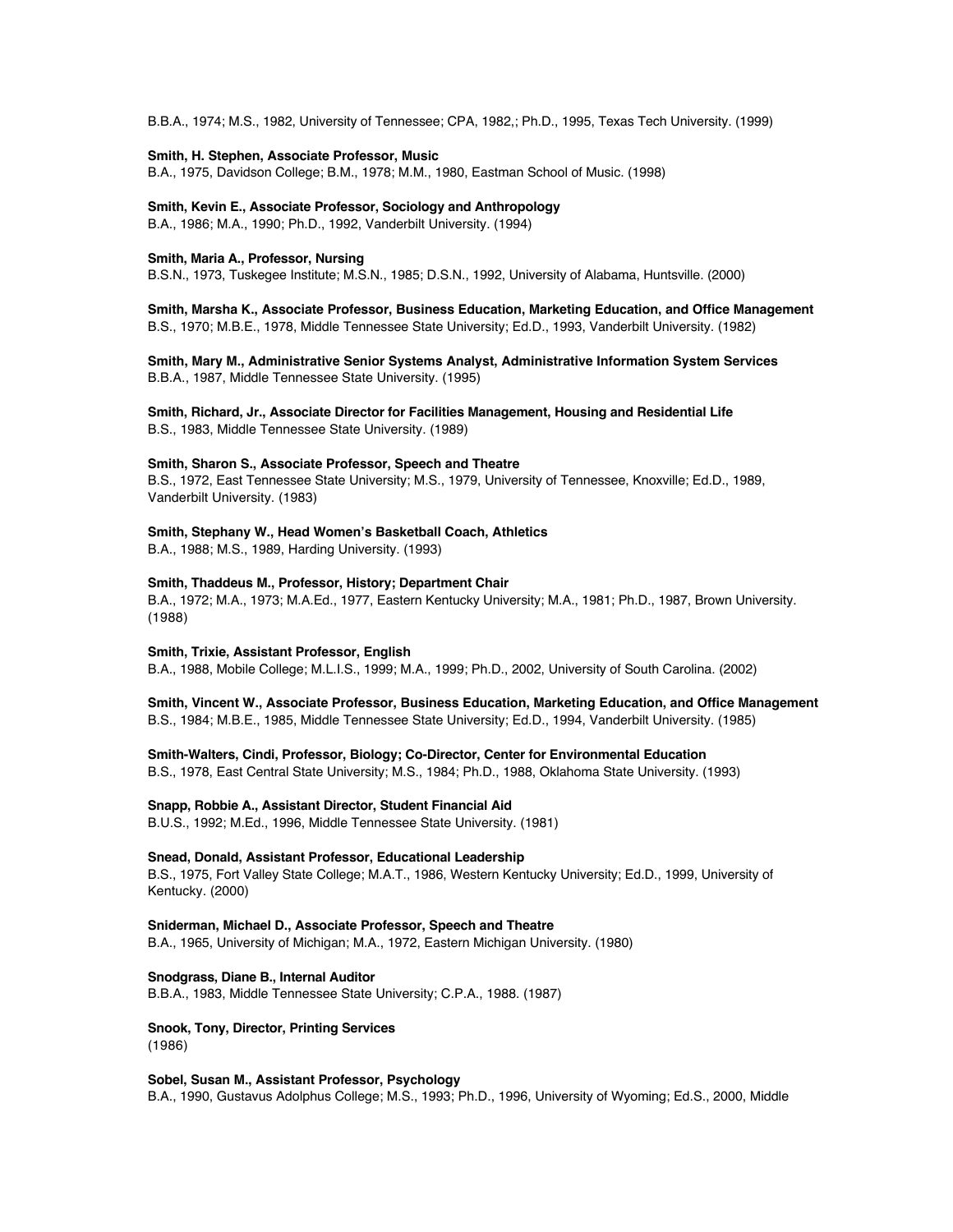B.B.A., 1974; M.S., 1982, University of Tennessee; CPA, 1982,; Ph.D., 1995, Texas Tech University. (1999)

**Smith, H. Stephen, Associate Professor, Music**
B.A., 1975, Davidson College; B.M., 1978; M.M., 1980, Eastman School of Music. (1998)

**Smith, Kevin E., Associate Professor, Sociology and Anthropology**
B.A., 1986; M.A., 1990; Ph.D., 1992, Vanderbilt University. (1994)

**Smith, Maria A., Professor, Nursing**
B.S.N., 1973, Tuskegee Institute; M.S.N., 1985; D.S.N., 1992, University of Alabama, Huntsville. (2000)

**Smith, Marsha K., Associate Professor, Business Education, Marketing Education, and Office Management**
B.S., 1970; M.B.E., 1978, Middle Tennessee State University; Ed.D., 1993, Vanderbilt University. (1982)

**Smith, Mary M., Administrative Senior Systems Analyst, Administrative Information System Services**
B.B.A., 1987, Middle Tennessee State University. (1995)

**Smith, Richard, Jr., Associate Director for Facilities Management, Housing and Residential Life**
B.S., 1983, Middle Tennessee State University. (1989)

**Smith, Sharon S., Associate Professor, Speech and Theatre**
B.S., 1972, East Tennessee State University; M.S., 1979, University of Tennessee, Knoxville; Ed.D., 1989, Vanderbilt University. (1983)

**Smith, Stephany W., Head Women's Basketball Coach, Athletics**
B.A., 1988; M.S., 1989, Harding University. (1993)

**Smith, Thaddeus M., Professor, History; Department Chair**
B.A., 1972; M.A., 1973; M.A.Ed., 1977, Eastern Kentucky University; M.A., 1981; Ph.D., 1987, Brown University. (1988)

**Smith, Trixie, Assistant Professor, English**
B.A., 1988, Mobile College; M.L.I.S., 1999; M.A., 1999; Ph.D., 2002, University of South Carolina. (2002)

**Smith, Vincent W., Associate Professor, Business Education, Marketing Education, and Office Management**
B.S., 1984; M.B.E., 1985, Middle Tennessee State University; Ed.D., 1994, Vanderbilt University. (1985)

**Smith-Walters, Cindi, Professor, Biology; Co-Director, Center for Environmental Education**
B.S., 1978, East Central State University; M.S., 1984; Ph.D., 1988, Oklahoma State University. (1993)

**Snapp, Robbie A., Assistant Director, Student Financial Aid**
B.U.S., 1992; M.Ed., 1996, Middle Tennessee State University. (1981)

**Snead, Donald, Assistant Professor, Educational Leadership**
B.S., 1975, Fort Valley State College; M.A.T., 1986, Western Kentucky University; Ed.D., 1999, University of Kentucky. (2000)

**Sniderman, Michael D., Associate Professor, Speech and Theatre**
B.A., 1965, University of Michigan; M.A., 1972, Eastern Michigan University. (1980)

**Snodgrass, Diane B., Internal Auditor**
B.B.A., 1983, Middle Tennessee State University; C.P.A., 1988. (1987)

**Snook, Tony, Director, Printing Services**
(1986)

**Sobel, Susan M., Assistant Professor, Psychology**
B.A., 1990, Gustavus Adolphus College; M.S., 1993; Ph.D., 1996, University of Wyoming; Ed.S., 2000, Middle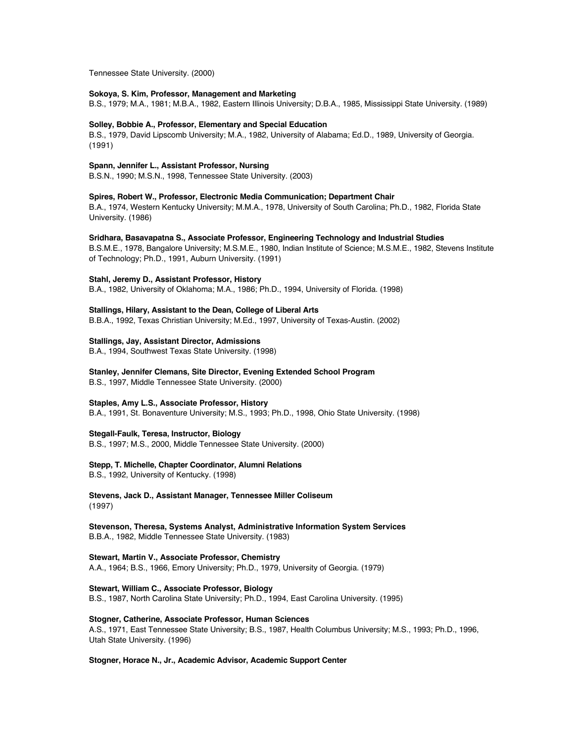Tennessee State University. (2000)

**Sokoya, S. Kim, Professor, Management and Marketing**
B.S., 1979; M.A., 1981; M.B.A., 1982, Eastern Illinois University; D.B.A., 1985, Mississippi State University. (1989)

**Solley, Bobbie A., Professor, Elementary and Special Education**
B.S., 1979, David Lipscomb University; M.A., 1982, University of Alabama; Ed.D., 1989, University of Georgia. (1991)

**Spann, Jennifer L., Assistant Professor, Nursing**
B.S.N., 1990; M.S.N., 1998, Tennessee State University. (2003)

**Spires, Robert W., Professor, Electronic Media Communication; Department Chair**
B.A., 1974, Western Kentucky University; M.M.A., 1978, University of South Carolina; Ph.D., 1982, Florida State University. (1986)

**Sridhara, Basavapatna S., Associate Professor, Engineering Technology and Industrial Studies**
B.S.M.E., 1978, Bangalore University; M.S.M.E., 1980, Indian Institute of Science; M.S.M.E., 1982, Stevens Institute of Technology; Ph.D., 1991, Auburn University. (1991)

**Stahl, Jeremy D., Assistant Professor, History**
B.A., 1982, University of Oklahoma; M.A., 1986; Ph.D., 1994, University of Florida. (1998)

**Stallings, Hilary, Assistant to the Dean, College of Liberal Arts**
B.B.A., 1992, Texas Christian University; M.Ed., 1997, University of Texas-Austin. (2002)

**Stallings, Jay, Assistant Director, Admissions**
B.A., 1994, Southwest Texas State University. (1998)

**Stanley, Jennifer Clemans, Site Director, Evening Extended School Program**
B.S., 1997, Middle Tennessee State University. (2000)

**Staples, Amy L.S., Associate Professor, History**
B.A., 1991, St. Bonaventure University; M.S., 1993; Ph.D., 1998, Ohio State University. (1998)

**Stegall-Faulk, Teresa, Instructor, Biology**
B.S., 1997; M.S., 2000, Middle Tennessee State University. (2000)

**Stepp, T. Michelle, Chapter Coordinator, Alumni Relations**
B.S., 1992, University of Kentucky. (1998)

**Stevens, Jack D., Assistant Manager, Tennessee Miller Coliseum**
(1997)

**Stevenson, Theresa, Systems Analyst, Administrative Information System Services**
B.B.A., 1982, Middle Tennessee State University. (1983)

**Stewart, Martin V., Associate Professor, Chemistry**
A.A., 1964; B.S., 1966, Emory University; Ph.D., 1979, University of Georgia. (1979)

**Stewart, William C., Associate Professor, Biology**
B.S., 1987, North Carolina State University; Ph.D., 1994, East Carolina University. (1995)

**Stogner, Catherine, Associate Professor, Human Sciences**
A.S., 1971, East Tennessee State University; B.S., 1987, Health Columbus University; M.S., 1993; Ph.D., 1996, Utah State University. (1996)

**Stogner, Horace N., Jr., Academic Advisor, Academic Support Center**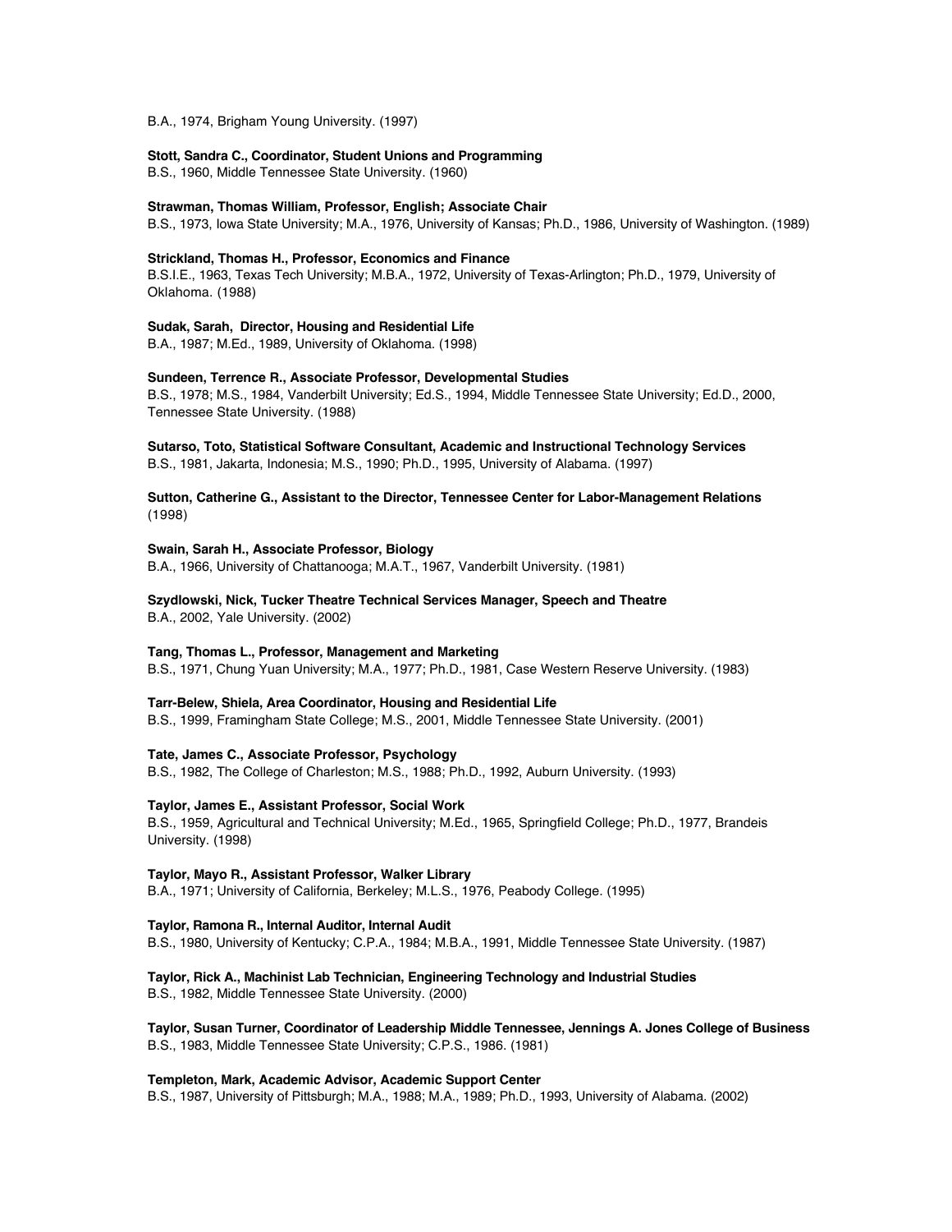B.A., 1974, Brigham Young University. (1997)

**Stott, Sandra C., Coordinator, Student Unions and Programming**
B.S., 1960, Middle Tennessee State University. (1960)

**Strawman, Thomas William, Professor, English; Associate Chair**
B.S., 1973, Iowa State University; M.A., 1976, University of Kansas; Ph.D., 1986, University of Washington. (1989)

**Strickland, Thomas H., Professor, Economics and Finance**
B.S.I.E., 1963, Texas Tech University; M.B.A., 1972, University of Texas-Arlington; Ph.D., 1979, University of Oklahoma. (1988)

**Sudak, Sarah, Director, Housing and Residential Life**
B.A., 1987; M.Ed., 1989, University of Oklahoma. (1998)

**Sundeen, Terrence R., Associate Professor, Developmental Studies**
B.S., 1978; M.S., 1984, Vanderbilt University; Ed.S., 1994, Middle Tennessee State University; Ed.D., 2000, Tennessee State University. (1988)

**Sutarso, Toto, Statistical Software Consultant, Academic and Instructional Technology Services**
B.S., 1981, Jakarta, Indonesia; M.S., 1990; Ph.D., 1995, University of Alabama. (1997)

**Sutton, Catherine G., Assistant to the Director, Tennessee Center for Labor-Management Relations**
(1998)

**Swain, Sarah H., Associate Professor, Biology**
B.A., 1966, University of Chattanooga; M.A.T., 1967, Vanderbilt University. (1981)

**Szydlowski, Nick, Tucker Theatre Technical Services Manager, Speech and Theatre**
B.A., 2002, Yale University. (2002)

**Tang, Thomas L., Professor, Management and Marketing**
B.S., 1971, Chung Yuan University; M.A., 1977; Ph.D., 1981, Case Western Reserve University. (1983)

**Tarr-Belew, Shiela, Area Coordinator, Housing and Residential Life**
B.S., 1999, Framingham State College; M.S., 2001, Middle Tennessee State University. (2001)

**Tate, James C., Associate Professor, Psychology**
B.S., 1982, The College of Charleston; M.S., 1988; Ph.D., 1992, Auburn University. (1993)

**Taylor, James E., Assistant Professor, Social Work**
B.S., 1959, Agricultural and Technical University; M.Ed., 1965, Springfield College; Ph.D., 1977, Brandeis University. (1998)

**Taylor, Mayo R., Assistant Professor, Walker Library**
B.A., 1971; University of California, Berkeley; M.L.S., 1976, Peabody College. (1995)

**Taylor, Ramona R., Internal Auditor, Internal Audit**
B.S., 1980, University of Kentucky; C.P.A., 1984; M.B.A., 1991, Middle Tennessee State University. (1987)

**Taylor, Rick A., Machinist Lab Technician, Engineering Technology and Industrial Studies**
B.S., 1982, Middle Tennessee State University. (2000)

**Taylor, Susan Turner, Coordinator of Leadership Middle Tennessee, Jennings A. Jones College of Business**
B.S., 1983, Middle Tennessee State University; C.P.S., 1986. (1981)

**Templeton, Mark, Academic Advisor, Academic Support Center**
B.S., 1987, University of Pittsburgh; M.A., 1988; M.A., 1989; Ph.D., 1993, University of Alabama. (2002)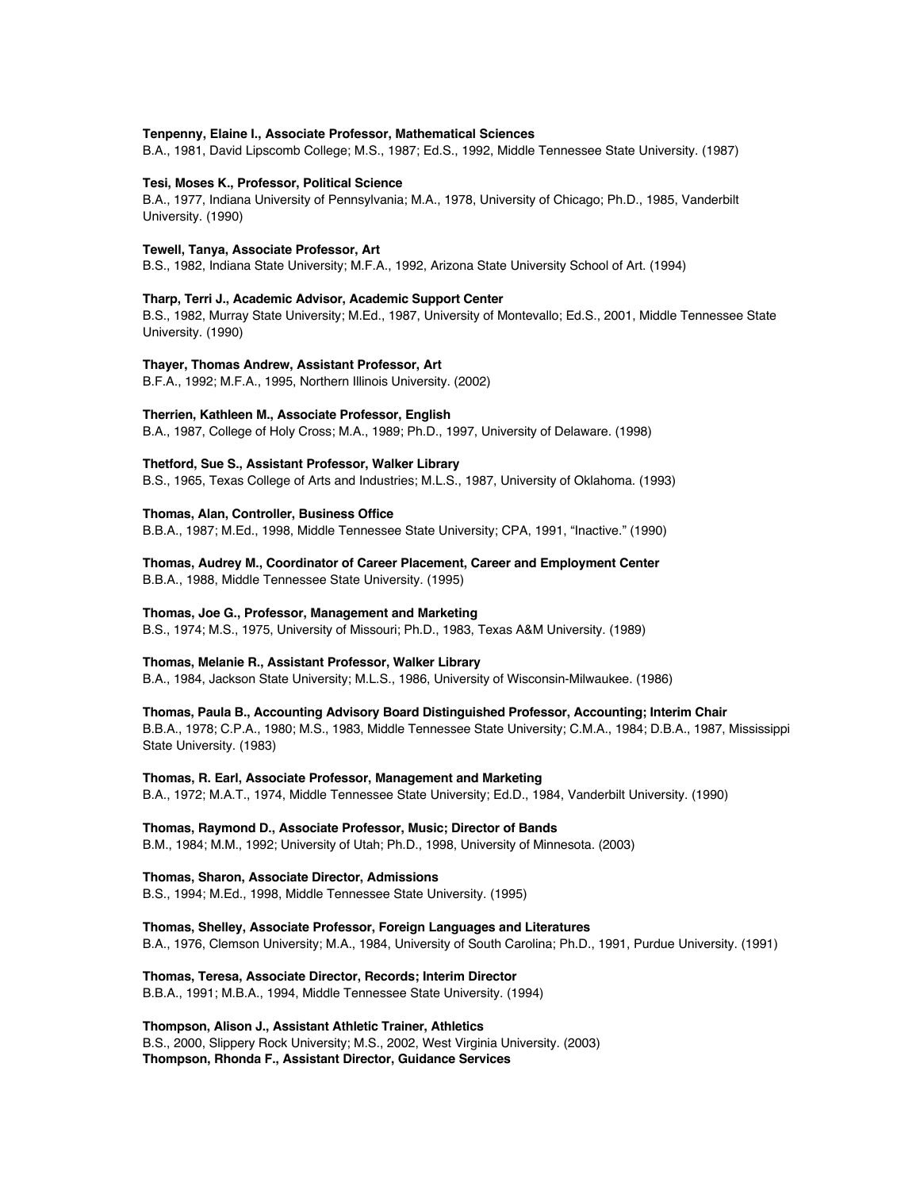**Tenpenny, Elaine I., Associate Professor, Mathematical Sciences**
B.A., 1981, David Lipscomb College; M.S., 1987; Ed.S., 1992, Middle Tennessee State University. (1987)

**Tesi, Moses K., Professor, Political Science**
B.A., 1977, Indiana University of Pennsylvania; M.A., 1978, University of Chicago; Ph.D., 1985, Vanderbilt University. (1990)

**Tewell, Tanya, Associate Professor, Art**
B.S., 1982, Indiana State University; M.F.A., 1992, Arizona State University School of Art. (1994)

**Tharp, Terri J., Academic Advisor, Academic Support Center**
B.S., 1982, Murray State University; M.Ed., 1987, University of Montevallo; Ed.S., 2001, Middle Tennessee State University. (1990)

**Thayer, Thomas Andrew, Assistant Professor, Art**
B.F.A., 1992; M.F.A., 1995, Northern Illinois University. (2002)

**Therrien, Kathleen M., Associate Professor, English**
B.A., 1987, College of Holy Cross; M.A., 1989; Ph.D., 1997, University of Delaware. (1998)

**Thetford, Sue S., Assistant Professor, Walker Library**
B.S., 1965, Texas College of Arts and Industries; M.L.S., 1987, University of Oklahoma. (1993)

**Thomas, Alan, Controller, Business Office**
B.B.A., 1987; M.Ed., 1998, Middle Tennessee State University; CPA, 1991, "Inactive." (1990)

**Thomas, Audrey M., Coordinator of Career Placement, Career and Employment Center**
B.B.A., 1988, Middle Tennessee State University. (1995)

**Thomas, Joe G., Professor, Management and Marketing**
B.S., 1974; M.S., 1975, University of Missouri; Ph.D., 1983, Texas A&M University. (1989)

**Thomas, Melanie R., Assistant Professor, Walker Library**
B.A., 1984, Jackson State University; M.L.S., 1986, University of Wisconsin-Milwaukee. (1986)

**Thomas, Paula B., Accounting Advisory Board Distinguished Professor, Accounting; Interim Chair**
B.B.A., 1978; C.P.A., 1980; M.S., 1983, Middle Tennessee State University; C.M.A., 1984; D.B.A., 1987, Mississippi State University. (1983)

**Thomas, R. Earl, Associate Professor, Management and Marketing**
B.A., 1972; M.A.T., 1974, Middle Tennessee State University; Ed.D., 1984, Vanderbilt University. (1990)

**Thomas, Raymond D., Associate Professor, Music; Director of Bands**
B.M., 1984; M.M., 1992; University of Utah; Ph.D., 1998, University of Minnesota. (2003)

**Thomas, Sharon, Associate Director, Admissions**
B.S., 1994; M.Ed., 1998, Middle Tennessee State University. (1995)

**Thomas, Shelley, Associate Professor, Foreign Languages and Literatures**
B.A., 1976, Clemson University; M.A., 1984, University of South Carolina; Ph.D., 1991, Purdue University. (1991)

**Thomas, Teresa, Associate Director, Records; Interim Director**
B.B.A., 1991; M.B.A., 1994, Middle Tennessee State University. (1994)

**Thompson, Alison J., Assistant Athletic Trainer, Athletics**
B.S., 2000, Slippery Rock University; M.S., 2002, West Virginia University. (2003)

**Thompson, Rhonda F., Assistant Director, Guidance Services**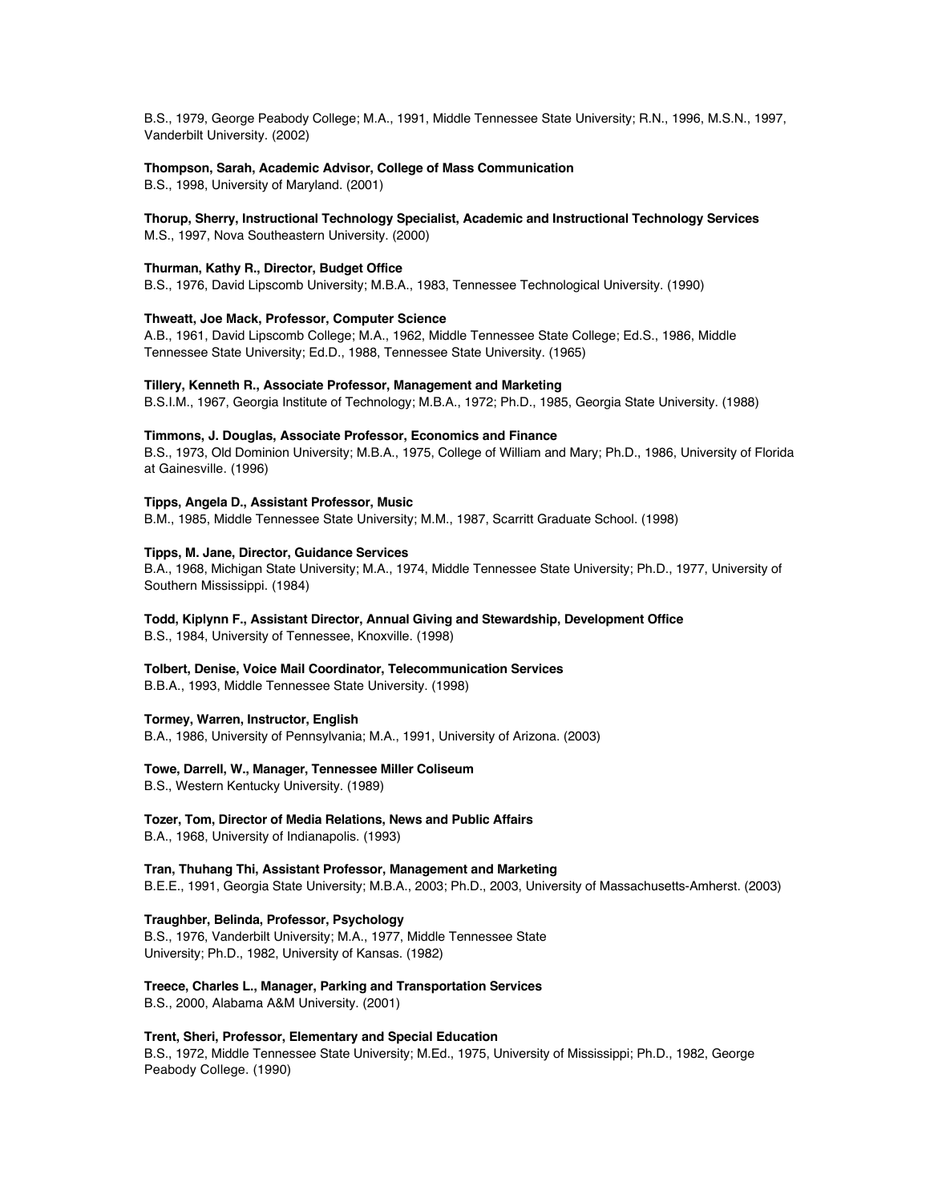B.S., 1979, George Peabody College; M.A., 1991, Middle Tennessee State University; R.N., 1996, M.S.N., 1997, Vanderbilt University. (2002)

**Thompson, Sarah, Academic Advisor, College of Mass Communication**
B.S., 1998, University of Maryland. (2001)

**Thorup, Sherry, Instructional Technology Specialist, Academic and Instructional Technology Services**
M.S., 1997, Nova Southeastern University. (2000)

**Thurman, Kathy R., Director, Budget Office**
B.S., 1976, David Lipscomb University; M.B.A., 1983, Tennessee Technological University. (1990)

**Thweatt, Joe Mack, Professor, Computer Science**
A.B., 1961, David Lipscomb College; M.A., 1962, Middle Tennessee State College; Ed.S., 1986, Middle Tennessee State University; Ed.D., 1988, Tennessee State University. (1965)

**Tillery, Kenneth R., Associate Professor, Management and Marketing**
B.S.I.M., 1967, Georgia Institute of Technology; M.B.A., 1972; Ph.D., 1985, Georgia State University. (1988)

**Timmons, J. Douglas, Associate Professor, Economics and Finance**
B.S., 1973, Old Dominion University; M.B.A., 1975, College of William and Mary; Ph.D., 1986, University of Florida at Gainesville. (1996)

**Tipps, Angela D., Assistant Professor, Music**
B.M., 1985, Middle Tennessee State University; M.M., 1987, Scarritt Graduate School. (1998)

**Tipps, M. Jane, Director, Guidance Services**
B.A., 1968, Michigan State University; M.A., 1974, Middle Tennessee State University; Ph.D., 1977, University of Southern Mississippi. (1984)

**Todd, Kiplynn F., Assistant Director, Annual Giving and Stewardship, Development Office**
B.S., 1984, University of Tennessee, Knoxville. (1998)

**Tolbert, Denise, Voice Mail Coordinator, Telecommunication Services**
B.B.A., 1993, Middle Tennessee State University. (1998)

**Tormey, Warren, Instructor, English**
B.A., 1986, University of Pennsylvania; M.A., 1991, University of Arizona. (2003)

**Towe, Darrell, W., Manager, Tennessee Miller Coliseum**
B.S., Western Kentucky University. (1989)

**Tozer, Tom, Director of Media Relations, News and Public Affairs**
B.A., 1968, University of Indianapolis. (1993)

**Tran, Thuhang Thi, Assistant Professor, Management and Marketing**
B.E.E., 1991, Georgia State University; M.B.A., 2003; Ph.D., 2003, University of Massachusetts-Amherst. (2003)

**Traughber, Belinda, Professor, Psychology**
B.S., 1976, Vanderbilt University; M.A., 1977, Middle Tennessee State University; Ph.D., 1982, University of Kansas. (1982)

**Treece, Charles L., Manager, Parking and Transportation Services**
B.S., 2000, Alabama A&M University. (2001)

**Trent, Sheri, Professor, Elementary and Special Education**
B.S., 1972, Middle Tennessee State University; M.Ed., 1975, University of Mississippi; Ph.D., 1982, George Peabody College. (1990)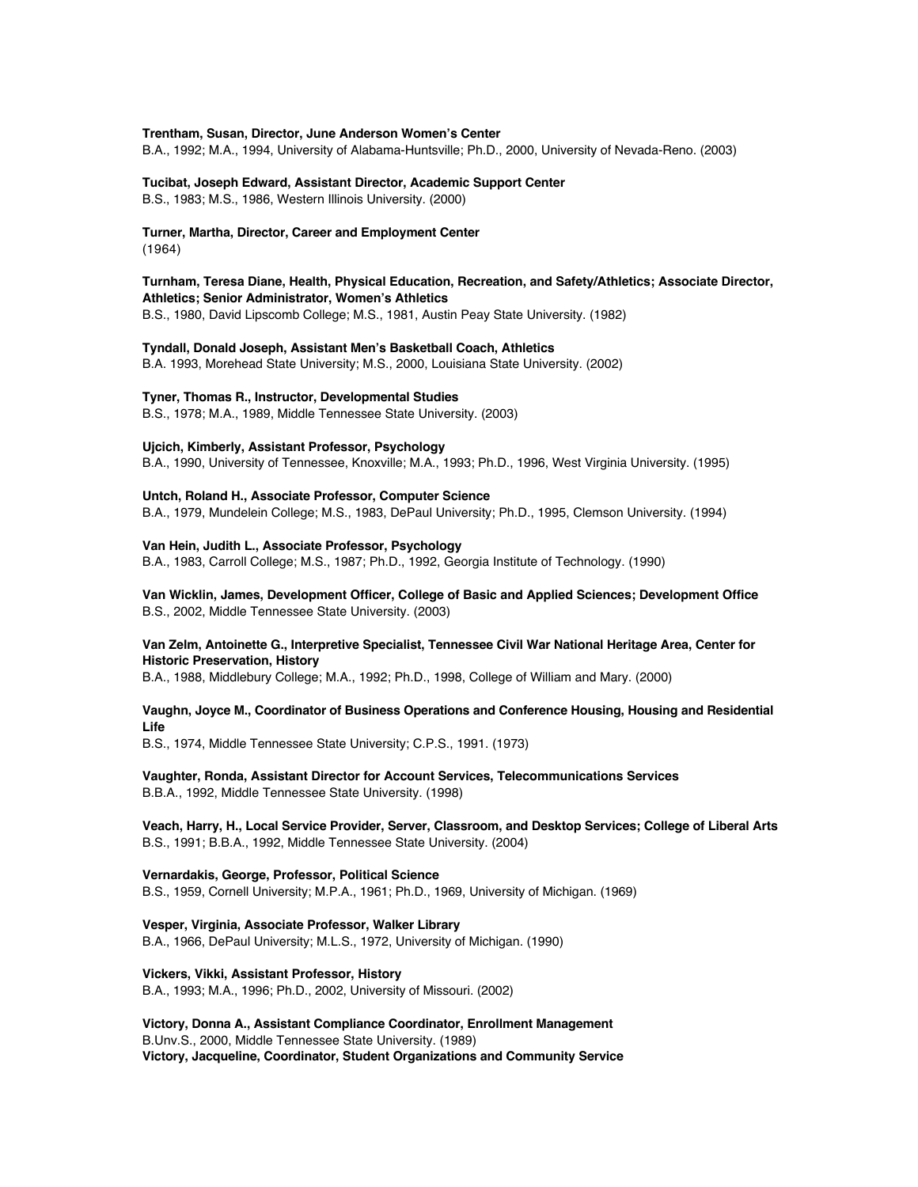**Trentham, Susan, Director, June Anderson Women's Center**
B.A., 1992; M.A., 1994, University of Alabama-Huntsville; Ph.D., 2000, University of Nevada-Reno. (2003)

**Tucibat, Joseph Edward, Assistant Director, Academic Support Center**
B.S., 1983; M.S., 1986, Western Illinois University. (2000)

**Turner, Martha, Director, Career and Employment Center**
(1964)

**Turnham, Teresa Diane, Health, Physical Education, Recreation, and Safety/Athletics; Associate Director, Athletics; Senior Administrator, Women's Athletics**
B.S., 1980, David Lipscomb College; M.S., 1981, Austin Peay State University. (1982)

**Tyndall, Donald Joseph, Assistant Men's Basketball Coach, Athletics**
B.A. 1993, Morehead State University; M.S., 2000, Louisiana State University. (2002)

**Tyner, Thomas R., Instructor, Developmental Studies**
B.S., 1978; M.A., 1989, Middle Tennessee State University. (2003)

**Ujcich, Kimberly, Assistant Professor, Psychology**
B.A., 1990, University of Tennessee, Knoxville; M.A., 1993; Ph.D., 1996, West Virginia University. (1995)

**Untch, Roland H., Associate Professor, Computer Science**
B.A., 1979, Mundelein College; M.S., 1983, DePaul University; Ph.D., 1995, Clemson University. (1994)

**Van Hein, Judith L., Associate Professor, Psychology**
B.A., 1983, Carroll College; M.S., 1987; Ph.D., 1992, Georgia Institute of Technology. (1990)

**Van Wicklin, James, Development Officer, College of Basic and Applied Sciences; Development Office**
B.S., 2002, Middle Tennessee State University. (2003)

**Van Zelm, Antoinette G., Interpretive Specialist, Tennessee Civil War National Heritage Area, Center for Historic Preservation, History**
B.A., 1988, Middlebury College; M.A., 1992; Ph.D., 1998, College of William and Mary. (2000)

**Vaughn, Joyce M., Coordinator of Business Operations and Conference Housing, Housing and Residential Life**
B.S., 1974, Middle Tennessee State University; C.P.S., 1991. (1973)

**Vaughter, Ronda, Assistant Director for Account Services, Telecommunications Services**
B.B.A., 1992, Middle Tennessee State University. (1998)

**Veach, Harry, H., Local Service Provider, Server, Classroom, and Desktop Services; College of Liberal Arts**
B.S., 1991; B.B.A., 1992, Middle Tennessee State University. (2004)

**Vernardakis, George, Professor, Political Science**
B.S., 1959, Cornell University; M.P.A., 1961; Ph.D., 1969, University of Michigan. (1969)

**Vesper, Virginia, Associate Professor, Walker Library**
B.A., 1966, DePaul University; M.L.S., 1972, University of Michigan. (1990)

**Vickers, Vikki, Assistant Professor, History**
B.A., 1993; M.A., 1996; Ph.D., 2002, University of Missouri. (2002)

**Victory, Donna A., Assistant Compliance Coordinator, Enrollment Management**
B.Unv.S., 2000, Middle Tennessee State University. (1989)

**Victory, Jacqueline, Coordinator, Student Organizations and Community Service**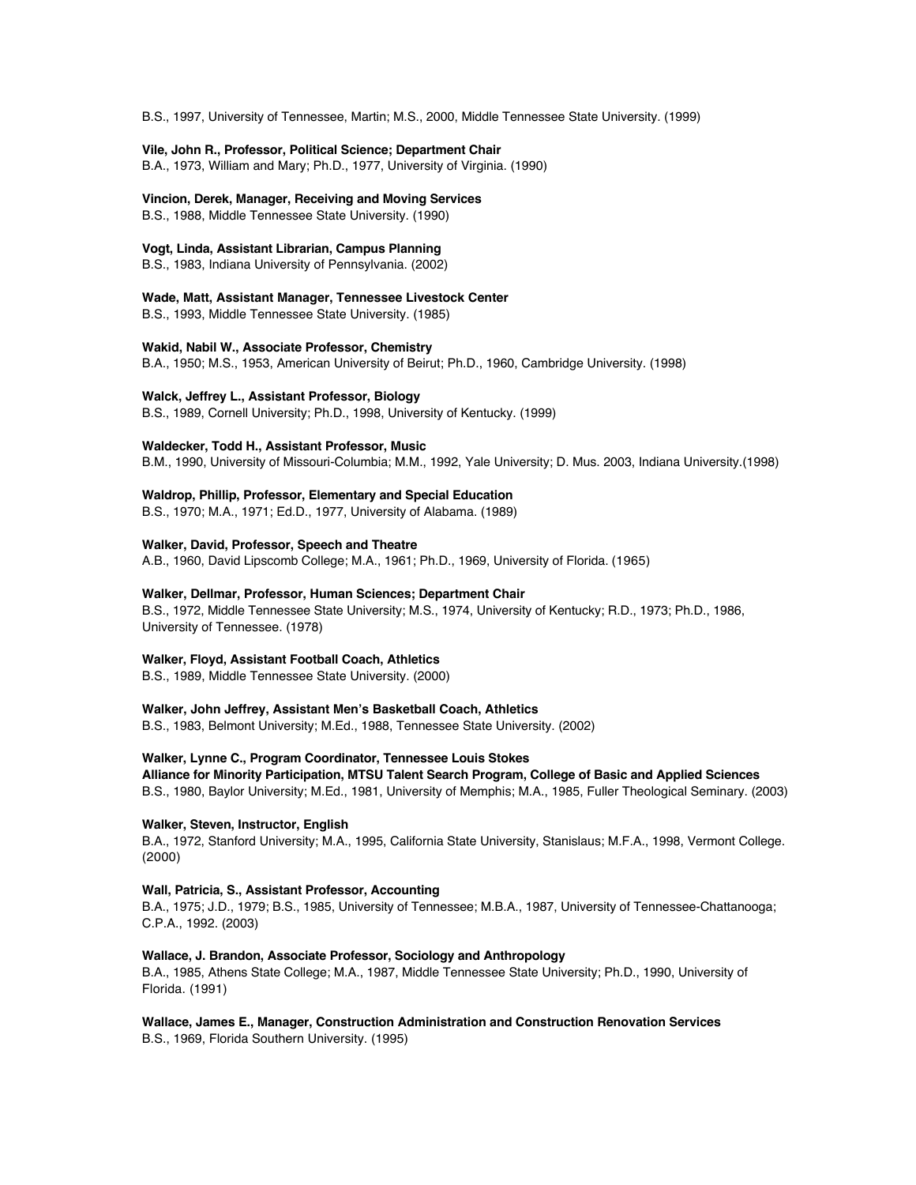B.S., 1997, University of Tennessee, Martin; M.S., 2000, Middle Tennessee State University. (1999)

**Vile, John R., Professor, Political Science; Department Chair**
B.A., 1973, William and Mary; Ph.D., 1977, University of Virginia. (1990)

**Vincion, Derek, Manager, Receiving and Moving Services**
B.S., 1988, Middle Tennessee State University. (1990)

**Vogt, Linda, Assistant Librarian, Campus Planning**
B.S., 1983, Indiana University of Pennsylvania. (2002)

**Wade, Matt, Assistant Manager, Tennessee Livestock Center**
B.S., 1993, Middle Tennessee State University. (1985)

**Wakid, Nabil W., Associate Professor, Chemistry**
B.A., 1950; M.S., 1953, American University of Beirut; Ph.D., 1960, Cambridge University. (1998)

**Walck, Jeffrey L., Assistant Professor, Biology**
B.S., 1989, Cornell University; Ph.D., 1998, University of Kentucky. (1999)

**Waldecker, Todd H., Assistant Professor, Music**
B.M., 1990, University of Missouri-Columbia; M.M., 1992, Yale University; D. Mus. 2003, Indiana University.(1998)

**Waldrop, Phillip, Professor, Elementary and Special Education**
B.S., 1970; M.A., 1971; Ed.D., 1977, University of Alabama. (1989)

**Walker, David, Professor, Speech and Theatre**
A.B., 1960, David Lipscomb College; M.A., 1961; Ph.D., 1969, University of Florida. (1965)

**Walker, Dellmar, Professor, Human Sciences; Department Chair**
B.S., 1972, Middle Tennessee State University; M.S., 1974, University of Kentucky; R.D., 1973; Ph.D., 1986, University of Tennessee. (1978)

**Walker, Floyd, Assistant Football Coach, Athletics**
B.S., 1989, Middle Tennessee State University. (2000)

**Walker, John Jeffrey, Assistant Men's Basketball Coach, Athletics**
B.S., 1983, Belmont University; M.Ed., 1988, Tennessee State University. (2002)

**Walker, Lynne C., Program Coordinator, Tennessee Louis Stokes Alliance for Minority Participation, MTSU Talent Search Program, College of Basic and Applied Sciences**
B.S., 1980, Baylor University; M.Ed., 1981, University of Memphis; M.A., 1985, Fuller Theological Seminary. (2003)

**Walker, Steven, Instructor, English**
B.A., 1972, Stanford University; M.A., 1995, California State University, Stanislaus; M.F.A., 1998, Vermont College. (2000)

**Wall, Patricia, S., Assistant Professor, Accounting**
B.A., 1975; J.D., 1979; B.S., 1985, University of Tennessee; M.B.A., 1987, University of Tennessee-Chattanooga; C.P.A., 1992. (2003)

**Wallace, J. Brandon, Associate Professor, Sociology and Anthropology**
B.A., 1985, Athens State College; M.A., 1987, Middle Tennessee State University; Ph.D., 1990, University of Florida. (1991)

**Wallace, James E., Manager, Construction Administration and Construction Renovation Services**
B.S., 1969, Florida Southern University. (1995)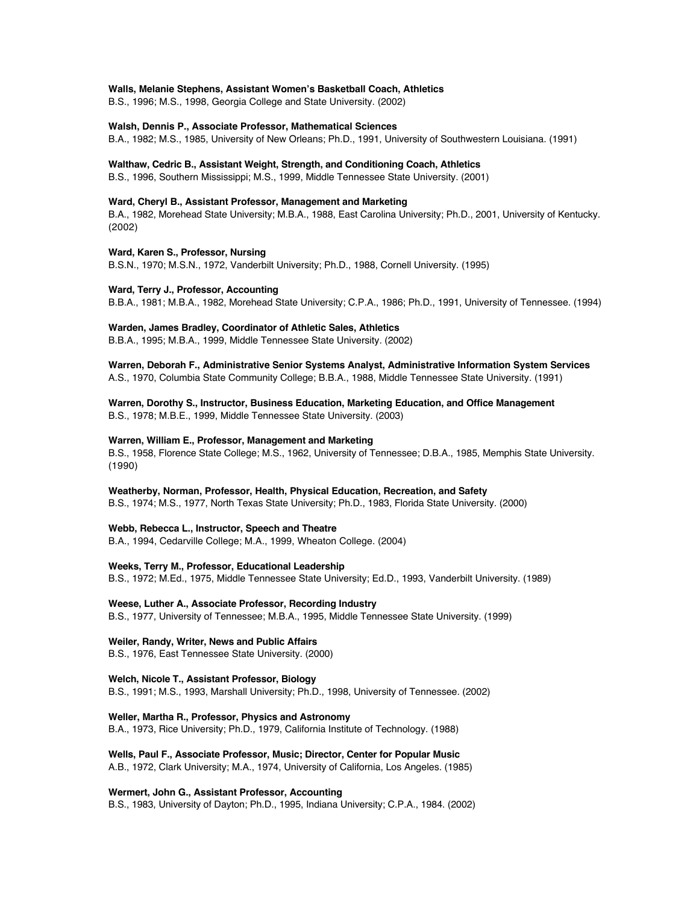**Walls, Melanie Stephens, Assistant Women's Basketball Coach, Athletics**
B.S., 1996; M.S., 1998, Georgia College and State University. (2002)

**Walsh, Dennis P., Associate Professor, Mathematical Sciences**
B.A., 1982; M.S., 1985, University of New Orleans; Ph.D., 1991, University of Southwestern Louisiana. (1991)

**Walthaw, Cedric B., Assistant Weight, Strength, and Conditioning Coach, Athletics**
B.S., 1996, Southern Mississippi; M.S., 1999, Middle Tennessee State University. (2001)

**Ward, Cheryl B., Assistant Professor, Management and Marketing**
B.A., 1982, Morehead State University; M.B.A., 1988, East Carolina University; Ph.D., 2001, University of Kentucky. (2002)

**Ward, Karen S., Professor, Nursing**
B.S.N., 1970; M.S.N., 1972, Vanderbilt University; Ph.D., 1988, Cornell University. (1995)

**Ward, Terry J., Professor, Accounting**
B.B.A., 1981; M.B.A., 1982, Morehead State University; C.P.A., 1986; Ph.D., 1991, University of Tennessee. (1994)

**Warden, James Bradley, Coordinator of Athletic Sales, Athletics**
B.B.A., 1995; M.B.A., 1999, Middle Tennessee State University. (2002)

**Warren, Deborah F., Administrative Senior Systems Analyst, Administrative Information System Services**
A.S., 1970, Columbia State Community College; B.B.A., 1988, Middle Tennessee State University. (1991)

**Warren, Dorothy S., Instructor, Business Education, Marketing Education, and Office Management**
B.S., 1978; M.B.E., 1999, Middle Tennessee State University. (2003)

**Warren, William E., Professor, Management and Marketing**
B.S., 1958, Florence State College; M.S., 1962, University of Tennessee; D.B.A., 1985, Memphis State University. (1990)

**Weatherby, Norman, Professor, Health, Physical Education, Recreation, and Safety**
B.S., 1974; M.S., 1977, North Texas State University; Ph.D., 1983, Florida State University. (2000)

**Webb, Rebecca L., Instructor, Speech and Theatre**
B.A., 1994, Cedarville College; M.A., 1999, Wheaton College. (2004)

**Weeks, Terry M., Professor, Educational Leadership**
B.S., 1972; M.Ed., 1975, Middle Tennessee State University; Ed.D., 1993, Vanderbilt University. (1989)

**Weese, Luther A., Associate Professor, Recording Industry**
B.S., 1977, University of Tennessee; M.B.A., 1995, Middle Tennessee State University. (1999)

**Weiler, Randy, Writer, News and Public Affairs**
B.S., 1976, East Tennessee State University. (2000)

**Welch, Nicole T., Assistant Professor, Biology**
B.S., 1991; M.S., 1993, Marshall University; Ph.D., 1998, University of Tennessee. (2002)

**Weller, Martha R., Professor, Physics and Astronomy**
B.A., 1973, Rice University; Ph.D., 1979, California Institute of Technology. (1988)

**Wells, Paul F., Associate Professor, Music; Director, Center for Popular Music**
A.B., 1972, Clark University; M.A., 1974, University of California, Los Angeles. (1985)

**Wermert, John G., Assistant Professor, Accounting**
B.S., 1983, University of Dayton; Ph.D., 1995, Indiana University; C.P.A., 1984. (2002)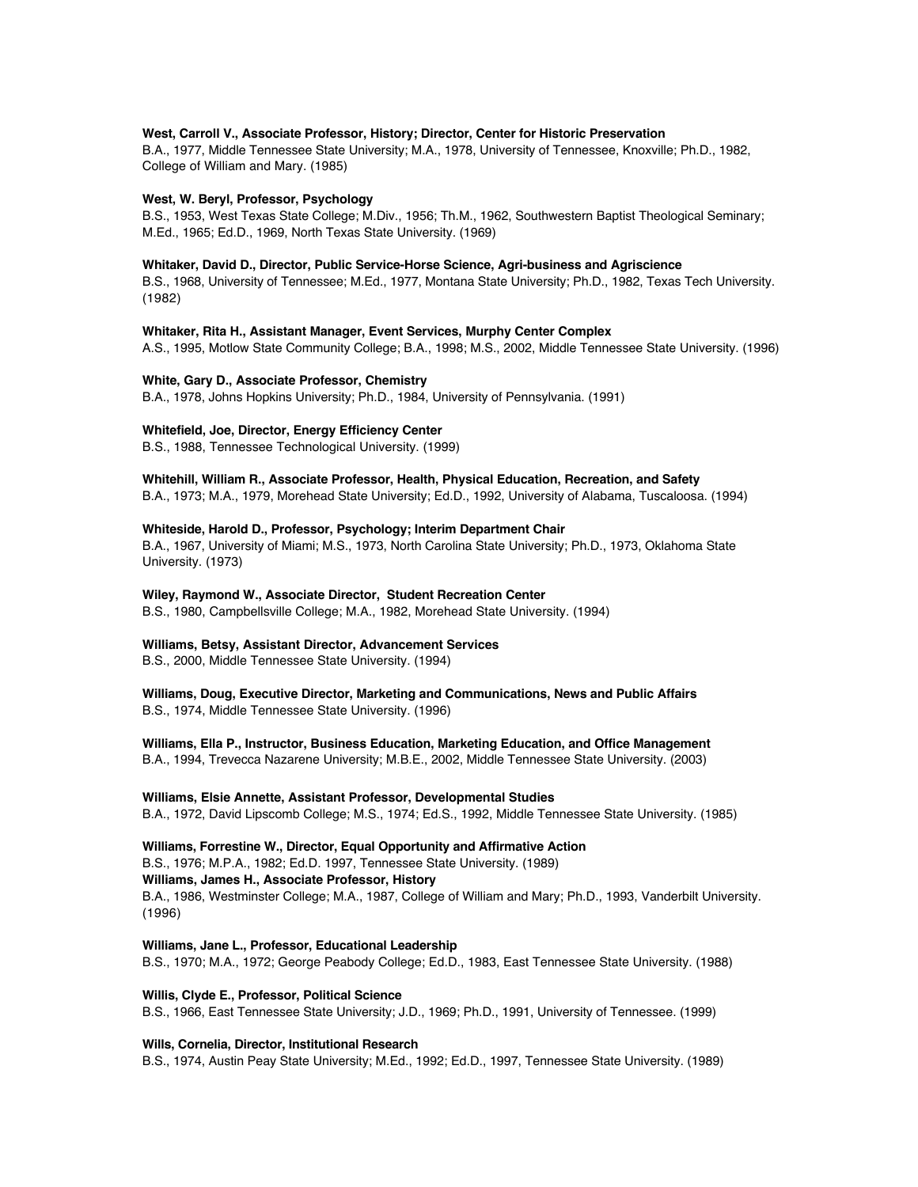**West, Carroll V., Associate Professor, History; Director, Center for Historic Preservation**
B.A., 1977, Middle Tennessee State University; M.A., 1978, University of Tennessee, Knoxville; Ph.D., 1982, College of William and Mary. (1985)

**West, W. Beryl, Professor, Psychology**
B.S., 1953, West Texas State College; M.Div., 1956; Th.M., 1962, Southwestern Baptist Theological Seminary; M.Ed., 1965; Ed.D., 1969, North Texas State University. (1969)

**Whitaker, David D., Director, Public Service-Horse Science, Agri-business and Agriscience**
B.S., 1968, University of Tennessee; M.Ed., 1977, Montana State University; Ph.D., 1982, Texas Tech University. (1982)

**Whitaker, Rita H., Assistant Manager, Event Services, Murphy Center Complex**
A.S., 1995, Motlow State Community College; B.A., 1998; M.S., 2002, Middle Tennessee State University. (1996)

**White, Gary D., Associate Professor, Chemistry**
B.A., 1978, Johns Hopkins University; Ph.D., 1984, University of Pennsylvania. (1991)

**Whitefield, Joe, Director, Energy Efficiency Center**
B.S., 1988, Tennessee Technological University. (1999)

**Whitehill, William R., Associate Professor, Health, Physical Education, Recreation, and Safety**
B.A., 1973; M.A., 1979, Morehead State University; Ed.D., 1992, University of Alabama, Tuscaloosa. (1994)

**Whiteside, Harold D., Professor, Psychology; Interim Department Chair**
B.A., 1967, University of Miami; M.S., 1973, North Carolina State University; Ph.D., 1973, Oklahoma State University. (1973)

**Wiley, Raymond W., Associate Director, Student Recreation Center**
B.S., 1980, Campbellsville College; M.A., 1982, Morehead State University. (1994)

**Williams, Betsy, Assistant Director, Advancement Services**
B.S., 2000, Middle Tennessee State University. (1994)

**Williams, Doug, Executive Director, Marketing and Communications, News and Public Affairs**
B.S., 1974, Middle Tennessee State University. (1996)

**Williams, Ella P., Instructor, Business Education, Marketing Education, and Office Management**
B.A., 1994, Trevecca Nazarene University; M.B.E., 2002, Middle Tennessee State University. (2003)

**Williams, Elsie Annette, Assistant Professor, Developmental Studies**
B.A., 1972, David Lipscomb College; M.S., 1974; Ed.S., 1992, Middle Tennessee State University. (1985)

**Williams, Forrestine W., Director, Equal Opportunity and Affirmative Action**
B.S., 1976; M.P.A., 1982; Ed.D. 1997, Tennessee State University. (1989)

**Williams, James H., Associate Professor, History**
B.A., 1986, Westminster College; M.A., 1987, College of William and Mary; Ph.D., 1993, Vanderbilt University. (1996)

**Williams, Jane L., Professor, Educational Leadership**
B.S., 1970; M.A., 1972; George Peabody College; Ed.D., 1983, East Tennessee State University. (1988)

**Willis, Clyde E., Professor, Political Science**
B.S., 1966, East Tennessee State University; J.D., 1969; Ph.D., 1991, University of Tennessee. (1999)

**Wills, Cornelia, Director, Institutional Research**
B.S., 1974, Austin Peay State University; M.Ed., 1992; Ed.D., 1997, Tennessee State University. (1989)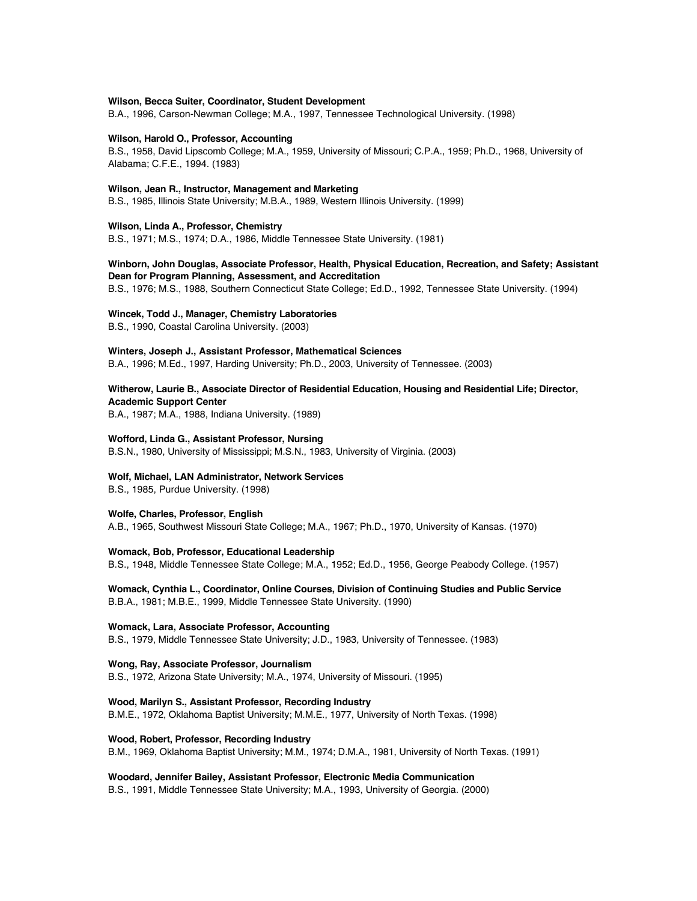**Wilson, Becca Suiter, Coordinator, Student Development**
B.A., 1996, Carson-Newman College; M.A., 1997, Tennessee Technological University. (1998)

**Wilson, Harold O., Professor, Accounting**
B.S., 1958, David Lipscomb College; M.A., 1959, University of Missouri; C.P.A., 1959; Ph.D., 1968, University of Alabama; C.F.E., 1994. (1983)

**Wilson, Jean R., Instructor, Management and Marketing**
B.S., 1985, Illinois State University; M.B.A., 1989, Western Illinois University. (1999)

**Wilson, Linda A., Professor, Chemistry**
B.S., 1971; M.S., 1974; D.A., 1986, Middle Tennessee State University. (1981)

**Winborn, John Douglas, Associate Professor, Health, Physical Education, Recreation, and Safety; Assistant Dean for Program Planning, Assessment, and Accreditation**
B.S., 1976; M.S., 1988, Southern Connecticut State College; Ed.D., 1992, Tennessee State University. (1994)

**Wincek, Todd J., Manager, Chemistry Laboratories**
B.S., 1990, Coastal Carolina University. (2003)

**Winters, Joseph J., Assistant Professor, Mathematical Sciences**
B.A., 1996; M.Ed., 1997, Harding University; Ph.D., 2003, University of Tennessee. (2003)

**Witherow, Laurie B., Associate Director of Residential Education, Housing and Residential Life; Director, Academic Support Center**
B.A., 1987; M.A., 1988, Indiana University. (1989)

**Wofford, Linda G., Assistant Professor, Nursing**
B.S.N., 1980, University of Mississippi; M.S.N., 1983, University of Virginia. (2003)

**Wolf, Michael, LAN Administrator, Network Services**
B.S., 1985, Purdue University. (1998)

**Wolfe, Charles, Professor, English**
A.B., 1965, Southwest Missouri State College; M.A., 1967; Ph.D., 1970, University of Kansas. (1970)

**Womack, Bob, Professor, Educational Leadership**
B.S., 1948, Middle Tennessee State College; M.A., 1952; Ed.D., 1956, George Peabody College. (1957)

**Womack, Cynthia L., Coordinator, Online Courses, Division of Continuing Studies and Public Service**
B.B.A., 1981; M.B.E., 1999, Middle Tennessee State University. (1990)

**Womack, Lara, Associate Professor, Accounting**
B.S., 1979, Middle Tennessee State University; J.D., 1983, University of Tennessee. (1983)

**Wong, Ray, Associate Professor, Journalism**
B.S., 1972, Arizona State University; M.A., 1974, University of Missouri. (1995)

**Wood, Marilyn S., Assistant Professor, Recording Industry**
B.M.E., 1972, Oklahoma Baptist University; M.M.E., 1977, University of North Texas. (1998)

**Wood, Robert, Professor, Recording Industry**
B.M., 1969, Oklahoma Baptist University; M.M., 1974; D.M.A., 1981, University of North Texas. (1991)

**Woodard, Jennifer Bailey, Assistant Professor, Electronic Media Communication**
B.S., 1991, Middle Tennessee State University; M.A., 1993, University of Georgia. (2000)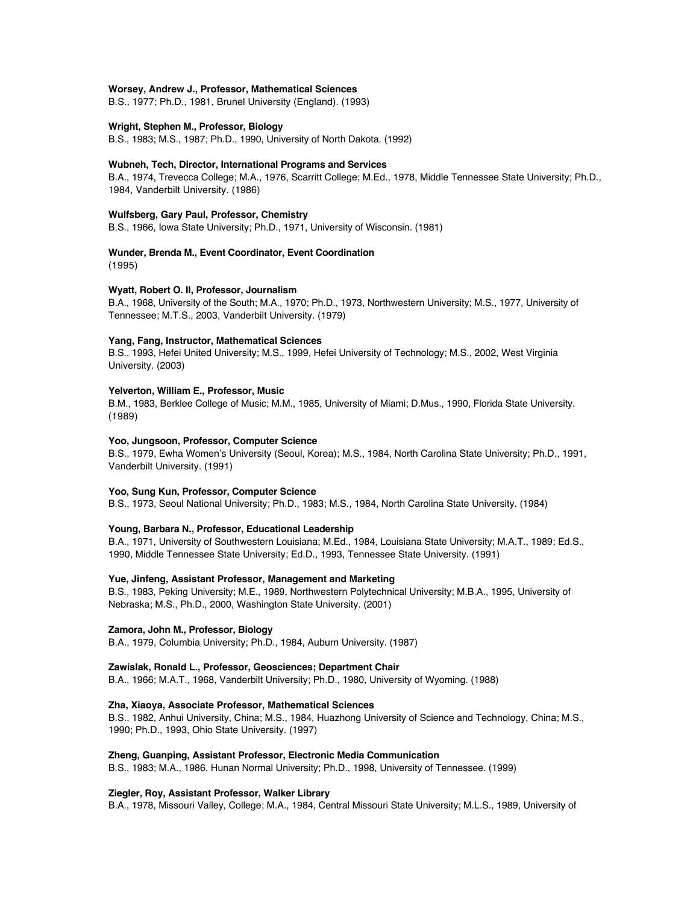**Worsey, Andrew J., Professor, Mathematical Sciences**
B.S., 1977; Ph.D., 1981, Brunel University (England). (1993)

**Wright, Stephen M., Professor, Biology**
B.S., 1983; M.S., 1987; Ph.D., 1990, University of North Dakota. (1992)

**Wubneh, Tech, Director, International Programs and Services**
B.A., 1974, Trevecca College; M.A., 1976, Scarritt College; M.Ed., 1978, Middle Tennessee State University; Ph.D., 1984, Vanderbilt University. (1986)

**Wulfsberg, Gary Paul, Professor, Chemistry**
B.S., 1966, Iowa State University; Ph.D., 1971, University of Wisconsin. (1981)

**Wunder, Brenda M., Event Coordinator, Event Coordination**
(1995)

**Wyatt, Robert O. II, Professor, Journalism**
B.A., 1968, University of the South; M.A., 1970; Ph.D., 1973, Northwestern University; M.S., 1977, University of Tennessee; M.T.S., 2003, Vanderbilt University. (1979)

**Yang, Fang, Instructor, Mathematical Sciences**
B.S., 1993, Hefei United University; M.S., 1999, Hefei University of Technology; M.S., 2002, West Virginia University. (2003)

**Yelverton, William E., Professor, Music**
B.M., 1983, Berklee College of Music; M.M., 1985, University of Miami; D.Mus., 1990, Florida State University. (1989)

**Yoo, Jungsoon, Professor, Computer Science**
B.S., 1979, Ewha Women's University (Seoul, Korea); M.S., 1984, North Carolina State University; Ph.D., 1991, Vanderbilt University. (1991)

**Yoo, Sung Kun, Professor, Computer Science**
B.S., 1973, Seoul National University; Ph.D., 1983; M.S., 1984, North Carolina State University. (1984)

**Young, Barbara N., Professor, Educational Leadership**
B.A., 1971, University of Southwestern Louisiana; M.Ed., 1984, Louisiana State University; M.A.T., 1989; Ed.S., 1990, Middle Tennessee State University; Ed.D., 1993, Tennessee State University. (1991)

**Yue, Jinfeng, Assistant Professor, Management and Marketing**
B.S., 1983, Peking University; M.E., 1989, Northwestern Polytechnical University; M.B.A., 1995, University of Nebraska; M.S., Ph.D., 2000, Washington State University. (2001)

**Zamora, John M., Professor, Biology**
B.A., 1979, Columbia University; Ph.D., 1984, Auburn University. (1987)

**Zawislak, Ronald L., Professor, Geosciences; Department Chair**
B.A., 1966; M.A.T., 1968, Vanderbilt University; Ph.D., 1980, University of Wyoming. (1988)

**Zha, Xiaoya, Associate Professor, Mathematical Sciences**
B.S., 1982, Anhui University, China; M.S., 1984, Huazhong University of Science and Technology, China; M.S., 1990; Ph.D., 1993, Ohio State University. (1997)

**Zheng, Guanping, Assistant Professor, Electronic Media Communication**
B.S., 1983; M.A., 1986, Hunan Normal University; Ph.D., 1998, University of Tennessee. (1999)

**Ziegler, Roy, Assistant Professor, Walker Library**
B.A., 1978, Missouri Valley, College; M.A., 1984, Central Missouri State University; M.L.S., 1989, University of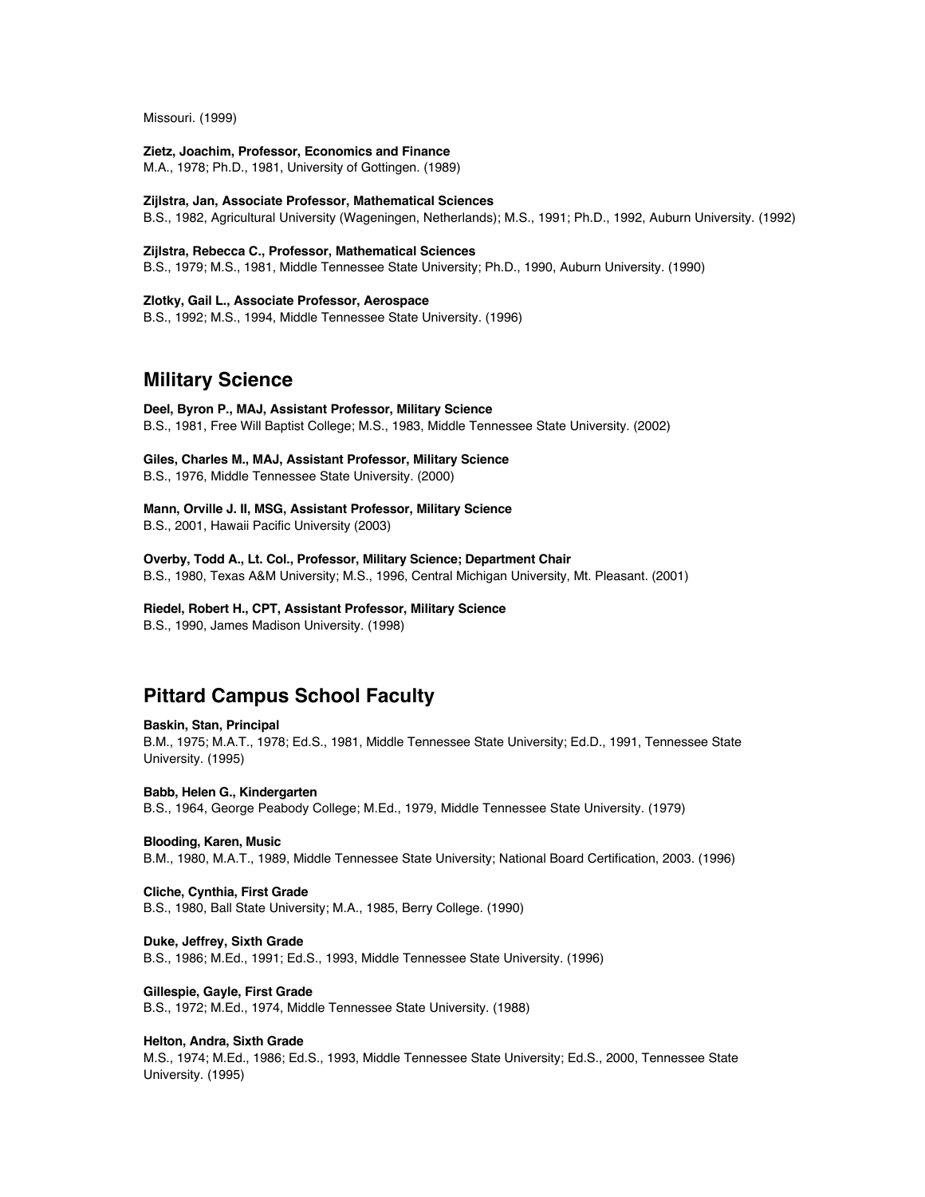Missouri. (1999)

**Zietz, Joachim, Professor, Economics and Finance**
M.A., 1978; Ph.D., 1981, University of Gottingen. (1989)

**Zijlstra, Jan, Associate Professor, Mathematical Sciences**
B.S., 1982, Agricultural University (Wageningen, Netherlands); M.S., 1991; Ph.D., 1992, Auburn University. (1992)

**Zijlstra, Rebecca C., Professor, Mathematical Sciences**
B.S., 1979; M.S., 1981, Middle Tennessee State University; Ph.D., 1990, Auburn University. (1990)

**Zlotky, Gail L., Associate Professor, Aerospace**
B.S., 1992; M.S., 1994, Middle Tennessee State University. (1996)

## Military Science

**Deel, Byron P., MAJ, Assistant Professor, Military Science**
B.S., 1981, Free Will Baptist College; M.S., 1983, Middle Tennessee State University. (2002)

**Giles, Charles M., MAJ, Assistant Professor, Military Science**
B.S., 1976, Middle Tennessee State University. (2000)

**Mann, Orville J. II, MSG, Assistant Professor, Military Science**
B.S., 2001, Hawaii Pacific University (2003)

**Overby, Todd A., Lt. Col., Professor, Military Science; Department Chair**
B.S., 1980, Texas A&M University; M.S., 1996, Central Michigan University, Mt. Pleasant. (2001)

**Riedel, Robert H., CPT, Assistant Professor, Military Science**
B.S., 1990, James Madison University. (1998)

## Pittard Campus School Faculty

**Baskin, Stan, Principal**
B.M., 1975; M.A.T., 1978; Ed.S., 1981, Middle Tennessee State University; Ed.D., 1991, Tennessee State University. (1995)

**Babb, Helen G., Kindergarten**
B.S., 1964, George Peabody College; M.Ed., 1979, Middle Tennessee State University. (1979)

**Blooding, Karen, Music**
B.M., 1980, M.A.T., 1989, Middle Tennessee State University; National Board Certification, 2003. (1996)

**Cliche, Cynthia, First Grade**
B.S., 1980, Ball State University; M.A., 1985, Berry College. (1990)

**Duke, Jeffrey, Sixth Grade**
B.S., 1986; M.Ed., 1991; Ed.S., 1993, Middle Tennessee State University. (1996)

**Gillespie, Gayle, First Grade**
B.S., 1972; M.Ed., 1974, Middle Tennessee State University. (1988)

**Helton, Andra, Sixth Grade**
M.S., 1974; M.Ed., 1986; Ed.S., 1993, Middle Tennessee State University; Ed.S., 2000, Tennessee State University. (1995)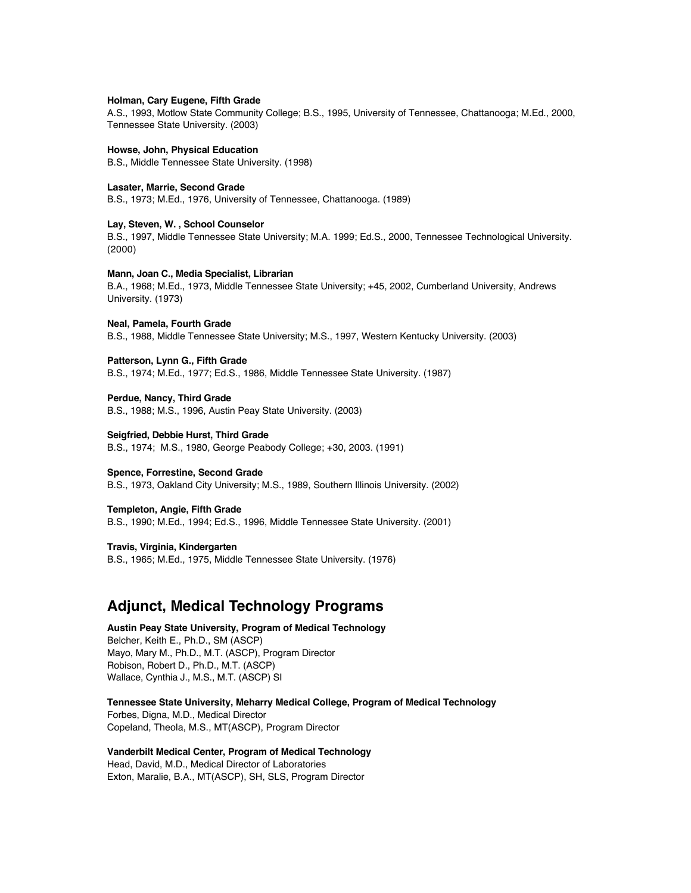**Holman, Cary Eugene, Fifth Grade**
A.S., 1993, Motlow State Community College; B.S., 1995, University of Tennessee, Chattanooga; M.Ed., 2000, Tennessee State University. (2003)

**Howse, John, Physical Education**
B.S., Middle Tennessee State University. (1998)

**Lasater, Marrie, Second Grade**
B.S., 1973; M.Ed., 1976, University of Tennessee, Chattanooga. (1989)

**Lay, Steven, W. , School Counselor**
B.S., 1997, Middle Tennessee State University; M.A. 1999; Ed.S., 2000, Tennessee Technological University. (2000)

**Mann, Joan C., Media Specialist, Librarian**
B.A., 1968; M.Ed., 1973, Middle Tennessee State University; +45, 2002, Cumberland University, Andrews University. (1973)

**Neal, Pamela, Fourth Grade**
B.S., 1988, Middle Tennessee State University; M.S., 1997, Western Kentucky University. (2003)

**Patterson, Lynn G., Fifth Grade**
B.S., 1974; M.Ed., 1977; Ed.S., 1986, Middle Tennessee State University. (1987)

**Perdue, Nancy, Third Grade**
B.S., 1988; M.S., 1996, Austin Peay State University. (2003)

**Seigfried, Debbie Hurst, Third Grade**
B.S., 1974; M.S., 1980, George Peabody College; +30, 2003. (1991)

**Spence, Forrestine, Second Grade**
B.S., 1973, Oakland City University; M.S., 1989, Southern Illinois University. (2002)

**Templeton, Angie, Fifth Grade**
B.S., 1990; M.Ed., 1994; Ed.S., 1996, Middle Tennessee State University. (2001)

**Travis, Virginia, Kindergarten**
B.S., 1965; M.Ed., 1975, Middle Tennessee State University. (1976)

## Adjunct, Medical Technology Programs

**Austin Peay State University, Program of Medical Technology**
Belcher, Keith E., Ph.D., SM (ASCP)
Mayo, Mary M., Ph.D., M.T. (ASCP), Program Director
Robison, Robert D., Ph.D., M.T. (ASCP)
Wallace, Cynthia J., M.S., M.T. (ASCP) SI

**Tennessee State University, Meharry Medical College, Program of Medical Technology**
Forbes, Digna, M.D., Medical Director
Copeland, Theola, M.S., MT(ASCP), Program Director

**Vanderbilt Medical Center, Program of Medical Technology**
Head, David, M.D., Medical Director of Laboratories
Exton, Maralie, B.A., MT(ASCP), SH, SLS, Program Director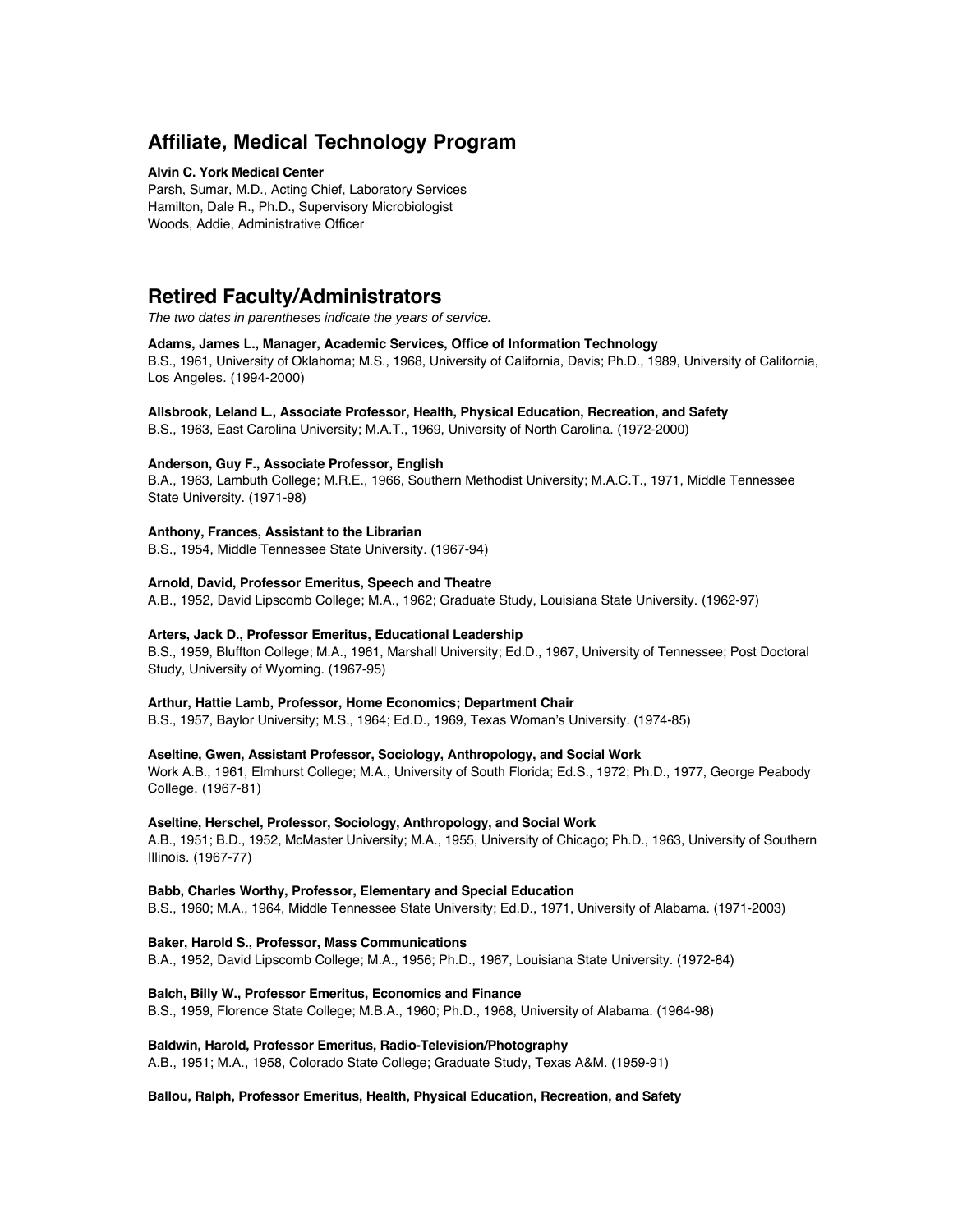## Affiliate, Medical Technology Program

**Alvin C. York Medical Center**
Parsh, Sumar, M.D., Acting Chief, Laboratory Services
Hamilton, Dale R., Ph.D., Supervisory Microbiologist
Woods, Addie, Administrative Officer

## Retired Faculty/Administrators

*The two dates in parentheses indicate the years of service.*

**Adams, James L., Manager, Academic Services, Office of Information Technology**
B.S., 1961, University of Oklahoma; M.S., 1968, University of California, Davis; Ph.D., 1989, University of California, Los Angeles. (1994-2000)

**Allsbrook, Leland L., Associate Professor, Health, Physical Education, Recreation, and Safety**
B.S., 1963, East Carolina University; M.A.T., 1969, University of North Carolina. (1972-2000)

**Anderson, Guy F., Associate Professor, English**
B.A., 1963, Lambuth College; M.R.E., 1966, Southern Methodist University; M.A.C.T., 1971, Middle Tennessee State University. (1971-98)

**Anthony, Frances, Assistant to the Librarian**
B.S., 1954, Middle Tennessee State University. (1967-94)

**Arnold, David, Professor Emeritus, Speech and Theatre**
A.B., 1952, David Lipscomb College; M.A., 1962; Graduate Study, Louisiana State University. (1962-97)

**Arters, Jack D., Professor Emeritus, Educational Leadership**
B.S., 1959, Bluffton College; M.A., 1961, Marshall University; Ed.D., 1967, University of Tennessee; Post Doctoral Study, University of Wyoming. (1967-95)

**Arthur, Hattie Lamb, Professor, Home Economics; Department Chair**
B.S., 1957, Baylor University; M.S., 1964; Ed.D., 1969, Texas Woman's University. (1974-85)

**Aseltine, Gwen, Assistant Professor, Sociology, Anthropology, and Social Work**
Work A.B., 1961, Elmhurst College; M.A., University of South Florida; Ed.S., 1972; Ph.D., 1977, George Peabody College. (1967-81)

**Aseltine, Herschel, Professor, Sociology, Anthropology, and Social Work**
A.B., 1951; B.D., 1952, McMaster University; M.A., 1955, University of Chicago; Ph.D., 1963, University of Southern Illinois. (1967-77)

**Babb, Charles Worthy, Professor, Elementary and Special Education**
B.S., 1960; M.A., 1964, Middle Tennessee State University; Ed.D., 1971, University of Alabama. (1971-2003)

**Baker, Harold S., Professor, Mass Communications**
B.A., 1952, David Lipscomb College; M.A., 1956; Ph.D., 1967, Louisiana State University. (1972-84)

**Balch, Billy W., Professor Emeritus, Economics and Finance**
B.S., 1959, Florence State College; M.B.A., 1960; Ph.D., 1968, University of Alabama. (1964-98)

**Baldwin, Harold, Professor Emeritus, Radio-Television/Photography**
A.B., 1951; M.A., 1958, Colorado State College; Graduate Study, Texas A&M. (1959-91)

**Ballou, Ralph, Professor Emeritus, Health, Physical Education, Recreation, and Safety**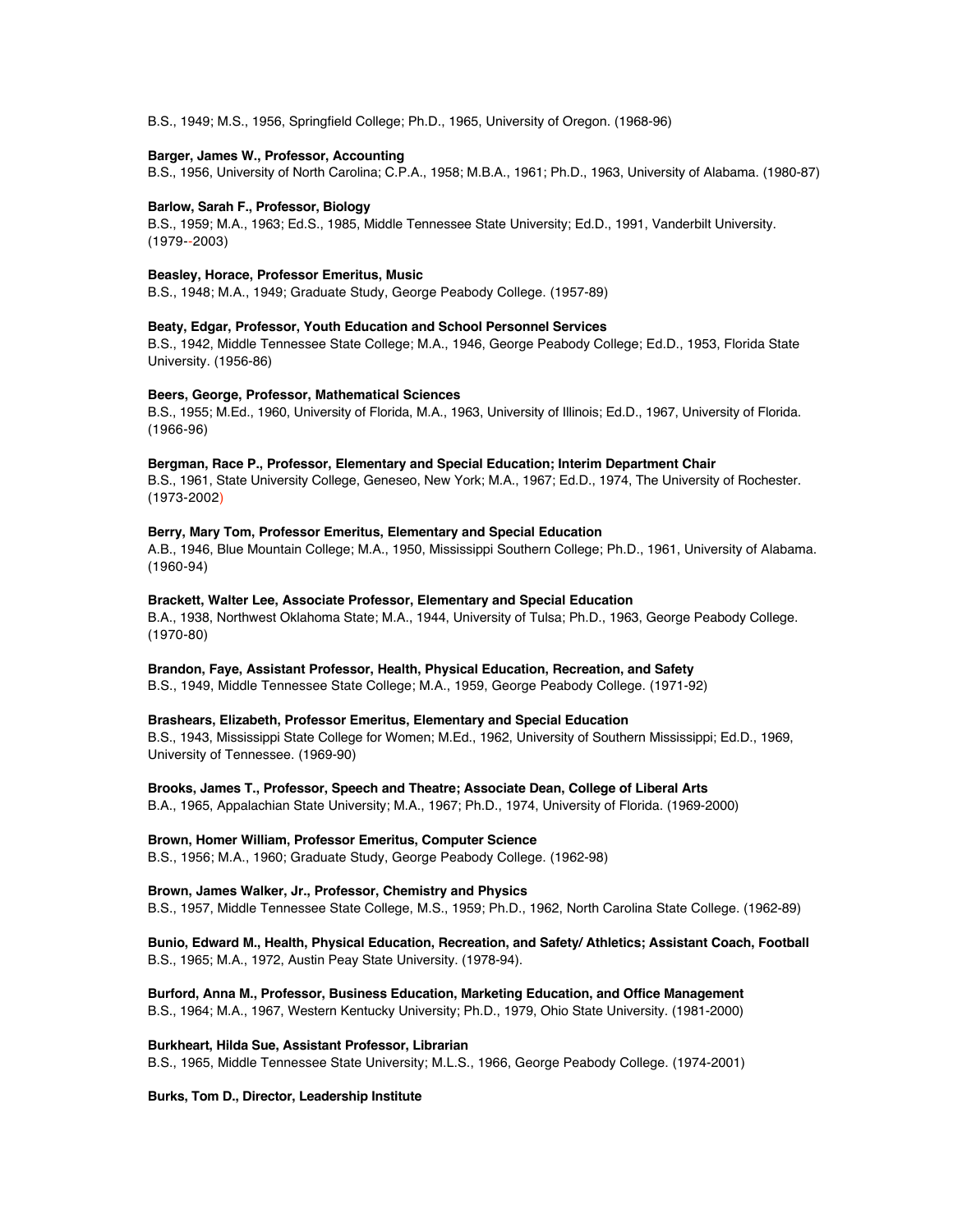B.S., 1949; M.S., 1956, Springfield College; Ph.D., 1965, University of Oregon. (1968-96)

**Barger, James W., Professor, Accounting**
B.S., 1956, University of North Carolina; C.P.A., 1958; M.B.A., 1961; Ph.D., 1963, University of Alabama. (1980-87)

**Barlow, Sarah F., Professor, Biology**
B.S., 1959; M.A., 1963; Ed.S., 1985, Middle Tennessee State University; Ed.D., 1991, Vanderbilt University. (1979--2003)

**Beasley, Horace, Professor Emeritus, Music**
B.S., 1948; M.A., 1949; Graduate Study, George Peabody College. (1957-89)

**Beaty, Edgar, Professor, Youth Education and School Personnel Services**
B.S., 1942, Middle Tennessee State College; M.A., 1946, George Peabody College; Ed.D., 1953, Florida State University. (1956-86)

**Beers, George, Professor, Mathematical Sciences**
B.S., 1955; M.Ed., 1960, University of Florida, M.A., 1963, University of Illinois; Ed.D., 1967, University of Florida. (1966-96)

**Bergman, Race P., Professor, Elementary and Special Education; Interim Department Chair**
B.S., 1961, State University College, Geneseo, New York; M.A., 1967; Ed.D., 1974, The University of Rochester. (1973-2002)

**Berry, Mary Tom, Professor Emeritus, Elementary and Special Education**
A.B., 1946, Blue Mountain College; M.A., 1950, Mississippi Southern College; Ph.D., 1961, University of Alabama. (1960-94)

**Brackett, Walter Lee, Associate Professor, Elementary and Special Education**
B.A., 1938, Northwest Oklahoma State; M.A., 1944, University of Tulsa; Ph.D., 1963, George Peabody College. (1970-80)

**Brandon, Faye, Assistant Professor, Health, Physical Education, Recreation, and Safety**
B.S., 1949, Middle Tennessee State College; M.A., 1959, George Peabody College. (1971-92)

**Brashears, Elizabeth, Professor Emeritus, Elementary and Special Education**
B.S., 1943, Mississippi State College for Women; M.Ed., 1962, University of Southern Mississippi; Ed.D., 1969, University of Tennessee. (1969-90)

**Brooks, James T., Professor, Speech and Theatre; Associate Dean, College of Liberal Arts**
B.A., 1965, Appalachian State University; M.A., 1967; Ph.D., 1974, University of Florida. (1969-2000)

**Brown, Homer William, Professor Emeritus, Computer Science**
B.S., 1956; M.A., 1960; Graduate Study, George Peabody College. (1962-98)

**Brown, James Walker, Jr., Professor, Chemistry and Physics**
B.S., 1957, Middle Tennessee State College, M.S., 1959; Ph.D., 1962, North Carolina State College. (1962-89)

**Bunio, Edward M., Health, Physical Education, Recreation, and Safety/ Athletics; Assistant Coach, Football**
B.S., 1965; M.A., 1972, Austin Peay State University. (1978-94).

**Burford, Anna M., Professor, Business Education, Marketing Education, and Office Management**
B.S., 1964; M.A., 1967, Western Kentucky University; Ph.D., 1979, Ohio State University. (1981-2000)

**Burkheart, Hilda Sue, Assistant Professor, Librarian**
B.S., 1965, Middle Tennessee State University; M.L.S., 1966, George Peabody College. (1974-2001)

**Burks, Tom D., Director, Leadership Institute**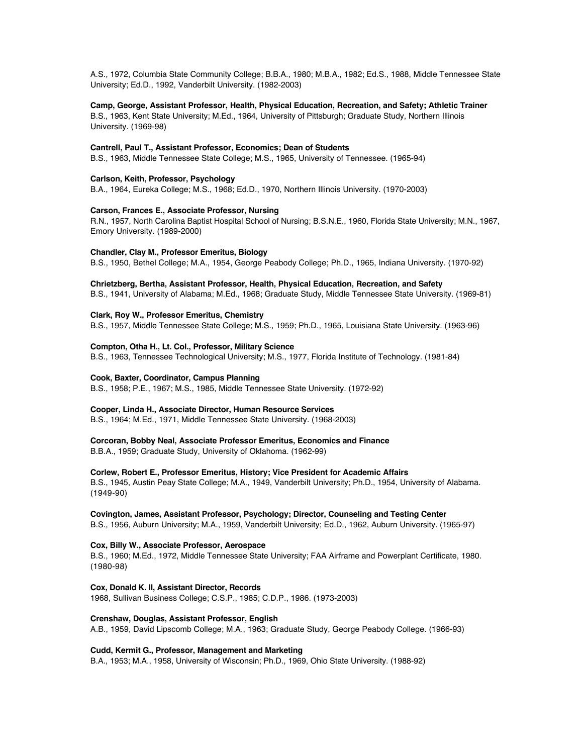A.S., 1972, Columbia State Community College; B.B.A., 1980; M.B.A., 1982; Ed.S., 1988, Middle Tennessee State University; Ed.D., 1992, Vanderbilt University. (1982-2003)

**Camp, George, Assistant Professor, Health, Physical Education, Recreation, and Safety; Athletic Trainer**
B.S., 1963, Kent State University; M.Ed., 1964, University of Pittsburgh; Graduate Study, Northern Illinois University. (1969-98)

**Cantrell, Paul T., Assistant Professor, Economics; Dean of Students**
B.S., 1963, Middle Tennessee State College; M.S., 1965, University of Tennessee. (1965-94)

**Carlson, Keith, Professor, Psychology**
B.A., 1964, Eureka College; M.S., 1968; Ed.D., 1970, Northern Illinois University. (1970-2003)

**Carson, Frances E., Associate Professor, Nursing**
R.N., 1957, North Carolina Baptist Hospital School of Nursing; B.S.N.E., 1960, Florida State University; M.N., 1967, Emory University. (1989-2000)

**Chandler, Clay M., Professor Emeritus, Biology**
B.S., 1950, Bethel College; M.A., 1954, George Peabody College; Ph.D., 1965, Indiana University. (1970-92)

**Chrietzberg, Bertha, Assistant Professor, Health, Physical Education, Recreation, and Safety**
B.S., 1941, University of Alabama; M.Ed., 1968; Graduate Study, Middle Tennessee State University. (1969-81)

**Clark, Roy W., Professor Emeritus, Chemistry**
B.S., 1957, Middle Tennessee State College; M.S., 1959; Ph.D., 1965, Louisiana State University. (1963-96)

**Compton, Otha H., Lt. Col., Professor, Military Science**
B.S., 1963, Tennessee Technological University; M.S., 1977, Florida Institute of Technology. (1981-84)

**Cook, Baxter, Coordinator, Campus Planning**
B.S., 1958; P.E., 1967; M.S., 1985, Middle Tennessee State University. (1972-92)

**Cooper, Linda H., Associate Director, Human Resource Services**
B.S., 1964; M.Ed., 1971, Middle Tennessee State University. (1968-2003)

**Corcoran, Bobby Neal, Associate Professor Emeritus, Economics and Finance**
B.B.A., 1959; Graduate Study, University of Oklahoma. (1962-99)

**Corlew, Robert E., Professor Emeritus, History; Vice President for Academic Affairs**
B.S., 1945, Austin Peay State College; M.A., 1949, Vanderbilt University; Ph.D., 1954, University of Alabama. (1949-90)

**Covington, James, Assistant Professor, Psychology; Director, Counseling and Testing Center**
B.S., 1956, Auburn University; M.A., 1959, Vanderbilt University; Ed.D., 1962, Auburn University. (1965-97)

**Cox, Billy W., Associate Professor, Aerospace**
B.S., 1960; M.Ed., 1972, Middle Tennessee State University; FAA Airframe and Powerplant Certificate, 1980. (1980-98)

**Cox, Donald K. II, Assistant Director, Records**
1968, Sullivan Business College; C.S.P., 1985; C.D.P., 1986. (1973-2003)

**Crenshaw, Douglas, Assistant Professor, English**
A.B., 1959, David Lipscomb College; M.A., 1963; Graduate Study, George Peabody College. (1966-93)

**Cudd, Kermit G., Professor, Management and Marketing**
B.A., 1953; M.A., 1958, University of Wisconsin; Ph.D., 1969, Ohio State University. (1988-92)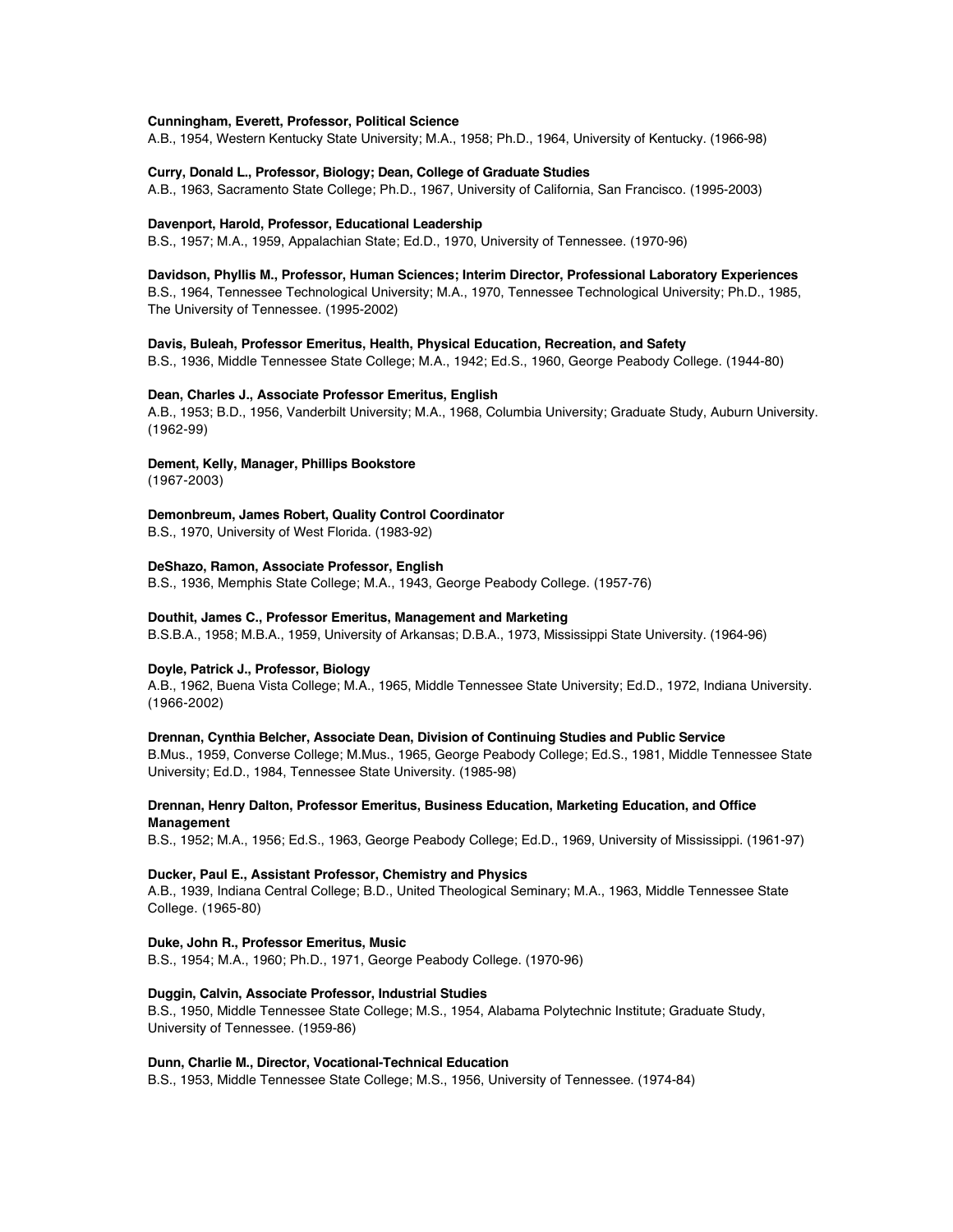**Cunningham, Everett, Professor, Political Science**
A.B., 1954, Western Kentucky State University; M.A., 1958; Ph.D., 1964, University of Kentucky. (1966-98)

**Curry, Donald L., Professor, Biology; Dean, College of Graduate Studies**
A.B., 1963, Sacramento State College; Ph.D., 1967, University of California, San Francisco. (1995-2003)

**Davenport, Harold, Professor, Educational Leadership**
B.S., 1957; M.A., 1959, Appalachian State; Ed.D., 1970, University of Tennessee. (1970-96)

**Davidson, Phyllis M., Professor, Human Sciences; Interim Director, Professional Laboratory Experiences**
B.S., 1964, Tennessee Technological University; M.A., 1970, Tennessee Technological University; Ph.D., 1985, The University of Tennessee. (1995-2002)

**Davis, Buleah, Professor Emeritus, Health, Physical Education, Recreation, and Safety**
B.S., 1936, Middle Tennessee State College; M.A., 1942; Ed.S., 1960, George Peabody College. (1944-80)

**Dean, Charles J., Associate Professor Emeritus, English**
A.B., 1953; B.D., 1956, Vanderbilt University; M.A., 1968, Columbia University; Graduate Study, Auburn University. (1962-99)

**Dement, Kelly, Manager, Phillips Bookstore**
(1967-2003)

**Demonbreum, James Robert, Quality Control Coordinator**
B.S., 1970, University of West Florida. (1983-92)

**DeShazo, Ramon, Associate Professor, English**
B.S., 1936, Memphis State College; M.A., 1943, George Peabody College. (1957-76)

**Douthit, James C., Professor Emeritus, Management and Marketing**
B.S.B.A., 1958; M.B.A., 1959, University of Arkansas; D.B.A., 1973, Mississippi State University. (1964-96)

**Doyle, Patrick J., Professor, Biology**
A.B., 1962, Buena Vista College; M.A., 1965, Middle Tennessee State University; Ed.D., 1972, Indiana University. (1966-2002)

**Drennan, Cynthia Belcher, Associate Dean, Division of Continuing Studies and Public Service**
B.Mus., 1959, Converse College; M.Mus., 1965, George Peabody College; Ed.S., 1981, Middle Tennessee State University; Ed.D., 1984, Tennessee State University. (1985-98)

**Drennan, Henry Dalton, Professor Emeritus, Business Education, Marketing Education, and Office Management**
B.S., 1952; M.A., 1956; Ed.S., 1963, George Peabody College; Ed.D., 1969, University of Mississippi. (1961-97)

**Ducker, Paul E., Assistant Professor, Chemistry and Physics**
A.B., 1939, Indiana Central College; B.D., United Theological Seminary; M.A., 1963, Middle Tennessee State College. (1965-80)

**Duke, John R., Professor Emeritus, Music**
B.S., 1954; M.A., 1960; Ph.D., 1971, George Peabody College. (1970-96)

**Duggin, Calvin, Associate Professor, Industrial Studies**
B.S., 1950, Middle Tennessee State College; M.S., 1954, Alabama Polytechnic Institute; Graduate Study, University of Tennessee. (1959-86)

**Dunn, Charlie M., Director, Vocational-Technical Education**
B.S., 1953, Middle Tennessee State College; M.S., 1956, University of Tennessee. (1974-84)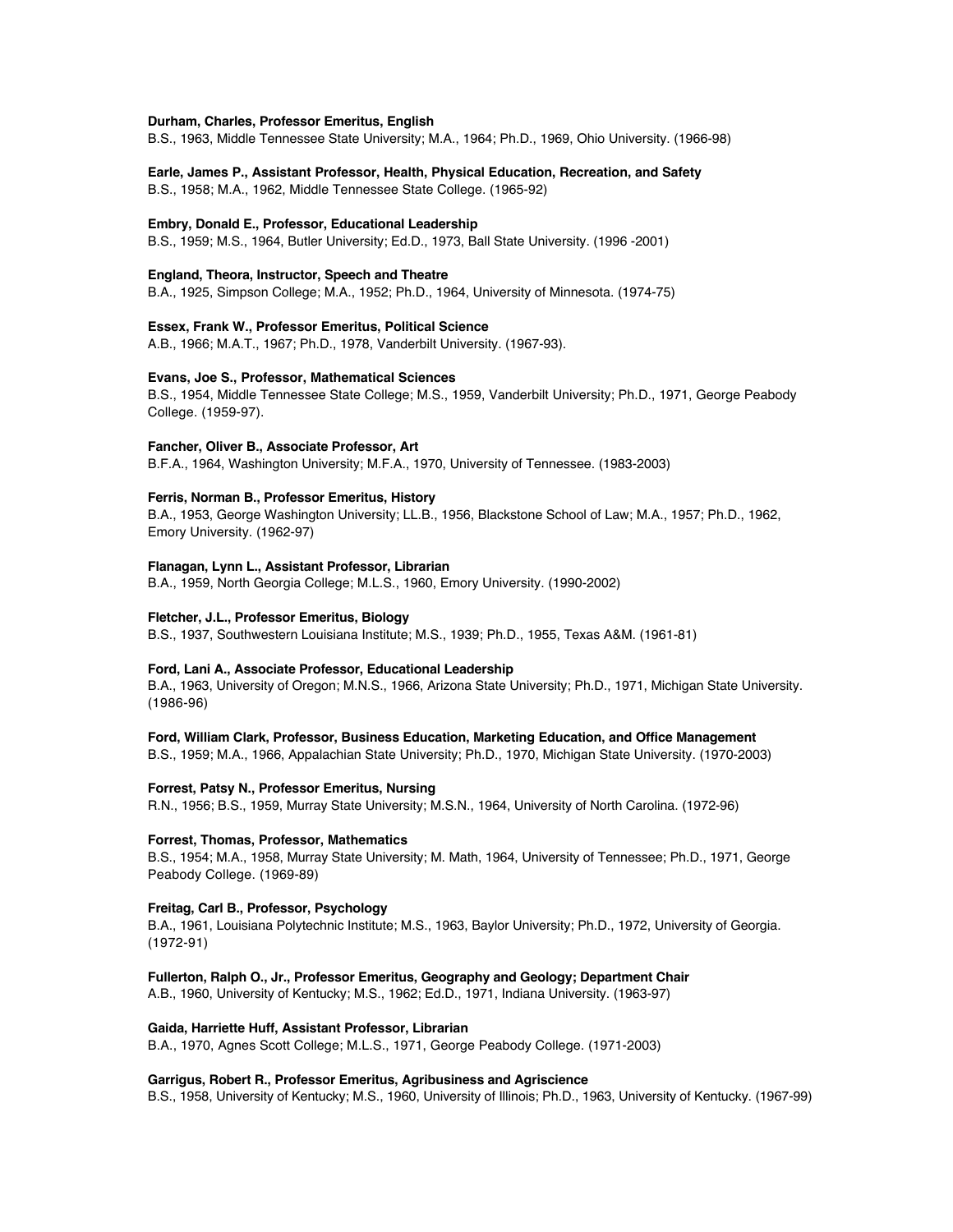**Durham, Charles, Professor Emeritus, English**
B.S., 1963, Middle Tennessee State University; M.A., 1964; Ph.D., 1969, Ohio University. (1966-98)

**Earle, James P., Assistant Professor, Health, Physical Education, Recreation, and Safety**
B.S., 1958; M.A., 1962, Middle Tennessee State College. (1965-92)

**Embry, Donald E., Professor, Educational Leadership**
B.S., 1959; M.S., 1964, Butler University; Ed.D., 1973, Ball State University. (1996 -2001)

**England, Theora, Instructor, Speech and Theatre**
B.A., 1925, Simpson College; M.A., 1952; Ph.D., 1964, University of Minnesota. (1974-75)

**Essex, Frank W., Professor Emeritus, Political Science**
A.B., 1966; M.A.T., 1967; Ph.D., 1978, Vanderbilt University. (1967-93).

**Evans, Joe S., Professor, Mathematical Sciences**
B.S., 1954, Middle Tennessee State College; M.S., 1959, Vanderbilt University; Ph.D., 1971, George Peabody College. (1959-97).

**Fancher, Oliver B., Associate Professor, Art**
B.F.A., 1964, Washington University; M.F.A., 1970, University of Tennessee. (1983-2003)

**Ferris, Norman B., Professor Emeritus, History**
B.A., 1953, George Washington University; LL.B., 1956, Blackstone School of Law; M.A., 1957; Ph.D., 1962, Emory University. (1962-97)

**Flanagan, Lynn L., Assistant Professor, Librarian**
B.A., 1959, North Georgia College; M.L.S., 1960, Emory University. (1990-2002)

**Fletcher, J.L., Professor Emeritus, Biology**
B.S., 1937, Southwestern Louisiana Institute; M.S., 1939; Ph.D., 1955, Texas A&M. (1961-81)

**Ford, Lani A., Associate Professor, Educational Leadership**
B.A., 1963, University of Oregon; M.N.S., 1966, Arizona State University; Ph.D., 1971, Michigan State University. (1986-96)

**Ford, William Clark, Professor, Business Education, Marketing Education, and Office Management**
B.S., 1959; M.A., 1966, Appalachian State University; Ph.D., 1970, Michigan State University. (1970-2003)

**Forrest, Patsy N., Professor Emeritus, Nursing**
R.N., 1956; B.S., 1959, Murray State University; M.S.N., 1964, University of North Carolina. (1972-96)

**Forrest, Thomas, Professor, Mathematics**
B.S., 1954; M.A., 1958, Murray State University; M. Math, 1964, University of Tennessee; Ph.D., 1971, George Peabody College. (1969-89)

**Freitag, Carl B., Professor, Psychology**
B.A., 1961, Louisiana Polytechnic Institute; M.S., 1963, Baylor University; Ph.D., 1972, University of Georgia. (1972-91)

**Fullerton, Ralph O., Jr., Professor Emeritus, Geography and Geology; Department Chair**
A.B., 1960, University of Kentucky; M.S., 1962; Ed.D., 1971, Indiana University. (1963-97)

**Gaida, Harriette Huff, Assistant Professor, Librarian**
B.A., 1970, Agnes Scott College; M.L.S., 1971, George Peabody College. (1971-2003)

**Garrigus, Robert R., Professor Emeritus, Agribusiness and Agriscience**
B.S., 1958, University of Kentucky; M.S., 1960, University of Illinois; Ph.D., 1963, University of Kentucky. (1967-99)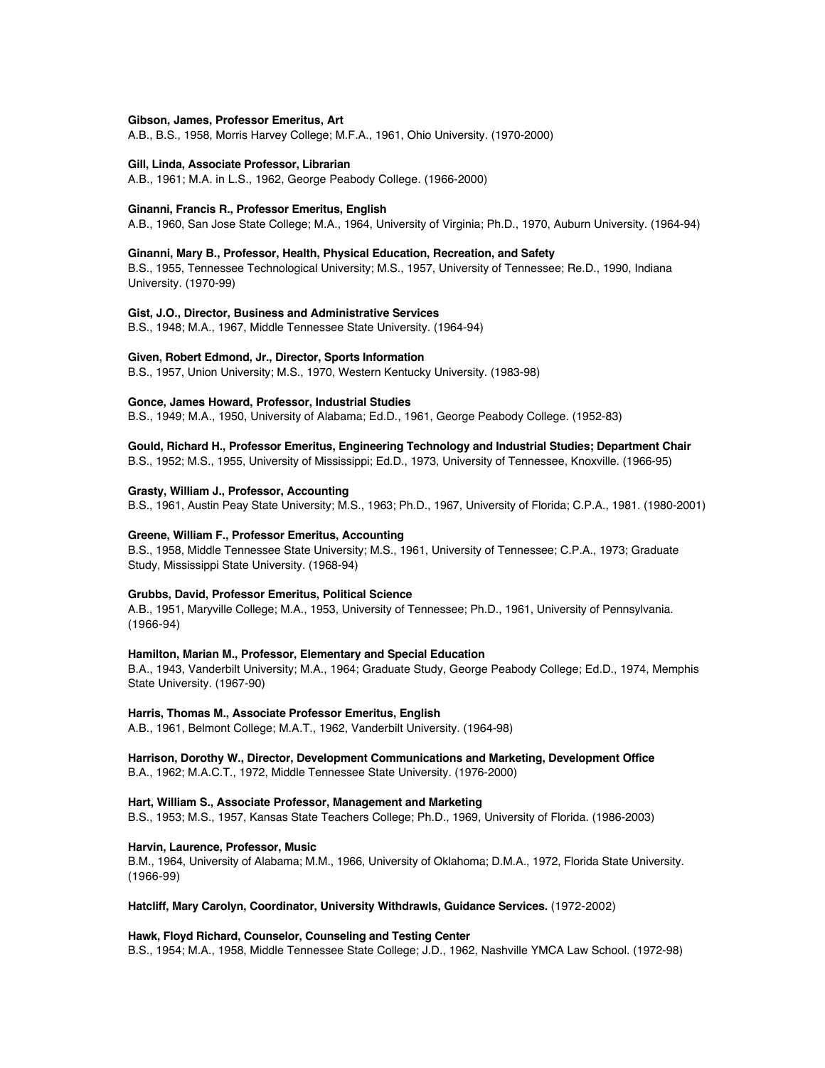**Gibson, James, Professor Emeritus, Art**
A.B., B.S., 1958, Morris Harvey College; M.F.A., 1961, Ohio University. (1970-2000)

**Gill, Linda, Associate Professor, Librarian**
A.B., 1961; M.A. in L.S., 1962, George Peabody College. (1966-2000)

**Ginanni, Francis R., Professor Emeritus, English**
A.B., 1960, San Jose State College; M.A., 1964, University of Virginia; Ph.D., 1970, Auburn University. (1964-94)

**Ginanni, Mary B., Professor, Health, Physical Education, Recreation, and Safety**
B.S., 1955, Tennessee Technological University; M.S., 1957, University of Tennessee; Re.D., 1990, Indiana University. (1970-99)

**Gist, J.O., Director, Business and Administrative Services**
B.S., 1948; M.A., 1967, Middle Tennessee State University. (1964-94)

**Given, Robert Edmond, Jr., Director, Sports Information**
B.S., 1957, Union University; M.S., 1970, Western Kentucky University. (1983-98)

**Gonce, James Howard, Professor, Industrial Studies**
B.S., 1949; M.A., 1950, University of Alabama; Ed.D., 1961, George Peabody College. (1952-83)

**Gould, Richard H., Professor Emeritus, Engineering Technology and Industrial Studies; Department Chair**
B.S., 1952; M.S., 1955, University of Mississippi; Ed.D., 1973, University of Tennessee, Knoxville. (1966-95)

**Grasty, William J., Professor, Accounting**
B.S., 1961, Austin Peay State University; M.S., 1963; Ph.D., 1967, University of Florida; C.P.A., 1981. (1980-2001)

**Greene, William F., Professor Emeritus, Accounting**
B.S., 1958, Middle Tennessee State University; M.S., 1961, University of Tennessee; C.P.A., 1973; Graduate Study, Mississippi State University. (1968-94)

**Grubbs, David, Professor Emeritus, Political Science**
A.B., 1951, Maryville College; M.A., 1953, University of Tennessee; Ph.D., 1961, University of Pennsylvania. (1966-94)

**Hamilton, Marian M., Professor, Elementary and Special Education**
B.A., 1943, Vanderbilt University; M.A., 1964; Graduate Study, George Peabody College; Ed.D., 1974, Memphis State University. (1967-90)

**Harris, Thomas M., Associate Professor Emeritus, English**
A.B., 1961, Belmont College; M.A.T., 1962, Vanderbilt University. (1964-98)

**Harrison, Dorothy W., Director, Development Communications and Marketing, Development Office**
B.A., 1962; M.A.C.T., 1972, Middle Tennessee State University. (1976-2000)

**Hart, William S., Associate Professor, Management and Marketing**
B.S., 1953; M.S., 1957, Kansas State Teachers College; Ph.D., 1969, University of Florida. (1986-2003)

**Harvin, Laurence, Professor, Music**
B.M., 1964, University of Alabama; M.M., 1966, University of Oklahoma; D.M.A., 1972, Florida State University. (1966-99)

**Hatcliff, Mary Carolyn, Coordinator, University Withdrawls, Guidance Services.** (1972-2002)

**Hawk, Floyd Richard, Counselor, Counseling and Testing Center**
B.S., 1954; M.A., 1958, Middle Tennessee State College; J.D., 1962, Nashville YMCA Law School. (1972-98)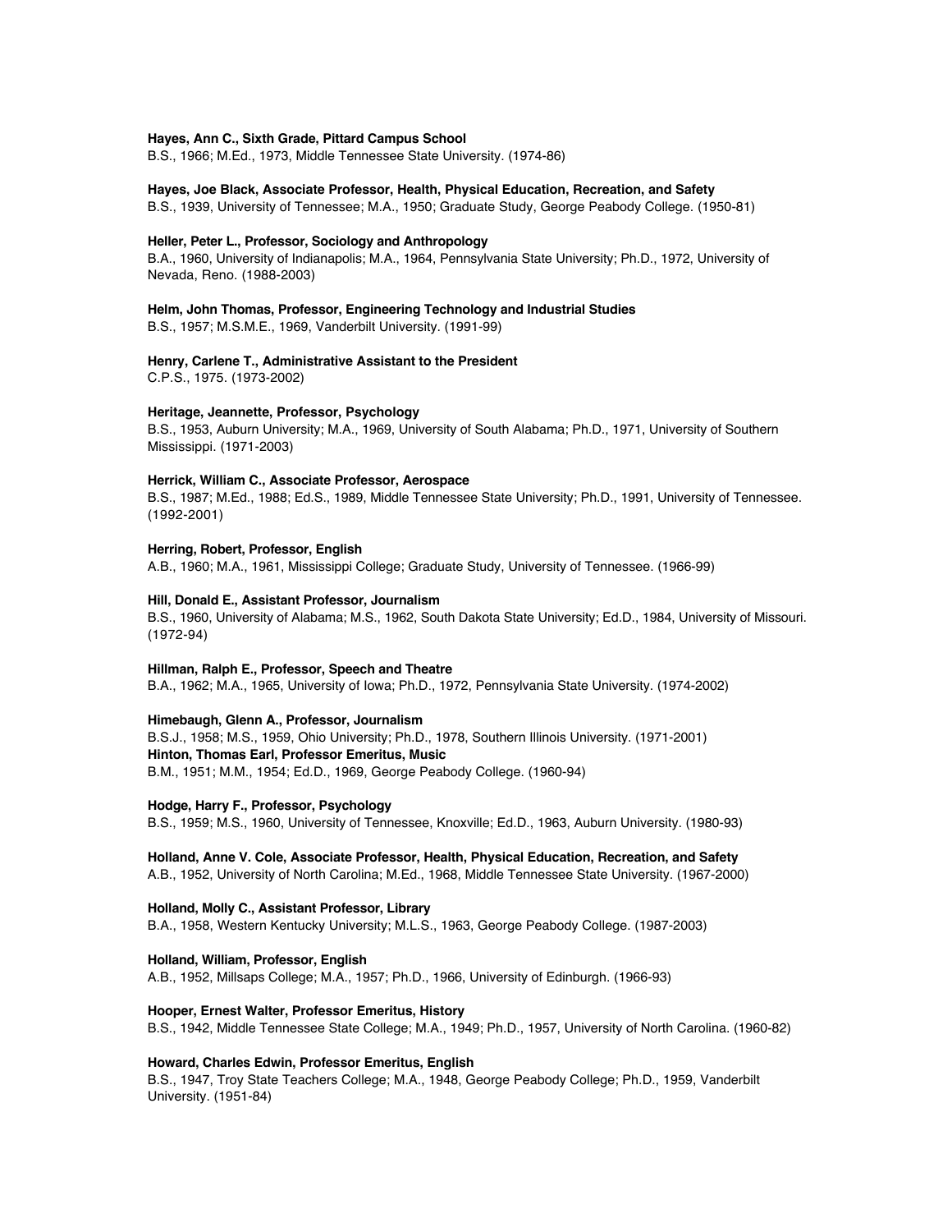**Hayes, Ann C., Sixth Grade, Pittard Campus School**
B.S., 1966; M.Ed., 1973, Middle Tennessee State University. (1974-86)

**Hayes, Joe Black, Associate Professor, Health, Physical Education, Recreation, and Safety**
B.S., 1939, University of Tennessee; M.A., 1950; Graduate Study, George Peabody College. (1950-81)

**Heller, Peter L., Professor, Sociology and Anthropology**
B.A., 1960, University of Indianapolis; M.A., 1964, Pennsylvania State University; Ph.D., 1972, University of Nevada, Reno. (1988-2003)

**Helm, John Thomas, Professor, Engineering Technology and Industrial Studies**
B.S., 1957; M.S.M.E., 1969, Vanderbilt University. (1991-99)

**Henry, Carlene T., Administrative Assistant to the President**
C.P.S., 1975. (1973-2002)

**Heritage, Jeannette, Professor, Psychology**
B.S., 1953, Auburn University; M.A., 1969, University of South Alabama; Ph.D., 1971, University of Southern Mississippi. (1971-2003)

**Herrick, William C., Associate Professor, Aerospace**
B.S., 1987; M.Ed., 1988; Ed.S., 1989, Middle Tennessee State University; Ph.D., 1991, University of Tennessee. (1992-2001)

**Herring, Robert, Professor, English**
A.B., 1960; M.A., 1961, Mississippi College; Graduate Study, University of Tennessee. (1966-99)

**Hill, Donald E., Assistant Professor, Journalism**
B.S., 1960, University of Alabama; M.S., 1962, South Dakota State University; Ed.D., 1984, University of Missouri. (1972-94)

**Hillman, Ralph E., Professor, Speech and Theatre**
B.A., 1962; M.A., 1965, University of Iowa; Ph.D., 1972, Pennsylvania State University. (1974-2002)

**Himebaugh, Glenn A., Professor, Journalism**
B.S.J., 1958; M.S., 1959, Ohio University; Ph.D., 1978, Southern Illinois University. (1971-2001)

**Hinton, Thomas Earl, Professor Emeritus, Music**
B.M., 1951; M.M., 1954; Ed.D., 1969, George Peabody College. (1960-94)

**Hodge, Harry F., Professor, Psychology**
B.S., 1959; M.S., 1960, University of Tennessee, Knoxville; Ed.D., 1963, Auburn University. (1980-93)

**Holland, Anne V. Cole, Associate Professor, Health, Physical Education, Recreation, and Safety**
A.B., 1952, University of North Carolina; M.Ed., 1968, Middle Tennessee State University. (1967-2000)

**Holland, Molly C., Assistant Professor, Library**
B.A., 1958, Western Kentucky University; M.L.S., 1963, George Peabody College. (1987-2003)

**Holland, William, Professor, English**
A.B., 1952, Millsaps College; M.A., 1957; Ph.D., 1966, University of Edinburgh. (1966-93)

**Hooper, Ernest Walter, Professor Emeritus, History**
B.S., 1942, Middle Tennessee State College; M.A., 1949; Ph.D., 1957, University of North Carolina. (1960-82)

**Howard, Charles Edwin, Professor Emeritus, English**
B.S., 1947, Troy State Teachers College; M.A., 1948, George Peabody College; Ph.D., 1959, Vanderbilt University. (1951-84)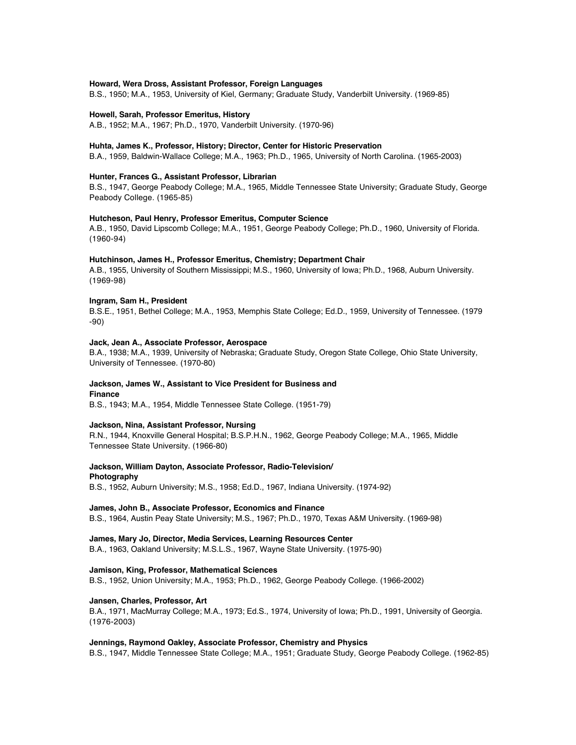**Howard, Wera Dross, Assistant Professor, Foreign Languages**
B.S., 1950; M.A., 1953, University of Kiel, Germany; Graduate Study, Vanderbilt University. (1969-85)

**Howell, Sarah, Professor Emeritus, History**
A.B., 1952; M.A., 1967; Ph.D., 1970, Vanderbilt University. (1970-96)

**Huhta, James K., Professor, History; Director, Center for Historic Preservation**
B.A., 1959, Baldwin-Wallace College; M.A., 1963; Ph.D., 1965, University of North Carolina. (1965-2003)

**Hunter, Frances G., Assistant Professor, Librarian**
B.S., 1947, George Peabody College; M.A., 1965, Middle Tennessee State University; Graduate Study, George Peabody College. (1965-85)

**Hutcheson, Paul Henry, Professor Emeritus, Computer Science**
A.B., 1950, David Lipscomb College; M.A., 1951, George Peabody College; Ph.D., 1960, University of Florida. (1960-94)

**Hutchinson, James H., Professor Emeritus, Chemistry; Department Chair**
A.B., 1955, University of Southern Mississippi; M.S., 1960, University of Iowa; Ph.D., 1968, Auburn University. (1969-98)

**Ingram, Sam H., President**
B.S.E., 1951, Bethel College; M.A., 1953, Memphis State College; Ed.D., 1959, University of Tennessee. (1979 -90)

**Jack, Jean A., Associate Professor, Aerospace**
B.A., 1938; M.A., 1939, University of Nebraska; Graduate Study, Oregon State College, Ohio State University, University of Tennessee. (1970-80)

**Jackson, James W., Assistant to Vice President for Business and Finance**
B.S., 1943; M.A., 1954, Middle Tennessee State College. (1951-79)

**Jackson, Nina, Assistant Professor, Nursing**
R.N., 1944, Knoxville General Hospital; B.S.P.H.N., 1962, George Peabody College; M.A., 1965, Middle Tennessee State University. (1966-80)

**Jackson, William Dayton, Associate Professor, Radio-Television/ Photography**
B.S., 1952, Auburn University; M.S., 1958; Ed.D., 1967, Indiana University. (1974-92)

**James, John B., Associate Professor, Economics and Finance**
B.S., 1964, Austin Peay State University; M.S., 1967; Ph.D., 1970, Texas A&M University. (1969-98)

**James, Mary Jo, Director, Media Services, Learning Resources Center**
B.A., 1963, Oakland University; M.S.L.S., 1967, Wayne State University. (1975-90)

**Jamison, King, Professor, Mathematical Sciences**
B.S., 1952, Union University; M.A., 1953; Ph.D., 1962, George Peabody College. (1966-2002)

**Jansen, Charles, Professor, Art**
B.A., 1971, MacMurray College; M.A., 1973; Ed.S., 1974, University of Iowa; Ph.D., 1991, University of Georgia. (1976-2003)

**Jennings, Raymond Oakley, Associate Professor, Chemistry and Physics**
B.S., 1947, Middle Tennessee State College; M.A., 1951; Graduate Study, George Peabody College. (1962-85)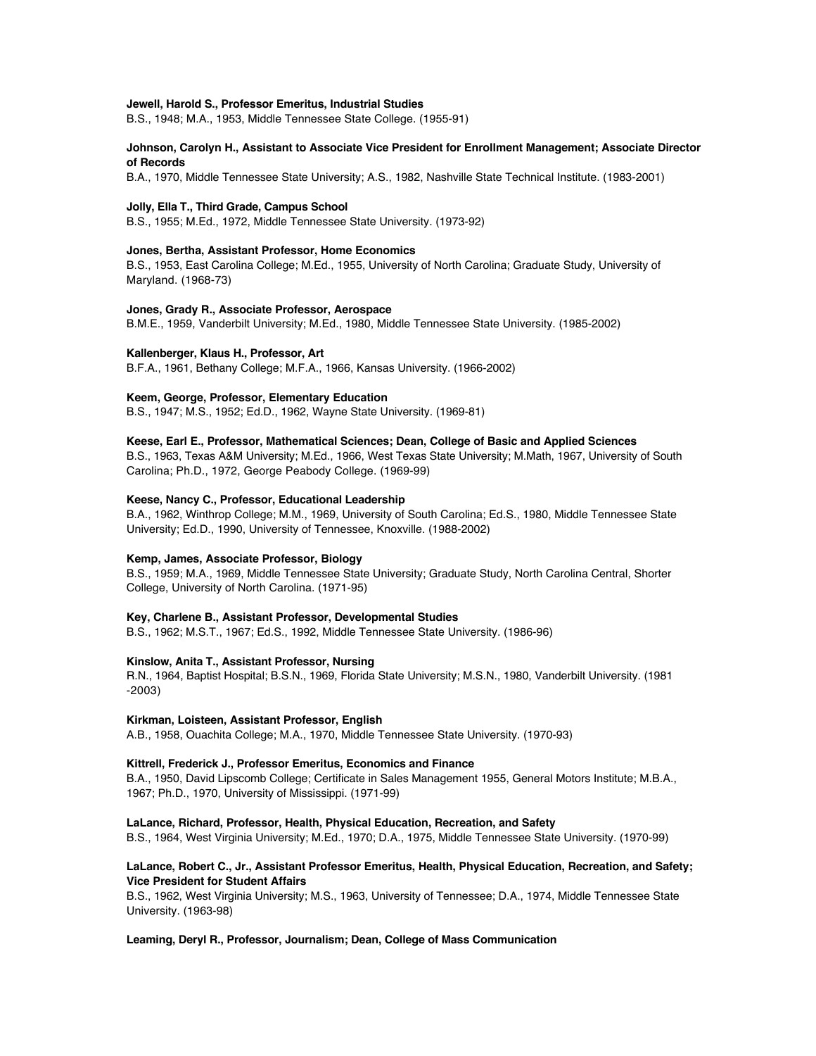**Jewell, Harold S., Professor Emeritus, Industrial Studies**
B.S., 1948; M.A., 1953, Middle Tennessee State College. (1955-91)

**Johnson, Carolyn H., Assistant to Associate Vice President for Enrollment Management; Associate Director of Records**
B.A., 1970, Middle Tennessee State University; A.S., 1982, Nashville State Technical Institute. (1983-2001)

**Jolly, Ella T., Third Grade, Campus School**
B.S., 1955; M.Ed., 1972, Middle Tennessee State University. (1973-92)

**Jones, Bertha, Assistant Professor, Home Economics**
B.S., 1953, East Carolina College; M.Ed., 1955, University of North Carolina; Graduate Study, University of Maryland. (1968-73)

**Jones, Grady R., Associate Professor, Aerospace**
B.M.E., 1959, Vanderbilt University; M.Ed., 1980, Middle Tennessee State University. (1985-2002)

**Kallenberger, Klaus H., Professor, Art**
B.F.A., 1961, Bethany College; M.F.A., 1966, Kansas University. (1966-2002)

**Keem, George, Professor, Elementary Education**
B.S., 1947; M.S., 1952; Ed.D., 1962, Wayne State University. (1969-81)

**Keese, Earl E., Professor, Mathematical Sciences; Dean, College of Basic and Applied Sciences**
B.S., 1963, Texas A&M University; M.Ed., 1966, West Texas State University; M.Math, 1967, University of South Carolina; Ph.D., 1972, George Peabody College. (1969-99)

**Keese, Nancy C., Professor, Educational Leadership**
B.A., 1962, Winthrop College; M.M., 1969, University of South Carolina; Ed.S., 1980, Middle Tennessee State University; Ed.D., 1990, University of Tennessee, Knoxville. (1988-2002)

**Kemp, James, Associate Professor, Biology**
B.S., 1959; M.A., 1969, Middle Tennessee State University; Graduate Study, North Carolina Central, Shorter College, University of North Carolina. (1971-95)

**Key, Charlene B., Assistant Professor, Developmental Studies**
B.S., 1962; M.S.T., 1967; Ed.S., 1992, Middle Tennessee State University. (1986-96)

**Kinslow, Anita T., Assistant Professor, Nursing**
R.N., 1964, Baptist Hospital; B.S.N., 1969, Florida State University; M.S.N., 1980, Vanderbilt University. (1981-2003)

**Kirkman, Loisteen, Assistant Professor, English**
A.B., 1958, Ouachita College; M.A., 1970, Middle Tennessee State University. (1970-93)

**Kittrell, Frederick J., Professor Emeritus, Economics and Finance**
B.A., 1950, David Lipscomb College; Certificate in Sales Management 1955, General Motors Institute; M.B.A., 1967; Ph.D., 1970, University of Mississippi. (1971-99)

**LaLance, Richard, Professor, Health, Physical Education, Recreation, and Safety**
B.S., 1964, West Virginia University; M.Ed., 1970; D.A., 1975, Middle Tennessee State University. (1970-99)

**LaLance, Robert C., Jr., Assistant Professor Emeritus, Health, Physical Education, Recreation, and Safety; Vice President for Student Affairs**
B.S., 1962, West Virginia University; M.S., 1963, University of Tennessee; D.A., 1974, Middle Tennessee State University. (1963-98)

**Leaming, Deryl R., Professor, Journalism; Dean, College of Mass Communication**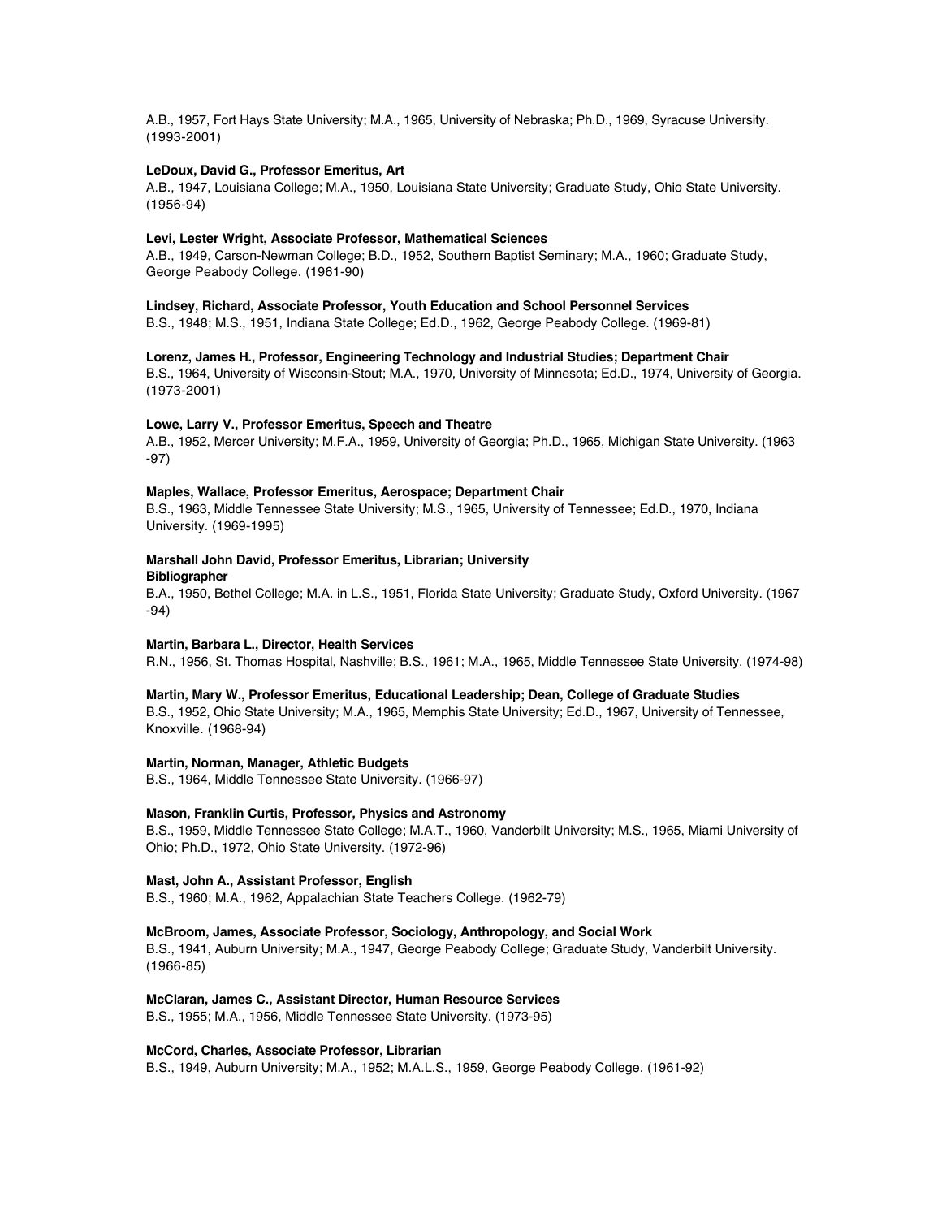A.B., 1957, Fort Hays State University; M.A., 1965, University of Nebraska; Ph.D., 1969, Syracuse University. (1993-2001)

**LeDoux, David G., Professor Emeritus, Art**
A.B., 1947, Louisiana College; M.A., 1950, Louisiana State University; Graduate Study, Ohio State University. (1956-94)

**Levi, Lester Wright, Associate Professor, Mathematical Sciences**
A.B., 1949, Carson-Newman College; B.D., 1952, Southern Baptist Seminary; M.A., 1960; Graduate Study, George Peabody College. (1961-90)

**Lindsey, Richard, Associate Professor, Youth Education and School Personnel Services**
B.S., 1948; M.S., 1951, Indiana State College; Ed.D., 1962, George Peabody College. (1969-81)

**Lorenz, James H., Professor, Engineering Technology and Industrial Studies; Department Chair**
B.S., 1964, University of Wisconsin-Stout; M.A., 1970, University of Minnesota; Ed.D., 1974, University of Georgia. (1973-2001)

**Lowe, Larry V., Professor Emeritus, Speech and Theatre**
A.B., 1952, Mercer University; M.F.A., 1959, University of Georgia; Ph.D., 1965, Michigan State University. (1963-97)

**Maples, Wallace, Professor Emeritus, Aerospace; Department Chair**
B.S., 1963, Middle Tennessee State University; M.S., 1965, University of Tennessee; Ed.D., 1970, Indiana University. (1969-1995)

**Marshall John David, Professor Emeritus, Librarian; University Bibliographer**
B.A., 1950, Bethel College; M.A. in L.S., 1951, Florida State University; Graduate Study, Oxford University. (1967-94)

**Martin, Barbara L., Director, Health Services**
R.N., 1956, St. Thomas Hospital, Nashville; B.S., 1961; M.A., 1965, Middle Tennessee State University. (1974-98)

**Martin, Mary W., Professor Emeritus, Educational Leadership; Dean, College of Graduate Studies**
B.S., 1952, Ohio State University; M.A., 1965, Memphis State University; Ed.D., 1967, University of Tennessee, Knoxville. (1968-94)

**Martin, Norman, Manager, Athletic Budgets**
B.S., 1964, Middle Tennessee State University. (1966-97)

**Mason, Franklin Curtis, Professor, Physics and Astronomy**
B.S., 1959, Middle Tennessee State College; M.A.T., 1960, Vanderbilt University; M.S., 1965, Miami University of Ohio; Ph.D., 1972, Ohio State University. (1972-96)

**Mast, John A., Assistant Professor, English**
B.S., 1960; M.A., 1962, Appalachian State Teachers College. (1962-79)

**McBroom, James, Associate Professor, Sociology, Anthropology, and Social Work**
B.S., 1941, Auburn University; M.A., 1947, George Peabody College; Graduate Study, Vanderbilt University. (1966-85)

**McClaran, James C., Assistant Director, Human Resource Services**
B.S., 1955; M.A., 1956, Middle Tennessee State University. (1973-95)

**McCord, Charles, Associate Professor, Librarian**
B.S., 1949, Auburn University; M.A., 1952; M.A.L.S., 1959, George Peabody College. (1961-92)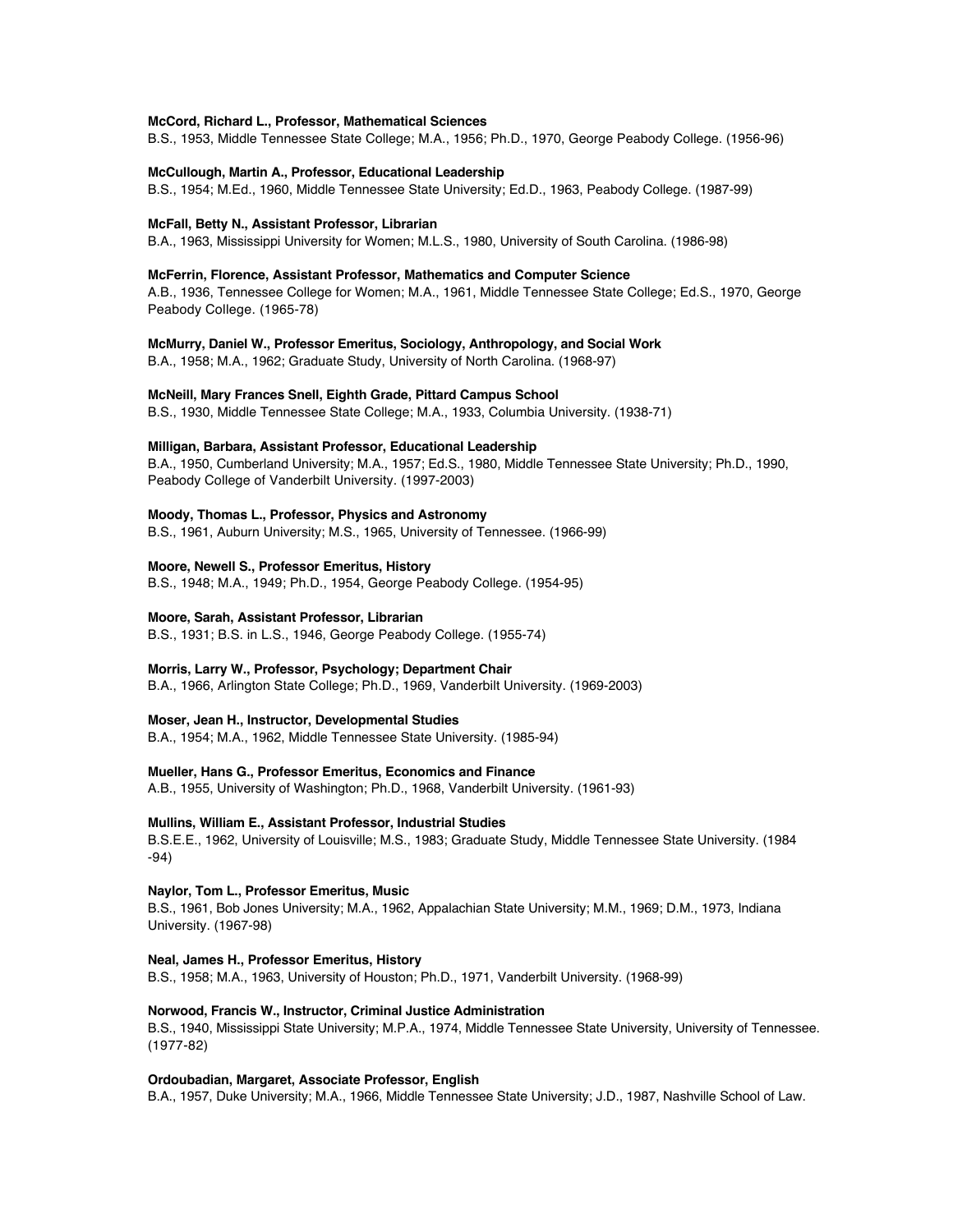**McCord, Richard L., Professor, Mathematical Sciences**
B.S., 1953, Middle Tennessee State College; M.A., 1956; Ph.D., 1970, George Peabody College. (1956-96)

**McCullough, Martin A., Professor, Educational Leadership**
B.S., 1954; M.Ed., 1960, Middle Tennessee State University; Ed.D., 1963, Peabody College. (1987-99)

**McFall, Betty N., Assistant Professor, Librarian**
B.A., 1963, Mississippi University for Women; M.L.S., 1980, University of South Carolina. (1986-98)

**McFerrin, Florence, Assistant Professor, Mathematics and Computer Science**
A.B., 1936, Tennessee College for Women; M.A., 1961, Middle Tennessee State College; Ed.S., 1970, George Peabody College. (1965-78)

**McMurry, Daniel W., Professor Emeritus, Sociology, Anthropology, and Social Work**
B.A., 1958; M.A., 1962; Graduate Study, University of North Carolina. (1968-97)

**McNeill, Mary Frances Snell, Eighth Grade, Pittard Campus School**
B.S., 1930, Middle Tennessee State College; M.A., 1933, Columbia University. (1938-71)

**Milligan, Barbara, Assistant Professor, Educational Leadership**
B.A., 1950, Cumberland University; M.A., 1957; Ed.S., 1980, Middle Tennessee State University; Ph.D., 1990, Peabody College of Vanderbilt University. (1997-2003)

**Moody, Thomas L., Professor, Physics and Astronomy**
B.S., 1961, Auburn University; M.S., 1965, University of Tennessee. (1966-99)

**Moore, Newell S., Professor Emeritus, History**
B.S., 1948; M.A., 1949; Ph.D., 1954, George Peabody College. (1954-95)

**Moore, Sarah, Assistant Professor, Librarian**
B.S., 1931; B.S. in L.S., 1946, George Peabody College. (1955-74)

**Morris, Larry W., Professor, Psychology; Department Chair**
B.A., 1966, Arlington State College; Ph.D., 1969, Vanderbilt University. (1969-2003)

**Moser, Jean H., Instructor, Developmental Studies**
B.A., 1954; M.A., 1962, Middle Tennessee State University. (1985-94)

**Mueller, Hans G., Professor Emeritus, Economics and Finance**
A.B., 1955, University of Washington; Ph.D., 1968, Vanderbilt University. (1961-93)

**Mullins, William E., Assistant Professor, Industrial Studies**
B.S.E.E., 1962, University of Louisville; M.S., 1983; Graduate Study, Middle Tennessee State University. (1984-94)

**Naylor, Tom L., Professor Emeritus, Music**
B.S., 1961, Bob Jones University; M.A., 1962, Appalachian State University; M.M., 1969; D.M., 1973, Indiana University. (1967-98)

**Neal, James H., Professor Emeritus, History**
B.S., 1958; M.A., 1963, University of Houston; Ph.D., 1971, Vanderbilt University. (1968-99)

**Norwood, Francis W., Instructor, Criminal Justice Administration**
B.S., 1940, Mississippi State University; M.P.A., 1974, Middle Tennessee State University, University of Tennessee. (1977-82)

**Ordoubadian, Margaret, Associate Professor, English**
B.A., 1957, Duke University; M.A., 1966, Middle Tennessee State University; J.D., 1987, Nashville School of Law.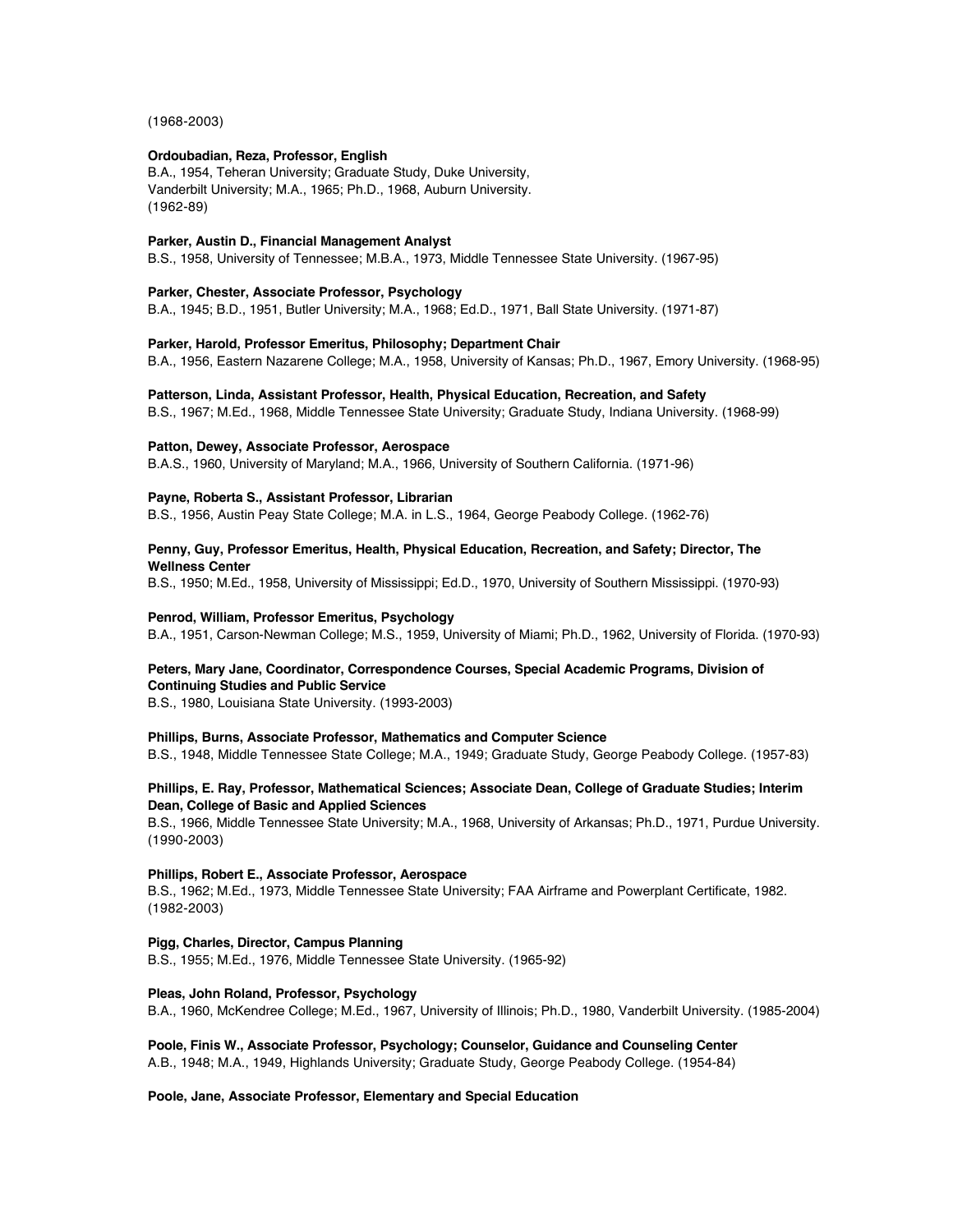(1968-2003)

**Ordoubadian, Reza, Professor, English**
B.A., 1954, Teheran University; Graduate Study, Duke University, Vanderbilt University; M.A., 1965; Ph.D., 1968, Auburn University. (1962-89)

**Parker, Austin D., Financial Management Analyst**
B.S., 1958, University of Tennessee; M.B.A., 1973, Middle Tennessee State University. (1967-95)

**Parker, Chester, Associate Professor, Psychology**
B.A., 1945; B.D., 1951, Butler University; M.A., 1968; Ed.D., 1971, Ball State University. (1971-87)

**Parker, Harold, Professor Emeritus, Philosophy; Department Chair**
B.A., 1956, Eastern Nazarene College; M.A., 1958, University of Kansas; Ph.D., 1967, Emory University. (1968-95)

**Patterson, Linda, Assistant Professor, Health, Physical Education, Recreation, and Safety**
B.S., 1967; M.Ed., 1968, Middle Tennessee State University; Graduate Study, Indiana University. (1968-99)

**Patton, Dewey, Associate Professor, Aerospace**
B.A.S., 1960, University of Maryland; M.A., 1966, University of Southern California. (1971-96)

**Payne, Roberta S., Assistant Professor, Librarian**
B.S., 1956, Austin Peay State College; M.A. in L.S., 1964, George Peabody College. (1962-76)

**Penny, Guy, Professor Emeritus, Health, Physical Education, Recreation, and Safety; Director, The Wellness Center**
B.S., 1950; M.Ed., 1958, University of Mississippi; Ed.D., 1970, University of Southern Mississippi. (1970-93)

**Penrod, William, Professor Emeritus, Psychology**
B.A., 1951, Carson-Newman College; M.S., 1959, University of Miami; Ph.D., 1962, University of Florida. (1970-93)

**Peters, Mary Jane, Coordinator, Correspondence Courses, Special Academic Programs, Division of Continuing Studies and Public Service**
B.S., 1980, Louisiana State University. (1993-2003)

**Phillips, Burns, Associate Professor, Mathematics and Computer Science**
B.S., 1948, Middle Tennessee State College; M.A., 1949; Graduate Study, George Peabody College. (1957-83)

**Phillips, E. Ray, Professor, Mathematical Sciences; Associate Dean, College of Graduate Studies; Interim Dean, College of Basic and Applied Sciences**
B.S., 1966, Middle Tennessee State University; M.A., 1968, University of Arkansas; Ph.D., 1971, Purdue University. (1990-2003)

**Phillips, Robert E., Associate Professor, Aerospace**
B.S., 1962; M.Ed., 1973, Middle Tennessee State University; FAA Airframe and Powerplant Certificate, 1982. (1982-2003)

**Pigg, Charles, Director, Campus Planning**
B.S., 1955; M.Ed., 1976, Middle Tennessee State University. (1965-92)

**Pleas, John Roland, Professor, Psychology**
B.A., 1960, McKendree College; M.Ed., 1967, University of Illinois; Ph.D., 1980, Vanderbilt University. (1985-2004)

**Poole, Finis W., Associate Professor, Psychology; Counselor, Guidance and Counseling Center**
A.B., 1948; M.A., 1949, Highlands University; Graduate Study, George Peabody College. (1954-84)

**Poole, Jane, Associate Professor, Elementary and Special Education**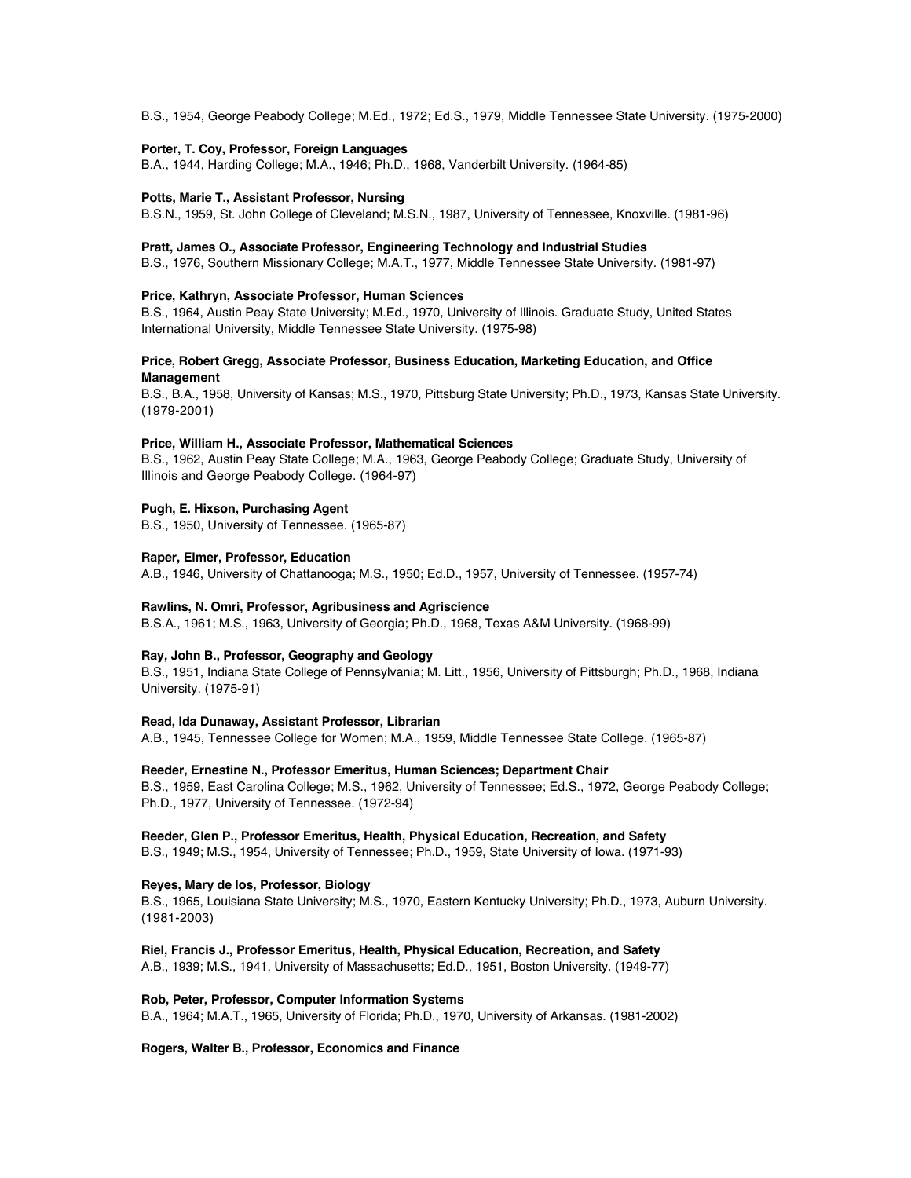B.S., 1954, George Peabody College; M.Ed., 1972; Ed.S., 1979, Middle Tennessee State University. (1975-2000)

**Porter, T. Coy, Professor, Foreign Languages**
B.A., 1944, Harding College; M.A., 1946; Ph.D., 1968, Vanderbilt University. (1964-85)

**Potts, Marie T., Assistant Professor, Nursing**
B.S.N., 1959, St. John College of Cleveland; M.S.N., 1987, University of Tennessee, Knoxville. (1981-96)

**Pratt, James O., Associate Professor, Engineering Technology and Industrial Studies**
B.S., 1976, Southern Missionary College; M.A.T., 1977, Middle Tennessee State University. (1981-97)

**Price, Kathryn, Associate Professor, Human Sciences**
B.S., 1964, Austin Peay State University; M.Ed., 1970, University of Illinois. Graduate Study, United States International University, Middle Tennessee State University. (1975-98)

**Price, Robert Gregg, Associate Professor, Business Education, Marketing Education, and Office Management**
B.S., B.A., 1958, University of Kansas; M.S., 1970, Pittsburg State University; Ph.D., 1973, Kansas State University. (1979-2001)

**Price, William H., Associate Professor, Mathematical Sciences**
B.S., 1962, Austin Peay State College; M.A., 1963, George Peabody College; Graduate Study, University of Illinois and George Peabody College. (1964-97)

**Pugh, E. Hixson, Purchasing Agent**
B.S., 1950, University of Tennessee. (1965-87)

**Raper, Elmer, Professor, Education**
A.B., 1946, University of Chattanooga; M.S., 1950; Ed.D., 1957, University of Tennessee. (1957-74)

**Rawlins, N. Omri, Professor, Agribusiness and Agriscience**
B.S.A., 1961; M.S., 1963, University of Georgia; Ph.D., 1968, Texas A&M University. (1968-99)

**Ray, John B., Professor, Geography and Geology**
B.S., 1951, Indiana State College of Pennsylvania; M. Litt., 1956, University of Pittsburgh; Ph.D., 1968, Indiana University. (1975-91)

**Read, Ida Dunaway, Assistant Professor, Librarian**
A.B., 1945, Tennessee College for Women; M.A., 1959, Middle Tennessee State College. (1965-87)

**Reeder, Ernestine N., Professor Emeritus, Human Sciences; Department Chair**
B.S., 1959, East Carolina College; M.S., 1962, University of Tennessee; Ed.S., 1972, George Peabody College; Ph.D., 1977, University of Tennessee. (1972-94)

**Reeder, Glen P., Professor Emeritus, Health, Physical Education, Recreation, and Safety**
B.S., 1949; M.S., 1954, University of Tennessee; Ph.D., 1959, State University of Iowa. (1971-93)

**Reyes, Mary de los, Professor, Biology**
B.S., 1965, Louisiana State University; M.S., 1970, Eastern Kentucky University; Ph.D., 1973, Auburn University. (1981-2003)

**Riel, Francis J., Professor Emeritus, Health, Physical Education, Recreation, and Safety**
A.B., 1939; M.S., 1941, University of Massachusetts; Ed.D., 1951, Boston University. (1949-77)

**Rob, Peter, Professor, Computer Information Systems**
B.A., 1964; M.A.T., 1965, University of Florida; Ph.D., 1970, University of Arkansas. (1981-2002)

**Rogers, Walter B., Professor, Economics and Finance**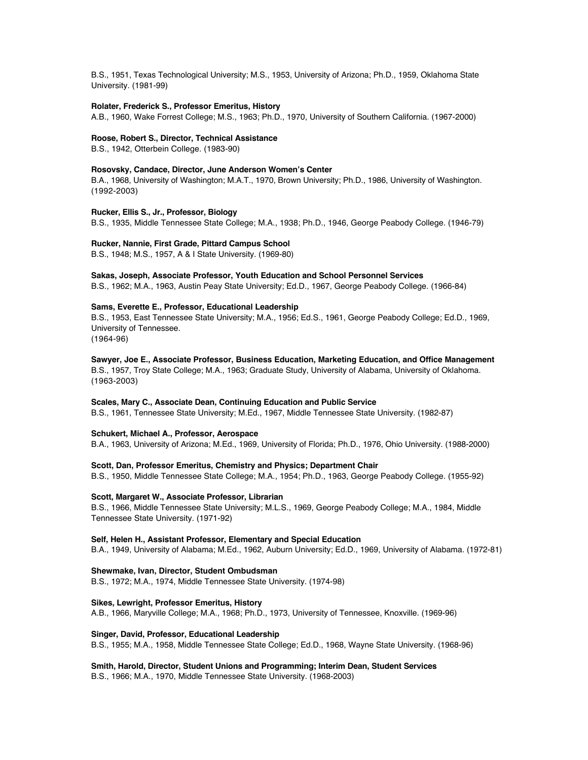B.S., 1951, Texas Technological University; M.S., 1953, University of Arizona; Ph.D., 1959, Oklahoma State University. (1981-99)

**Rolater, Frederick S., Professor Emeritus, History**
A.B., 1960, Wake Forrest College; M.S., 1963; Ph.D., 1970, University of Southern California. (1967-2000)

**Roose, Robert S., Director, Technical Assistance**
B.S., 1942, Otterbein College. (1983-90)

**Rosovsky, Candace, Director, June Anderson Women's Center**
B.A., 1968, University of Washington; M.A.T., 1970, Brown University; Ph.D., 1986, University of Washington. (1992-2003)

**Rucker, Ellis S., Jr., Professor, Biology**
B.S., 1935, Middle Tennessee State College; M.A., 1938; Ph.D., 1946, George Peabody College. (1946-79)

**Rucker, Nannie, First Grade, Pittard Campus School**
B.S., 1948; M.S., 1957, A & I State University. (1969-80)

**Sakas, Joseph, Associate Professor, Youth Education and School Personnel Services**
B.S., 1962; M.A., 1963, Austin Peay State University; Ed.D., 1967, George Peabody College. (1966-84)

**Sams, Everette E., Professor, Educational Leadership**
B.S., 1953, East Tennessee State University; M.A., 1956; Ed.S., 1961, George Peabody College; Ed.D., 1969, University of Tennessee.
(1964-96)

**Sawyer, Joe E., Associate Professor, Business Education, Marketing Education, and Office Management**
B.S., 1957, Troy State College; M.A., 1963; Graduate Study, University of Alabama, University of Oklahoma. (1963-2003)

**Scales, Mary C., Associate Dean, Continuing Education and Public Service**
B.S., 1961, Tennessee State University; M.Ed., 1967, Middle Tennessee State University. (1982-87)

**Schukert, Michael A., Professor, Aerospace**
B.A., 1963, University of Arizona; M.Ed., 1969, University of Florida; Ph.D., 1976, Ohio University. (1988-2000)

**Scott, Dan, Professor Emeritus, Chemistry and Physics; Department Chair**
B.S., 1950, Middle Tennessee State College; M.A., 1954; Ph.D., 1963, George Peabody College. (1955-92)

**Scott, Margaret W., Associate Professor, Librarian**
B.S., 1966, Middle Tennessee State University; M.L.S., 1969, George Peabody College; M.A., 1984, Middle Tennessee State University. (1971-92)

**Self, Helen H., Assistant Professor, Elementary and Special Education**
B.A., 1949, University of Alabama; M.Ed., 1962, Auburn University; Ed.D., 1969, University of Alabama. (1972-81)

**Shewmake, Ivan, Director, Student Ombudsman**
B.S., 1972; M.A., 1974, Middle Tennessee State University. (1974-98)

**Sikes, Lewright, Professor Emeritus, History**
A.B., 1966, Maryville College; M.A., 1968; Ph.D., 1973, University of Tennessee, Knoxville. (1969-96)

**Singer, David, Professor, Educational Leadership**
B.S., 1955; M.A., 1958, Middle Tennessee State College; Ed.D., 1968, Wayne State University. (1968-96)

**Smith, Harold, Director, Student Unions and Programming; Interim Dean, Student Services**
B.S., 1966; M.A., 1970, Middle Tennessee State University. (1968-2003)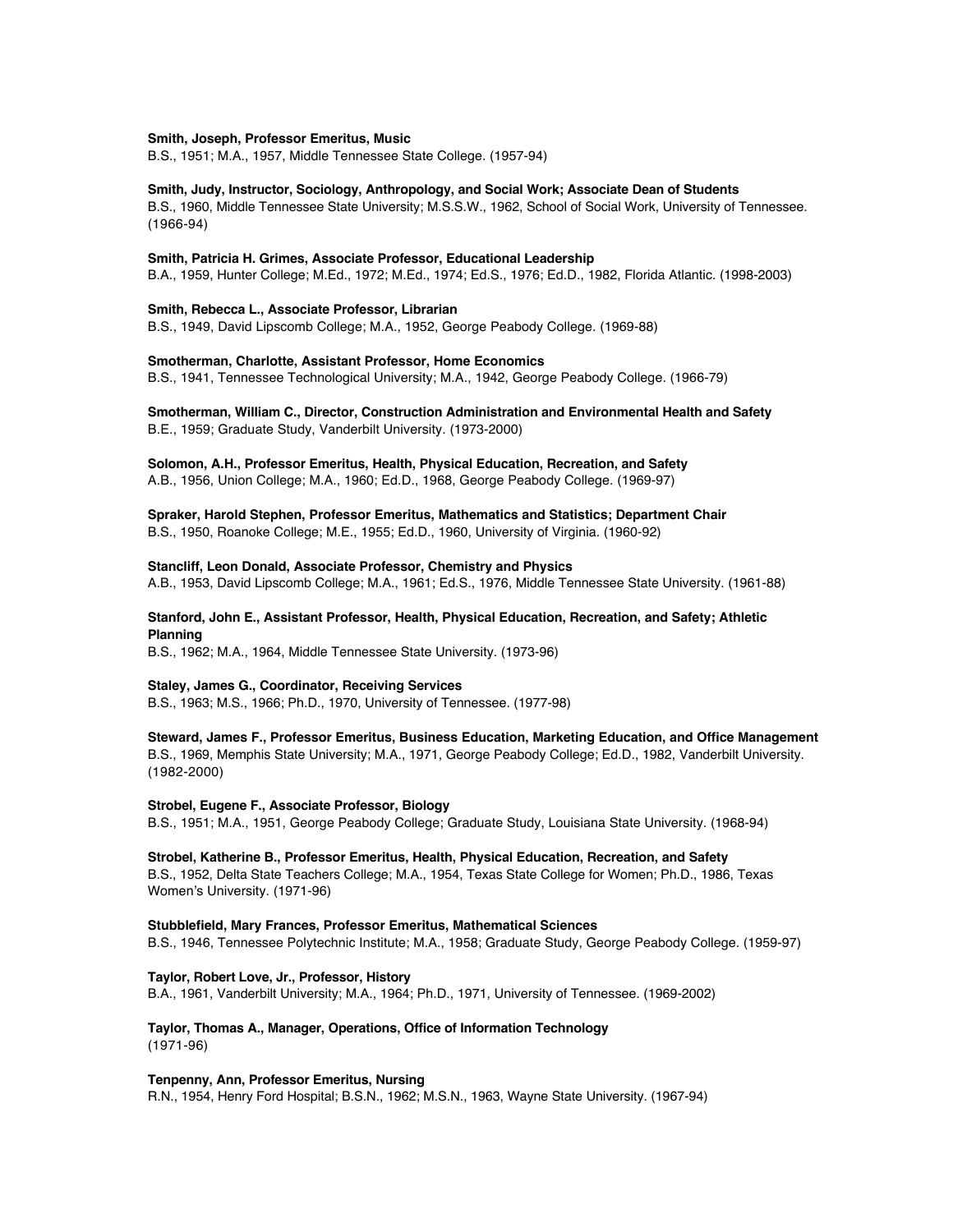**Smith, Joseph, Professor Emeritus, Music**
B.S., 1951; M.A., 1957, Middle Tennessee State College. (1957-94)

**Smith, Judy, Instructor, Sociology, Anthropology, and Social Work; Associate Dean of Students**
B.S., 1960, Middle Tennessee State University; M.S.S.W., 1962, School of Social Work, University of Tennessee. (1966-94)

**Smith, Patricia H. Grimes, Associate Professor, Educational Leadership**
B.A., 1959, Hunter College; M.Ed., 1972; M.Ed., 1974; Ed.S., 1976; Ed.D., 1982, Florida Atlantic. (1998-2003)

**Smith, Rebecca L., Associate Professor, Librarian**
B.S., 1949, David Lipscomb College; M.A., 1952, George Peabody College. (1969-88)

**Smotherman, Charlotte, Assistant Professor, Home Economics**
B.S., 1941, Tennessee Technological University; M.A., 1942, George Peabody College. (1966-79)

**Smotherman, William C., Director, Construction Administration and Environmental Health and Safety**
B.E., 1959; Graduate Study, Vanderbilt University. (1973-2000)

**Solomon, A.H., Professor Emeritus, Health, Physical Education, Recreation, and Safety**
A.B., 1956, Union College; M.A., 1960; Ed.D., 1968, George Peabody College. (1969-97)

**Spraker, Harold Stephen, Professor Emeritus, Mathematics and Statistics; Department Chair**
B.S., 1950, Roanoke College; M.E., 1955; Ed.D., 1960, University of Virginia. (1960-92)

**Stancliff, Leon Donald, Associate Professor, Chemistry and Physics**
A.B., 1953, David Lipscomb College; M.A., 1961; Ed.S., 1976, Middle Tennessee State University. (1961-88)

**Stanford, John E., Assistant Professor, Health, Physical Education, Recreation, and Safety; Athletic Planning**
B.S., 1962; M.A., 1964, Middle Tennessee State University. (1973-96)

**Staley, James G., Coordinator, Receiving Services**
B.S., 1963; M.S., 1966; Ph.D., 1970, University of Tennessee. (1977-98)

**Steward, James F., Professor Emeritus, Business Education, Marketing Education, and Office Management**
B.S., 1969, Memphis State University; M.A., 1971, George Peabody College; Ed.D., 1982, Vanderbilt University. (1982-2000)

**Strobel, Eugene F., Associate Professor, Biology**
B.S., 1951; M.A., 1951, George Peabody College; Graduate Study, Louisiana State University. (1968-94)

**Strobel, Katherine B., Professor Emeritus, Health, Physical Education, Recreation, and Safety**
B.S., 1952, Delta State Teachers College; M.A., 1954, Texas State College for Women; Ph.D., 1986, Texas Women's University. (1971-96)

**Stubblefield, Mary Frances, Professor Emeritus, Mathematical Sciences**
B.S., 1946, Tennessee Polytechnic Institute; M.A., 1958; Graduate Study, George Peabody College. (1959-97)

**Taylor, Robert Love, Jr., Professor, History**
B.A., 1961, Vanderbilt University; M.A., 1964; Ph.D., 1971, University of Tennessee. (1969-2002)

**Taylor, Thomas A., Manager, Operations, Office of Information Technology**
(1971-96)

**Tenpenny, Ann, Professor Emeritus, Nursing**
R.N., 1954, Henry Ford Hospital; B.S.N., 1962; M.S.N., 1963, Wayne State University. (1967-94)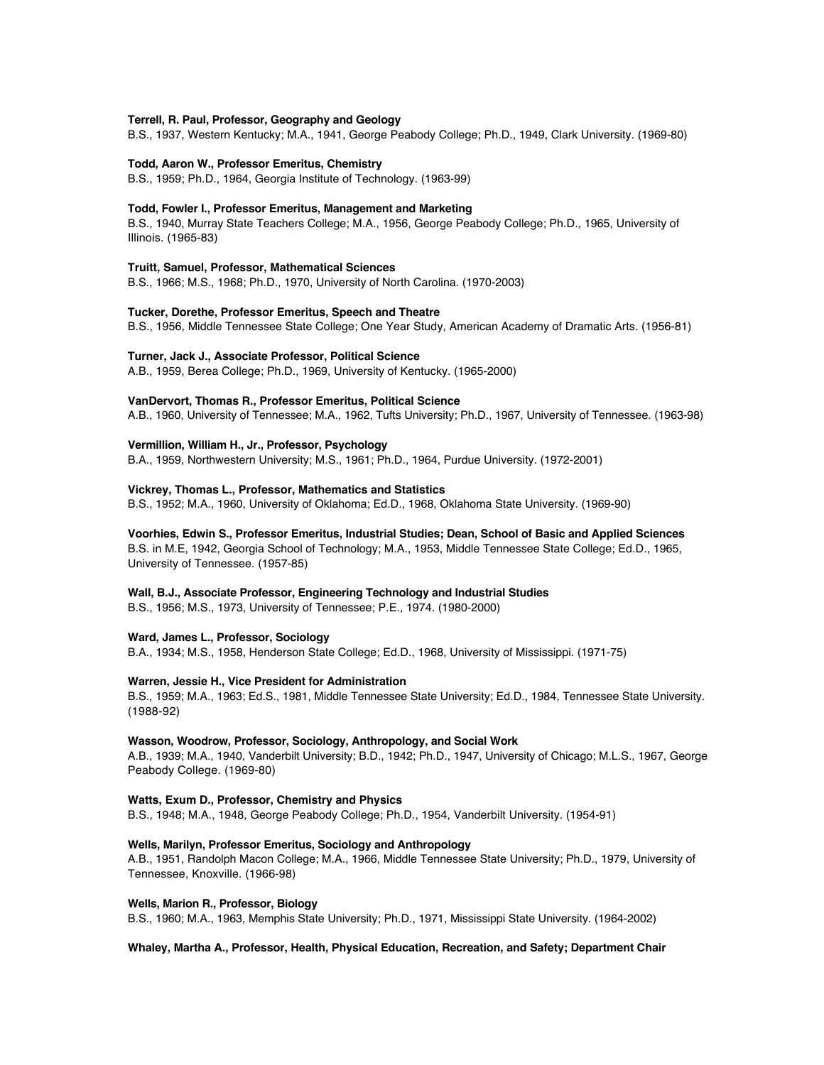**Terrell, R. Paul, Professor, Geography and Geology**
B.S., 1937, Western Kentucky; M.A., 1941, George Peabody College; Ph.D., 1949, Clark University. (1969-80)

**Todd, Aaron W., Professor Emeritus, Chemistry**
B.S., 1959; Ph.D., 1964, Georgia Institute of Technology. (1963-99)

**Todd, Fowler I., Professor Emeritus, Management and Marketing**
B.S., 1940, Murray State Teachers College; M.A., 1956, George Peabody College; Ph.D., 1965, University of Illinois. (1965-83)

**Truitt, Samuel, Professor, Mathematical Sciences**
B.S., 1966; M.S., 1968; Ph.D., 1970, University of North Carolina. (1970-2003)

**Tucker, Dorethe, Professor Emeritus, Speech and Theatre**
B.S., 1956, Middle Tennessee State College; One Year Study, American Academy of Dramatic Arts. (1956-81)

**Turner, Jack J., Associate Professor, Political Science**
A.B., 1959, Berea College; Ph.D., 1969, University of Kentucky. (1965-2000)

**VanDervort, Thomas R., Professor Emeritus, Political Science**
A.B., 1960, University of Tennessee; M.A., 1962, Tufts University; Ph.D., 1967, University of Tennessee. (1963-98)

**Vermillion, William H., Jr., Professor, Psychology**
B.A., 1959, Northwestern University; M.S., 1961; Ph.D., 1964, Purdue University. (1972-2001)

**Vickrey, Thomas L., Professor, Mathematics and Statistics**
B.S., 1952; M.A., 1960, University of Oklahoma; Ed.D., 1968, Oklahoma State University. (1969-90)

**Voorhies, Edwin S., Professor Emeritus, Industrial Studies; Dean, School of Basic and Applied Sciences**
B.S. in M.E, 1942, Georgia School of Technology; M.A., 1953, Middle Tennessee State College; Ed.D., 1965, University of Tennessee. (1957-85)

**Wall, B.J., Associate Professor, Engineering Technology and Industrial Studies**
B.S., 1956; M.S., 1973, University of Tennessee; P.E., 1974. (1980-2000)

**Ward, James L., Professor, Sociology**
B.A., 1934; M.S., 1958, Henderson State College; Ed.D., 1968, University of Mississippi. (1971-75)

**Warren, Jessie H., Vice President for Administration**
B.S., 1959; M.A., 1963; Ed.S., 1981, Middle Tennessee State University; Ed.D., 1984, Tennessee State University. (1988-92)

**Wasson, Woodrow, Professor, Sociology, Anthropology, and Social Work**
A.B., 1939; M.A., 1940, Vanderbilt University; B.D., 1942; Ph.D., 1947, University of Chicago; M.L.S., 1967, George Peabody College. (1969-80)

**Watts, Exum D., Professor, Chemistry and Physics**
B.S., 1948; M.A., 1948, George Peabody College; Ph.D., 1954, Vanderbilt University. (1954-91)

**Wells, Marilyn, Professor Emeritus, Sociology and Anthropology**
A.B., 1951, Randolph Macon College; M.A., 1966, Middle Tennessee State University; Ph.D., 1979, University of Tennessee, Knoxville. (1966-98)

**Wells, Marion R., Professor, Biology**
B.S., 1960; M.A., 1963, Memphis State University; Ph.D., 1971, Mississippi State University. (1964-2002)

**Whaley, Martha A., Professor, Health, Physical Education, Recreation, and Safety; Department Chair**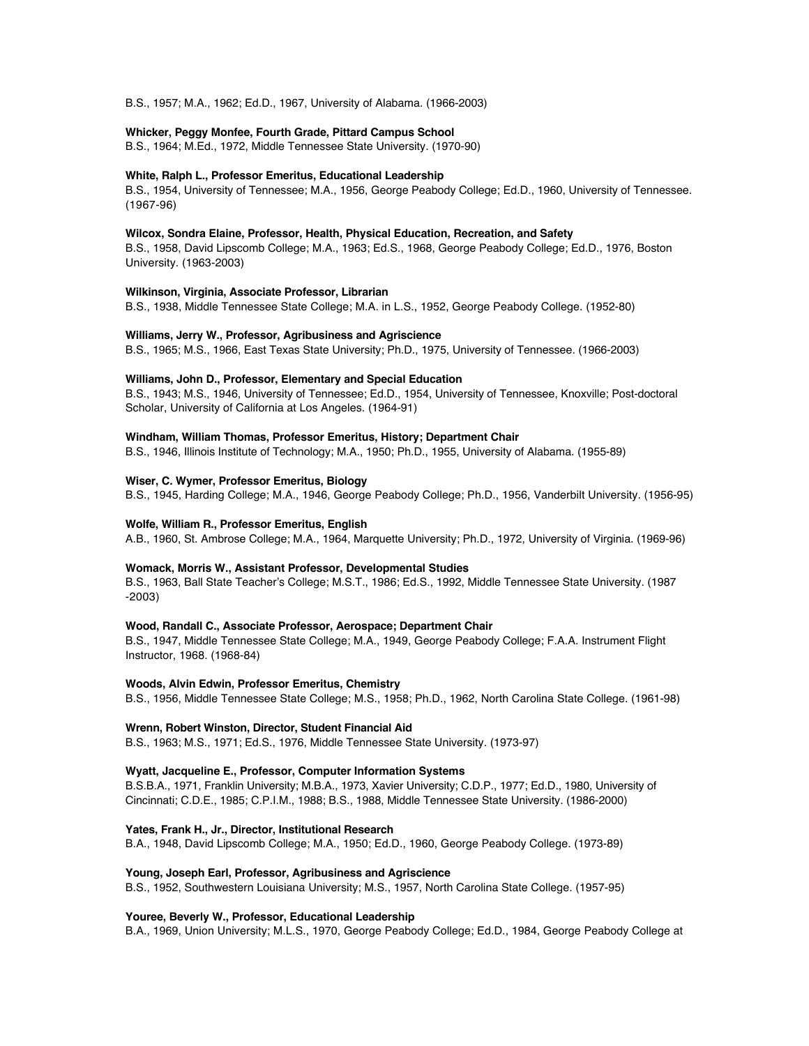B.S., 1957; M.A., 1962; Ed.D., 1967, University of Alabama. (1966-2003)

**Whicker, Peggy Monfee, Fourth Grade, Pittard Campus School**
B.S., 1964; M.Ed., 1972, Middle Tennessee State University. (1970-90)

**White, Ralph L., Professor Emeritus, Educational Leadership**
B.S., 1954, University of Tennessee; M.A., 1956, George Peabody College; Ed.D., 1960, University of Tennessee. (1967-96)

**Wilcox, Sondra Elaine, Professor, Health, Physical Education, Recreation, and Safety**
B.S., 1958, David Lipscomb College; M.A., 1963; Ed.S., 1968, George Peabody College; Ed.D., 1976, Boston University. (1963-2003)

**Wilkinson, Virginia, Associate Professor, Librarian**
B.S., 1938, Middle Tennessee State College; M.A. in L.S., 1952, George Peabody College. (1952-80)

**Williams, Jerry W., Professor, Agribusiness and Agriscience**
B.S., 1965; M.S., 1966, East Texas State University; Ph.D., 1975, University of Tennessee. (1966-2003)

**Williams, John D., Professor, Elementary and Special Education**
B.S., 1943; M.S., 1946, University of Tennessee; Ed.D., 1954, University of Tennessee, Knoxville; Post-doctoral Scholar, University of California at Los Angeles. (1964-91)

**Windham, William Thomas, Professor Emeritus, History; Department Chair**
B.S., 1946, Illinois Institute of Technology; M.A., 1950; Ph.D., 1955, University of Alabama. (1955-89)

**Wiser, C. Wymer, Professor Emeritus, Biology**
B.S., 1945, Harding College; M.A., 1946, George Peabody College; Ph.D., 1956, Vanderbilt University. (1956-95)

**Wolfe, William R., Professor Emeritus, English**
A.B., 1960, St. Ambrose College; M.A., 1964, Marquette University; Ph.D., 1972, University of Virginia. (1969-96)

**Womack, Morris W., Assistant Professor, Developmental Studies**
B.S., 1963, Ball State Teacher's College; M.S.T., 1986; Ed.S., 1992, Middle Tennessee State University. (1987-2003)

**Wood, Randall C., Associate Professor, Aerospace; Department Chair**
B.S., 1947, Middle Tennessee State College; M.A., 1949, George Peabody College; F.A.A. Instrument Flight Instructor, 1968. (1968-84)

**Woods, Alvin Edwin, Professor Emeritus, Chemistry**
B.S., 1956, Middle Tennessee State College; M.S., 1958; Ph.D., 1962, North Carolina State College. (1961-98)

**Wrenn, Robert Winston, Director, Student Financial Aid**
B.S., 1963; M.S., 1971; Ed.S., 1976, Middle Tennessee State University. (1973-97)

**Wyatt, Jacqueline E., Professor, Computer Information Systems**
B.S.B.A., 1971, Franklin University; M.B.A., 1973, Xavier University; C.D.P., 1977; Ed.D., 1980, University of Cincinnati; C.D.E., 1985; C.P.I.M., 1988; B.S., 1988, Middle Tennessee State University. (1986-2000)

**Yates, Frank H., Jr., Director, Institutional Research**
B.A., 1948, David Lipscomb College; M.A., 1950; Ed.D., 1960, George Peabody College. (1973-89)

**Young, Joseph Earl, Professor, Agribusiness and Agriscience**
B.S., 1952, Southwestern Louisiana University; M.S., 1957, North Carolina State College. (1957-95)

**Youree, Beverly W., Professor, Educational Leadership**
B.A., 1969, Union University; M.L.S., 1970, George Peabody College; Ed.D., 1984, George Peabody College at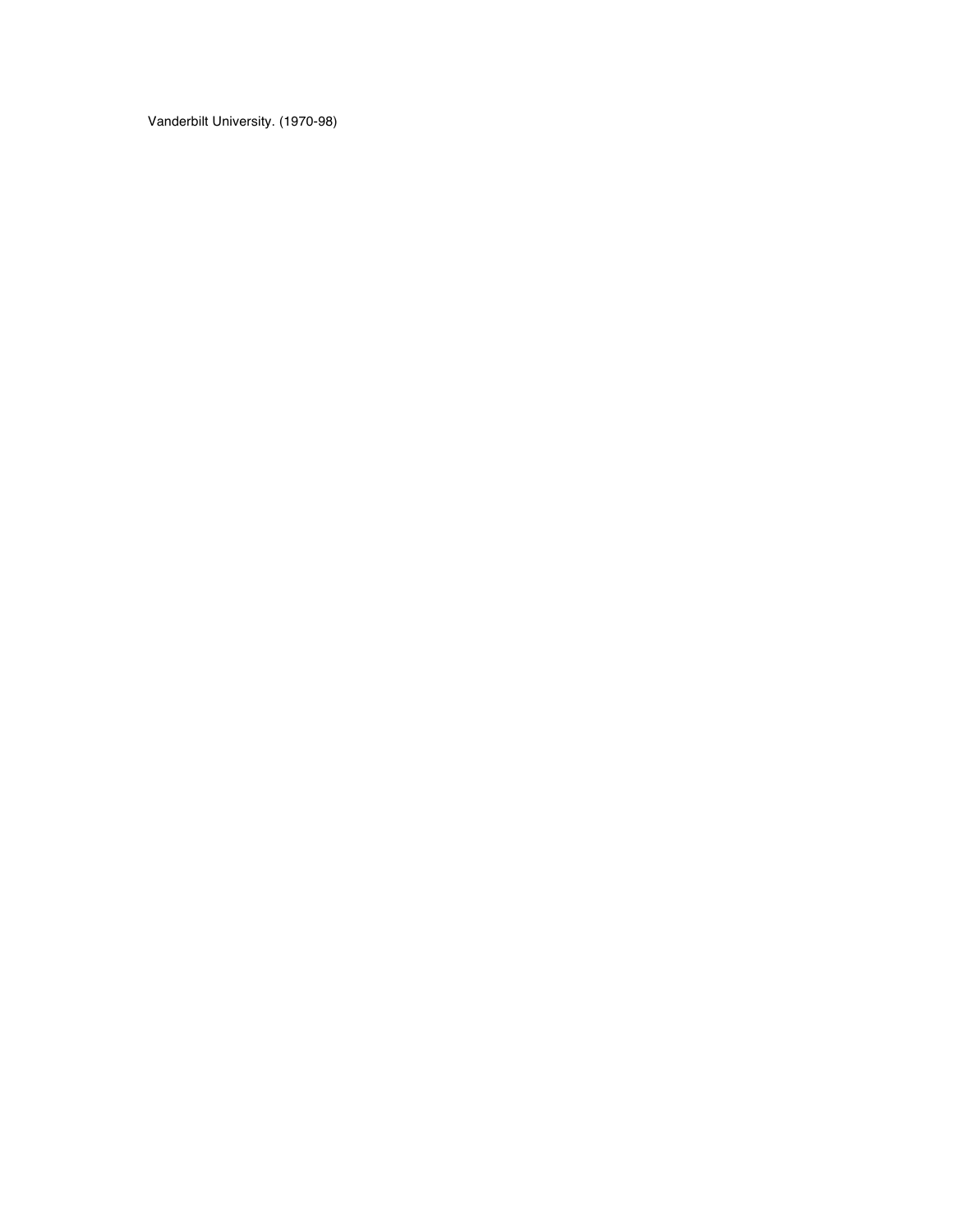Vanderbilt University. (1970-98)